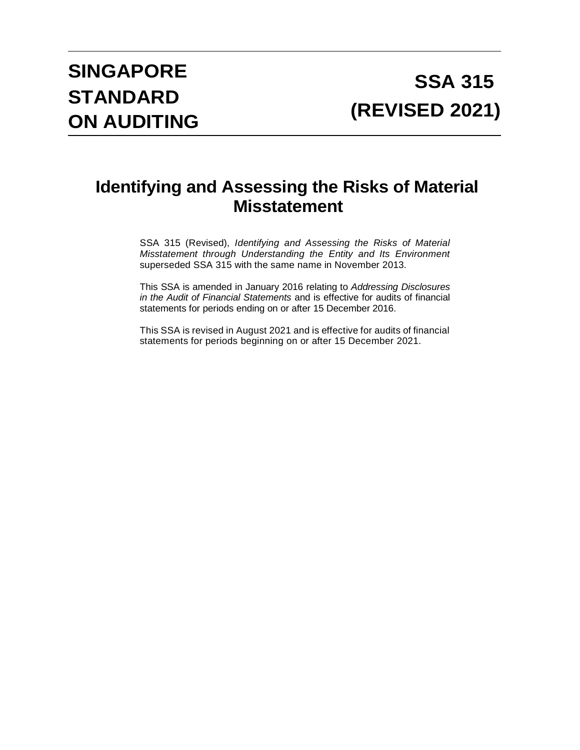# SINGAPORE STANDARD ON AUDITING

# SSA 315 (REVISED 2021)

## Identifying and Assessing the Risks of Material Misstatement

SSA 315 (Revised), *Identifying and Assessing the Risks of Material Misstatement through Understanding the Entity and Its Environment* superseded SSA 315 with the same name in November 2013.

This SSA is amended in January 2016 relating to *Addressing Disclosures in the Audit of Financial Statements* and is effective for audits of financial statements for periods ending on or after 15 December 2016.

This SSA is revised in August 2021 and is effective for audits of financial statements for periods beginning on or after 15 December 2021.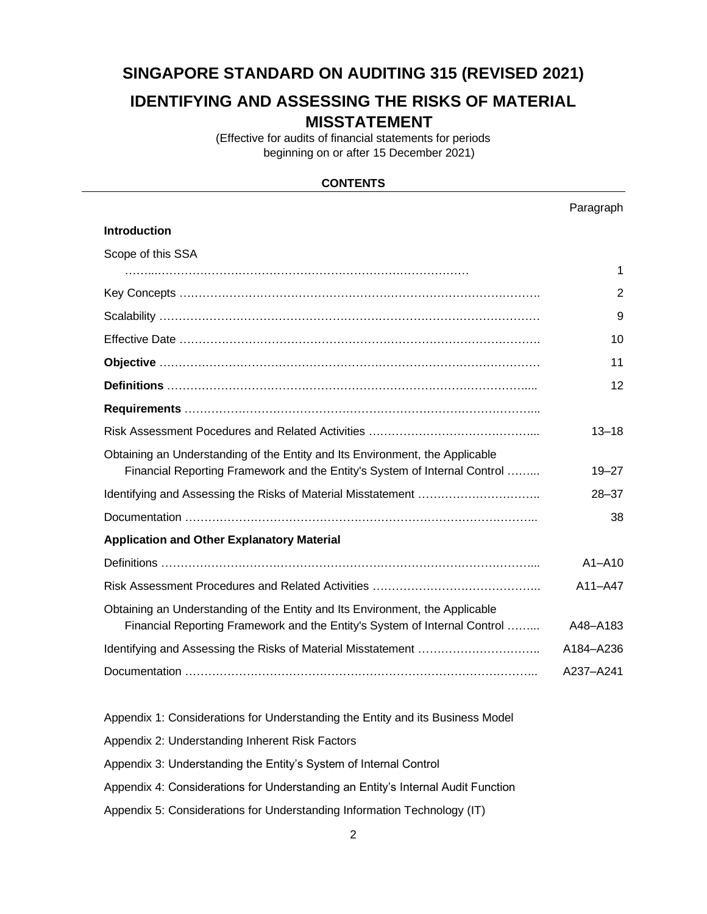# SINGAPORE STANDARD ON AUDITING 315 (REVISED 2021)

# IDENTIFYING AND ASSESSING THE RISKS OF MATERIAL MISSTATEMENT

(Effective for audits of financial statements for periods beginning on or after 15 December 2021)

**CONTENTS**

| | Paragraph |
|---|---|
| **Introduction** | |
| Scope of this SSA | 1 |
| Key Concepts | 2 |
| Scalability | 9 |
| Effective Date | 10 |
| **Objective** | 11 |
| **Definitions** | 12 |
| **Requirements** | |
| Risk Assessment Pocedures and Related Activities | 13–18 |
| Obtaining an Understanding of the Entity and Its Environment, the Applicable Financial Reporting Framework and the Entity's System of Internal Control | 19–27 |
| Identifying and Assessing the Risks of Material Misstatement | 28–37 |
| Documentation | 38 |
| **Application and Other Explanatory Material** | |
| Definitions | A1–A10 |
| Risk Assessment Procedures and Related Activities | A11–A47 |
| Obtaining an Understanding of the Entity and Its Environment, the Applicable Financial Reporting Framework and the Entity's System of Internal Control | A48–A183 |
| Identifying and Assessing the Risks of Material Misstatement | A184–A236 |
| Documentation | A237–A241 |

Appendix 1: Considerations for Understanding the Entity and its Business Model

Appendix 2: Understanding Inherent Risk Factors

Appendix 3: Understanding the Entity's System of Internal Control

Appendix 4: Considerations for Understanding an Entity's Internal Audit Function

Appendix 5: Considerations for Understanding Information Technology (IT)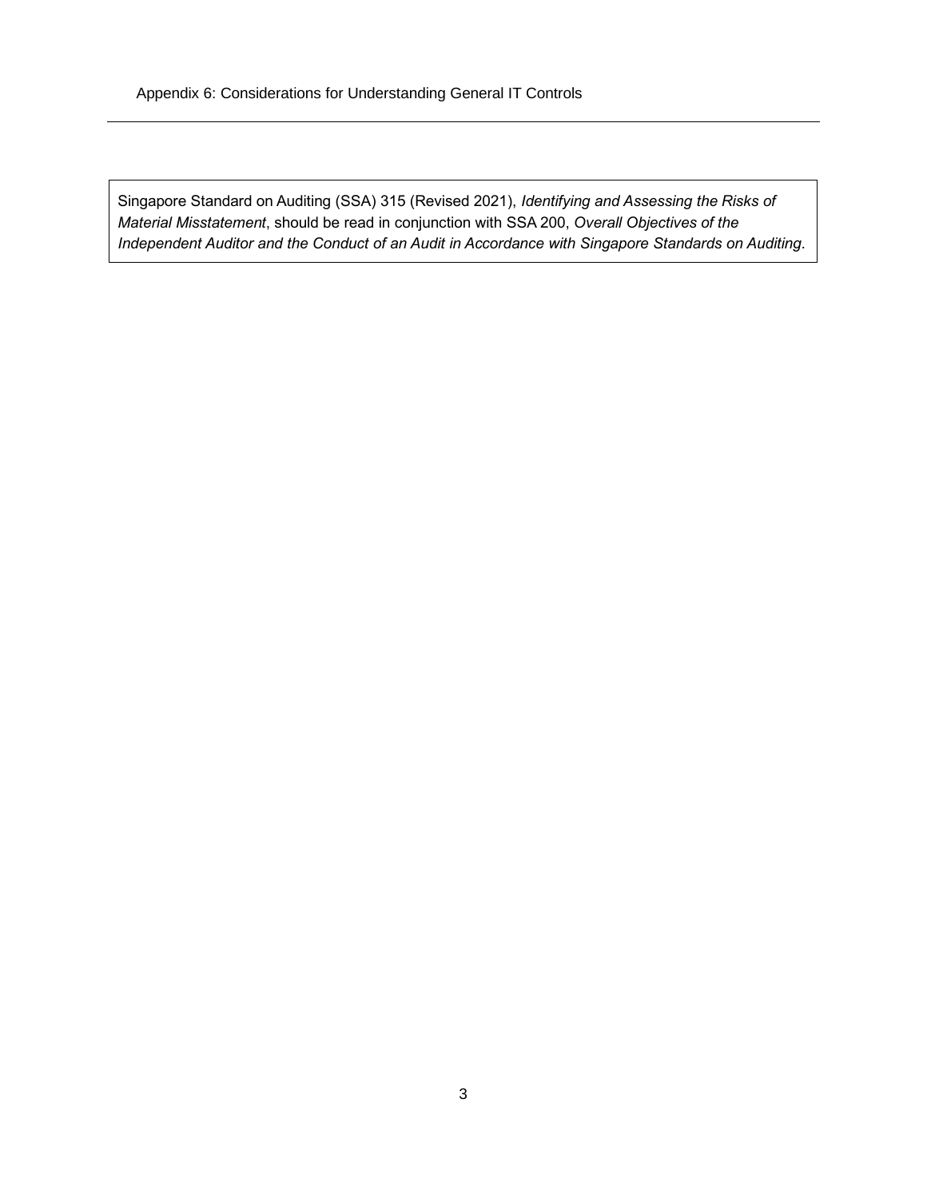Appendix 6: Considerations for Understanding General IT Controls

Singapore Standard on Auditing (SSA) 315 (Revised 2021), *Identifying and Assessing the Risks of Material Misstatement*, should be read in conjunction with SSA 200, *Overall Objectives of the Independent Auditor and the Conduct of an Audit in Accordance with Singapore Standards on Auditing*.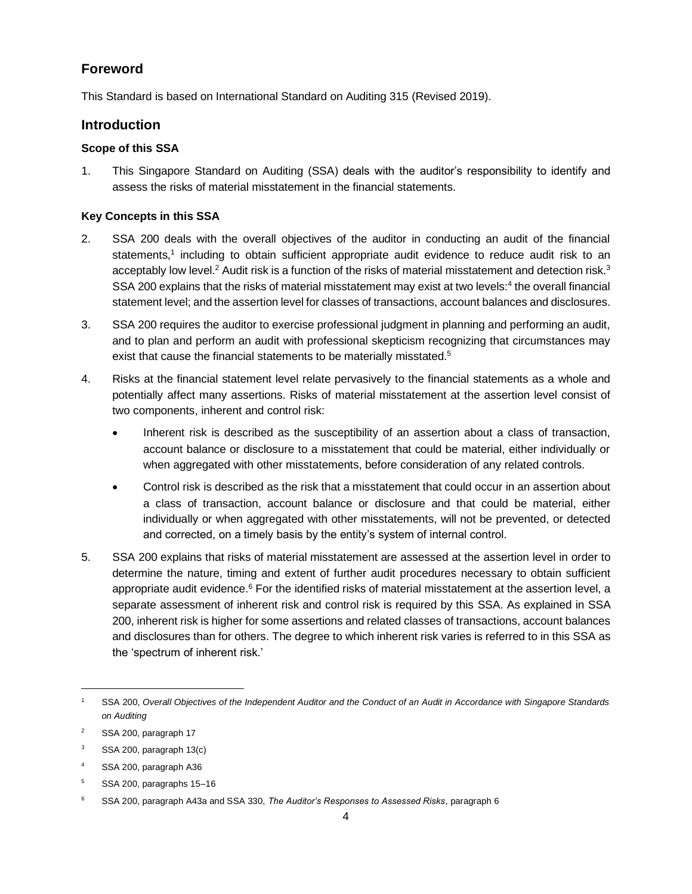## Foreword

This Standard is based on International Standard on Auditing 315 (Revised 2019).

## Introduction

### Scope of this SSA

1. This Singapore Standard on Auditing (SSA) deals with the auditor's responsibility to identify and assess the risks of material misstatement in the financial statements.

### Key Concepts in this SSA

2. SSA 200 deals with the overall objectives of the auditor in conducting an audit of the financial statements,[1] including to obtain sufficient appropriate audit evidence to reduce audit risk to an acceptably low level.[2] Audit risk is a function of the risks of material misstatement and detection risk.[3] SSA 200 explains that the risks of material misstatement may exist at two levels:[4] the overall financial statement level; and the assertion level for classes of transactions, account balances and disclosures.

3. SSA 200 requires the auditor to exercise professional judgment in planning and performing an audit, and to plan and perform an audit with professional skepticism recognizing that circumstances may exist that cause the financial statements to be materially misstated.[5]

4. Risks at the financial statement level relate pervasively to the financial statements as a whole and potentially affect many assertions. Risks of material misstatement at the assertion level consist of two components, inherent and control risk:

   - Inherent risk is described as the susceptibility of an assertion about a class of transaction, account balance or disclosure to a misstatement that could be material, either individually or when aggregated with other misstatements, before consideration of any related controls.

   - Control risk is described as the risk that a misstatement that could occur in an assertion about a class of transaction, account balance or disclosure and that could be material, either individually or when aggregated with other misstatements, will not be prevented, or detected and corrected, on a timely basis by the entity's system of internal control.

5. SSA 200 explains that risks of material misstatement are assessed at the assertion level in order to determine the nature, timing and extent of further audit procedures necessary to obtain sufficient appropriate audit evidence.[6] For the identified risks of material misstatement at the assertion level, a separate assessment of inherent risk and control risk is required by this SSA. As explained in SSA 200, inherent risk is higher for some assertions and related classes of transactions, account balances and disclosures than for others. The degree to which inherent risk varies is referred to in this SSA as the 'spectrum of inherent risk.'

---

[1] SSA 200, *Overall Objectives of the Independent Auditor and the Conduct of an Audit in Accordance with Singapore Standards on Auditing*

[2] SSA 200, paragraph 17

[3] SSA 200, paragraph 13(c)

[4] SSA 200, paragraph A36

[5] SSA 200, paragraphs 15–16

[6] SSA 200, paragraph A43a and SSA 330, *The Auditor's Responses to Assessed Risks*, paragraph 6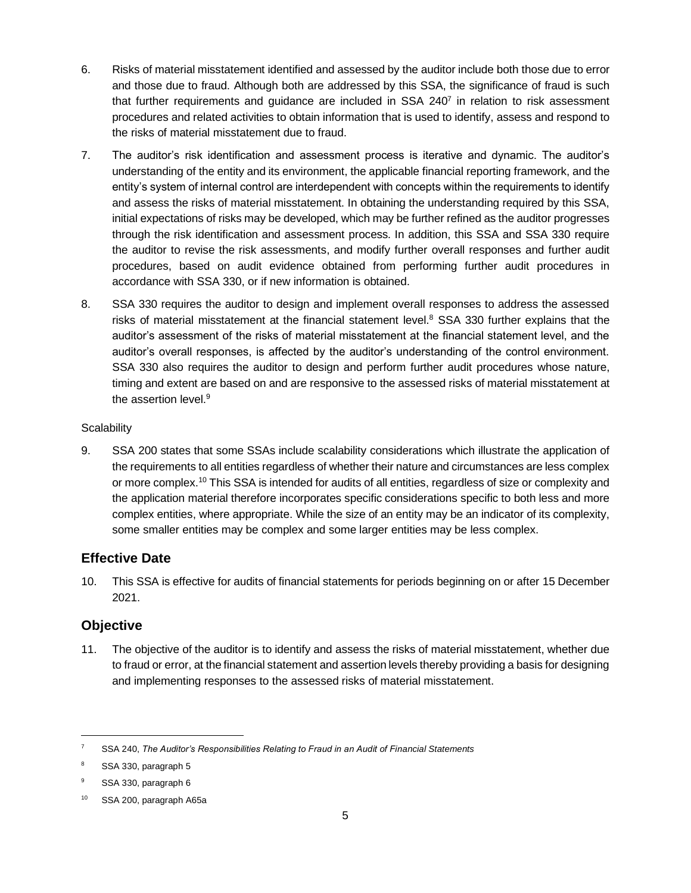6. Risks of material misstatement identified and assessed by the auditor include both those due to error and those due to fraud. Although both are addressed by this SSA, the significance of fraud is such that further requirements and guidance are included in SSA 240[7] in relation to risk assessment procedures and related activities to obtain information that is used to identify, assess and respond to the risks of material misstatement due to fraud.

7. The auditor's risk identification and assessment process is iterative and dynamic. The auditor's understanding of the entity and its environment, the applicable financial reporting framework, and the entity's system of internal control are interdependent with concepts within the requirements to identify and assess the risks of material misstatement. In obtaining the understanding required by this SSA, initial expectations of risks may be developed, which may be further refined as the auditor progresses through the risk identification and assessment process. In addition, this SSA and SSA 330 require the auditor to revise the risk assessments, and modify further overall responses and further audit procedures, based on audit evidence obtained from performing further audit procedures in accordance with SSA 330, or if new information is obtained.

8. SSA 330 requires the auditor to design and implement overall responses to address the assessed risks of material misstatement at the financial statement level.[8] SSA 330 further explains that the auditor's assessment of the risks of material misstatement at the financial statement level, and the auditor's overall responses, is affected by the auditor's understanding of the control environment. SSA 330 also requires the auditor to design and perform further audit procedures whose nature, timing and extent are based on and are responsive to the assessed risks of material misstatement at the assertion level.[9]

Scalability

9. SSA 200 states that some SSAs include scalability considerations which illustrate the application of the requirements to all entities regardless of whether their nature and circumstances are less complex or more complex.[10] This SSA is intended for audits of all entities, regardless of size or complexity and the application material therefore incorporates specific considerations specific to both less and more complex entities, where appropriate. While the size of an entity may be an indicator of its complexity, some smaller entities may be complex and some larger entities may be less complex.

## Effective Date

10. This SSA is effective for audits of financial statements for periods beginning on or after 15 December 2021.

## Objective

11. The objective of the auditor is to identify and assess the risks of material misstatement, whether due to fraud or error, at the financial statement and assertion levels thereby providing a basis for designing and implementing responses to the assessed risks of material misstatement.

---

[7] SSA 240, *The Auditor's Responsibilities Relating to Fraud in an Audit of Financial Statements*

[8] SSA 330, paragraph 5

[9] SSA 330, paragraph 6

[10] SSA 200, paragraph A65a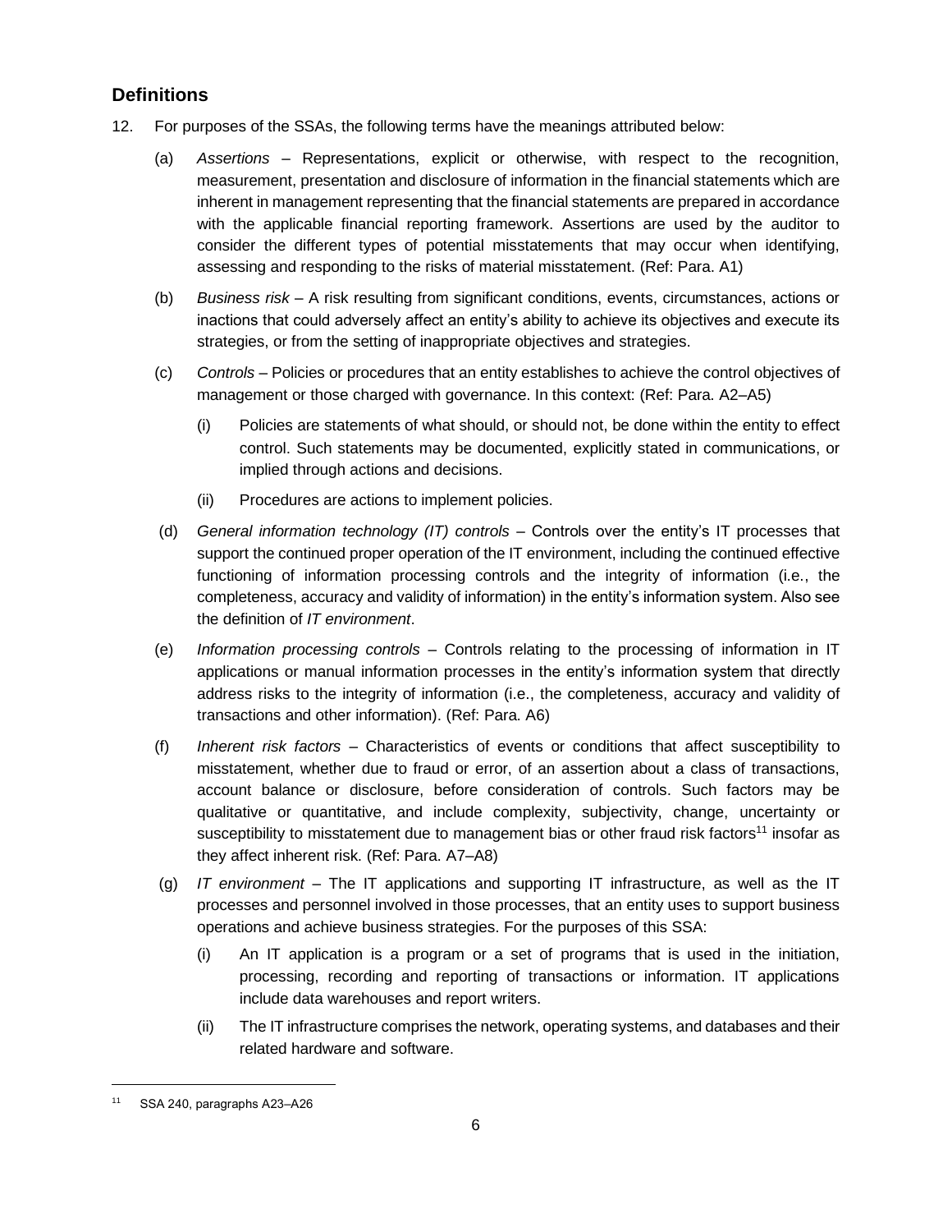## Definitions

12. For purposes of the SSAs, the following terms have the meanings attributed below:

    (a) *Assertions* – Representations, explicit or otherwise, with respect to the recognition, measurement, presentation and disclosure of information in the financial statements which are inherent in management representing that the financial statements are prepared in accordance with the applicable financial reporting framework. Assertions are used by the auditor to consider the different types of potential misstatements that may occur when identifying, assessing and responding to the risks of material misstatement. (Ref: Para. A1)

    (b) *Business risk* – A risk resulting from significant conditions, events, circumstances, actions or inactions that could adversely affect an entity's ability to achieve its objectives and execute its strategies, or from the setting of inappropriate objectives and strategies.

    (c) *Controls* – Policies or procedures that an entity establishes to achieve the control objectives of management or those charged with governance. In this context: (Ref: Para. A2–A5)

        (i) Policies are statements of what should, or should not, be done within the entity to effect control. Such statements may be documented, explicitly stated in communications, or implied through actions and decisions.

        (ii) Procedures are actions to implement policies.

    (d) *General information technology (IT) controls* – Controls over the entity's IT processes that support the continued proper operation of the IT environment, including the continued effective functioning of information processing controls and the integrity of information (i.e., the completeness, accuracy and validity of information) in the entity's information system. Also see the definition of *IT environment*.

    (e) *Information processing controls* – Controls relating to the processing of information in IT applications or manual information processes in the entity's information system that directly address risks to the integrity of information (i.e., the completeness, accuracy and validity of transactions and other information). (Ref: Para. A6)

    (f) *Inherent risk factors* – Characteristics of events or conditions that affect susceptibility to misstatement, whether due to fraud or error, of an assertion about a class of transactions, account balance or disclosure, before consideration of controls. Such factors may be qualitative or quantitative, and include complexity, subjectivity, change, uncertainty or susceptibility to misstatement due to management bias or other fraud risk factors[11] insofar as they affect inherent risk. (Ref: Para. A7–A8)

    (g) *IT environment* – The IT applications and supporting IT infrastructure, as well as the IT processes and personnel involved in those processes, that an entity uses to support business operations and achieve business strategies. For the purposes of this SSA:

        (i) An IT application is a program or a set of programs that is used in the initiation, processing, recording and reporting of transactions or information. IT applications include data warehouses and report writers.

        (ii) The IT infrastructure comprises the network, operating systems, and databases and their related hardware and software.

[11] SSA 240, paragraphs A23–A26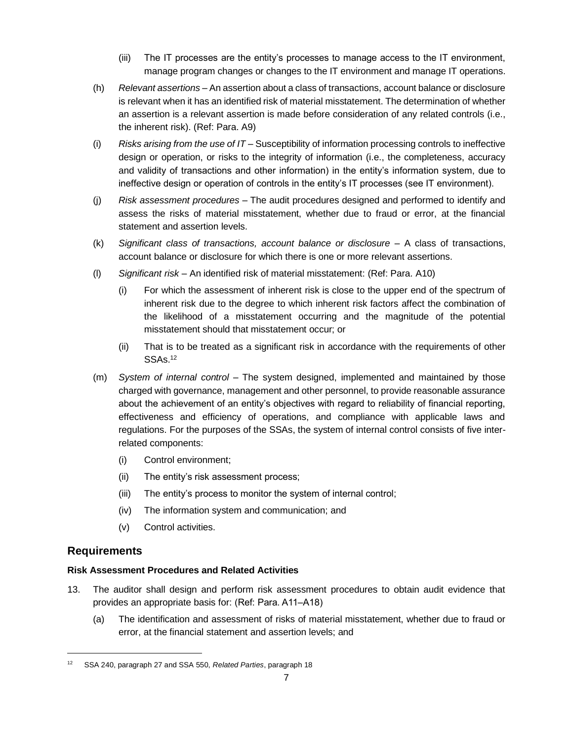(iii) The IT processes are the entity's processes to manage access to the IT environment, manage program changes or changes to the IT environment and manage IT operations.

(h) *Relevant assertions* – An assertion about a class of transactions, account balance or disclosure is relevant when it has an identified risk of material misstatement. The determination of whether an assertion is a relevant assertion is made before consideration of any related controls (i.e., the inherent risk). (Ref: Para. A9)

(i) *Risks arising from the use of IT* – Susceptibility of information processing controls to ineffective design or operation, or risks to the integrity of information (i.e., the completeness, accuracy and validity of transactions and other information) in the entity's information system, due to ineffective design or operation of controls in the entity's IT processes (see IT environment).

(j) *Risk assessment procedures* – The audit procedures designed and performed to identify and assess the risks of material misstatement, whether due to fraud or error, at the financial statement and assertion levels.

(k) *Significant class of transactions, account balance or disclosure* – A class of transactions, account balance or disclosure for which there is one or more relevant assertions.

(l) *Significant risk* – An identified risk of material misstatement: (Ref: Para. A10)

   (i) For which the assessment of inherent risk is close to the upper end of the spectrum of inherent risk due to the degree to which inherent risk factors affect the combination of the likelihood of a misstatement occurring and the magnitude of the potential misstatement should that misstatement occur; or

   (ii) That is to be treated as a significant risk in accordance with the requirements of other SSAs.[12]

(m) *System of internal control* – The system designed, implemented and maintained by those charged with governance, management and other personnel, to provide reasonable assurance about the achievement of an entity's objectives with regard to reliability of financial reporting, effectiveness and efficiency of operations, and compliance with applicable laws and regulations. For the purposes of the SSAs, the system of internal control consists of five inter-related components:

   (i) Control environment;

   (ii) The entity's risk assessment process;

   (iii) The entity's process to monitor the system of internal control;

   (iv) The information system and communication; and

   (v) Control activities.

## Requirements

### Risk Assessment Procedures and Related Activities

13. The auditor shall design and perform risk assessment procedures to obtain audit evidence that provides an appropriate basis for: (Ref: Para. A11–A18)

   (a) The identification and assessment of risks of material misstatement, whether due to fraud or error, at the financial statement and assertion levels; and

---

[12] SSA 240, paragraph 27 and SSA 550, *Related Parties*, paragraph 18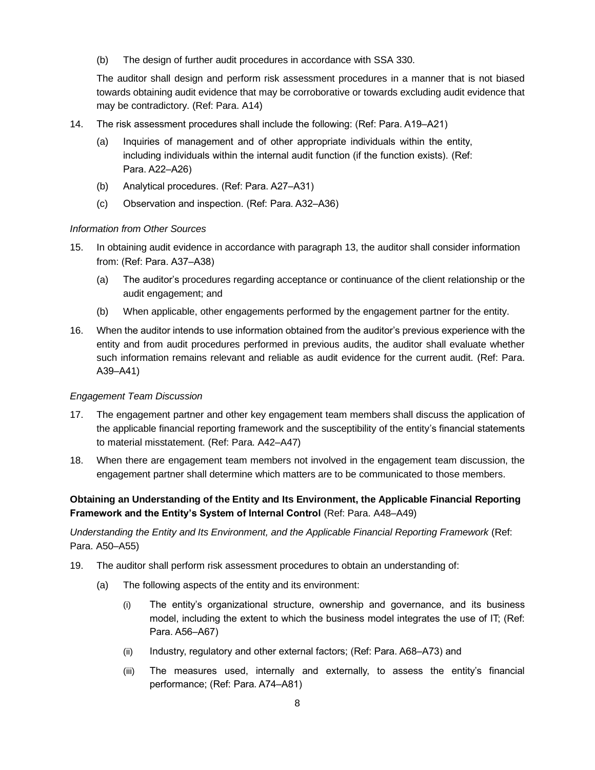(b) The design of further audit procedures in accordance with SSA 330.

The auditor shall design and perform risk assessment procedures in a manner that is not biased towards obtaining audit evidence that may be corroborative or towards excluding audit evidence that may be contradictory. (Ref: Para. A14)

14. The risk assessment procedures shall include the following: (Ref: Para. A19–A21)

    (a) Inquiries of management and of other appropriate individuals within the entity, including individuals within the internal audit function (if the function exists). (Ref: Para. A22–A26)

    (b) Analytical procedures. (Ref: Para. A27–A31)

    (c) Observation and inspection. (Ref: Para. A32–A36)

*Information from Other Sources*

15. In obtaining audit evidence in accordance with paragraph 13, the auditor shall consider information from: (Ref: Para. A37–A38)

    (a) The auditor's procedures regarding acceptance or continuance of the client relationship or the audit engagement; and

    (b) When applicable, other engagements performed by the engagement partner for the entity.

16. When the auditor intends to use information obtained from the auditor's previous experience with the entity and from audit procedures performed in previous audits, the auditor shall evaluate whether such information remains relevant and reliable as audit evidence for the current audit. (Ref: Para. A39–A41)

*Engagement Team Discussion*

17. The engagement partner and other key engagement team members shall discuss the application of the applicable financial reporting framework and the susceptibility of the entity's financial statements to material misstatement. (Ref: Para. A42–A47)

18. When there are engagement team members not involved in the engagement team discussion, the engagement partner shall determine which matters are to be communicated to those members.

**Obtaining an Understanding of the Entity and Its Environment, the Applicable Financial Reporting Framework and the Entity's System of Internal Control** (Ref: Para. A48–A49)

*Understanding the Entity and Its Environment, and the Applicable Financial Reporting Framework* (Ref: Para. A50–A55)

19. The auditor shall perform risk assessment procedures to obtain an understanding of:

    (a) The following aspects of the entity and its environment:

        (i) The entity's organizational structure, ownership and governance, and its business model, including the extent to which the business model integrates the use of IT; (Ref: Para. A56–A67)

        (ii) Industry, regulatory and other external factors; (Ref: Para. A68–A73) and

        (iii) The measures used, internally and externally, to assess the entity's financial performance; (Ref: Para. A74–A81)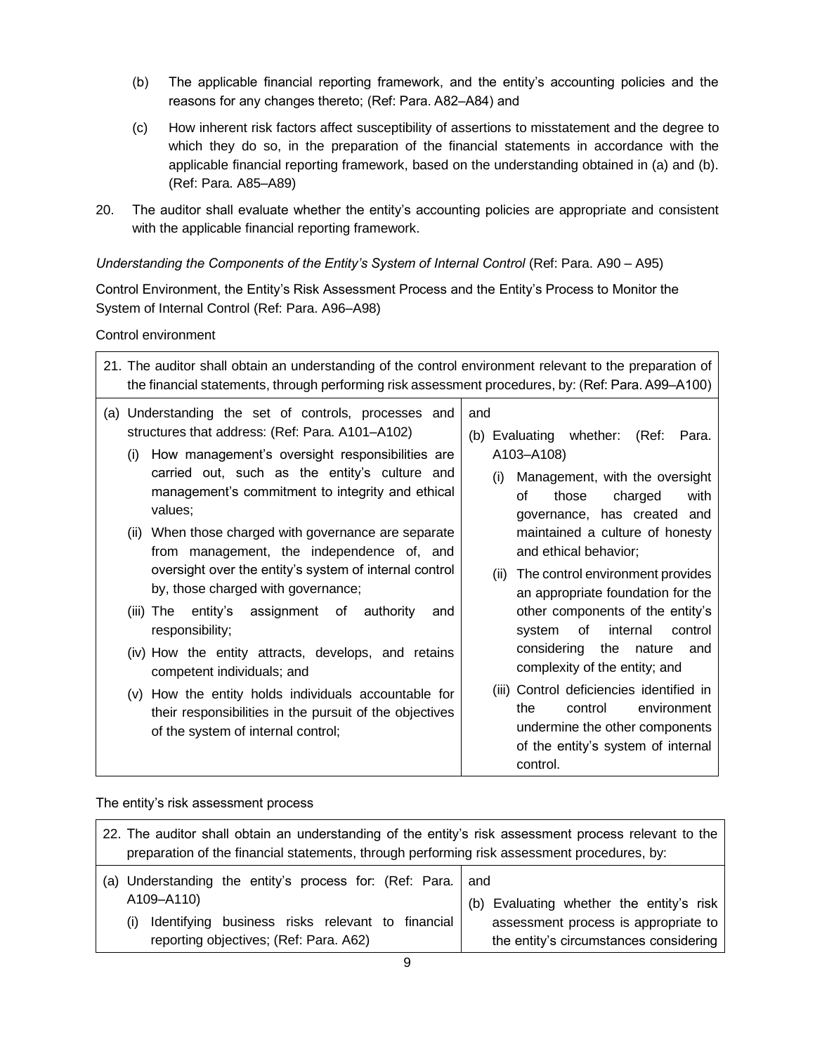(b) The applicable financial reporting framework, and the entity's accounting policies and the reasons for any changes thereto; (Ref: Para. A82–A84) and

(c) How inherent risk factors affect susceptibility of assertions to misstatement and the degree to which they do so, in the preparation of the financial statements in accordance with the applicable financial reporting framework, based on the understanding obtained in (a) and (b). (Ref: Para. A85–A89)

20. The auditor shall evaluate whether the entity's accounting policies are appropriate and consistent with the applicable financial reporting framework.

*Understanding the Components of the Entity's System of Internal Control* (Ref: Para. A90 – A95)

Control Environment, the Entity's Risk Assessment Process and the Entity's Process to Monitor the System of Internal Control (Ref: Para. A96–A98)

Control environment

| 21. The auditor shall obtain an understanding of the control environment relevant to the preparation of the financial statements, through performing risk assessment procedures, by: (Ref: Para. A99–A100) | |
|---|---|
| (a) Understanding the set of controls, processes and structures that address: (Ref: Para. A101–A102)<br>(i) How management's oversight responsibilities are carried out, such as the entity's culture and management's commitment to integrity and ethical values;<br>(ii) When those charged with governance are separate from management, the independence of, and oversight over the entity's system of internal control by, those charged with governance;<br>(iii) The entity's assignment of authority and responsibility;<br>(iv) How the entity attracts, develops, and retains competent individuals; and<br>(v) How the entity holds individuals accountable for their responsibilities in the pursuit of the objectives of the system of internal control; | and<br>(b) Evaluating whether: (Ref: Para. A103–A108)<br>(i) Management, with the oversight of those charged with governance, has created and maintained a culture of honesty and ethical behavior;<br>(ii) The control environment provides an appropriate foundation for the other components of the entity's system of internal control considering the nature and complexity of the entity; and<br>(iii) Control deficiencies identified in the control environment undermine the other components of the entity's system of internal control. |

The entity's risk assessment process

| 22. The auditor shall obtain an understanding of the entity's risk assessment process relevant to the preparation of the financial statements, through performing risk assessment procedures, by: | |
|---|---|
| (a) Understanding the entity's process for: (Ref: Para. A109–A110)<br>(i) Identifying business risks relevant to financial reporting objectives; (Ref: Para. A62) | and<br>(b) Evaluating whether the entity's risk assessment process is appropriate to the entity's circumstances considering |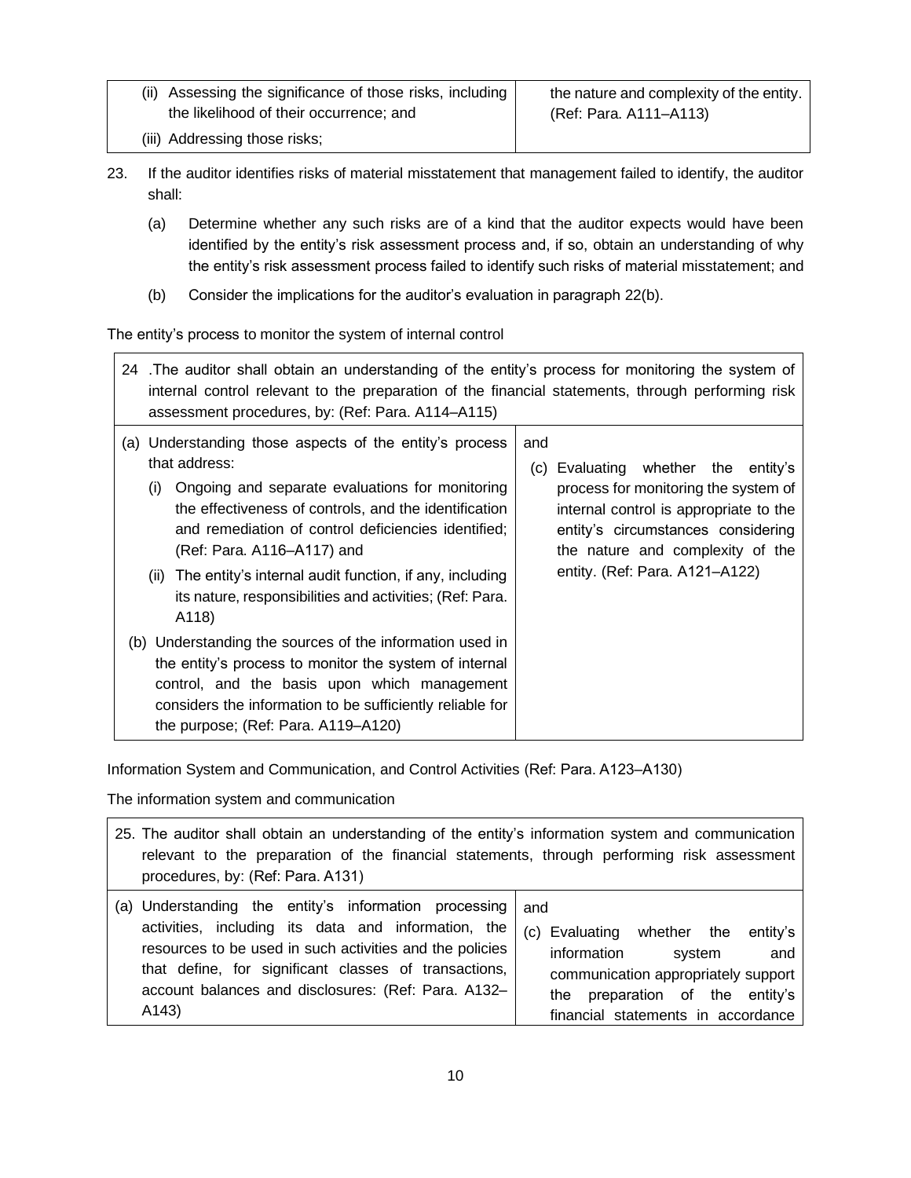| (ii) Assessing the significance of those risks, including the likelihood of their occurrence; and<br>(iii) Addressing those risks; | the nature and complexity of the entity. (Ref: Para. A111–A113) |
|---|---|

23. If the auditor identifies risks of material misstatement that management failed to identify, the auditor shall:

    (a) Determine whether any such risks are of a kind that the auditor expects would have been identified by the entity's risk assessment process and, if so, obtain an understanding of why the entity's risk assessment process failed to identify such risks of material misstatement; and

    (b) Consider the implications for the auditor's evaluation in paragraph 22(b).

The entity's process to monitor the system of internal control

| 24 .The auditor shall obtain an understanding of the entity's process for monitoring the system of internal control relevant to the preparation of the financial statements, through performing risk assessment procedures, by: (Ref: Para. A114–A115) | |
|---|---|
| (a) Understanding those aspects of the entity's process that address:<br>(i) Ongoing and separate evaluations for monitoring the effectiveness of controls, and the identification and remediation of control deficiencies identified; (Ref: Para. A116–A117) and<br>(ii) The entity's internal audit function, if any, including its nature, responsibilities and activities; (Ref: Para. A118)<br>(b) Understanding the sources of the information used in the entity's process to monitor the system of internal control, and the basis upon which management considers the information to be sufficiently reliable for the purpose; (Ref: Para. A119–A120) | and<br>(c) Evaluating whether the entity's process for monitoring the system of internal control is appropriate to the entity's circumstances considering the nature and complexity of the entity. (Ref: Para. A121–A122) |

Information System and Communication, and Control Activities (Ref: Para. A123–A130)

The information system and communication

| 25. The auditor shall obtain an understanding of the entity's information system and communication relevant to the preparation of the financial statements, through performing risk assessment procedures, by: (Ref: Para. A131) | |
|---|---|
| (a) Understanding the entity's information processing activities, including its data and information, the resources to be used in such activities and the policies that define, for significant classes of transactions, account balances and disclosures: (Ref: Para. A132–A143) | and<br>(c) Evaluating whether the entity's information system and communication appropriately support the preparation of the entity's financial statements in accordance |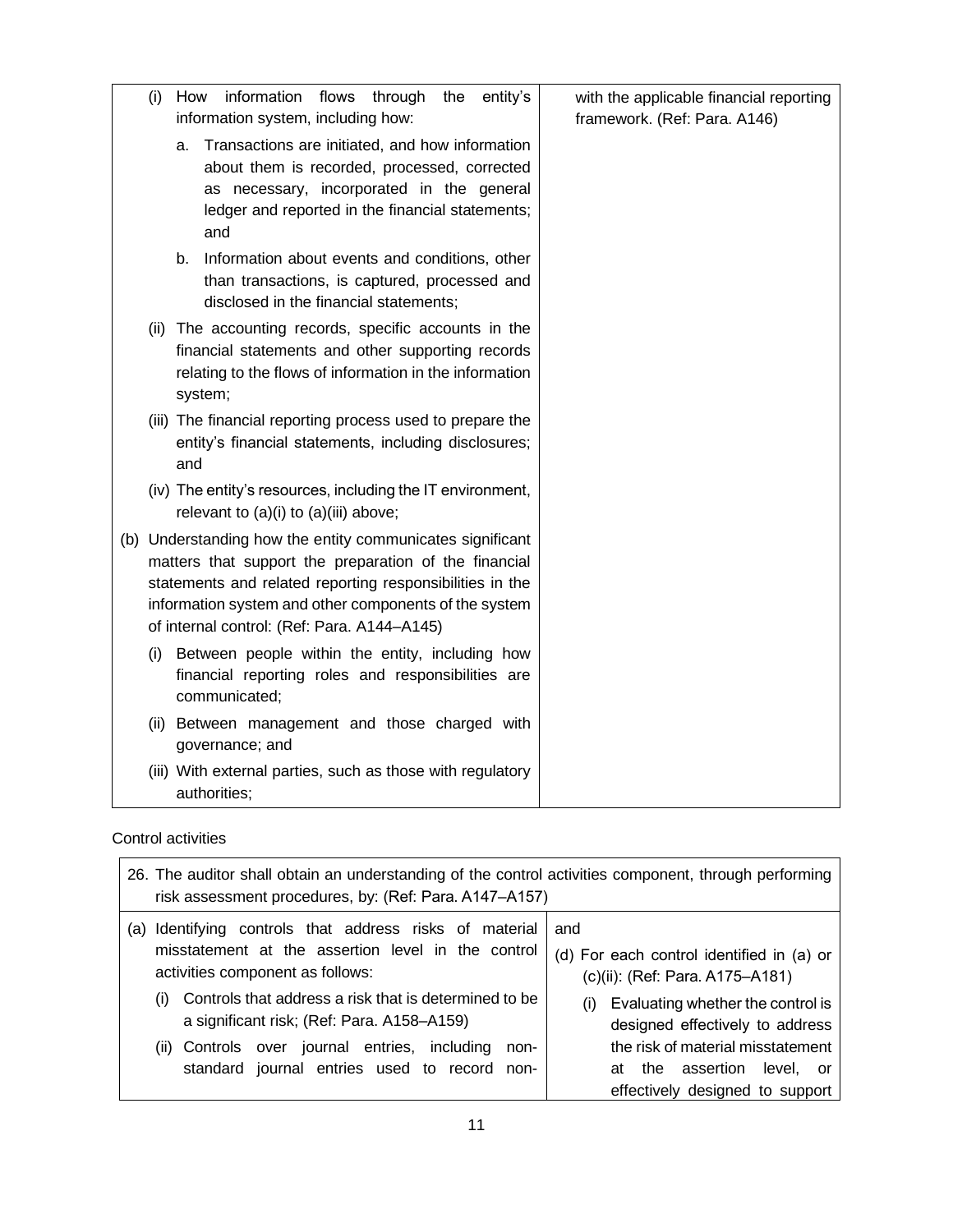| | |
|---|---|
| (i) How information flows through the entity's information system, including how:<br>a. Transactions are initiated, and how information about them is recorded, processed, corrected as necessary, incorporated in the general ledger and reported in the financial statements; and<br>b. Information about events and conditions, other than transactions, is captured, processed and disclosed in the financial statements;<br>(ii) The accounting records, specific accounts in the financial statements and other supporting records relating to the flows of information in the information system;<br>(iii) The financial reporting process used to prepare the entity's financial statements, including disclosures; and<br>(iv) The entity's resources, including the IT environment, relevant to (a)(i) to (a)(iii) above;<br>(b) Understanding how the entity communicates significant matters that support the preparation of the financial statements and related reporting responsibilities in the information system and other components of the system of internal control: (Ref: Para. A144–A145)<br>(i) Between people within the entity, including how financial reporting roles and responsibilities are communicated;<br>(ii) Between management and those charged with governance; and<br>(iii) With external parties, such as those with regulatory authorities; | with the applicable financial reporting framework. (Ref: Para. A146) |

Control activities

| 26. The auditor shall obtain an understanding of the control activities component, through performing risk assessment procedures, by: (Ref: Para. A147–A157) | |
|---|---|
| (a) Identifying controls that address risks of material misstatement at the assertion level in the control activities component as follows:<br>(i) Controls that address a risk that is determined to be a significant risk; (Ref: Para. A158–A159)<br>(ii) Controls over journal entries, including non-standard journal entries used to record non- | and<br>(d) For each control identified in (a) or (c)(ii): (Ref: Para. A175–A181)<br>(i) Evaluating whether the control is designed effectively to address the risk of material misstatement at the assertion level, or effectively designed to support |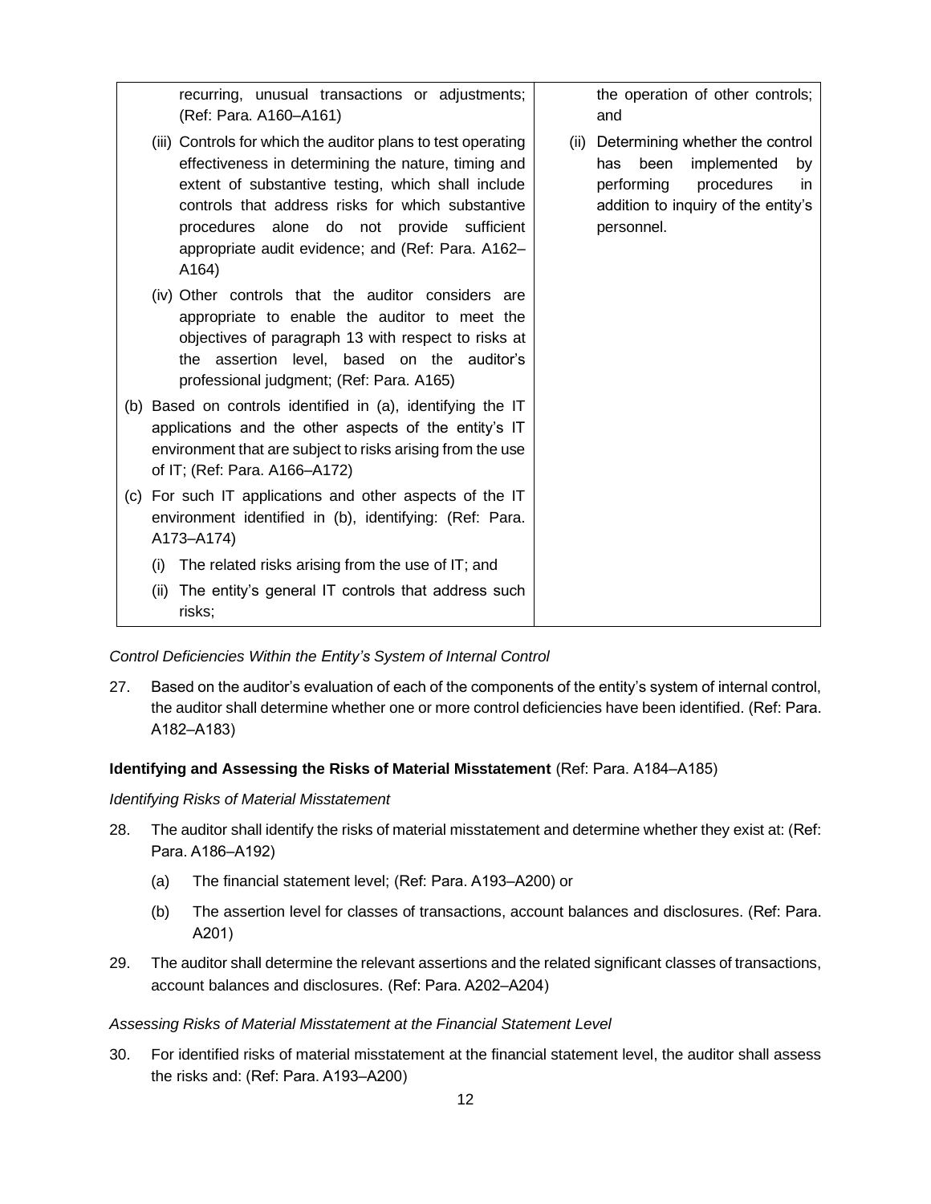| | |
|---|---|
| recurring, unusual transactions or adjustments; (Ref: Para. A160–A161)<br><br>(iii) Controls for which the auditor plans to test operating effectiveness in determining the nature, timing and extent of substantive testing, which shall include controls that address risks for which substantive procedures alone do not provide sufficient appropriate audit evidence; and (Ref: Para. A162–A164)<br><br>(iv) Other controls that the auditor considers are appropriate to enable the auditor to meet the objectives of paragraph 13 with respect to risks at the assertion level, based on the auditor's professional judgment; (Ref: Para. A165)<br><br>(b) Based on controls identified in (a), identifying the IT applications and the other aspects of the entity's IT environment that are subject to risks arising from the use of IT; (Ref: Para. A166–A172)<br><br>(c) For such IT applications and other aspects of the IT environment identified in (b), identifying: (Ref: Para. A173–A174)<br><br>(i) The related risks arising from the use of IT; and<br><br>(ii) The entity's general IT controls that address such risks; | the operation of other controls; and<br><br>(ii) Determining whether the control has been implemented by performing procedures in addition to inquiry of the entity's personnel. |

*Control Deficiencies Within the Entity's System of Internal Control*

27. Based on the auditor's evaluation of each of the components of the entity's system of internal control, the auditor shall determine whether one or more control deficiencies have been identified. (Ref: Para. A182–A183)

**Identifying and Assessing the Risks of Material Misstatement** (Ref: Para. A184–A185)

*Identifying Risks of Material Misstatement*

28. The auditor shall identify the risks of material misstatement and determine whether they exist at: (Ref: Para. A186–A192)

    (a) The financial statement level; (Ref: Para. A193–A200) or

    (b) The assertion level for classes of transactions, account balances and disclosures. (Ref: Para. A201)

29. The auditor shall determine the relevant assertions and the related significant classes of transactions, account balances and disclosures. (Ref: Para. A202–A204)

*Assessing Risks of Material Misstatement at the Financial Statement Level*

30. For identified risks of material misstatement at the financial statement level, the auditor shall assess the risks and: (Ref: Para. A193–A200)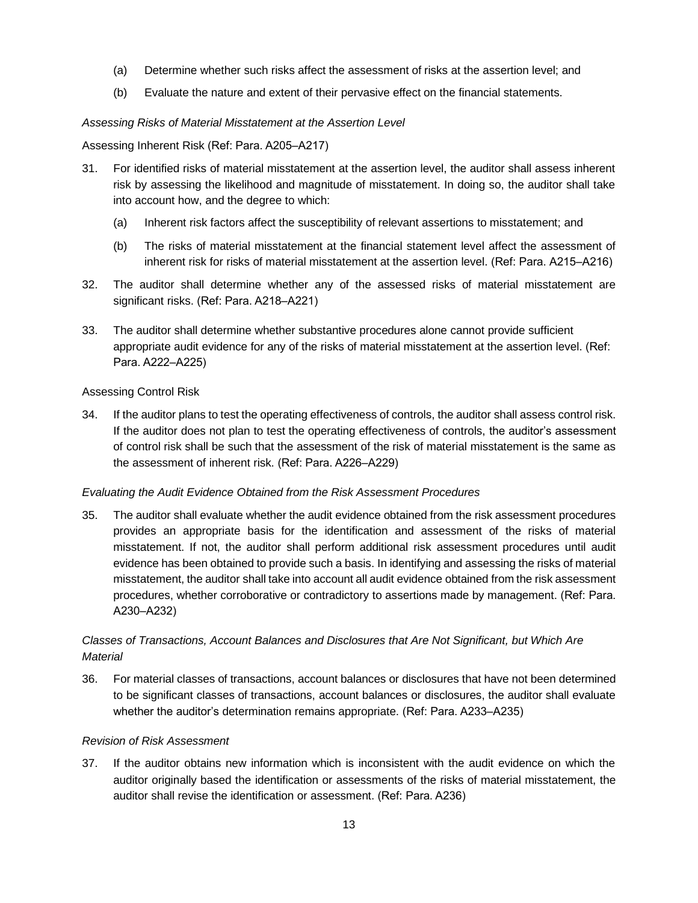(a) Determine whether such risks affect the assessment of risks at the assertion level; and

(b) Evaluate the nature and extent of their pervasive effect on the financial statements.

*Assessing Risks of Material Misstatement at the Assertion Level*

Assessing Inherent Risk (Ref: Para. A205–A217)

31. For identified risks of material misstatement at the assertion level, the auditor shall assess inherent risk by assessing the likelihood and magnitude of misstatement. In doing so, the auditor shall take into account how, and the degree to which:

    (a) Inherent risk factors affect the susceptibility of relevant assertions to misstatement; and

    (b) The risks of material misstatement at the financial statement level affect the assessment of inherent risk for risks of material misstatement at the assertion level. (Ref: Para. A215–A216)

32. The auditor shall determine whether any of the assessed risks of material misstatement are significant risks. (Ref: Para. A218–A221)

33. The auditor shall determine whether substantive procedures alone cannot provide sufficient appropriate audit evidence for any of the risks of material misstatement at the assertion level. (Ref: Para. A222–A225)

Assessing Control Risk

34. If the auditor plans to test the operating effectiveness of controls, the auditor shall assess control risk. If the auditor does not plan to test the operating effectiveness of controls, the auditor's assessment of control risk shall be such that the assessment of the risk of material misstatement is the same as the assessment of inherent risk. (Ref: Para. A226–A229)

*Evaluating the Audit Evidence Obtained from the Risk Assessment Procedures*

35. The auditor shall evaluate whether the audit evidence obtained from the risk assessment procedures provides an appropriate basis for the identification and assessment of the risks of material misstatement. If not, the auditor shall perform additional risk assessment procedures until audit evidence has been obtained to provide such a basis. In identifying and assessing the risks of material misstatement, the auditor shall take into account all audit evidence obtained from the risk assessment procedures, whether corroborative or contradictory to assertions made by management. (Ref: Para. A230–A232)

*Classes of Transactions, Account Balances and Disclosures that Are Not Significant, but Which Are Material*

36. For material classes of transactions, account balances or disclosures that have not been determined to be significant classes of transactions, account balances or disclosures, the auditor shall evaluate whether the auditor's determination remains appropriate. (Ref: Para. A233–A235)

*Revision of Risk Assessment*

37. If the auditor obtains new information which is inconsistent with the audit evidence on which the auditor originally based the identification or assessments of the risks of material misstatement, the auditor shall revise the identification or assessment. (Ref: Para. A236)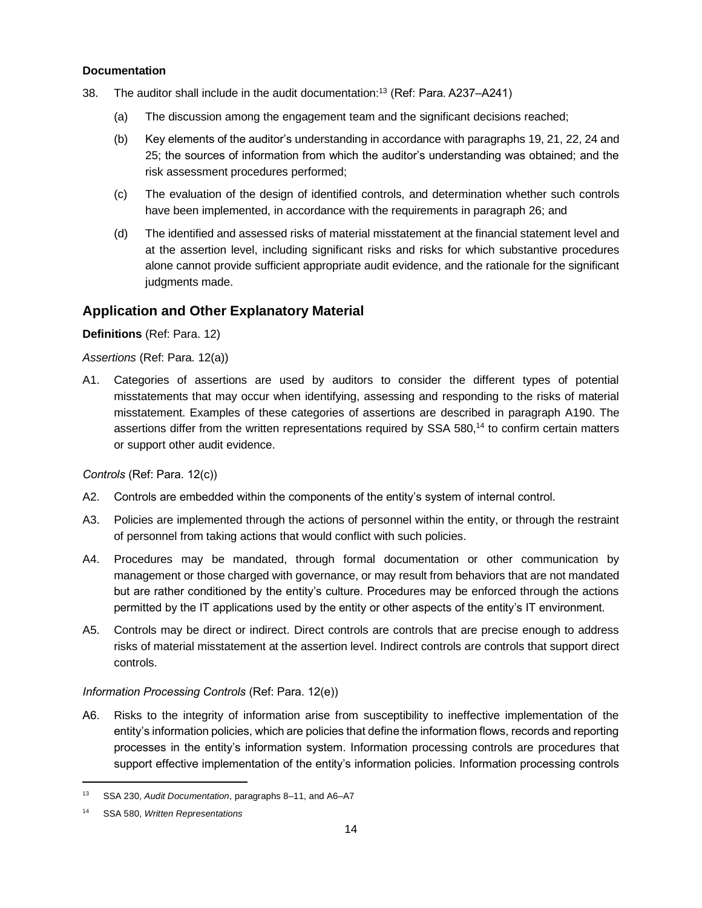**Documentation**

38. The auditor shall include in the audit documentation:[13] (Ref: Para. A237–A241)

    (a) The discussion among the engagement team and the significant decisions reached;

    (b) Key elements of the auditor's understanding in accordance with paragraphs 19, 21, 22, 24 and 25; the sources of information from which the auditor's understanding was obtained; and the risk assessment procedures performed;

    (c) The evaluation of the design of identified controls, and determination whether such controls have been implemented, in accordance with the requirements in paragraph 26; and

    (d) The identified and assessed risks of material misstatement at the financial statement level and at the assertion level, including significant risks and risks for which substantive procedures alone cannot provide sufficient appropriate audit evidence, and the rationale for the significant judgments made.

## Application and Other Explanatory Material

**Definitions** (Ref: Para. 12)

*Assertions* (Ref: Para. 12(a))

A1. Categories of assertions are used by auditors to consider the different types of potential misstatements that may occur when identifying, assessing and responding to the risks of material misstatement. Examples of these categories of assertions are described in paragraph A190. The assertions differ from the written representations required by SSA 580,[14] to confirm certain matters or support other audit evidence.

*Controls* (Ref: Para. 12(c))

A2. Controls are embedded within the components of the entity's system of internal control.

A3. Policies are implemented through the actions of personnel within the entity, or through the restraint of personnel from taking actions that would conflict with such policies.

A4. Procedures may be mandated, through formal documentation or other communication by management or those charged with governance, or may result from behaviors that are not mandated but are rather conditioned by the entity's culture. Procedures may be enforced through the actions permitted by the IT applications used by the entity or other aspects of the entity's IT environment.

A5. Controls may be direct or indirect. Direct controls are controls that are precise enough to address risks of material misstatement at the assertion level. Indirect controls are controls that support direct controls.

*Information Processing Controls* (Ref: Para. 12(e))

A6. Risks to the integrity of information arise from susceptibility to ineffective implementation of the entity's information policies, which are policies that define the information flows, records and reporting processes in the entity's information system. Information processing controls are procedures that support effective implementation of the entity's information policies. Information processing controls

---

[13] SSA 230, *Audit Documentation*, paragraphs 8–11, and A6–A7

[14] SSA 580, *Written Representations*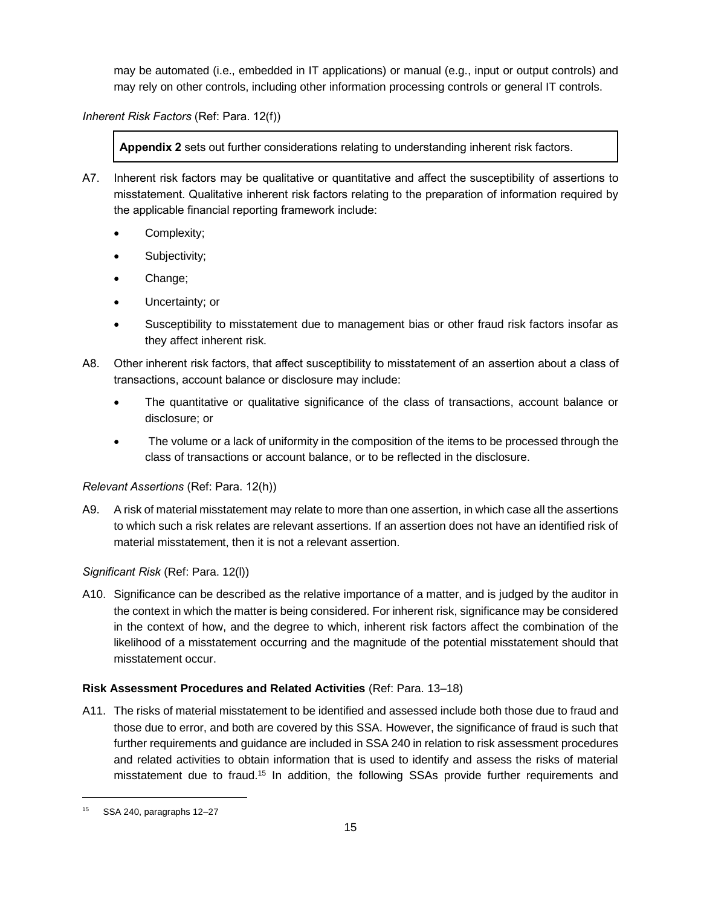may be automated (i.e., embedded in IT applications) or manual (e.g., input or output controls) and may rely on other controls, including other information processing controls or general IT controls.

*Inherent Risk Factors* (Ref: Para. 12(f))

> **Appendix 2** sets out further considerations relating to understanding inherent risk factors.

A7. Inherent risk factors may be qualitative or quantitative and affect the susceptibility of assertions to misstatement. Qualitative inherent risk factors relating to the preparation of information required by the applicable financial reporting framework include:

- Complexity;
- Subjectivity;
- Change;
- Uncertainty; or
- Susceptibility to misstatement due to management bias or other fraud risk factors insofar as they affect inherent risk.

A8. Other inherent risk factors, that affect susceptibility to misstatement of an assertion about a class of transactions, account balance or disclosure may include:

- The quantitative or qualitative significance of the class of transactions, account balance or disclosure; or
- The volume or a lack of uniformity in the composition of the items to be processed through the class of transactions or account balance, or to be reflected in the disclosure.

*Relevant Assertions* (Ref: Para. 12(h))

A9. A risk of material misstatement may relate to more than one assertion, in which case all the assertions to which such a risk relates are relevant assertions. If an assertion does not have an identified risk of material misstatement, then it is not a relevant assertion.

*Significant Risk* (Ref: Para. 12(l))

A10. Significance can be described as the relative importance of a matter, and is judged by the auditor in the context in which the matter is being considered. For inherent risk, significance may be considered in the context of how, and the degree to which, inherent risk factors affect the combination of the likelihood of a misstatement occurring and the magnitude of the potential misstatement should that misstatement occur.

**Risk Assessment Procedures and Related Activities** (Ref: Para. 13–18)

A11. The risks of material misstatement to be identified and assessed include both those due to fraud and those due to error, and both are covered by this SSA. However, the significance of fraud is such that further requirements and guidance are included in SSA 240 in relation to risk assessment procedures and related activities to obtain information that is used to identify and assess the risks of material misstatement due to fraud.[15] In addition, the following SSAs provide further requirements and

[15] SSA 240, paragraphs 12–27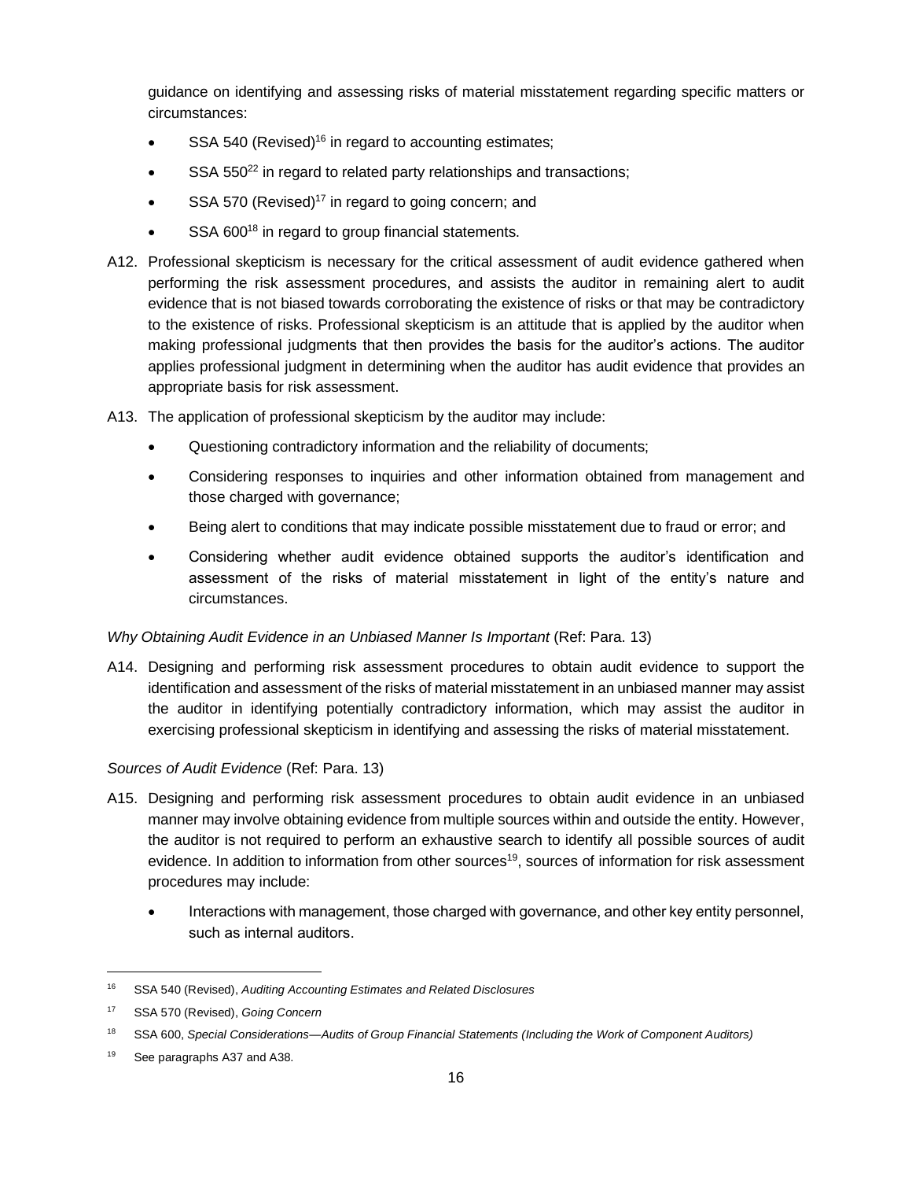guidance on identifying and assessing risks of material misstatement regarding specific matters or circumstances:

- SSA 540 (Revised)[16] in regard to accounting estimates;
- SSA 550[22] in regard to related party relationships and transactions;
- SSA 570 (Revised)[17] in regard to going concern; and
- SSA 600[18] in regard to group financial statements.

A12. Professional skepticism is necessary for the critical assessment of audit evidence gathered when performing the risk assessment procedures, and assists the auditor in remaining alert to audit evidence that is not biased towards corroborating the existence of risks or that may be contradictory to the existence of risks. Professional skepticism is an attitude that is applied by the auditor when making professional judgments that then provides the basis for the auditor's actions. The auditor applies professional judgment in determining when the auditor has audit evidence that provides an appropriate basis for risk assessment.

A13. The application of professional skepticism by the auditor may include:

- Questioning contradictory information and the reliability of documents;
- Considering responses to inquiries and other information obtained from management and those charged with governance;
- Being alert to conditions that may indicate possible misstatement due to fraud or error; and
- Considering whether audit evidence obtained supports the auditor's identification and assessment of the risks of material misstatement in light of the entity's nature and circumstances.

*Why Obtaining Audit Evidence in an Unbiased Manner Is Important* (Ref: Para. 13)

A14. Designing and performing risk assessment procedures to obtain audit evidence to support the identification and assessment of the risks of material misstatement in an unbiased manner may assist the auditor in identifying potentially contradictory information, which may assist the auditor in exercising professional skepticism in identifying and assessing the risks of material misstatement.

*Sources of Audit Evidence* (Ref: Para. 13)

A15. Designing and performing risk assessment procedures to obtain audit evidence in an unbiased manner may involve obtaining evidence from multiple sources within and outside the entity. However, the auditor is not required to perform an exhaustive search to identify all possible sources of audit evidence. In addition to information from other sources[19], sources of information for risk assessment procedures may include:

- Interactions with management, those charged with governance, and other key entity personnel, such as internal auditors.

---

[16] SSA 540 (Revised), *Auditing Accounting Estimates and Related Disclosures*

[17] SSA 570 (Revised), *Going Concern*

[18] SSA 600, *Special Considerations—Audits of Group Financial Statements (Including the Work of Component Auditors)*

[19] See paragraphs A37 and A38.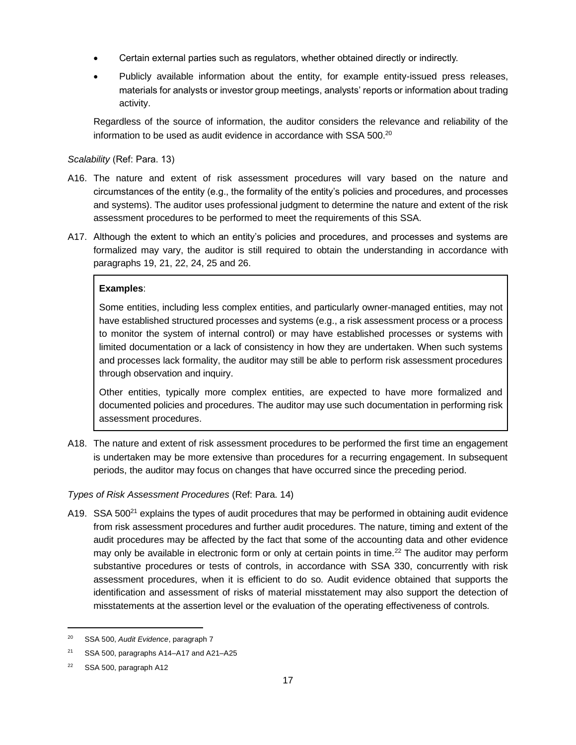- Certain external parties such as regulators, whether obtained directly or indirectly.
- Publicly available information about the entity, for example entity-issued press releases, materials for analysts or investor group meetings, analysts' reports or information about trading activity.

Regardless of the source of information, the auditor considers the relevance and reliability of the information to be used as audit evidence in accordance with SSA 500.[20]

*Scalability* (Ref: Para. 13)

A16. The nature and extent of risk assessment procedures will vary based on the nature and circumstances of the entity (e.g., the formality of the entity's policies and procedures, and processes and systems). The auditor uses professional judgment to determine the nature and extent of the risk assessment procedures to be performed to meet the requirements of this SSA.

A17. Although the extent to which an entity's policies and procedures, and processes and systems are formalized may vary, the auditor is still required to obtain the understanding in accordance with paragraphs 19, 21, 22, 24, 25 and 26.

> **Examples**:
>
> Some entities, including less complex entities, and particularly owner-managed entities, may not have established structured processes and systems (e.g., a risk assessment process or a process to monitor the system of internal control) or may have established processes or systems with limited documentation or a lack of consistency in how they are undertaken. When such systems and processes lack formality, the auditor may still be able to perform risk assessment procedures through observation and inquiry.
>
> Other entities, typically more complex entities, are expected to have more formalized and documented policies and procedures. The auditor may use such documentation in performing risk assessment procedures.

A18. The nature and extent of risk assessment procedures to be performed the first time an engagement is undertaken may be more extensive than procedures for a recurring engagement. In subsequent periods, the auditor may focus on changes that have occurred since the preceding period.

*Types of Risk Assessment Procedures* (Ref: Para. 14)

A19. SSA 500[21] explains the types of audit procedures that may be performed in obtaining audit evidence from risk assessment procedures and further audit procedures. The nature, timing and extent of the audit procedures may be affected by the fact that some of the accounting data and other evidence may only be available in electronic form or only at certain points in time.[22] The auditor may perform substantive procedures or tests of controls, in accordance with SSA 330, concurrently with risk assessment procedures, when it is efficient to do so. Audit evidence obtained that supports the identification and assessment of risks of material misstatement may also support the detection of misstatements at the assertion level or the evaluation of the operating effectiveness of controls.

---

[20] SSA 500, *Audit Evidence*, paragraph 7

[21] SSA 500, paragraphs A14–A17 and A21–A25

[22] SSA 500, paragraph A12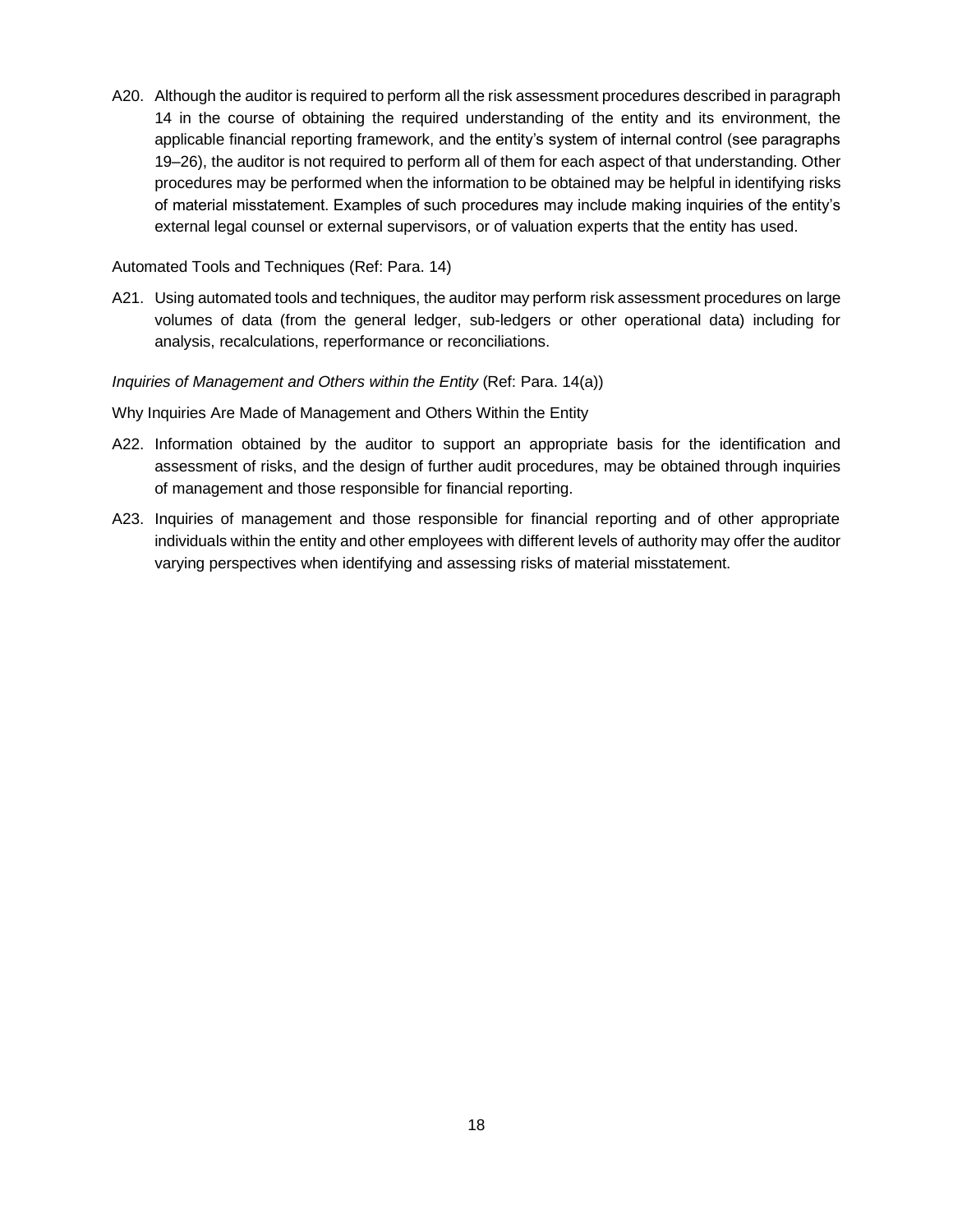A20. Although the auditor is required to perform all the risk assessment procedures described in paragraph 14 in the course of obtaining the required understanding of the entity and its environment, the applicable financial reporting framework, and the entity's system of internal control (see paragraphs 19–26), the auditor is not required to perform all of them for each aspect of that understanding. Other procedures may be performed when the information to be obtained may be helpful in identifying risks of material misstatement. Examples of such procedures may include making inquiries of the entity's external legal counsel or external supervisors, or of valuation experts that the entity has used.

Automated Tools and Techniques (Ref: Para. 14)

A21. Using automated tools and techniques, the auditor may perform risk assessment procedures on large volumes of data (from the general ledger, sub-ledgers or other operational data) including for analysis, recalculations, reperformance or reconciliations.

*Inquiries of Management and Others within the Entity* (Ref: Para. 14(a))

Why Inquiries Are Made of Management and Others Within the Entity

A22. Information obtained by the auditor to support an appropriate basis for the identification and assessment of risks, and the design of further audit procedures, may be obtained through inquiries of management and those responsible for financial reporting.

A23. Inquiries of management and those responsible for financial reporting and of other appropriate individuals within the entity and other employees with different levels of authority may offer the auditor varying perspectives when identifying and assessing risks of material misstatement.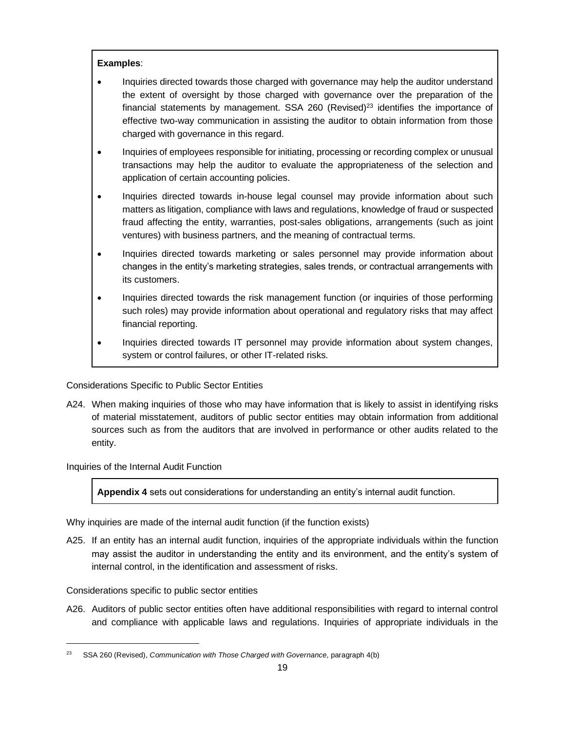**Examples**:

- Inquiries directed towards those charged with governance may help the auditor understand the extent of oversight by those charged with governance over the preparation of the financial statements by management. SSA 260 (Revised)[23] identifies the importance of effective two-way communication in assisting the auditor to obtain information from those charged with governance in this regard.
- Inquiries of employees responsible for initiating, processing or recording complex or unusual transactions may help the auditor to evaluate the appropriateness of the selection and application of certain accounting policies.
- Inquiries directed towards in-house legal counsel may provide information about such matters as litigation, compliance with laws and regulations, knowledge of fraud or suspected fraud affecting the entity, warranties, post-sales obligations, arrangements (such as joint ventures) with business partners, and the meaning of contractual terms.
- Inquiries directed towards marketing or sales personnel may provide information about changes in the entity's marketing strategies, sales trends, or contractual arrangements with its customers.
- Inquiries directed towards the risk management function (or inquiries of those performing such roles) may provide information about operational and regulatory risks that may affect financial reporting.
- Inquiries directed towards IT personnel may provide information about system changes, system or control failures, or other IT-related risks.

Considerations Specific to Public Sector Entities

A24. When making inquiries of those who may have information that is likely to assist in identifying risks of material misstatement, auditors of public sector entities may obtain information from additional sources such as from the auditors that are involved in performance or other audits related to the entity.

Inquiries of the Internal Audit Function

**Appendix 4** sets out considerations for understanding an entity's internal audit function.

Why inquiries are made of the internal audit function (if the function exists)

A25. If an entity has an internal audit function, inquiries of the appropriate individuals within the function may assist the auditor in understanding the entity and its environment, and the entity's system of internal control, in the identification and assessment of risks.

Considerations specific to public sector entities

A26. Auditors of public sector entities often have additional responsibilities with regard to internal control and compliance with applicable laws and regulations. Inquiries of appropriate individuals in the

[23] SSA 260 (Revised), *Communication with Those Charged with Governance*, paragraph 4(b)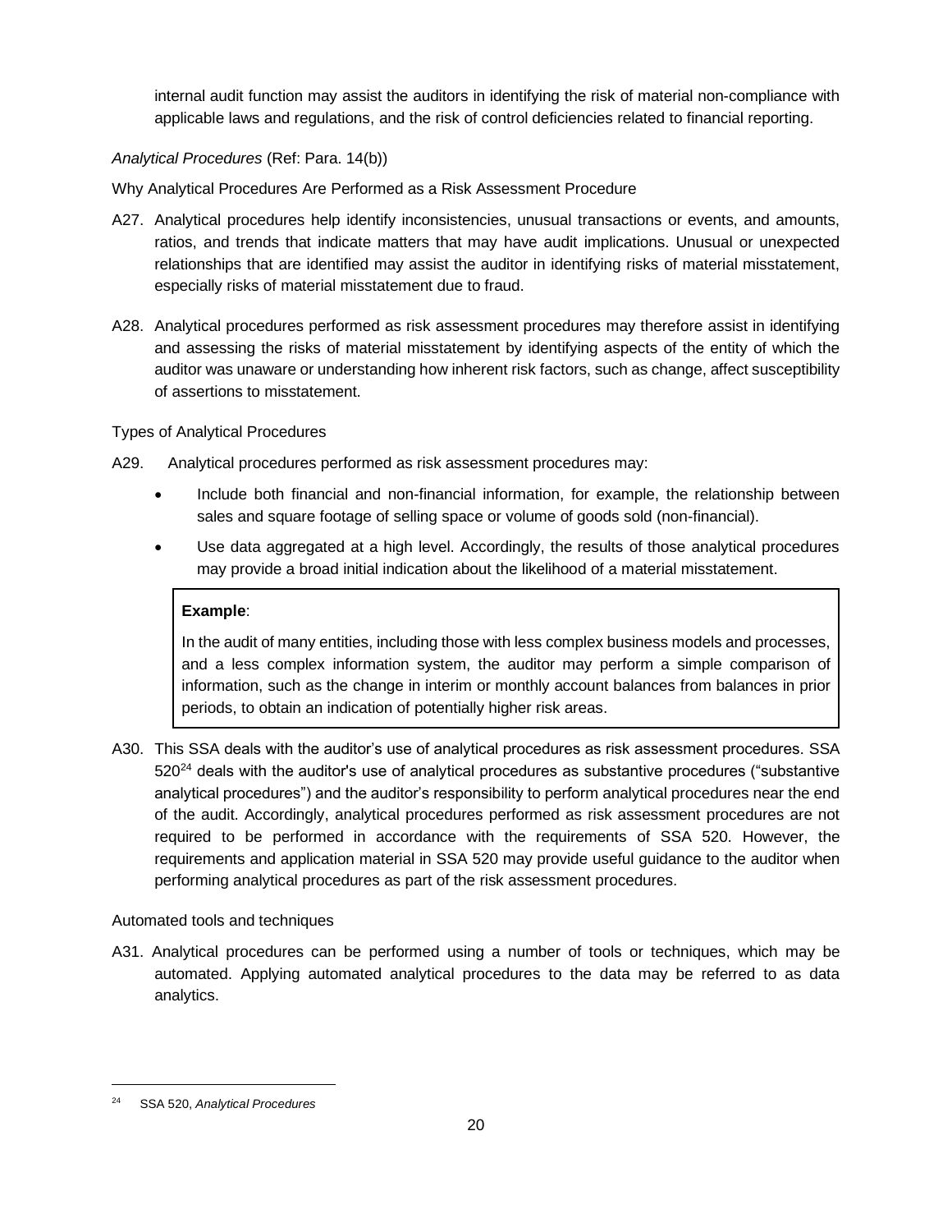internal audit function may assist the auditors in identifying the risk of material non-compliance with applicable laws and regulations, and the risk of control deficiencies related to financial reporting.

*Analytical Procedures* (Ref: Para. 14(b))

Why Analytical Procedures Are Performed as a Risk Assessment Procedure

A27. Analytical procedures help identify inconsistencies, unusual transactions or events, and amounts, ratios, and trends that indicate matters that may have audit implications. Unusual or unexpected relationships that are identified may assist the auditor in identifying risks of material misstatement, especially risks of material misstatement due to fraud.

A28. Analytical procedures performed as risk assessment procedures may therefore assist in identifying and assessing the risks of material misstatement by identifying aspects of the entity of which the auditor was unaware or understanding how inherent risk factors, such as change, affect susceptibility of assertions to misstatement.

Types of Analytical Procedures

A29. Analytical procedures performed as risk assessment procedures may:

- Include both financial and non-financial information, for example, the relationship between sales and square footage of selling space or volume of goods sold (non-financial).
- Use data aggregated at a high level. Accordingly, the results of those analytical procedures may provide a broad initial indication about the likelihood of a material misstatement.

> **Example**:
>
> In the audit of many entities, including those with less complex business models and processes, and a less complex information system, the auditor may perform a simple comparison of information, such as the change in interim or monthly account balances from balances in prior periods, to obtain an indication of potentially higher risk areas.

A30. This SSA deals with the auditor's use of analytical procedures as risk assessment procedures. SSA 520[24] deals with the auditor's use of analytical procedures as substantive procedures ("substantive analytical procedures") and the auditor's responsibility to perform analytical procedures near the end of the audit. Accordingly, analytical procedures performed as risk assessment procedures are not required to be performed in accordance with the requirements of SSA 520. However, the requirements and application material in SSA 520 may provide useful guidance to the auditor when performing analytical procedures as part of the risk assessment procedures.

Automated tools and techniques

A31. Analytical procedures can be performed using a number of tools or techniques, which may be automated. Applying automated analytical procedures to the data may be referred to as data analytics.

---

[24] SSA 520, *Analytical Procedures*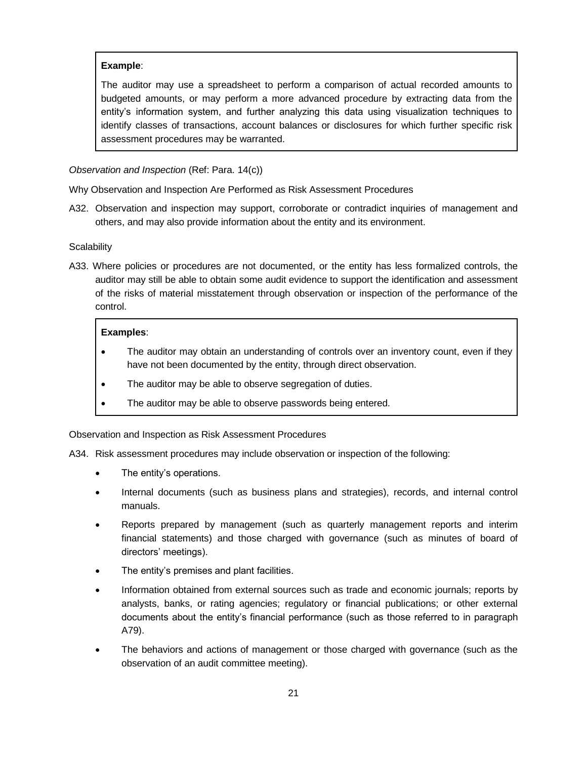> **Example**:
>
> The auditor may use a spreadsheet to perform a comparison of actual recorded amounts to budgeted amounts, or may perform a more advanced procedure by extracting data from the entity's information system, and further analyzing this data using visualization techniques to identify classes of transactions, account balances or disclosures for which further specific risk assessment procedures may be warranted.

*Observation and Inspection* (Ref: Para. 14(c))

Why Observation and Inspection Are Performed as Risk Assessment Procedures

A32. Observation and inspection may support, corroborate or contradict inquiries of management and others, and may also provide information about the entity and its environment.

Scalability

A33. Where policies or procedures are not documented, or the entity has less formalized controls, the auditor may still be able to obtain some audit evidence to support the identification and assessment of the risks of material misstatement through observation or inspection of the performance of the control.

> **Examples**:
>
> - The auditor may obtain an understanding of controls over an inventory count, even if they have not been documented by the entity, through direct observation.
> - The auditor may be able to observe segregation of duties.
> - The auditor may be able to observe passwords being entered.

Observation and Inspection as Risk Assessment Procedures

A34. Risk assessment procedures may include observation or inspection of the following:

- The entity's operations.
- Internal documents (such as business plans and strategies), records, and internal control manuals.
- Reports prepared by management (such as quarterly management reports and interim financial statements) and those charged with governance (such as minutes of board of directors' meetings).
- The entity's premises and plant facilities.
- Information obtained from external sources such as trade and economic journals; reports by analysts, banks, or rating agencies; regulatory or financial publications; or other external documents about the entity's financial performance (such as those referred to in paragraph A79).
- The behaviors and actions of management or those charged with governance (such as the observation of an audit committee meeting).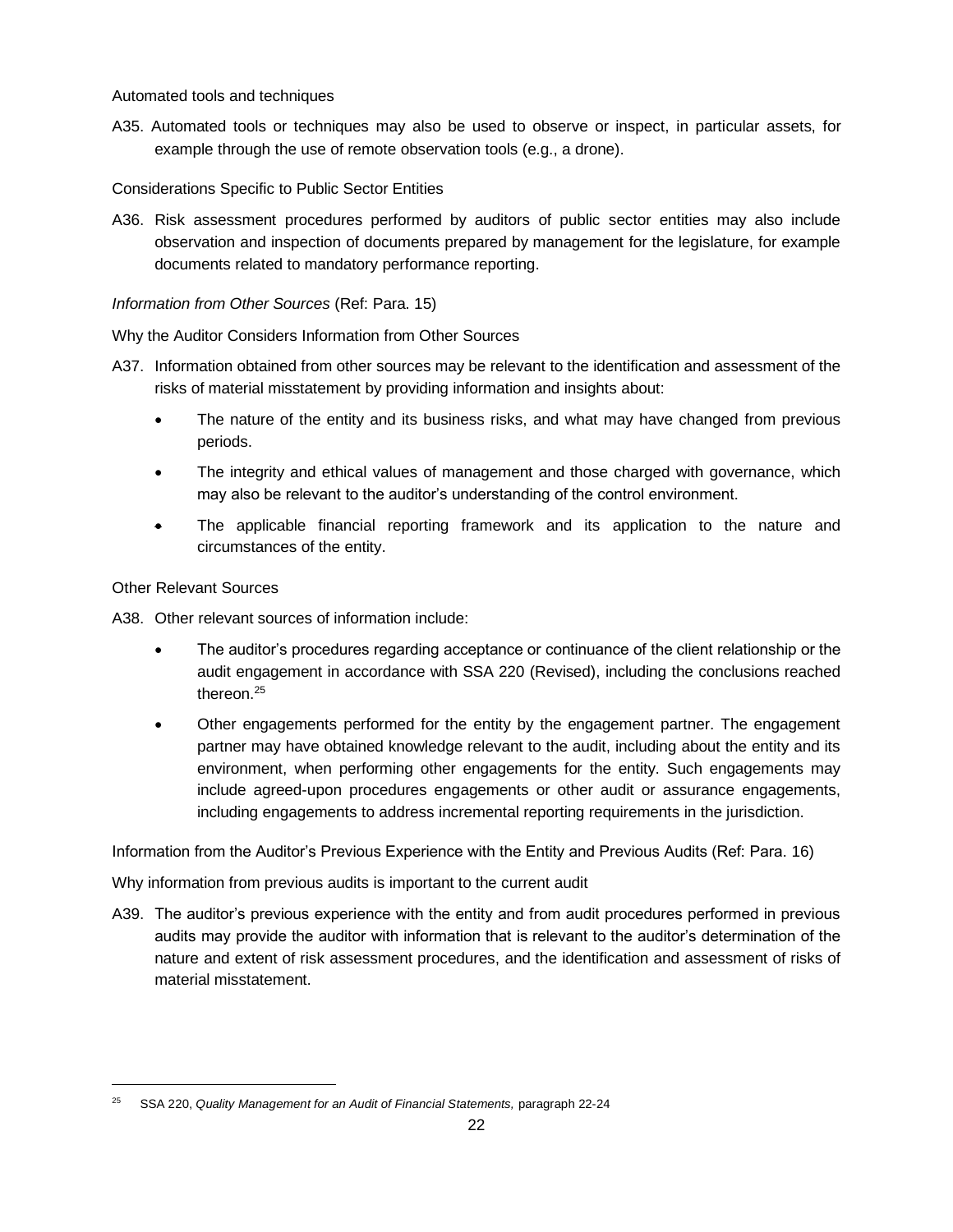Automated tools and techniques

A35. Automated tools or techniques may also be used to observe or inspect, in particular assets, for example through the use of remote observation tools (e.g., a drone).

Considerations Specific to Public Sector Entities

A36. Risk assessment procedures performed by auditors of public sector entities may also include observation and inspection of documents prepared by management for the legislature, for example documents related to mandatory performance reporting.

*Information from Other Sources* (Ref: Para. 15)

Why the Auditor Considers Information from Other Sources

A37. Information obtained from other sources may be relevant to the identification and assessment of the risks of material misstatement by providing information and insights about:

- The nature of the entity and its business risks, and what may have changed from previous periods.
- The integrity and ethical values of management and those charged with governance, which may also be relevant to the auditor's understanding of the control environment.
- The applicable financial reporting framework and its application to the nature and circumstances of the entity.

Other Relevant Sources

A38. Other relevant sources of information include:

- The auditor's procedures regarding acceptance or continuance of the client relationship or the audit engagement in accordance with SSA 220 (Revised), including the conclusions reached thereon.[25]
- Other engagements performed for the entity by the engagement partner. The engagement partner may have obtained knowledge relevant to the audit, including about the entity and its environment, when performing other engagements for the entity. Such engagements may include agreed-upon procedures engagements or other audit or assurance engagements, including engagements to address incremental reporting requirements in the jurisdiction.

Information from the Auditor's Previous Experience with the Entity and Previous Audits (Ref: Para. 16)

Why information from previous audits is important to the current audit

A39. The auditor's previous experience with the entity and from audit procedures performed in previous audits may provide the auditor with information that is relevant to the auditor's determination of the nature and extent of risk assessment procedures, and the identification and assessment of risks of material misstatement.

---

[25] SSA 220, *Quality Management for an Audit of Financial Statements,* paragraph 22-24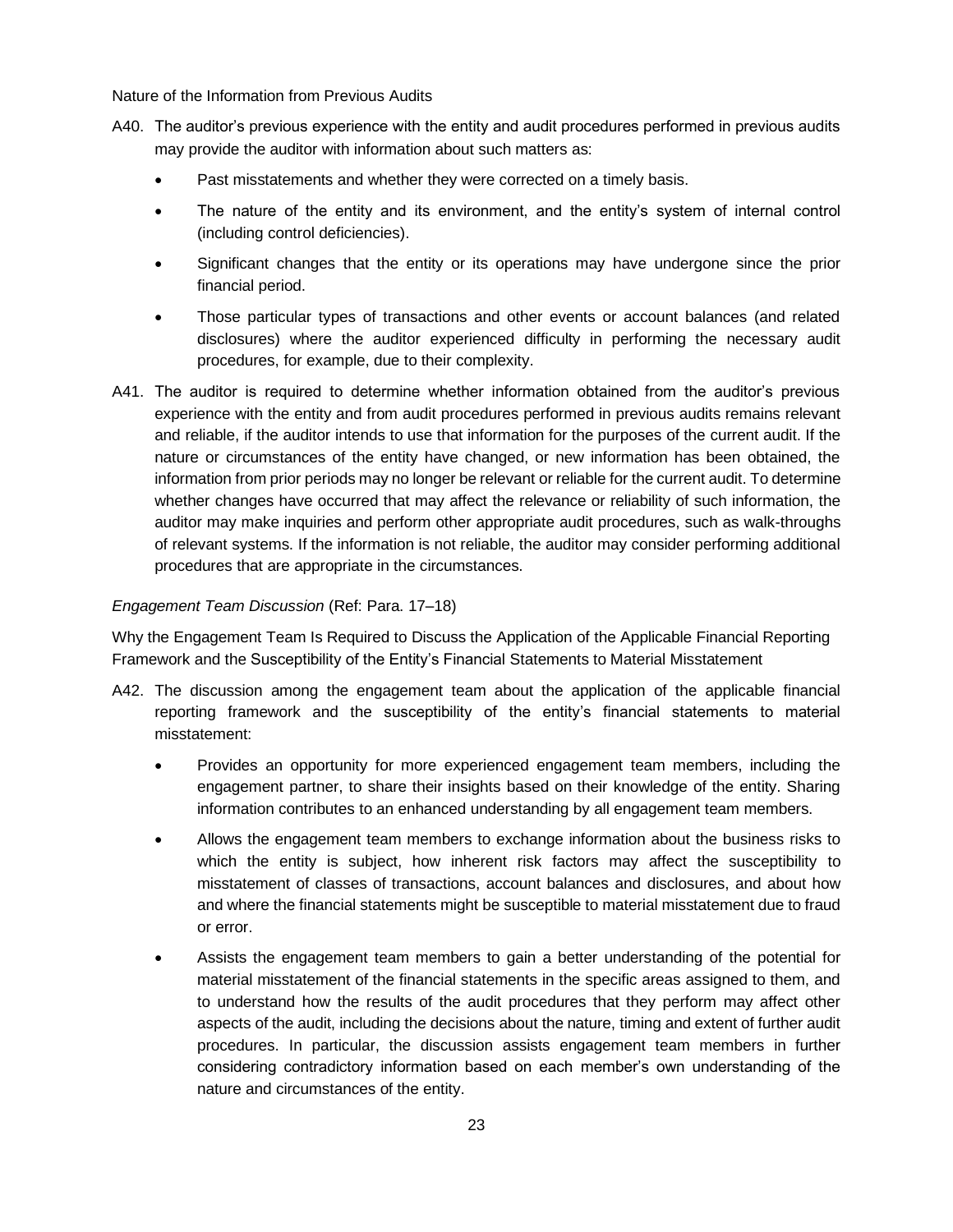Nature of the Information from Previous Audits

A40. The auditor's previous experience with the entity and audit procedures performed in previous audits may provide the auditor with information about such matters as:

- Past misstatements and whether they were corrected on a timely basis.
- The nature of the entity and its environment, and the entity's system of internal control (including control deficiencies).
- Significant changes that the entity or its operations may have undergone since the prior financial period.
- Those particular types of transactions and other events or account balances (and related disclosures) where the auditor experienced difficulty in performing the necessary audit procedures, for example, due to their complexity.

A41. The auditor is required to determine whether information obtained from the auditor's previous experience with the entity and from audit procedures performed in previous audits remains relevant and reliable, if the auditor intends to use that information for the purposes of the current audit. If the nature or circumstances of the entity have changed, or new information has been obtained, the information from prior periods may no longer be relevant or reliable for the current audit. To determine whether changes have occurred that may affect the relevance or reliability of such information, the auditor may make inquiries and perform other appropriate audit procedures, such as walk-throughs of relevant systems. If the information is not reliable, the auditor may consider performing additional procedures that are appropriate in the circumstances.

*Engagement Team Discussion* (Ref: Para. 17–18)

Why the Engagement Team Is Required to Discuss the Application of the Applicable Financial Reporting Framework and the Susceptibility of the Entity's Financial Statements to Material Misstatement

A42. The discussion among the engagement team about the application of the applicable financial reporting framework and the susceptibility of the entity's financial statements to material misstatement:

- Provides an opportunity for more experienced engagement team members, including the engagement partner, to share their insights based on their knowledge of the entity. Sharing information contributes to an enhanced understanding by all engagement team members.
- Allows the engagement team members to exchange information about the business risks to which the entity is subject, how inherent risk factors may affect the susceptibility to misstatement of classes of transactions, account balances and disclosures, and about how and where the financial statements might be susceptible to material misstatement due to fraud or error.
- Assists the engagement team members to gain a better understanding of the potential for material misstatement of the financial statements in the specific areas assigned to them, and to understand how the results of the audit procedures that they perform may affect other aspects of the audit, including the decisions about the nature, timing and extent of further audit procedures. In particular, the discussion assists engagement team members in further considering contradictory information based on each member's own understanding of the nature and circumstances of the entity.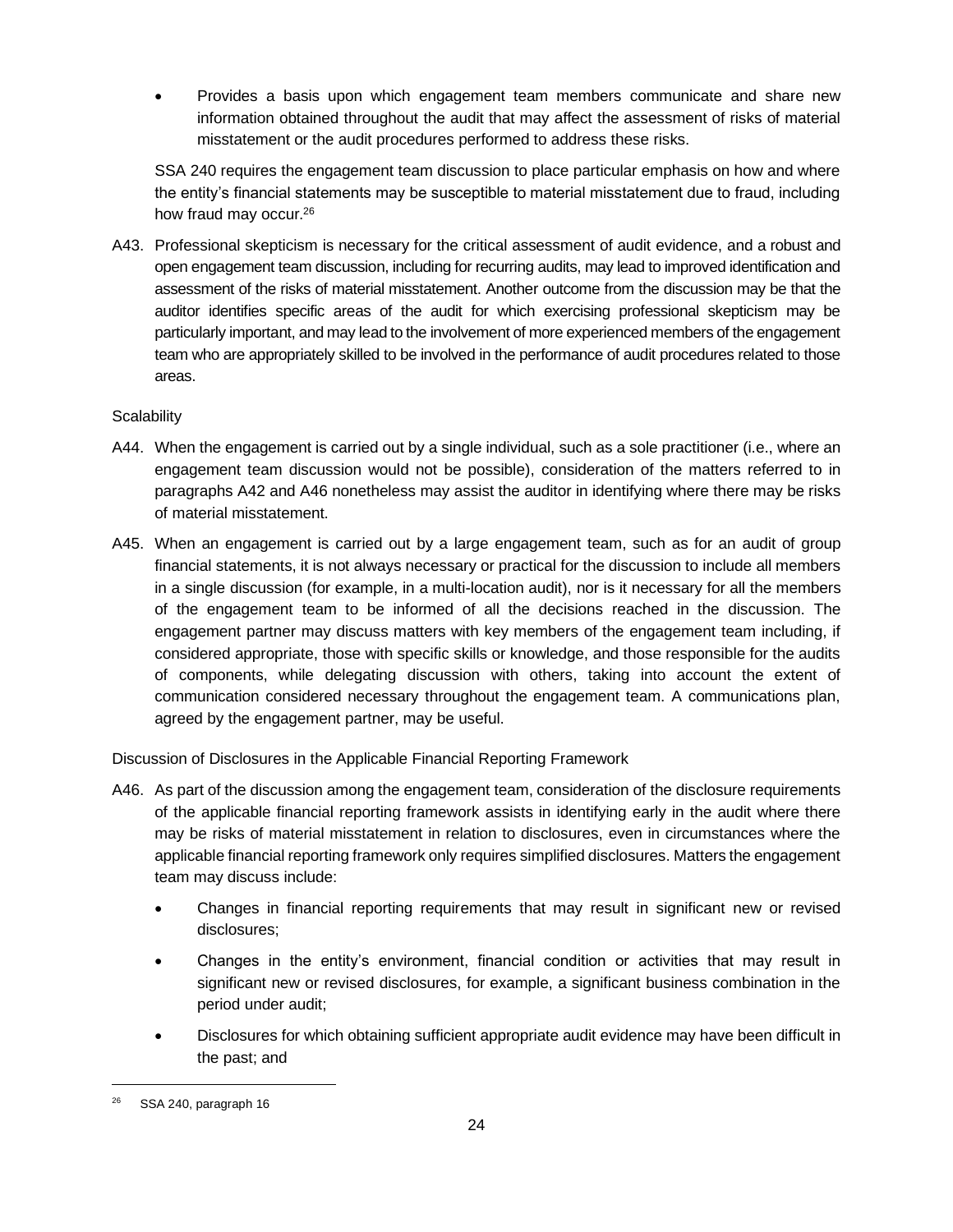- Provides a basis upon which engagement team members communicate and share new information obtained throughout the audit that may affect the assessment of risks of material misstatement or the audit procedures performed to address these risks.

SSA 240 requires the engagement team discussion to place particular emphasis on how and where the entity's financial statements may be susceptible to material misstatement due to fraud, including how fraud may occur.[26]

A43. Professional skepticism is necessary for the critical assessment of audit evidence, and a robust and open engagement team discussion, including for recurring audits, may lead to improved identification and assessment of the risks of material misstatement. Another outcome from the discussion may be that the auditor identifies specific areas of the audit for which exercising professional skepticism may be particularly important, and may lead to the involvement of more experienced members of the engagement team who are appropriately skilled to be involved in the performance of audit procedures related to those areas.

Scalability

A44. When the engagement is carried out by a single individual, such as a sole practitioner (i.e., where an engagement team discussion would not be possible), consideration of the matters referred to in paragraphs A42 and A46 nonetheless may assist the auditor in identifying where there may be risks of material misstatement.

A45. When an engagement is carried out by a large engagement team, such as for an audit of group financial statements, it is not always necessary or practical for the discussion to include all members in a single discussion (for example, in a multi-location audit), nor is it necessary for all the members of the engagement team to be informed of all the decisions reached in the discussion. The engagement partner may discuss matters with key members of the engagement team including, if considered appropriate, those with specific skills or knowledge, and those responsible for the audits of components, while delegating discussion with others, taking into account the extent of communication considered necessary throughout the engagement team. A communications plan, agreed by the engagement partner, may be useful.

Discussion of Disclosures in the Applicable Financial Reporting Framework

A46. As part of the discussion among the engagement team, consideration of the disclosure requirements of the applicable financial reporting framework assists in identifying early in the audit where there may be risks of material misstatement in relation to disclosures, even in circumstances where the applicable financial reporting framework only requires simplified disclosures. Matters the engagement team may discuss include:

- Changes in financial reporting requirements that may result in significant new or revised disclosures;
- Changes in the entity's environment, financial condition or activities that may result in significant new or revised disclosures, for example, a significant business combination in the period under audit;
- Disclosures for which obtaining sufficient appropriate audit evidence may have been difficult in the past; and

[26] SSA 240, paragraph 16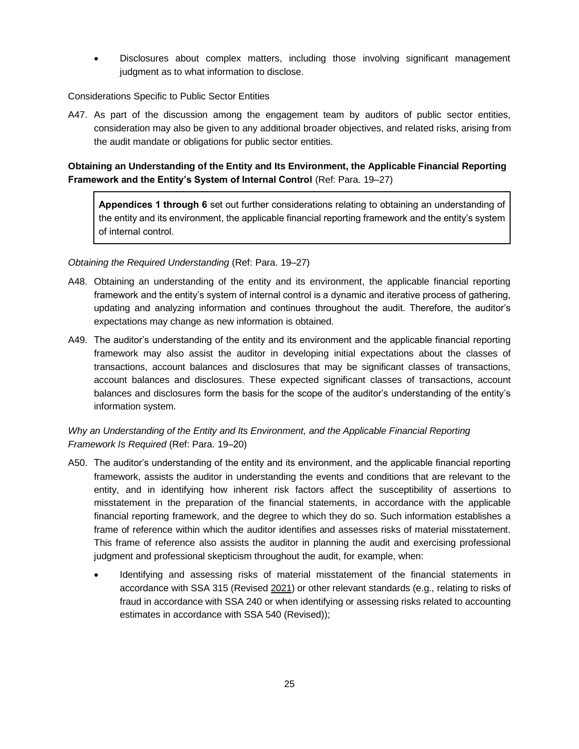- Disclosures about complex matters, including those involving significant management judgment as to what information to disclose.

Considerations Specific to Public Sector Entities

A47. As part of the discussion among the engagement team by auditors of public sector entities, consideration may also be given to any additional broader objectives, and related risks, arising from the audit mandate or obligations for public sector entities.

**Obtaining an Understanding of the Entity and Its Environment, the Applicable Financial Reporting Framework and the Entity's System of Internal Control** (Ref: Para. 19–27)

> **Appendices 1 through 6** set out further considerations relating to obtaining an understanding of the entity and its environment, the applicable financial reporting framework and the entity's system of internal control.

*Obtaining the Required Understanding* (Ref: Para. 19–27)

A48. Obtaining an understanding of the entity and its environment, the applicable financial reporting framework and the entity's system of internal control is a dynamic and iterative process of gathering, updating and analyzing information and continues throughout the audit. Therefore, the auditor's expectations may change as new information is obtained.

A49. The auditor's understanding of the entity and its environment and the applicable financial reporting framework may also assist the auditor in developing initial expectations about the classes of transactions, account balances and disclosures that may be significant classes of transactions, account balances and disclosures. These expected significant classes of transactions, account balances and disclosures form the basis for the scope of the auditor's understanding of the entity's information system.

*Why an Understanding of the Entity and Its Environment, and the Applicable Financial Reporting Framework Is Required* (Ref: Para. 19–20)

A50. The auditor's understanding of the entity and its environment, and the applicable financial reporting framework, assists the auditor in understanding the events and conditions that are relevant to the entity, and in identifying how inherent risk factors affect the susceptibility of assertions to misstatement in the preparation of the financial statements, in accordance with the applicable financial reporting framework, and the degree to which they do so. Such information establishes a frame of reference within which the auditor identifies and assesses risks of material misstatement. This frame of reference also assists the auditor in planning the audit and exercising professional judgment and professional skepticism throughout the audit, for example, when:

- Identifying and assessing risks of material misstatement of the financial statements in accordance with SSA 315 (Revised 2021) or other relevant standards (e.g., relating to risks of fraud in accordance with SSA 240 or when identifying or assessing risks related to accounting estimates in accordance with SSA 540 (Revised));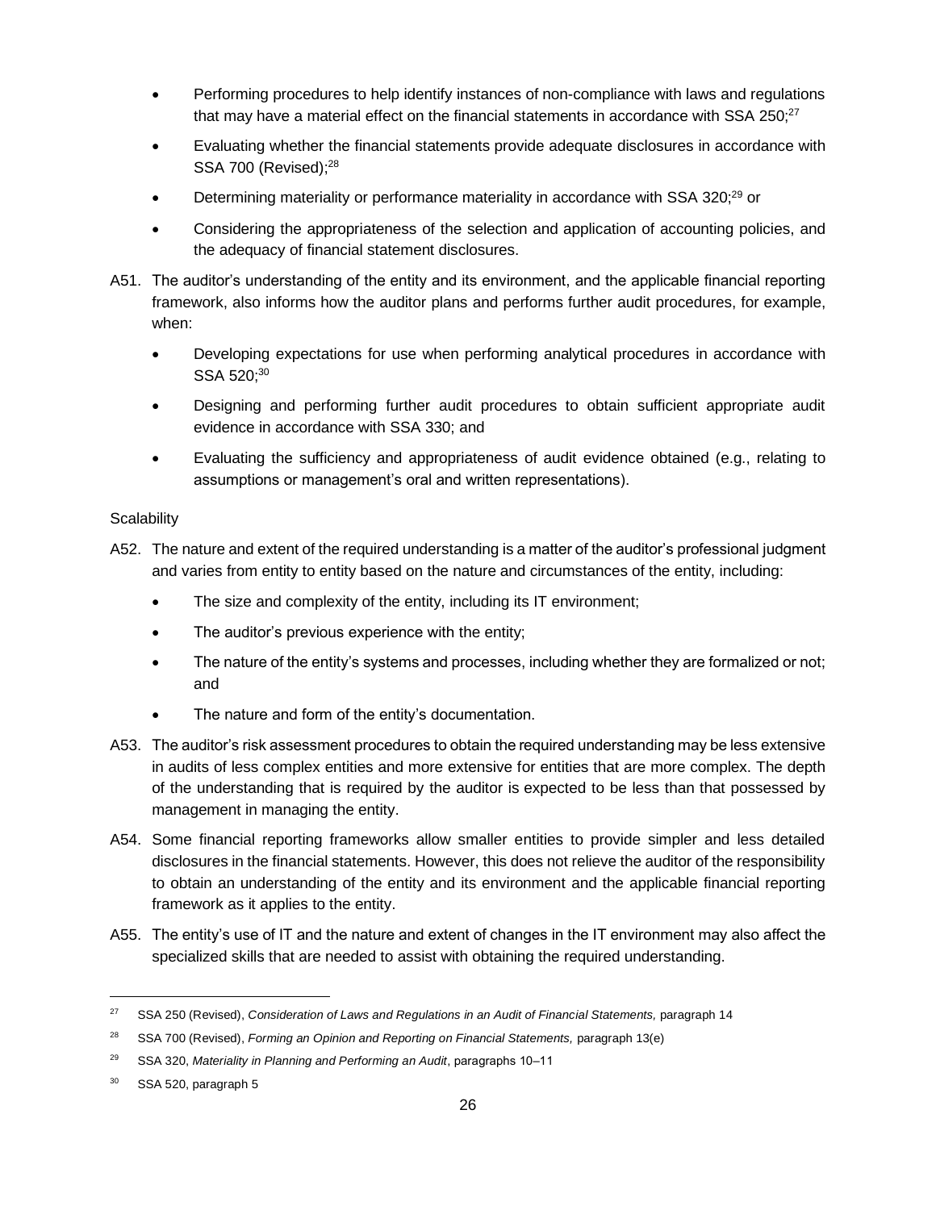- Performing procedures to help identify instances of non-compliance with laws and regulations that may have a material effect on the financial statements in accordance with SSA 250;[27]
- Evaluating whether the financial statements provide adequate disclosures in accordance with SSA 700 (Revised);[28]
- Determining materiality or performance materiality in accordance with SSA 320;[29] or
- Considering the appropriateness of the selection and application of accounting policies, and the adequacy of financial statement disclosures.

A51. The auditor's understanding of the entity and its environment, and the applicable financial reporting framework, also informs how the auditor plans and performs further audit procedures, for example, when:

- Developing expectations for use when performing analytical procedures in accordance with SSA 520;[30]
- Designing and performing further audit procedures to obtain sufficient appropriate audit evidence in accordance with SSA 330; and
- Evaluating the sufficiency and appropriateness of audit evidence obtained (e.g., relating to assumptions or management's oral and written representations).

Scalability

A52. The nature and extent of the required understanding is a matter of the auditor's professional judgment and varies from entity to entity based on the nature and circumstances of the entity, including:

- The size and complexity of the entity, including its IT environment;
- The auditor's previous experience with the entity;
- The nature of the entity's systems and processes, including whether they are formalized or not; and
- The nature and form of the entity's documentation.

A53. The auditor's risk assessment procedures to obtain the required understanding may be less extensive in audits of less complex entities and more extensive for entities that are more complex. The depth of the understanding that is required by the auditor is expected to be less than that possessed by management in managing the entity.

A54. Some financial reporting frameworks allow smaller entities to provide simpler and less detailed disclosures in the financial statements. However, this does not relieve the auditor of the responsibility to obtain an understanding of the entity and its environment and the applicable financial reporting framework as it applies to the entity.

A55. The entity's use of IT and the nature and extent of changes in the IT environment may also affect the specialized skills that are needed to assist with obtaining the required understanding.

---

[27] SSA 250 (Revised), *Consideration of Laws and Regulations in an Audit of Financial Statements,* paragraph 14

[28] SSA 700 (Revised), *Forming an Opinion and Reporting on Financial Statements,* paragraph 13(e)

[29] SSA 320, *Materiality in Planning and Performing an Audit*, paragraphs 10–11

[30] SSA 520, paragraph 5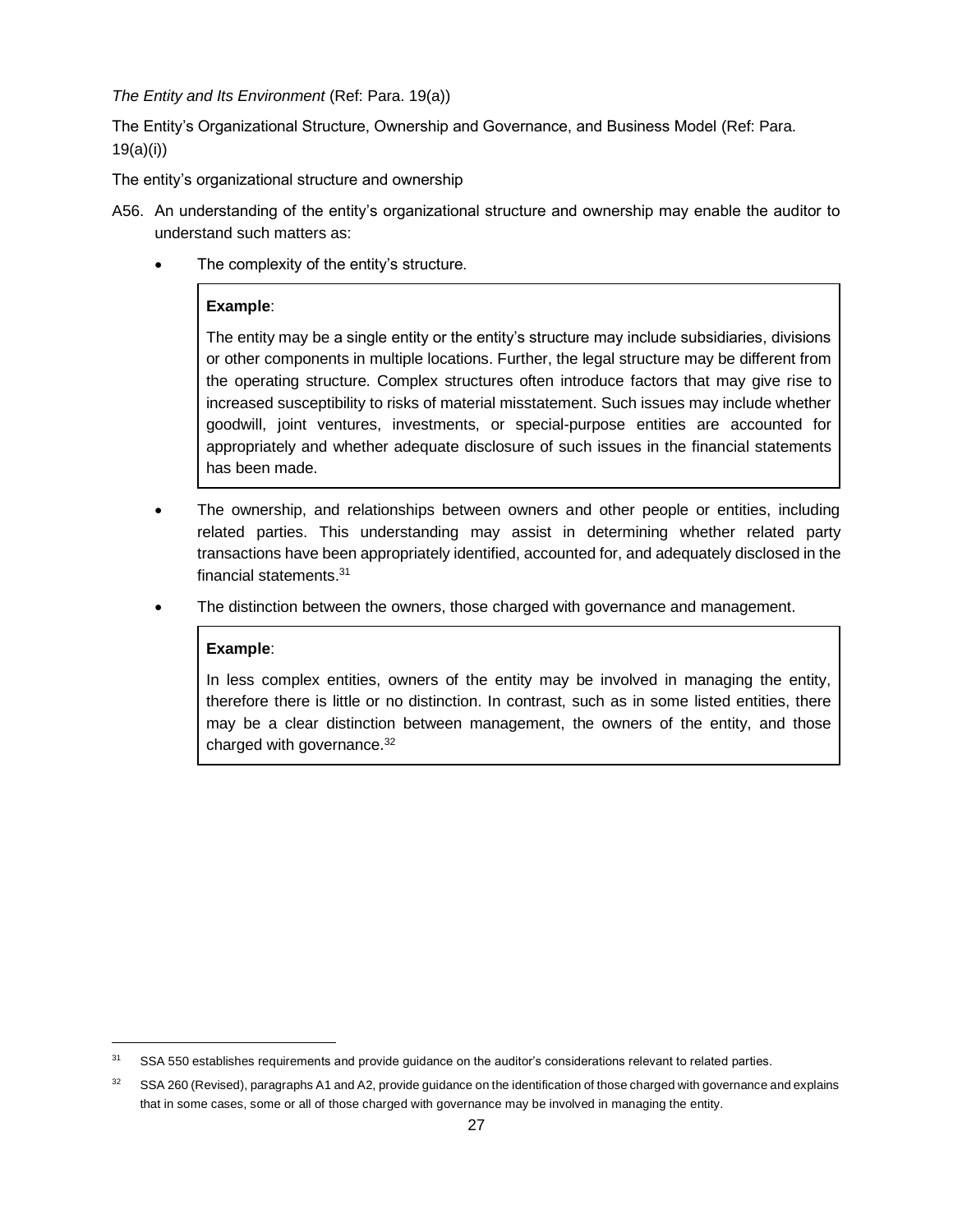*The Entity and Its Environment* (Ref: Para. 19(a))

The Entity's Organizational Structure, Ownership and Governance, and Business Model (Ref: Para. 19(a)(i))

The entity's organizational structure and ownership

A56. An understanding of the entity's organizational structure and ownership may enable the auditor to understand such matters as:

- The complexity of the entity's structure.

> **Example**:
>
> The entity may be a single entity or the entity's structure may include subsidiaries, divisions or other components in multiple locations. Further, the legal structure may be different from the operating structure. Complex structures often introduce factors that may give rise to increased susceptibility to risks of material misstatement. Such issues may include whether goodwill, joint ventures, investments, or special-purpose entities are accounted for appropriately and whether adequate disclosure of such issues in the financial statements has been made.

- The ownership, and relationships between owners and other people or entities, including related parties. This understanding may assist in determining whether related party transactions have been appropriately identified, accounted for, and adequately disclosed in the financial statements.[31]

- The distinction between the owners, those charged with governance and management.

> **Example**:
>
> In less complex entities, owners of the entity may be involved in managing the entity, therefore there is little or no distinction. In contrast, such as in some listed entities, there may be a clear distinction between management, the owners of the entity, and those charged with governance.[32]

---

[31] SSA 550 establishes requirements and provide guidance on the auditor's considerations relevant to related parties.

[32] SSA 260 (Revised), paragraphs A1 and A2, provide guidance on the identification of those charged with governance and explains that in some cases, some or all of those charged with governance may be involved in managing the entity.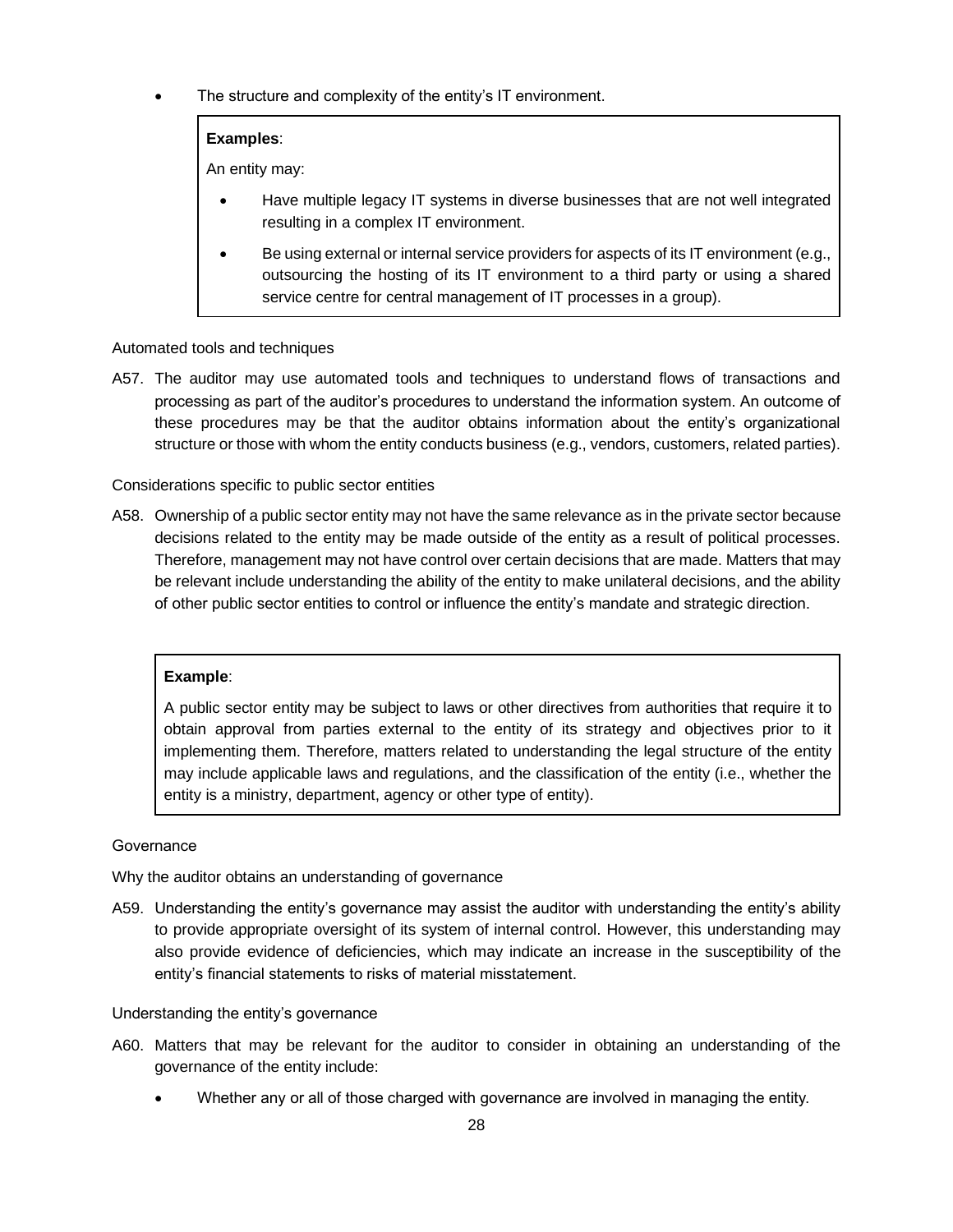- The structure and complexity of the entity's IT environment.

> **Examples**:
>
> An entity may:
>
> - Have multiple legacy IT systems in diverse businesses that are not well integrated resulting in a complex IT environment.
> - Be using external or internal service providers for aspects of its IT environment (e.g., outsourcing the hosting of its IT environment to a third party or using a shared service centre for central management of IT processes in a group).

Automated tools and techniques

A57. The auditor may use automated tools and techniques to understand flows of transactions and processing as part of the auditor's procedures to understand the information system. An outcome of these procedures may be that the auditor obtains information about the entity's organizational structure or those with whom the entity conducts business (e.g., vendors, customers, related parties).

Considerations specific to public sector entities

A58. Ownership of a public sector entity may not have the same relevance as in the private sector because decisions related to the entity may be made outside of the entity as a result of political processes. Therefore, management may not have control over certain decisions that are made. Matters that may be relevant include understanding the ability of the entity to make unilateral decisions, and the ability of other public sector entities to control or influence the entity's mandate and strategic direction.

> **Example**:
>
> A public sector entity may be subject to laws or other directives from authorities that require it to obtain approval from parties external to the entity of its strategy and objectives prior to it implementing them. Therefore, matters related to understanding the legal structure of the entity may include applicable laws and regulations, and the classification of the entity (i.e., whether the entity is a ministry, department, agency or other type of entity).

Governance

Why the auditor obtains an understanding of governance

A59. Understanding the entity's governance may assist the auditor with understanding the entity's ability to provide appropriate oversight of its system of internal control. However, this understanding may also provide evidence of deficiencies, which may indicate an increase in the susceptibility of the entity's financial statements to risks of material misstatement.

Understanding the entity's governance

A60. Matters that may be relevant for the auditor to consider in obtaining an understanding of the governance of the entity include:

- Whether any or all of those charged with governance are involved in managing the entity.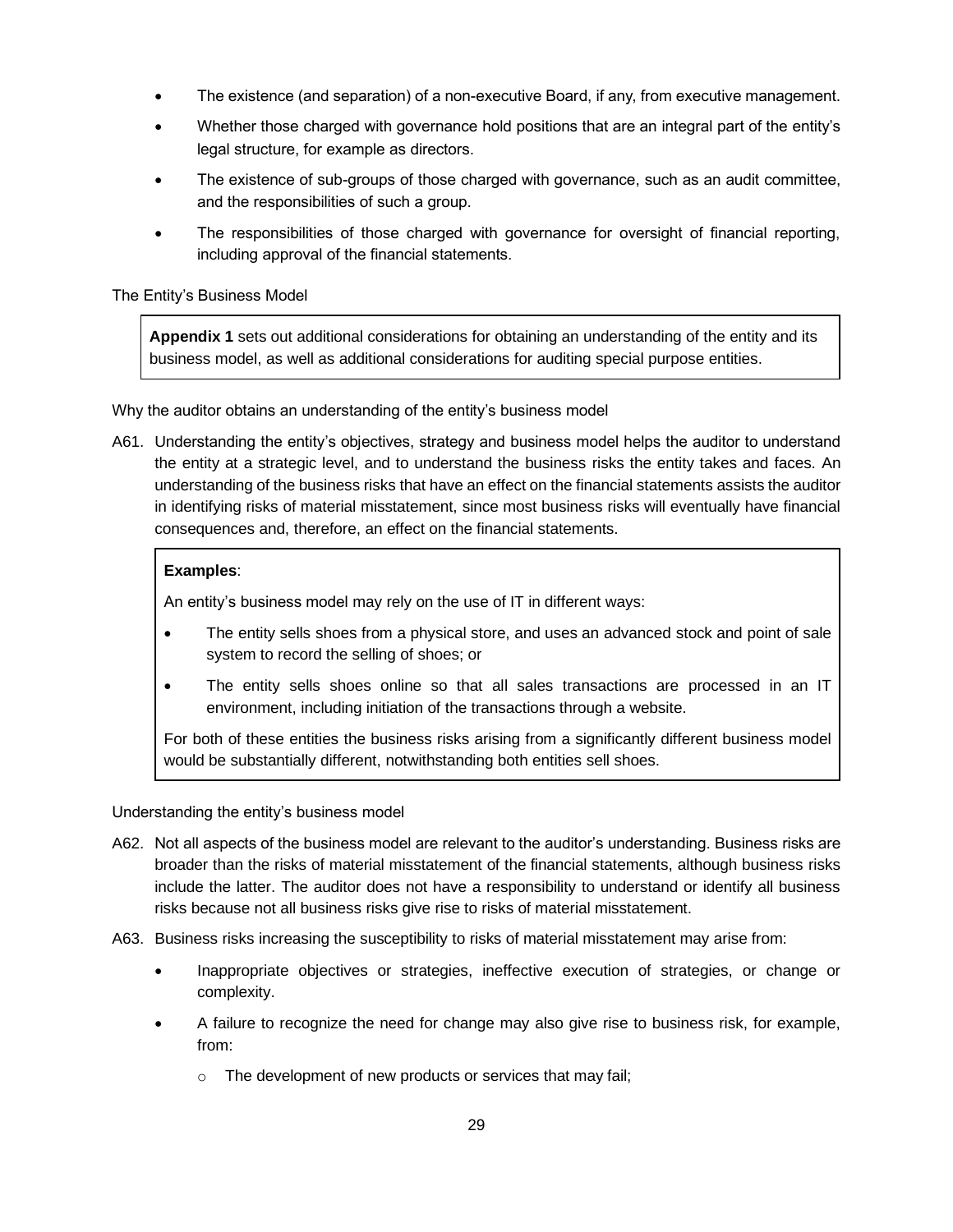- The existence (and separation) of a non-executive Board, if any, from executive management.
- Whether those charged with governance hold positions that are an integral part of the entity's legal structure, for example as directors.
- The existence of sub-groups of those charged with governance, such as an audit committee, and the responsibilities of such a group.
- The responsibilities of those charged with governance for oversight of financial reporting, including approval of the financial statements.

The Entity's Business Model

> **Appendix 1** sets out additional considerations for obtaining an understanding of the entity and its business model, as well as additional considerations for auditing special purpose entities.

Why the auditor obtains an understanding of the entity's business model

A61. Understanding the entity's objectives, strategy and business model helps the auditor to understand the entity at a strategic level, and to understand the business risks the entity takes and faces. An understanding of the business risks that have an effect on the financial statements assists the auditor in identifying risks of material misstatement, since most business risks will eventually have financial consequences and, therefore, an effect on the financial statements.

> **Examples**:
>
> An entity's business model may rely on the use of IT in different ways:
>
> - The entity sells shoes from a physical store, and uses an advanced stock and point of sale system to record the selling of shoes; or
> - The entity sells shoes online so that all sales transactions are processed in an IT environment, including initiation of the transactions through a website.
>
> For both of these entities the business risks arising from a significantly different business model would be substantially different, notwithstanding both entities sell shoes.

Understanding the entity's business model

A62. Not all aspects of the business model are relevant to the auditor's understanding. Business risks are broader than the risks of material misstatement of the financial statements, although business risks include the latter. The auditor does not have a responsibility to understand or identify all business risks because not all business risks give rise to risks of material misstatement.

A63. Business risks increasing the susceptibility to risks of material misstatement may arise from:

- Inappropriate objectives or strategies, ineffective execution of strategies, or change or complexity.
- A failure to recognize the need for change may also give rise to business risk, for example, from:
  - The development of new products or services that may fail;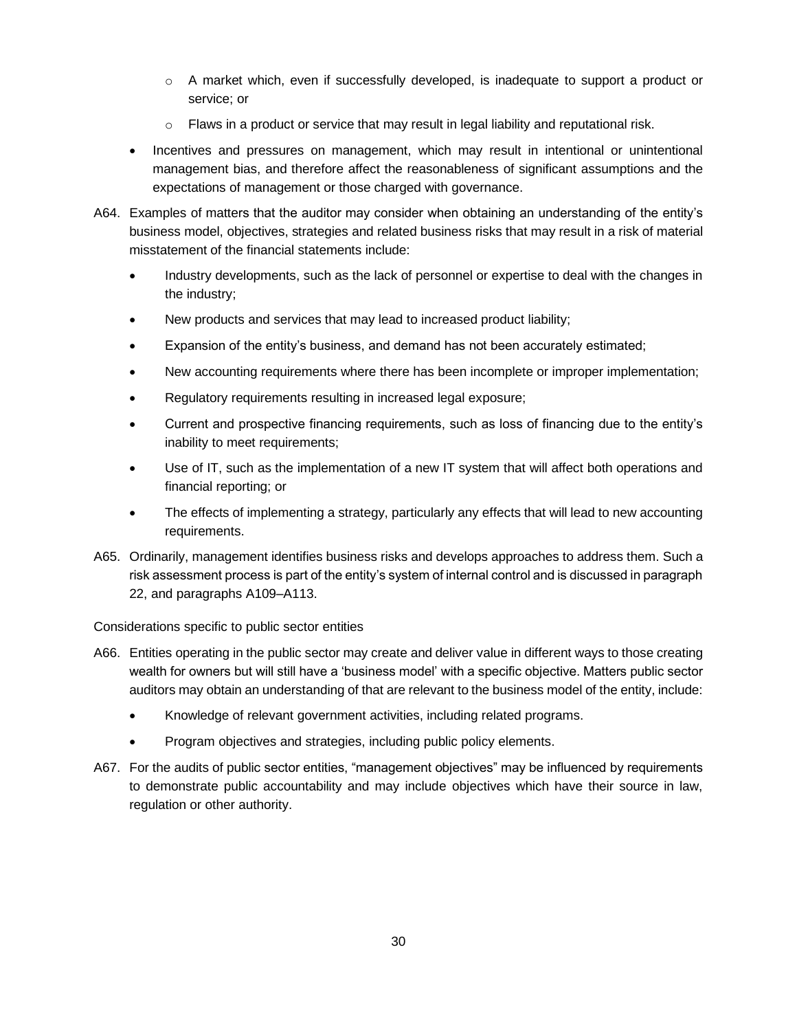- A market which, even if successfully developed, is inadequate to support a product or service; or
    - Flaws in a product or service that may result in legal liability and reputational risk.
- Incentives and pressures on management, which may result in intentional or unintentional management bias, and therefore affect the reasonableness of significant assumptions and the expectations of management or those charged with governance.

A64. Examples of matters that the auditor may consider when obtaining an understanding of the entity's business model, objectives, strategies and related business risks that may result in a risk of material misstatement of the financial statements include:

- Industry developments, such as the lack of personnel or expertise to deal with the changes in the industry;
- New products and services that may lead to increased product liability;
- Expansion of the entity's business, and demand has not been accurately estimated;
- New accounting requirements where there has been incomplete or improper implementation;
- Regulatory requirements resulting in increased legal exposure;
- Current and prospective financing requirements, such as loss of financing due to the entity's inability to meet requirements;
- Use of IT, such as the implementation of a new IT system that will affect both operations and financial reporting; or
- The effects of implementing a strategy, particularly any effects that will lead to new accounting requirements.

A65. Ordinarily, management identifies business risks and develops approaches to address them. Such a risk assessment process is part of the entity's system of internal control and is discussed in paragraph 22, and paragraphs A109–A113.

Considerations specific to public sector entities

A66. Entities operating in the public sector may create and deliver value in different ways to those creating wealth for owners but will still have a 'business model' with a specific objective. Matters public sector auditors may obtain an understanding of that are relevant to the business model of the entity, include:

- Knowledge of relevant government activities, including related programs.
- Program objectives and strategies, including public policy elements.

A67. For the audits of public sector entities, "management objectives" may be influenced by requirements to demonstrate public accountability and may include objectives which have their source in law, regulation or other authority.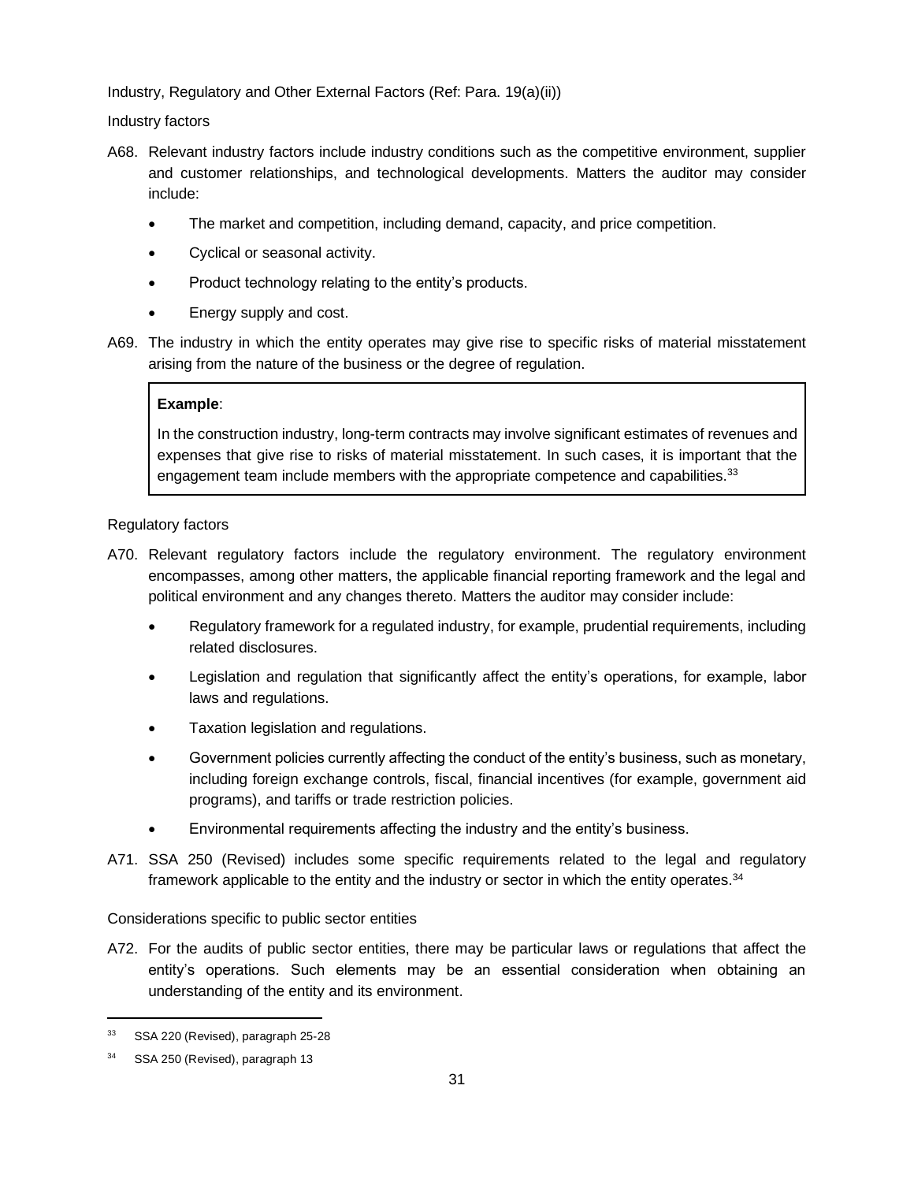Industry, Regulatory and Other External Factors (Ref: Para. 19(a)(ii))

Industry factors

A68. Relevant industry factors include industry conditions such as the competitive environment, supplier and customer relationships, and technological developments. Matters the auditor may consider include:

- The market and competition, including demand, capacity, and price competition.
- Cyclical or seasonal activity.
- Product technology relating to the entity's products.
- Energy supply and cost.

A69. The industry in which the entity operates may give rise to specific risks of material misstatement arising from the nature of the business or the degree of regulation.

> **Example**:
>
> In the construction industry, long-term contracts may involve significant estimates of revenues and expenses that give rise to risks of material misstatement. In such cases, it is important that the engagement team include members with the appropriate competence and capabilities.[33]

Regulatory factors

A70. Relevant regulatory factors include the regulatory environment. The regulatory environment encompasses, among other matters, the applicable financial reporting framework and the legal and political environment and any changes thereto. Matters the auditor may consider include:

- Regulatory framework for a regulated industry, for example, prudential requirements, including related disclosures.
- Legislation and regulation that significantly affect the entity's operations, for example, labor laws and regulations.
- Taxation legislation and regulations.
- Government policies currently affecting the conduct of the entity's business, such as monetary, including foreign exchange controls, fiscal, financial incentives (for example, government aid programs), and tariffs or trade restriction policies.
- Environmental requirements affecting the industry and the entity's business.

A71. SSA 250 (Revised) includes some specific requirements related to the legal and regulatory framework applicable to the entity and the industry or sector in which the entity operates.[34]

Considerations specific to public sector entities

A72. For the audits of public sector entities, there may be particular laws or regulations that affect the entity's operations. Such elements may be an essential consideration when obtaining an understanding of the entity and its environment.

---

[33] SSA 220 (Revised), paragraph 25-28

[34] SSA 250 (Revised), paragraph 13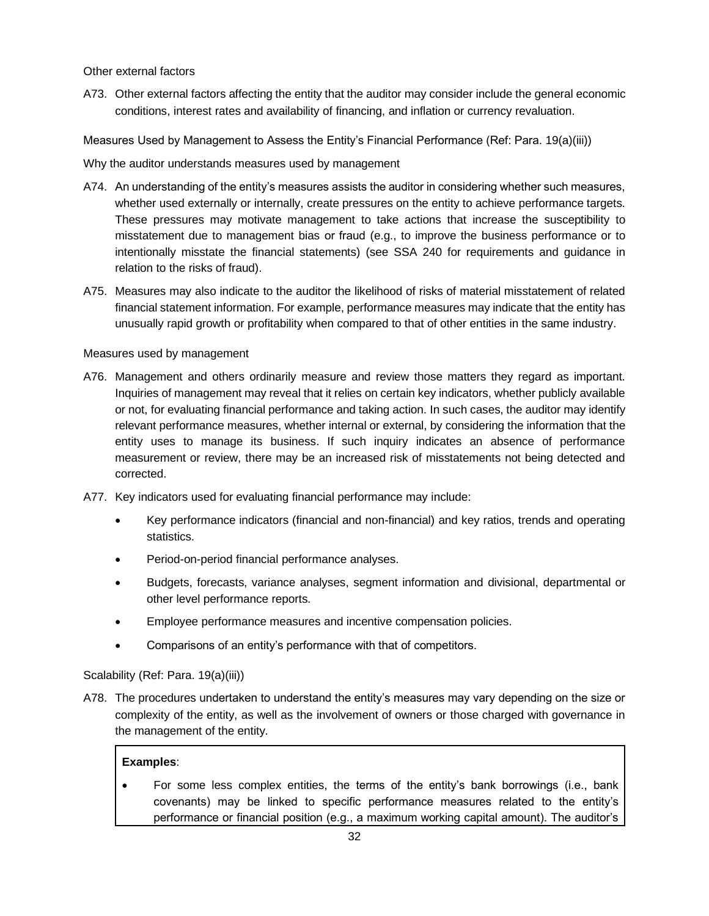Other external factors

A73. Other external factors affecting the entity that the auditor may consider include the general economic conditions, interest rates and availability of financing, and inflation or currency revaluation.

Measures Used by Management to Assess the Entity's Financial Performance (Ref: Para. 19(a)(iii))

Why the auditor understands measures used by management

A74. An understanding of the entity's measures assists the auditor in considering whether such measures, whether used externally or internally, create pressures on the entity to achieve performance targets. These pressures may motivate management to take actions that increase the susceptibility to misstatement due to management bias or fraud (e.g., to improve the business performance or to intentionally misstate the financial statements) (see SSA 240 for requirements and guidance in relation to the risks of fraud).

A75. Measures may also indicate to the auditor the likelihood of risks of material misstatement of related financial statement information. For example, performance measures may indicate that the entity has unusually rapid growth or profitability when compared to that of other entities in the same industry.

Measures used by management

A76. Management and others ordinarily measure and review those matters they regard as important. Inquiries of management may reveal that it relies on certain key indicators, whether publicly available or not, for evaluating financial performance and taking action. In such cases, the auditor may identify relevant performance measures, whether internal or external, by considering the information that the entity uses to manage its business. If such inquiry indicates an absence of performance measurement or review, there may be an increased risk of misstatements not being detected and corrected.

A77. Key indicators used for evaluating financial performance may include:

- Key performance indicators (financial and non-financial) and key ratios, trends and operating statistics.
- Period-on-period financial performance analyses.
- Budgets, forecasts, variance analyses, segment information and divisional, departmental or other level performance reports.
- Employee performance measures and incentive compensation policies.
- Comparisons of an entity's performance with that of competitors.

Scalability (Ref: Para. 19(a)(iii))

A78. The procedures undertaken to understand the entity's measures may vary depending on the size or complexity of the entity, as well as the involvement of owners or those charged with governance in the management of the entity.

**Examples**:

- For some less complex entities, the terms of the entity's bank borrowings (i.e., bank covenants) may be linked to specific performance measures related to the entity's performance or financial position (e.g., a maximum working capital amount). The auditor's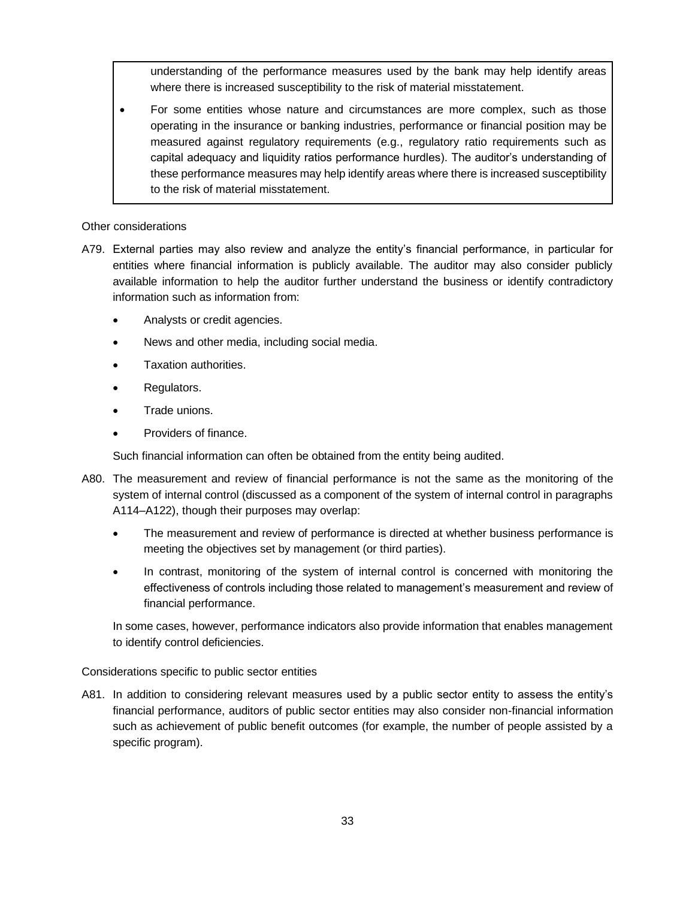understanding of the performance measures used by the bank may help identify areas where there is increased susceptibility to the risk of material misstatement.

- For some entities whose nature and circumstances are more complex, such as those operating in the insurance or banking industries, performance or financial position may be measured against regulatory requirements (e.g., regulatory ratio requirements such as capital adequacy and liquidity ratios performance hurdles). The auditor's understanding of these performance measures may help identify areas where there is increased susceptibility to the risk of material misstatement.

Other considerations

A79. External parties may also review and analyze the entity's financial performance, in particular for entities where financial information is publicly available. The auditor may also consider publicly available information to help the auditor further understand the business or identify contradictory information such as information from:

- Analysts or credit agencies.
- News and other media, including social media.
- Taxation authorities.
- Regulators.
- Trade unions.
- Providers of finance.

Such financial information can often be obtained from the entity being audited.

A80. The measurement and review of financial performance is not the same as the monitoring of the system of internal control (discussed as a component of the system of internal control in paragraphs A114–A122), though their purposes may overlap:

- The measurement and review of performance is directed at whether business performance is meeting the objectives set by management (or third parties).
- In contrast, monitoring of the system of internal control is concerned with monitoring the effectiveness of controls including those related to management's measurement and review of financial performance.

In some cases, however, performance indicators also provide information that enables management to identify control deficiencies.

Considerations specific to public sector entities

A81. In addition to considering relevant measures used by a public sector entity to assess the entity's financial performance, auditors of public sector entities may also consider non-financial information such as achievement of public benefit outcomes (for example, the number of people assisted by a specific program).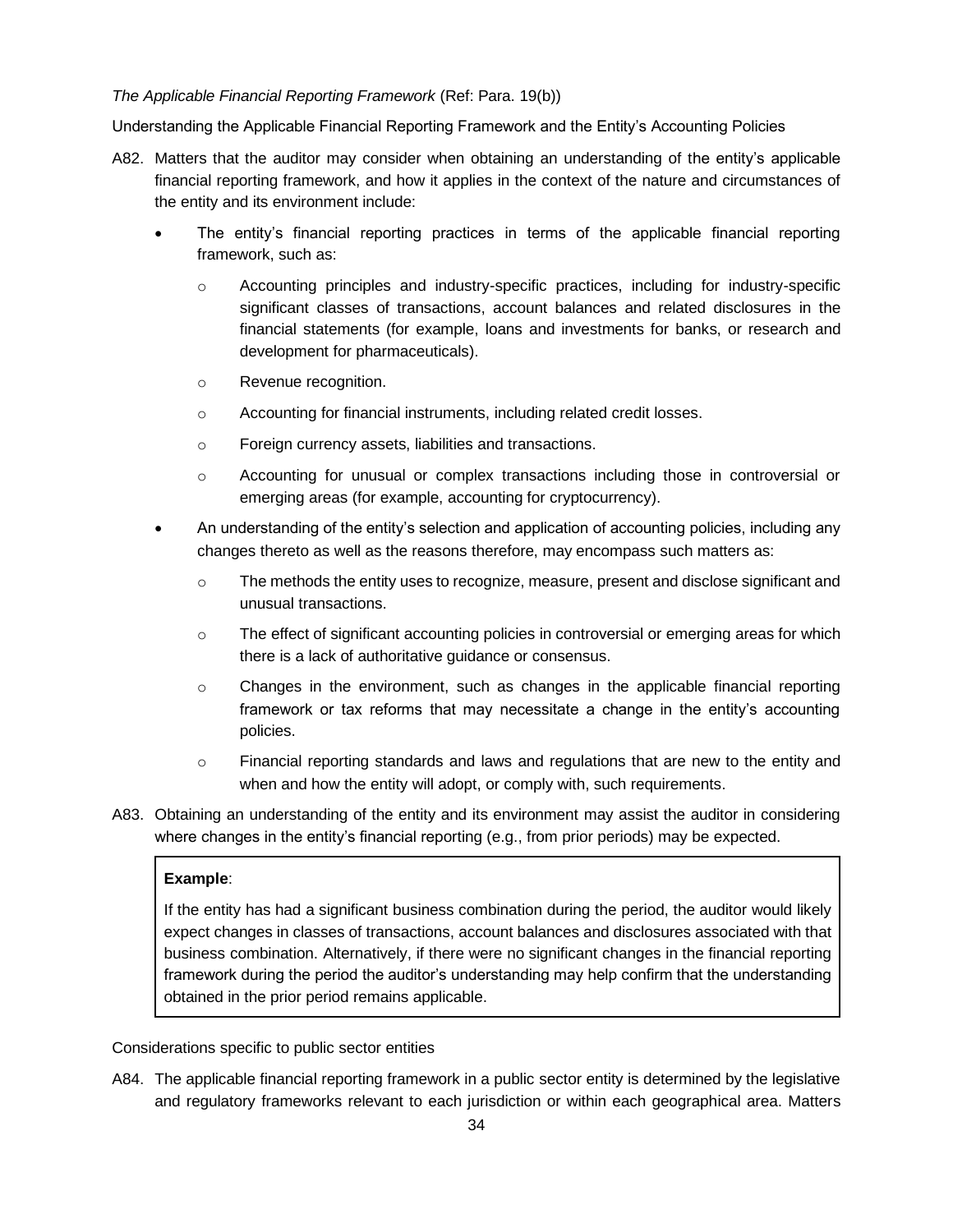*The Applicable Financial Reporting Framework* (Ref: Para. 19(b))

Understanding the Applicable Financial Reporting Framework and the Entity's Accounting Policies

A82. Matters that the auditor may consider when obtaining an understanding of the entity's applicable financial reporting framework, and how it applies in the context of the nature and circumstances of the entity and its environment include:

- The entity's financial reporting practices in terms of the applicable financial reporting framework, such as:
  - Accounting principles and industry-specific practices, including for industry-specific significant classes of transactions, account balances and related disclosures in the financial statements (for example, loans and investments for banks, or research and development for pharmaceuticals).
  - Revenue recognition.
  - Accounting for financial instruments, including related credit losses.
  - Foreign currency assets, liabilities and transactions.
  - Accounting for unusual or complex transactions including those in controversial or emerging areas (for example, accounting for cryptocurrency).
- An understanding of the entity's selection and application of accounting policies, including any changes thereto as well as the reasons therefore, may encompass such matters as:
  - The methods the entity uses to recognize, measure, present and disclose significant and unusual transactions.
  - The effect of significant accounting policies in controversial or emerging areas for which there is a lack of authoritative guidance or consensus.
  - Changes in the environment, such as changes in the applicable financial reporting framework or tax reforms that may necessitate a change in the entity's accounting policies.
  - Financial reporting standards and laws and regulations that are new to the entity and when and how the entity will adopt, or comply with, such requirements.

A83. Obtaining an understanding of the entity and its environment may assist the auditor in considering where changes in the entity's financial reporting (e.g., from prior periods) may be expected.

> **Example**:
>
> If the entity has had a significant business combination during the period, the auditor would likely expect changes in classes of transactions, account balances and disclosures associated with that business combination. Alternatively, if there were no significant changes in the financial reporting framework during the period the auditor's understanding may help confirm that the understanding obtained in the prior period remains applicable.

Considerations specific to public sector entities

A84. The applicable financial reporting framework in a public sector entity is determined by the legislative and regulatory frameworks relevant to each jurisdiction or within each geographical area. Matters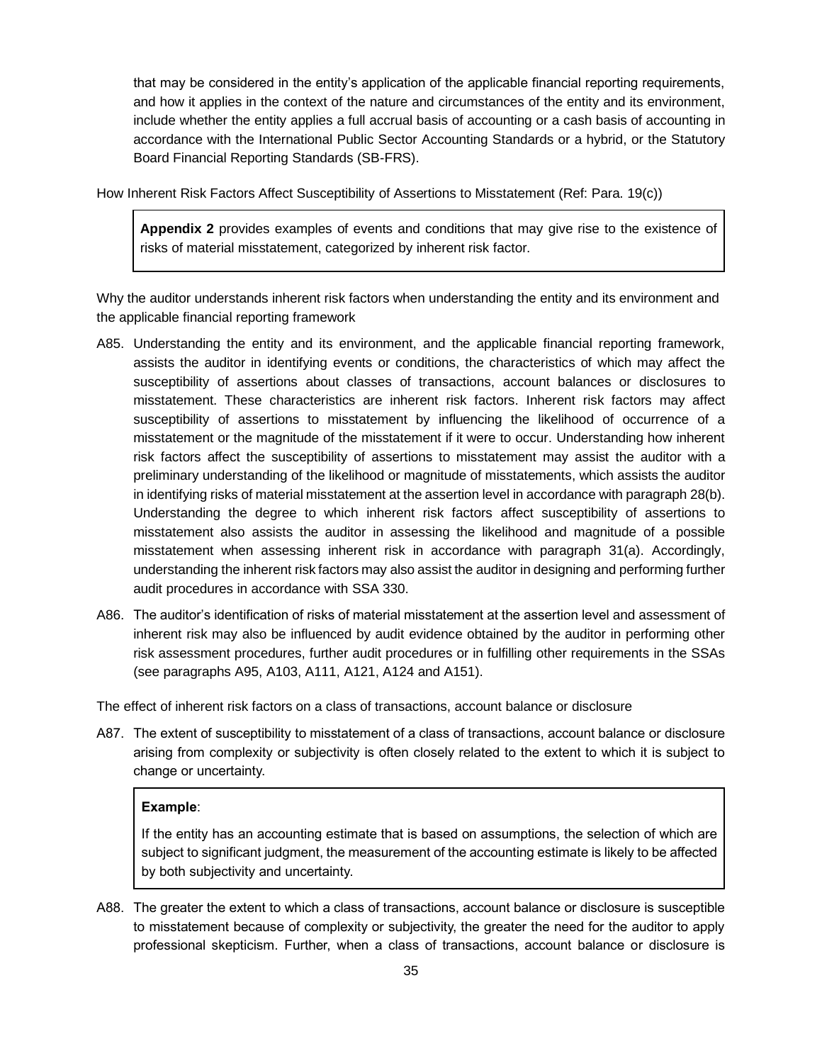that may be considered in the entity's application of the applicable financial reporting requirements, and how it applies in the context of the nature and circumstances of the entity and its environment, include whether the entity applies a full accrual basis of accounting or a cash basis of accounting in accordance with the International Public Sector Accounting Standards or a hybrid, or the Statutory Board Financial Reporting Standards (SB-FRS).

How Inherent Risk Factors Affect Susceptibility of Assertions to Misstatement (Ref: Para. 19(c))

> **Appendix 2** provides examples of events and conditions that may give rise to the existence of risks of material misstatement, categorized by inherent risk factor.

Why the auditor understands inherent risk factors when understanding the entity and its environment and the applicable financial reporting framework

A85. Understanding the entity and its environment, and the applicable financial reporting framework, assists the auditor in identifying events or conditions, the characteristics of which may affect the susceptibility of assertions about classes of transactions, account balances or disclosures to misstatement. These characteristics are inherent risk factors. Inherent risk factors may affect susceptibility of assertions to misstatement by influencing the likelihood of occurrence of a misstatement or the magnitude of the misstatement if it were to occur. Understanding how inherent risk factors affect the susceptibility of assertions to misstatement may assist the auditor with a preliminary understanding of the likelihood or magnitude of misstatements, which assists the auditor in identifying risks of material misstatement at the assertion level in accordance with paragraph 28(b). Understanding the degree to which inherent risk factors affect susceptibility of assertions to misstatement also assists the auditor in assessing the likelihood and magnitude of a possible misstatement when assessing inherent risk in accordance with paragraph 31(a). Accordingly, understanding the inherent risk factors may also assist the auditor in designing and performing further audit procedures in accordance with SSA 330.

A86. The auditor's identification of risks of material misstatement at the assertion level and assessment of inherent risk may also be influenced by audit evidence obtained by the auditor in performing other risk assessment procedures, further audit procedures or in fulfilling other requirements in the SSAs (see paragraphs A95, A103, A111, A121, A124 and A151).

The effect of inherent risk factors on a class of transactions, account balance or disclosure

A87. The extent of susceptibility to misstatement of a class of transactions, account balance or disclosure arising from complexity or subjectivity is often closely related to the extent to which it is subject to change or uncertainty.

> **Example**:
>
> If the entity has an accounting estimate that is based on assumptions, the selection of which are subject to significant judgment, the measurement of the accounting estimate is likely to be affected by both subjectivity and uncertainty.

A88. The greater the extent to which a class of transactions, account balance or disclosure is susceptible to misstatement because of complexity or subjectivity, the greater the need for the auditor to apply professional skepticism. Further, when a class of transactions, account balance or disclosure is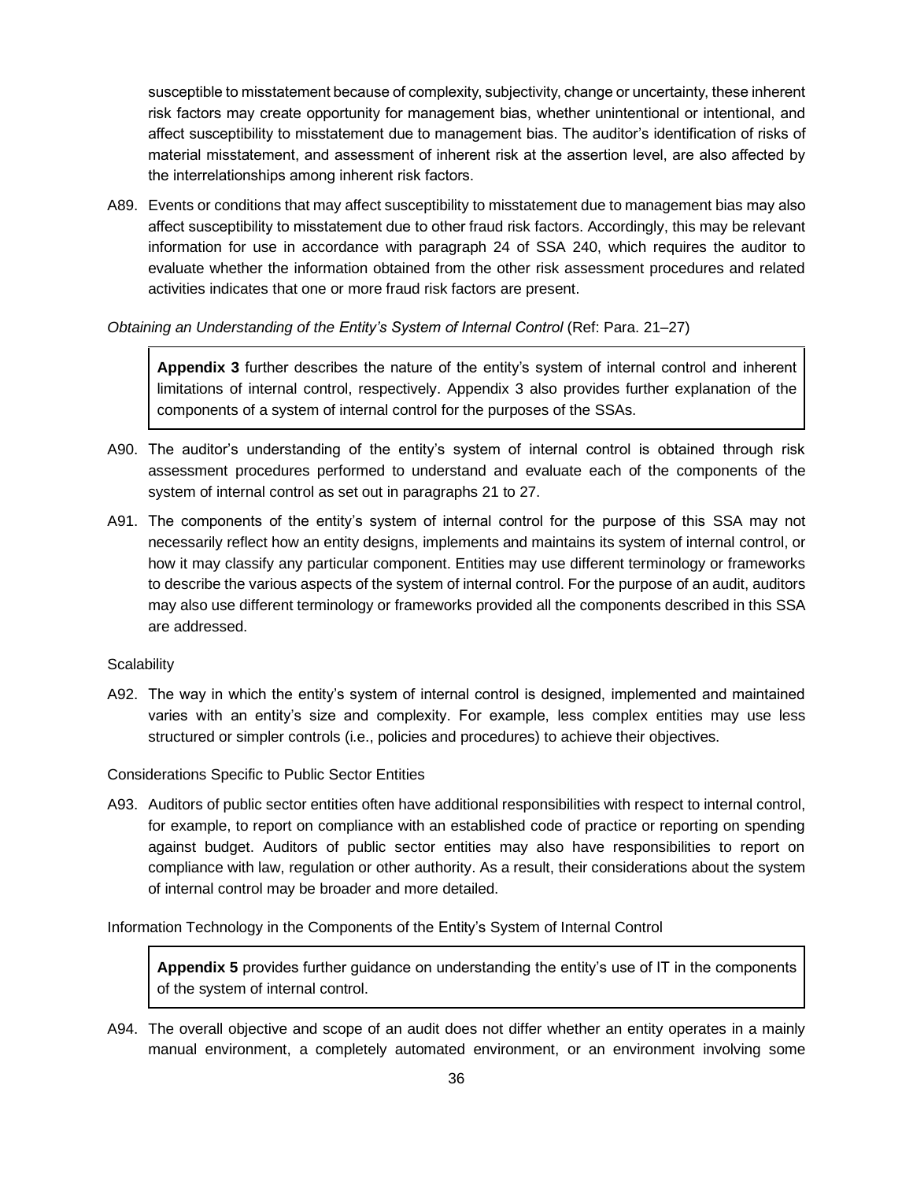susceptible to misstatement because of complexity, subjectivity, change or uncertainty, these inherent risk factors may create opportunity for management bias, whether unintentional or intentional, and affect susceptibility to misstatement due to management bias. The auditor's identification of risks of material misstatement, and assessment of inherent risk at the assertion level, are also affected by the interrelationships among inherent risk factors.

A89. Events or conditions that may affect susceptibility to misstatement due to management bias may also affect susceptibility to misstatement due to other fraud risk factors. Accordingly, this may be relevant information for use in accordance with paragraph 24 of SSA 240, which requires the auditor to evaluate whether the information obtained from the other risk assessment procedures and related activities indicates that one or more fraud risk factors are present.

*Obtaining an Understanding of the Entity's System of Internal Control* (Ref: Para. 21–27)

> **Appendix 3** further describes the nature of the entity's system of internal control and inherent limitations of internal control, respectively. Appendix 3 also provides further explanation of the components of a system of internal control for the purposes of the SSAs.

A90. The auditor's understanding of the entity's system of internal control is obtained through risk assessment procedures performed to understand and evaluate each of the components of the system of internal control as set out in paragraphs 21 to 27.

A91. The components of the entity's system of internal control for the purpose of this SSA may not necessarily reflect how an entity designs, implements and maintains its system of internal control, or how it may classify any particular component. Entities may use different terminology or frameworks to describe the various aspects of the system of internal control. For the purpose of an audit, auditors may also use different terminology or frameworks provided all the components described in this SSA are addressed.

Scalability

A92. The way in which the entity's system of internal control is designed, implemented and maintained varies with an entity's size and complexity. For example, less complex entities may use less structured or simpler controls (i.e., policies and procedures) to achieve their objectives.

Considerations Specific to Public Sector Entities

A93. Auditors of public sector entities often have additional responsibilities with respect to internal control, for example, to report on compliance with an established code of practice or reporting on spending against budget. Auditors of public sector entities may also have responsibilities to report on compliance with law, regulation or other authority. As a result, their considerations about the system of internal control may be broader and more detailed.

Information Technology in the Components of the Entity's System of Internal Control

> **Appendix 5** provides further guidance on understanding the entity's use of IT in the components of the system of internal control.

A94. The overall objective and scope of an audit does not differ whether an entity operates in a mainly manual environment, a completely automated environment, or an environment involving some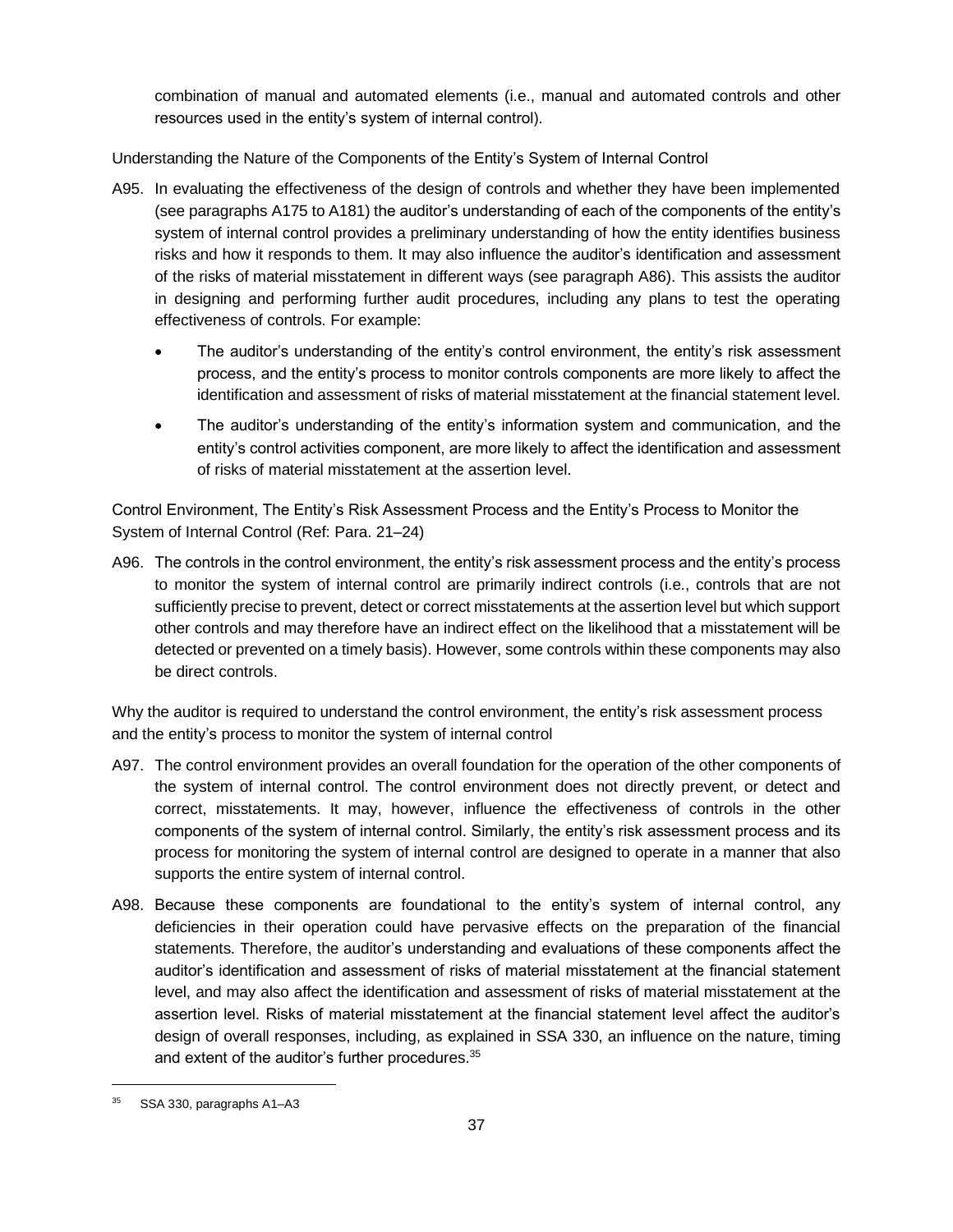combination of manual and automated elements (i.e., manual and automated controls and other resources used in the entity's system of internal control).

Understanding the Nature of the Components of the Entity's System of Internal Control

A95. In evaluating the effectiveness of the design of controls and whether they have been implemented (see paragraphs A175 to A181) the auditor's understanding of each of the components of the entity's system of internal control provides a preliminary understanding of how the entity identifies business risks and how it responds to them. It may also influence the auditor's identification and assessment of the risks of material misstatement in different ways (see paragraph A86). This assists the auditor in designing and performing further audit procedures, including any plans to test the operating effectiveness of controls. For example:

- The auditor's understanding of the entity's control environment, the entity's risk assessment process, and the entity's process to monitor controls components are more likely to affect the identification and assessment of risks of material misstatement at the financial statement level.
- The auditor's understanding of the entity's information system and communication, and the entity's control activities component, are more likely to affect the identification and assessment of risks of material misstatement at the assertion level.

Control Environment, The Entity's Risk Assessment Process and the Entity's Process to Monitor the System of Internal Control (Ref: Para. 21–24)

A96. The controls in the control environment, the entity's risk assessment process and the entity's process to monitor the system of internal control are primarily indirect controls (i.e., controls that are not sufficiently precise to prevent, detect or correct misstatements at the assertion level but which support other controls and may therefore have an indirect effect on the likelihood that a misstatement will be detected or prevented on a timely basis). However, some controls within these components may also be direct controls.

Why the auditor is required to understand the control environment, the entity's risk assessment process and the entity's process to monitor the system of internal control

A97. The control environment provides an overall foundation for the operation of the other components of the system of internal control. The control environment does not directly prevent, or detect and correct, misstatements. It may, however, influence the effectiveness of controls in the other components of the system of internal control. Similarly, the entity's risk assessment process and its process for monitoring the system of internal control are designed to operate in a manner that also supports the entire system of internal control.

A98. Because these components are foundational to the entity's system of internal control, any deficiencies in their operation could have pervasive effects on the preparation of the financial statements. Therefore, the auditor's understanding and evaluations of these components affect the auditor's identification and assessment of risks of material misstatement at the financial statement level, and may also affect the identification and assessment of risks of material misstatement at the assertion level. Risks of material misstatement at the financial statement level affect the auditor's design of overall responses, including, as explained in SSA 330, an influence on the nature, timing and extent of the auditor's further procedures.[35]

[35] SSA 330, paragraphs A1–A3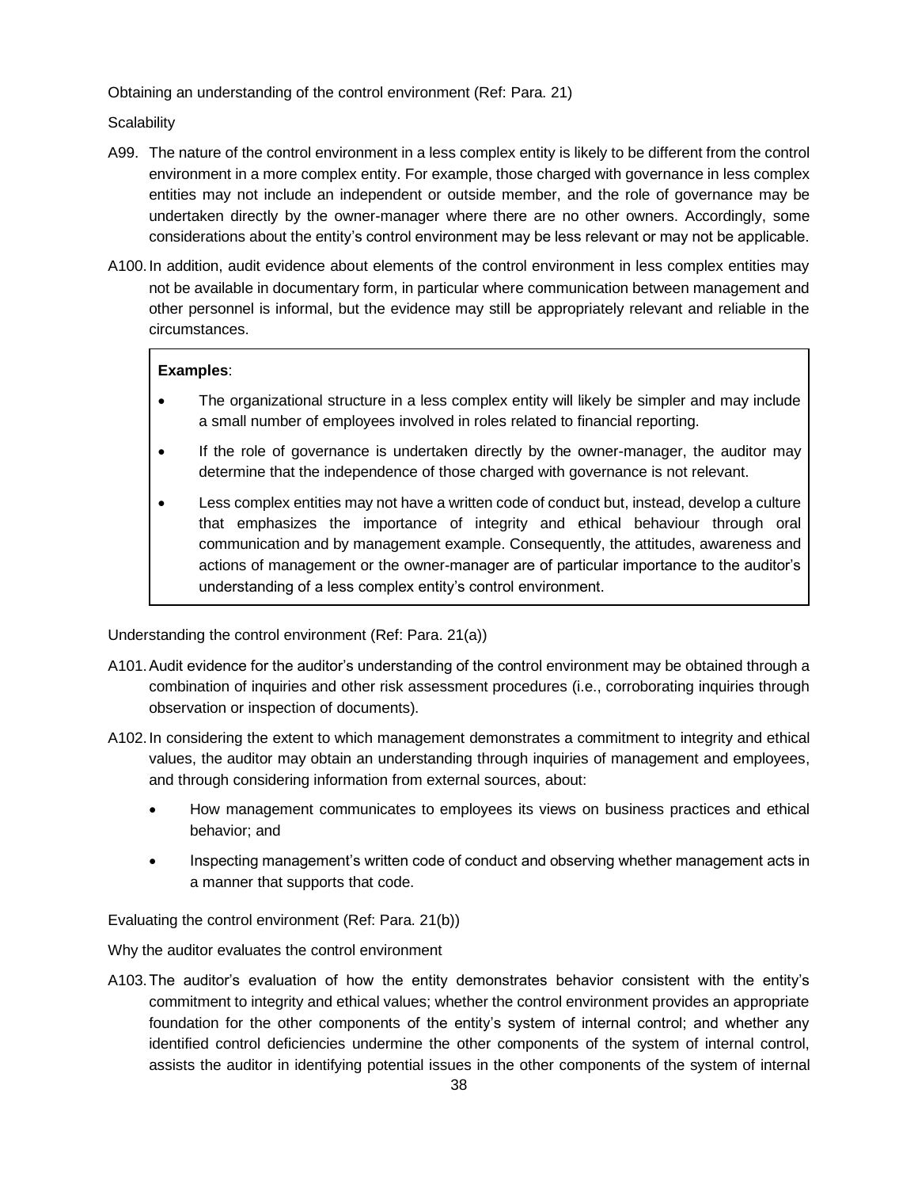Obtaining an understanding of the control environment (Ref: Para. 21)

Scalability

A99. The nature of the control environment in a less complex entity is likely to be different from the control environment in a more complex entity. For example, those charged with governance in less complex entities may not include an independent or outside member, and the role of governance may be undertaken directly by the owner-manager where there are no other owners. Accordingly, some considerations about the entity's control environment may be less relevant or may not be applicable.

A100. In addition, audit evidence about elements of the control environment in less complex entities may not be available in documentary form, in particular where communication between management and other personnel is informal, but the evidence may still be appropriately relevant and reliable in the circumstances.

> **Examples**:
>
> - The organizational structure in a less complex entity will likely be simpler and may include a small number of employees involved in roles related to financial reporting.
> - If the role of governance is undertaken directly by the owner-manager, the auditor may determine that the independence of those charged with governance is not relevant.
> - Less complex entities may not have a written code of conduct but, instead, develop a culture that emphasizes the importance of integrity and ethical behaviour through oral communication and by management example. Consequently, the attitudes, awareness and actions of management or the owner-manager are of particular importance to the auditor's understanding of a less complex entity's control environment.

Understanding the control environment (Ref: Para. 21(a))

A101. Audit evidence for the auditor's understanding of the control environment may be obtained through a combination of inquiries and other risk assessment procedures (i.e., corroborating inquiries through observation or inspection of documents).

A102. In considering the extent to which management demonstrates a commitment to integrity and ethical values, the auditor may obtain an understanding through inquiries of management and employees, and through considering information from external sources, about:

- How management communicates to employees its views on business practices and ethical behavior; and
- Inspecting management's written code of conduct and observing whether management acts in a manner that supports that code.

Evaluating the control environment (Ref: Para. 21(b))

Why the auditor evaluates the control environment

A103. The auditor's evaluation of how the entity demonstrates behavior consistent with the entity's commitment to integrity and ethical values; whether the control environment provides an appropriate foundation for the other components of the entity's system of internal control; and whether any identified control deficiencies undermine the other components of the system of internal control, assists the auditor in identifying potential issues in the other components of the system of internal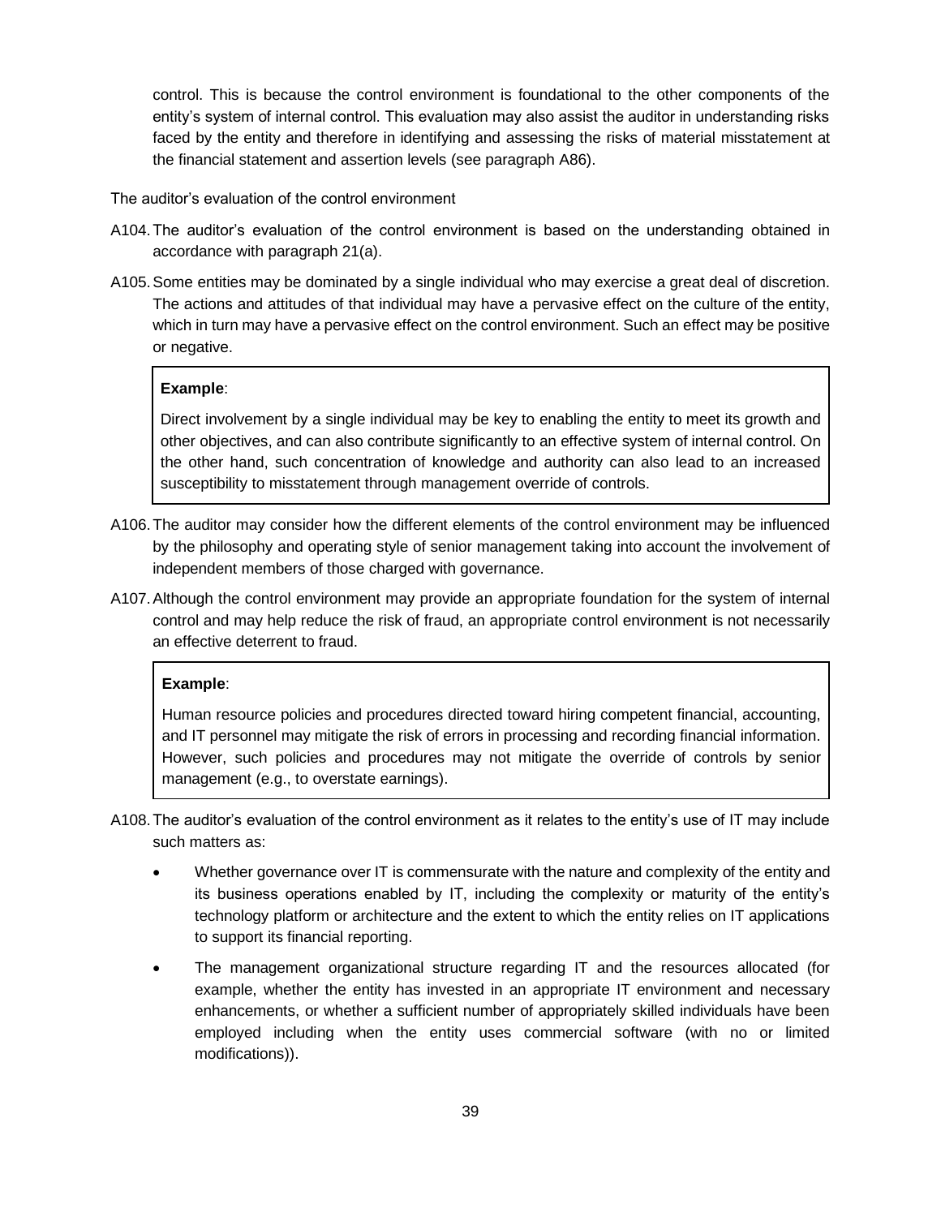control. This is because the control environment is foundational to the other components of the entity's system of internal control. This evaluation may also assist the auditor in understanding risks faced by the entity and therefore in identifying and assessing the risks of material misstatement at the financial statement and assertion levels (see paragraph A86).

The auditor's evaluation of the control environment

A104. The auditor's evaluation of the control environment is based on the understanding obtained in accordance with paragraph 21(a).

A105. Some entities may be dominated by a single individual who may exercise a great deal of discretion. The actions and attitudes of that individual may have a pervasive effect on the culture of the entity, which in turn may have a pervasive effect on the control environment. Such an effect may be positive or negative.

> **Example**:
>
> Direct involvement by a single individual may be key to enabling the entity to meet its growth and other objectives, and can also contribute significantly to an effective system of internal control. On the other hand, such concentration of knowledge and authority can also lead to an increased susceptibility to misstatement through management override of controls.

A106. The auditor may consider how the different elements of the control environment may be influenced by the philosophy and operating style of senior management taking into account the involvement of independent members of those charged with governance.

A107. Although the control environment may provide an appropriate foundation for the system of internal control and may help reduce the risk of fraud, an appropriate control environment is not necessarily an effective deterrent to fraud.

> **Example**:
>
> Human resource policies and procedures directed toward hiring competent financial, accounting, and IT personnel may mitigate the risk of errors in processing and recording financial information. However, such policies and procedures may not mitigate the override of controls by senior management (e.g., to overstate earnings).

A108. The auditor's evaluation of the control environment as it relates to the entity's use of IT may include such matters as:

- Whether governance over IT is commensurate with the nature and complexity of the entity and its business operations enabled by IT, including the complexity or maturity of the entity's technology platform or architecture and the extent to which the entity relies on IT applications to support its financial reporting.
- The management organizational structure regarding IT and the resources allocated (for example, whether the entity has invested in an appropriate IT environment and necessary enhancements, or whether a sufficient number of appropriately skilled individuals have been employed including when the entity uses commercial software (with no or limited modifications)).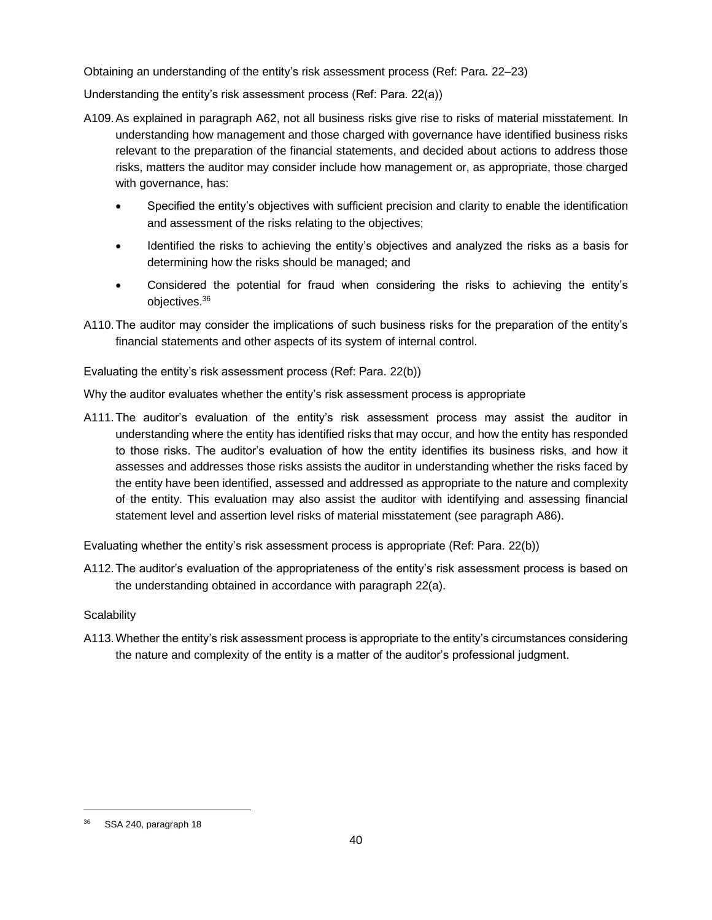Obtaining an understanding of the entity's risk assessment process (Ref: Para. 22–23)

Understanding the entity's risk assessment process (Ref: Para. 22(a))

A109. As explained in paragraph A62, not all business risks give rise to risks of material misstatement. In understanding how management and those charged with governance have identified business risks relevant to the preparation of the financial statements, and decided about actions to address those risks, matters the auditor may consider include how management or, as appropriate, those charged with governance, has:

- Specified the entity's objectives with sufficient precision and clarity to enable the identification and assessment of the risks relating to the objectives;
- Identified the risks to achieving the entity's objectives and analyzed the risks as a basis for determining how the risks should be managed; and
- Considered the potential for fraud when considering the risks to achieving the entity's objectives.[36]

A110. The auditor may consider the implications of such business risks for the preparation of the entity's financial statements and other aspects of its system of internal control.

Evaluating the entity's risk assessment process (Ref: Para. 22(b))

Why the auditor evaluates whether the entity's risk assessment process is appropriate

A111. The auditor's evaluation of the entity's risk assessment process may assist the auditor in understanding where the entity has identified risks that may occur, and how the entity has responded to those risks. The auditor's evaluation of how the entity identifies its business risks, and how it assesses and addresses those risks assists the auditor in understanding whether the risks faced by the entity have been identified, assessed and addressed as appropriate to the nature and complexity of the entity. This evaluation may also assist the auditor with identifying and assessing financial statement level and assertion level risks of material misstatement (see paragraph A86).

Evaluating whether the entity's risk assessment process is appropriate (Ref: Para. 22(b))

A112. The auditor's evaluation of the appropriateness of the entity's risk assessment process is based on the understanding obtained in accordance with paragraph 22(a).

Scalability

A113. Whether the entity's risk assessment process is appropriate to the entity's circumstances considering the nature and complexity of the entity is a matter of the auditor's professional judgment.

---

[36] SSA 240, paragraph 18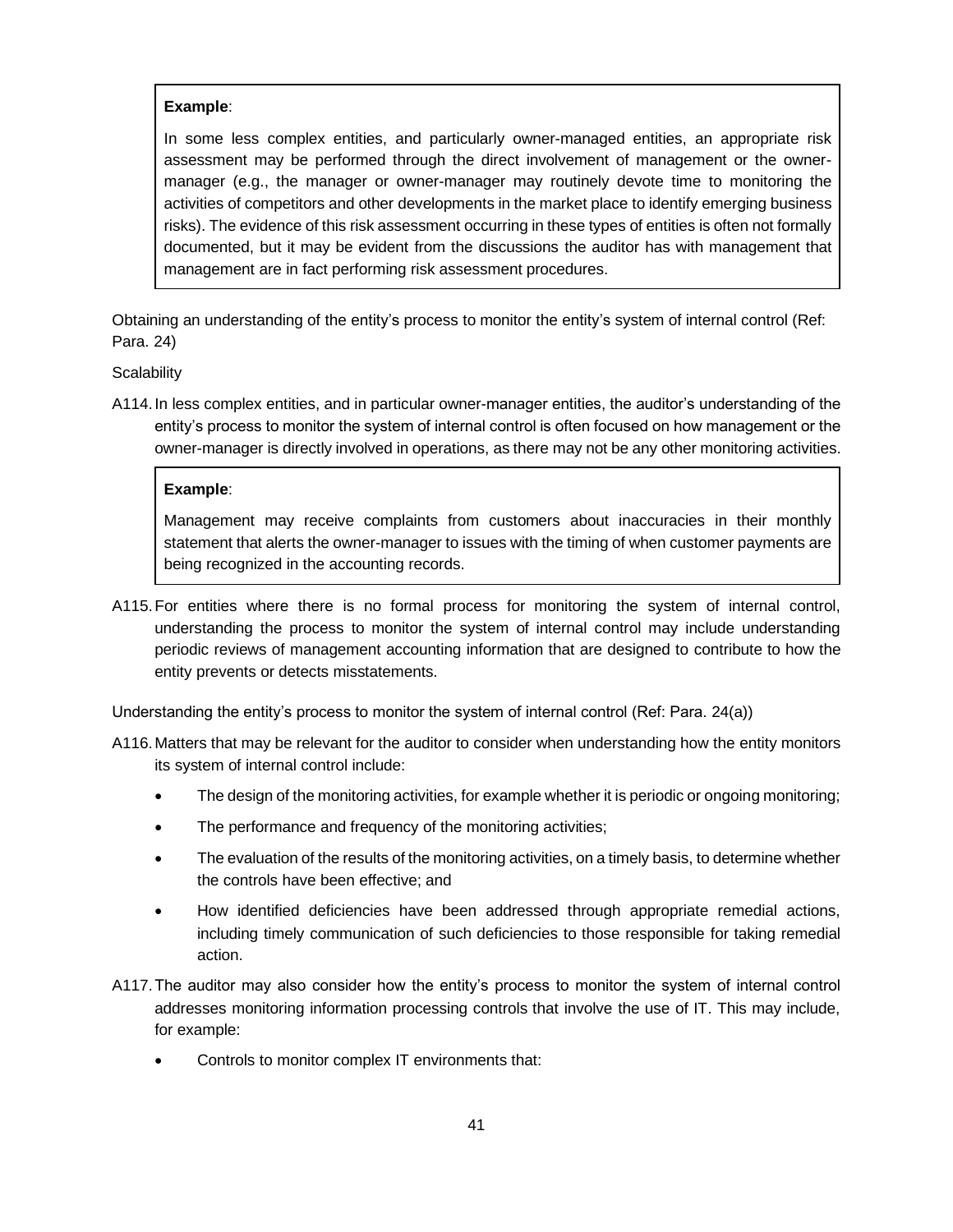> **Example**:
>
> In some less complex entities, and particularly owner-managed entities, an appropriate risk assessment may be performed through the direct involvement of management or the owner-manager (e.g., the manager or owner-manager may routinely devote time to monitoring the activities of competitors and other developments in the market place to identify emerging business risks). The evidence of this risk assessment occurring in these types of entities is often not formally documented, but it may be evident from the discussions the auditor has with management that management are in fact performing risk assessment procedures.

Obtaining an understanding of the entity's process to monitor the entity's system of internal control (Ref: Para. 24)

Scalability

A114. In less complex entities, and in particular owner-manager entities, the auditor's understanding of the entity's process to monitor the system of internal control is often focused on how management or the owner-manager is directly involved in operations, as there may not be any other monitoring activities.

> **Example**:
>
> Management may receive complaints from customers about inaccuracies in their monthly statement that alerts the owner-manager to issues with the timing of when customer payments are being recognized in the accounting records.

A115. For entities where there is no formal process for monitoring the system of internal control, understanding the process to monitor the system of internal control may include understanding periodic reviews of management accounting information that are designed to contribute to how the entity prevents or detects misstatements.

Understanding the entity's process to monitor the system of internal control (Ref: Para. 24(a))

A116. Matters that may be relevant for the auditor to consider when understanding how the entity monitors its system of internal control include:

- The design of the monitoring activities, for example whether it is periodic or ongoing monitoring;
- The performance and frequency of the monitoring activities;
- The evaluation of the results of the monitoring activities, on a timely basis, to determine whether the controls have been effective; and
- How identified deficiencies have been addressed through appropriate remedial actions, including timely communication of such deficiencies to those responsible for taking remedial action.

A117. The auditor may also consider how the entity's process to monitor the system of internal control addresses monitoring information processing controls that involve the use of IT. This may include, for example:

- Controls to monitor complex IT environments that: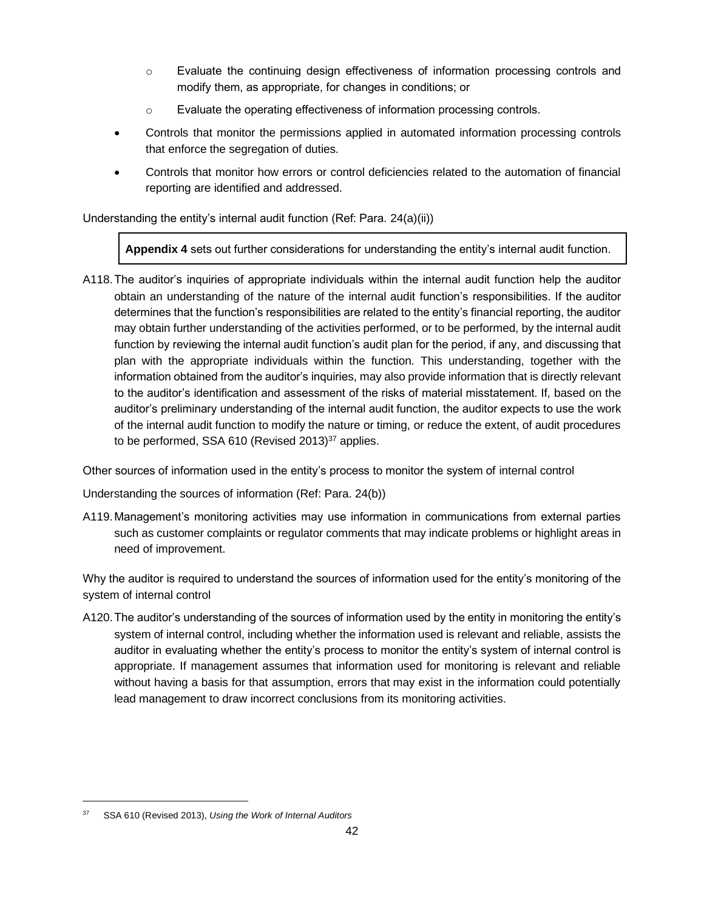- Evaluate the continuing design effectiveness of information processing controls and modify them, as appropriate, for changes in conditions; or
- Evaluate the operating effectiveness of information processing controls.

- Controls that monitor the permissions applied in automated information processing controls that enforce the segregation of duties.
- Controls that monitor how errors or control deficiencies related to the automation of financial reporting are identified and addressed.

Understanding the entity's internal audit function (Ref: Para. 24(a)(ii))

> **Appendix 4** sets out further considerations for understanding the entity's internal audit function.

A118. The auditor's inquiries of appropriate individuals within the internal audit function help the auditor obtain an understanding of the nature of the internal audit function's responsibilities. If the auditor determines that the function's responsibilities are related to the entity's financial reporting, the auditor may obtain further understanding of the activities performed, or to be performed, by the internal audit function by reviewing the internal audit function's audit plan for the period, if any, and discussing that plan with the appropriate individuals within the function. This understanding, together with the information obtained from the auditor's inquiries, may also provide information that is directly relevant to the auditor's identification and assessment of the risks of material misstatement. If, based on the auditor's preliminary understanding of the internal audit function, the auditor expects to use the work of the internal audit function to modify the nature or timing, or reduce the extent, of audit procedures to be performed, SSA 610 (Revised 2013)[37] applies.

Other sources of information used in the entity's process to monitor the system of internal control

Understanding the sources of information (Ref: Para. 24(b))

A119. Management's monitoring activities may use information in communications from external parties such as customer complaints or regulator comments that may indicate problems or highlight areas in need of improvement.

Why the auditor is required to understand the sources of information used for the entity's monitoring of the system of internal control

A120. The auditor's understanding of the sources of information used by the entity in monitoring the entity's system of internal control, including whether the information used is relevant and reliable, assists the auditor in evaluating whether the entity's process to monitor the entity's system of internal control is appropriate. If management assumes that information used for monitoring is relevant and reliable without having a basis for that assumption, errors that may exist in the information could potentially lead management to draw incorrect conclusions from its monitoring activities.

---

[37] SSA 610 (Revised 2013), *Using the Work of Internal Auditors*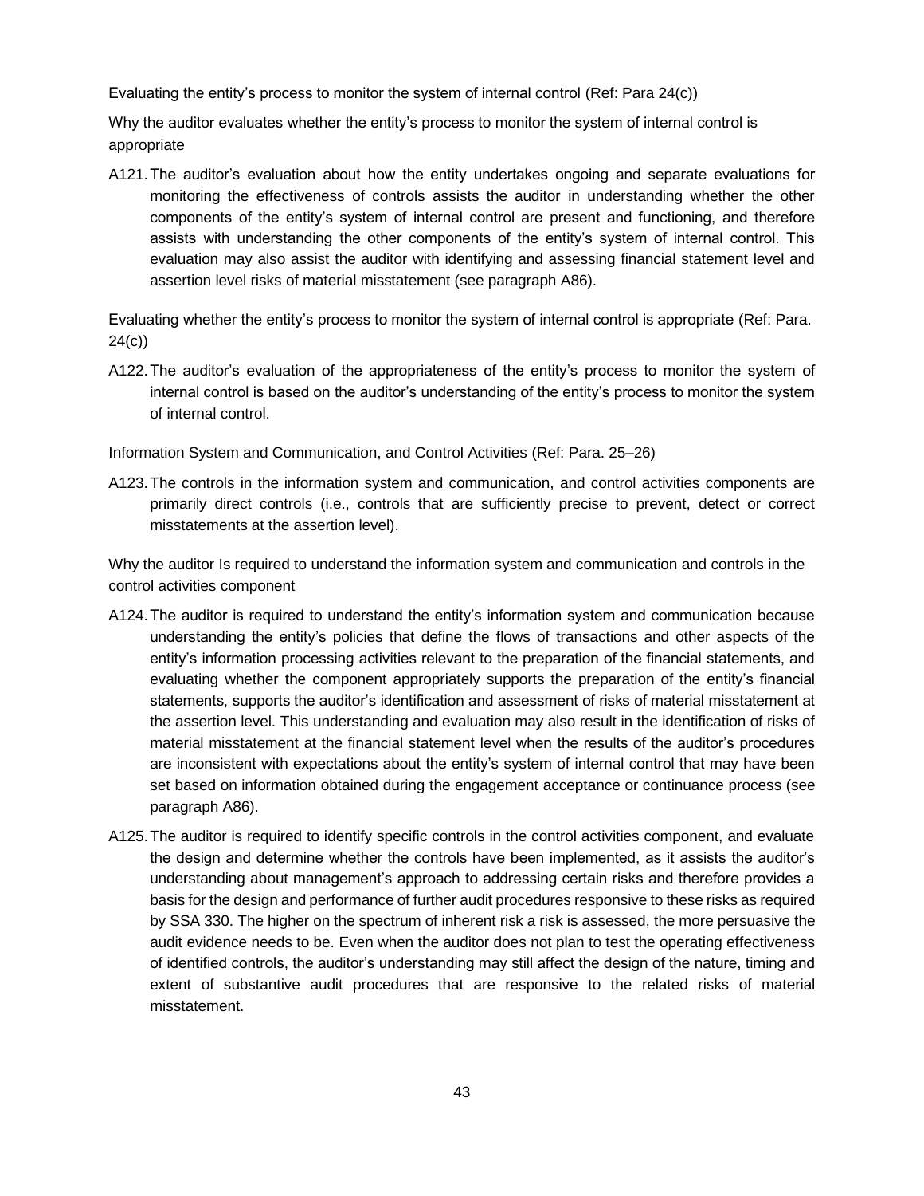Evaluating the entity's process to monitor the system of internal control (Ref: Para 24(c))

Why the auditor evaluates whether the entity's process to monitor the system of internal control is appropriate

A121. The auditor's evaluation about how the entity undertakes ongoing and separate evaluations for monitoring the effectiveness of controls assists the auditor in understanding whether the other components of the entity's system of internal control are present and functioning, and therefore assists with understanding the other components of the entity's system of internal control. This evaluation may also assist the auditor with identifying and assessing financial statement level and assertion level risks of material misstatement (see paragraph A86).

Evaluating whether the entity's process to monitor the system of internal control is appropriate (Ref: Para. 24(c))

A122. The auditor's evaluation of the appropriateness of the entity's process to monitor the system of internal control is based on the auditor's understanding of the entity's process to monitor the system of internal control.

Information System and Communication, and Control Activities (Ref: Para. 25–26)

A123. The controls in the information system and communication, and control activities components are primarily direct controls (i.e., controls that are sufficiently precise to prevent, detect or correct misstatements at the assertion level).

Why the auditor Is required to understand the information system and communication and controls in the control activities component

A124. The auditor is required to understand the entity's information system and communication because understanding the entity's policies that define the flows of transactions and other aspects of the entity's information processing activities relevant to the preparation of the financial statements, and evaluating whether the component appropriately supports the preparation of the entity's financial statements, supports the auditor's identification and assessment of risks of material misstatement at the assertion level. This understanding and evaluation may also result in the identification of risks of material misstatement at the financial statement level when the results of the auditor's procedures are inconsistent with expectations about the entity's system of internal control that may have been set based on information obtained during the engagement acceptance or continuance process (see paragraph A86).

A125. The auditor is required to identify specific controls in the control activities component, and evaluate the design and determine whether the controls have been implemented, as it assists the auditor's understanding about management's approach to addressing certain risks and therefore provides a basis for the design and performance of further audit procedures responsive to these risks as required by SSA 330. The higher on the spectrum of inherent risk a risk is assessed, the more persuasive the audit evidence needs to be. Even when the auditor does not plan to test the operating effectiveness of identified controls, the auditor's understanding may still affect the design of the nature, timing and extent of substantive audit procedures that are responsive to the related risks of material misstatement.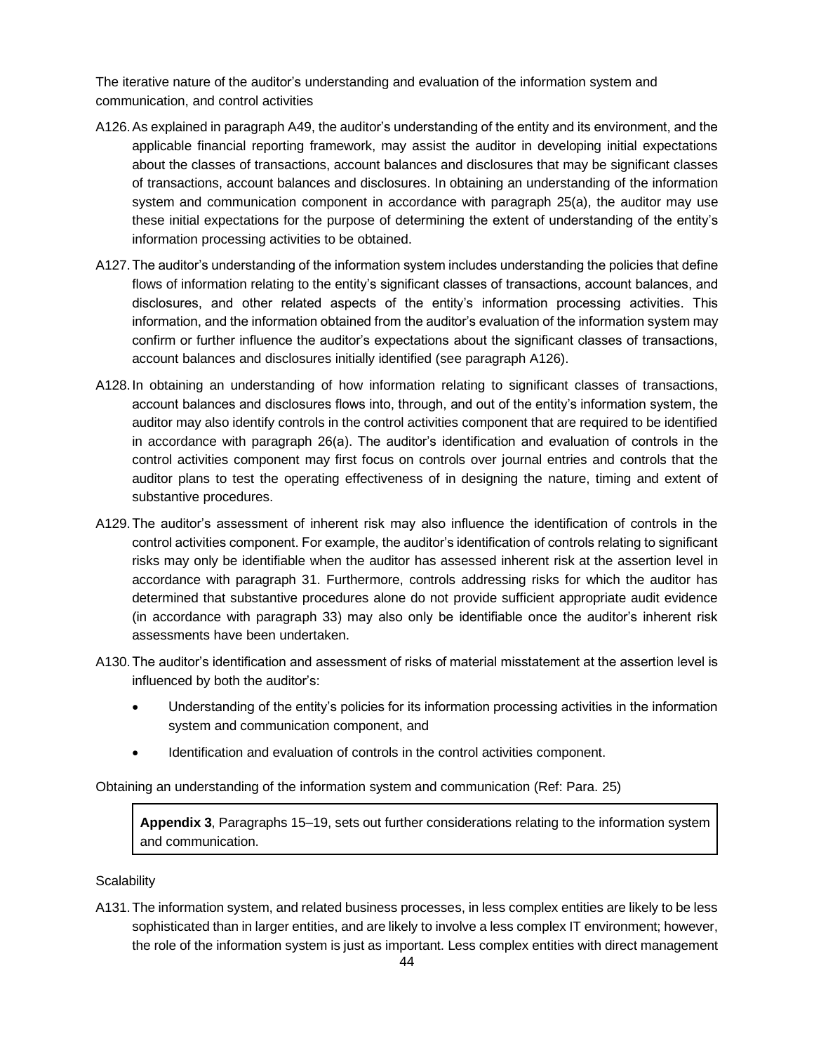The iterative nature of the auditor's understanding and evaluation of the information system and communication, and control activities

A126. As explained in paragraph A49, the auditor's understanding of the entity and its environment, and the applicable financial reporting framework, may assist the auditor in developing initial expectations about the classes of transactions, account balances and disclosures that may be significant classes of transactions, account balances and disclosures. In obtaining an understanding of the information system and communication component in accordance with paragraph 25(a), the auditor may use these initial expectations for the purpose of determining the extent of understanding of the entity's information processing activities to be obtained.

A127. The auditor's understanding of the information system includes understanding the policies that define flows of information relating to the entity's significant classes of transactions, account balances, and disclosures, and other related aspects of the entity's information processing activities. This information, and the information obtained from the auditor's evaluation of the information system may confirm or further influence the auditor's expectations about the significant classes of transactions, account balances and disclosures initially identified (see paragraph A126).

A128. In obtaining an understanding of how information relating to significant classes of transactions, account balances and disclosures flows into, through, and out of the entity's information system, the auditor may also identify controls in the control activities component that are required to be identified in accordance with paragraph 26(a). The auditor's identification and evaluation of controls in the control activities component may first focus on controls over journal entries and controls that the auditor plans to test the operating effectiveness of in designing the nature, timing and extent of substantive procedures.

A129. The auditor's assessment of inherent risk may also influence the identification of controls in the control activities component. For example, the auditor's identification of controls relating to significant risks may only be identifiable when the auditor has assessed inherent risk at the assertion level in accordance with paragraph 31. Furthermore, controls addressing risks for which the auditor has determined that substantive procedures alone do not provide sufficient appropriate audit evidence (in accordance with paragraph 33) may also only be identifiable once the auditor's inherent risk assessments have been undertaken.

A130. The auditor's identification and assessment of risks of material misstatement at the assertion level is influenced by both the auditor's:

- Understanding of the entity's policies for its information processing activities in the information system and communication component, and
- Identification and evaluation of controls in the control activities component.

Obtaining an understanding of the information system and communication (Ref: Para. 25)

> **Appendix 3**, Paragraphs 15–19, sets out further considerations relating to the information system and communication.

Scalability

A131. The information system, and related business processes, in less complex entities are likely to be less sophisticated than in larger entities, and are likely to involve a less complex IT environment; however, the role of the information system is just as important. Less complex entities with direct management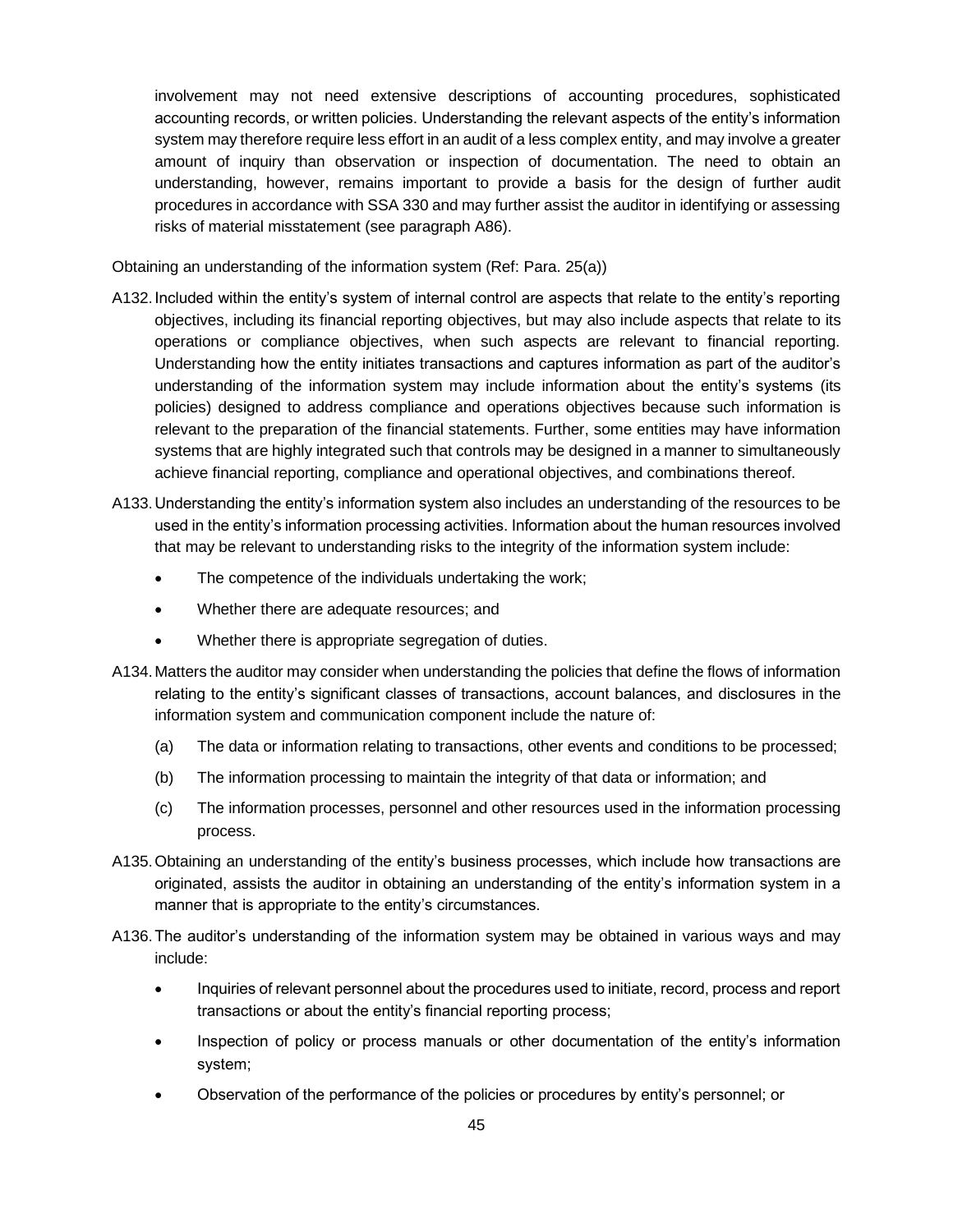involvement may not need extensive descriptions of accounting procedures, sophisticated accounting records, or written policies. Understanding the relevant aspects of the entity's information system may therefore require less effort in an audit of a less complex entity, and may involve a greater amount of inquiry than observation or inspection of documentation. The need to obtain an understanding, however, remains important to provide a basis for the design of further audit procedures in accordance with SSA 330 and may further assist the auditor in identifying or assessing risks of material misstatement (see paragraph A86).

Obtaining an understanding of the information system (Ref: Para. 25(a))

A132. Included within the entity's system of internal control are aspects that relate to the entity's reporting objectives, including its financial reporting objectives, but may also include aspects that relate to its operations or compliance objectives, when such aspects are relevant to financial reporting. Understanding how the entity initiates transactions and captures information as part of the auditor's understanding of the information system may include information about the entity's systems (its policies) designed to address compliance and operations objectives because such information is relevant to the preparation of the financial statements. Further, some entities may have information systems that are highly integrated such that controls may be designed in a manner to simultaneously achieve financial reporting, compliance and operational objectives, and combinations thereof.

A133. Understanding the entity's information system also includes an understanding of the resources to be used in the entity's information processing activities. Information about the human resources involved that may be relevant to understanding risks to the integrity of the information system include:

- The competence of the individuals undertaking the work;
- Whether there are adequate resources; and
- Whether there is appropriate segregation of duties.

A134. Matters the auditor may consider when understanding the policies that define the flows of information relating to the entity's significant classes of transactions, account balances, and disclosures in the information system and communication component include the nature of:

(a) The data or information relating to transactions, other events and conditions to be processed;

(b) The information processing to maintain the integrity of that data or information; and

(c) The information processes, personnel and other resources used in the information processing process.

A135. Obtaining an understanding of the entity's business processes, which include how transactions are originated, assists the auditor in obtaining an understanding of the entity's information system in a manner that is appropriate to the entity's circumstances.

A136. The auditor's understanding of the information system may be obtained in various ways and may include:

- Inquiries of relevant personnel about the procedures used to initiate, record, process and report transactions or about the entity's financial reporting process;
- Inspection of policy or process manuals or other documentation of the entity's information system;
- Observation of the performance of the policies or procedures by entity's personnel; or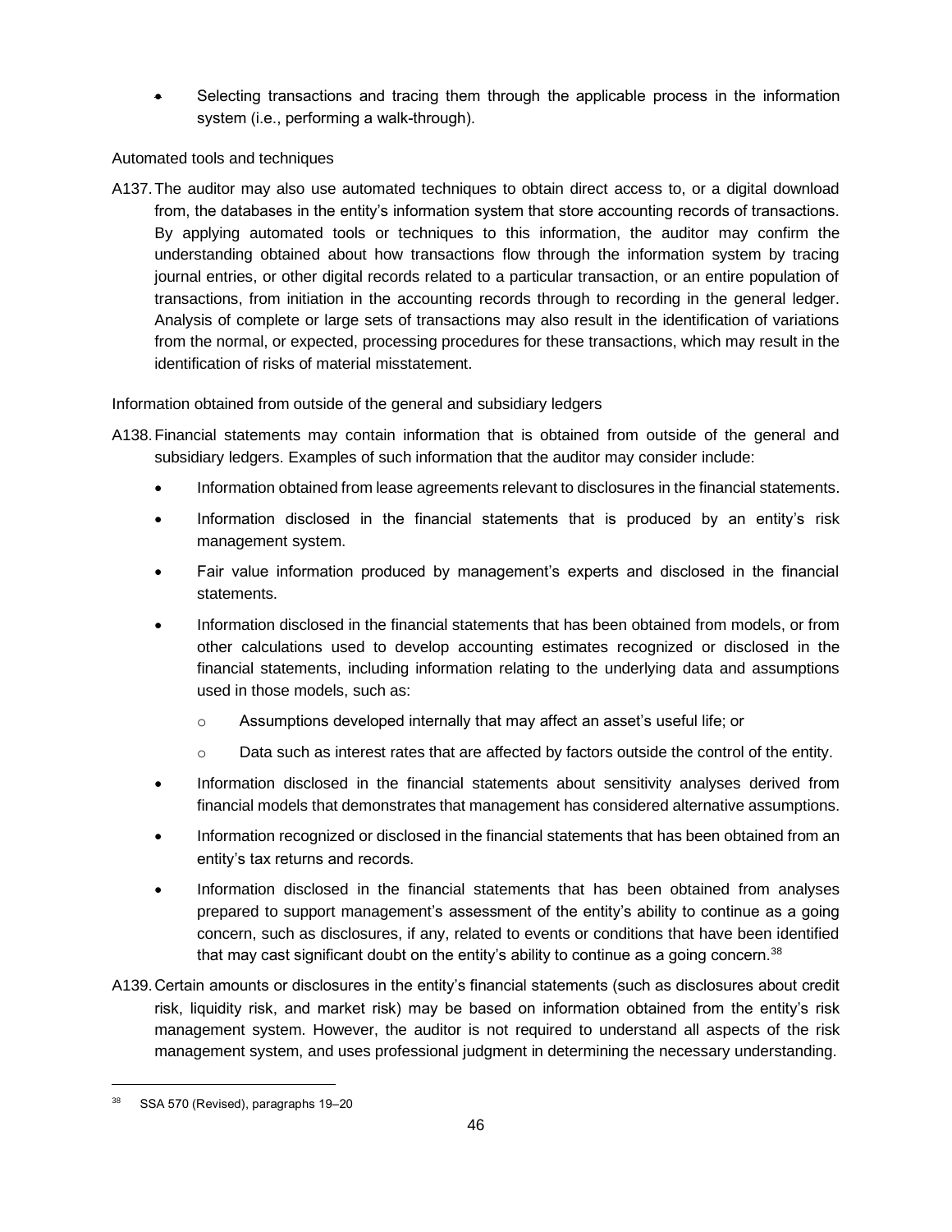- Selecting transactions and tracing them through the applicable process in the information system (i.e., performing a walk-through).

Automated tools and techniques

A137. The auditor may also use automated techniques to obtain direct access to, or a digital download from, the databases in the entity's information system that store accounting records of transactions. By applying automated tools or techniques to this information, the auditor may confirm the understanding obtained about how transactions flow through the information system by tracing journal entries, or other digital records related to a particular transaction, or an entire population of transactions, from initiation in the accounting records through to recording in the general ledger. Analysis of complete or large sets of transactions may also result in the identification of variations from the normal, or expected, processing procedures for these transactions, which may result in the identification of risks of material misstatement.

Information obtained from outside of the general and subsidiary ledgers

A138. Financial statements may contain information that is obtained from outside of the general and subsidiary ledgers. Examples of such information that the auditor may consider include:

- Information obtained from lease agreements relevant to disclosures in the financial statements.
- Information disclosed in the financial statements that is produced by an entity's risk management system.
- Fair value information produced by management's experts and disclosed in the financial statements.
- Information disclosed in the financial statements that has been obtained from models, or from other calculations used to develop accounting estimates recognized or disclosed in the financial statements, including information relating to the underlying data and assumptions used in those models, such as:
  - Assumptions developed internally that may affect an asset's useful life; or
  - Data such as interest rates that are affected by factors outside the control of the entity.
- Information disclosed in the financial statements about sensitivity analyses derived from financial models that demonstrates that management has considered alternative assumptions.
- Information recognized or disclosed in the financial statements that has been obtained from an entity's tax returns and records.
- Information disclosed in the financial statements that has been obtained from analyses prepared to support management's assessment of the entity's ability to continue as a going concern, such as disclosures, if any, related to events or conditions that have been identified that may cast significant doubt on the entity's ability to continue as a going concern.[38]

A139. Certain amounts or disclosures in the entity's financial statements (such as disclosures about credit risk, liquidity risk, and market risk) may be based on information obtained from the entity's risk management system. However, the auditor is not required to understand all aspects of the risk management system, and uses professional judgment in determining the necessary understanding.

[38] SSA 570 (Revised), paragraphs 19–20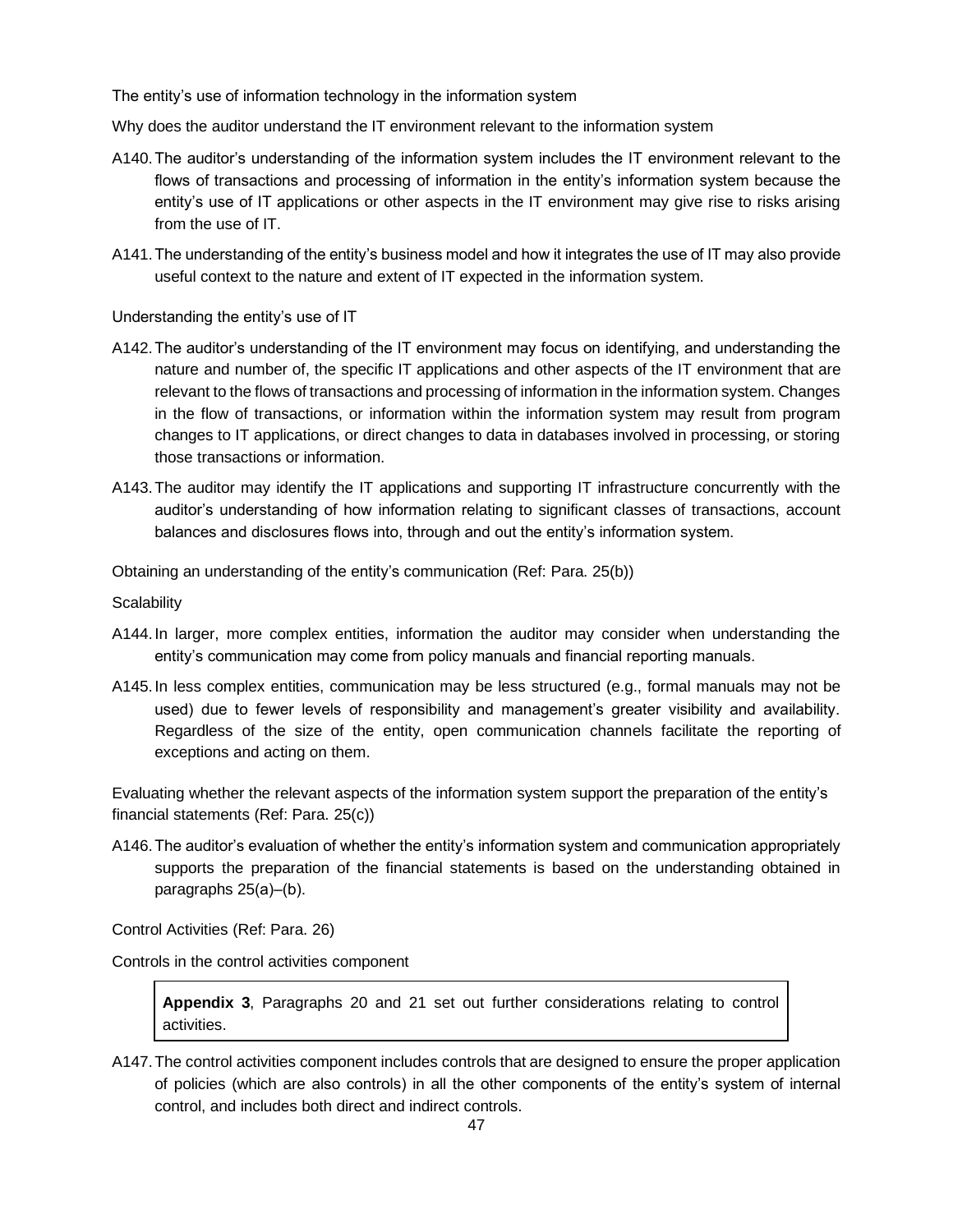The entity's use of information technology in the information system

Why does the auditor understand the IT environment relevant to the information system

A140. The auditor's understanding of the information system includes the IT environment relevant to the flows of transactions and processing of information in the entity's information system because the entity's use of IT applications or other aspects in the IT environment may give rise to risks arising from the use of IT.

A141. The understanding of the entity's business model and how it integrates the use of IT may also provide useful context to the nature and extent of IT expected in the information system.

Understanding the entity's use of IT

A142. The auditor's understanding of the IT environment may focus on identifying, and understanding the nature and number of, the specific IT applications and other aspects of the IT environment that are relevant to the flows of transactions and processing of information in the information system. Changes in the flow of transactions, or information within the information system may result from program changes to IT applications, or direct changes to data in databases involved in processing, or storing those transactions or information.

A143. The auditor may identify the IT applications and supporting IT infrastructure concurrently with the auditor's understanding of how information relating to significant classes of transactions, account balances and disclosures flows into, through and out the entity's information system.

Obtaining an understanding of the entity's communication (Ref: Para. 25(b))

Scalability

A144. In larger, more complex entities, information the auditor may consider when understanding the entity's communication may come from policy manuals and financial reporting manuals.

A145. In less complex entities, communication may be less structured (e.g., formal manuals may not be used) due to fewer levels of responsibility and management's greater visibility and availability. Regardless of the size of the entity, open communication channels facilitate the reporting of exceptions and acting on them.

Evaluating whether the relevant aspects of the information system support the preparation of the entity's financial statements (Ref: Para. 25(c))

A146. The auditor's evaluation of whether the entity's information system and communication appropriately supports the preparation of the financial statements is based on the understanding obtained in paragraphs 25(a)–(b).

Control Activities (Ref: Para. 26)

Controls in the control activities component

> **Appendix 3**, Paragraphs 20 and 21 set out further considerations relating to control activities.

A147. The control activities component includes controls that are designed to ensure the proper application of policies (which are also controls) in all the other components of the entity's system of internal control, and includes both direct and indirect controls.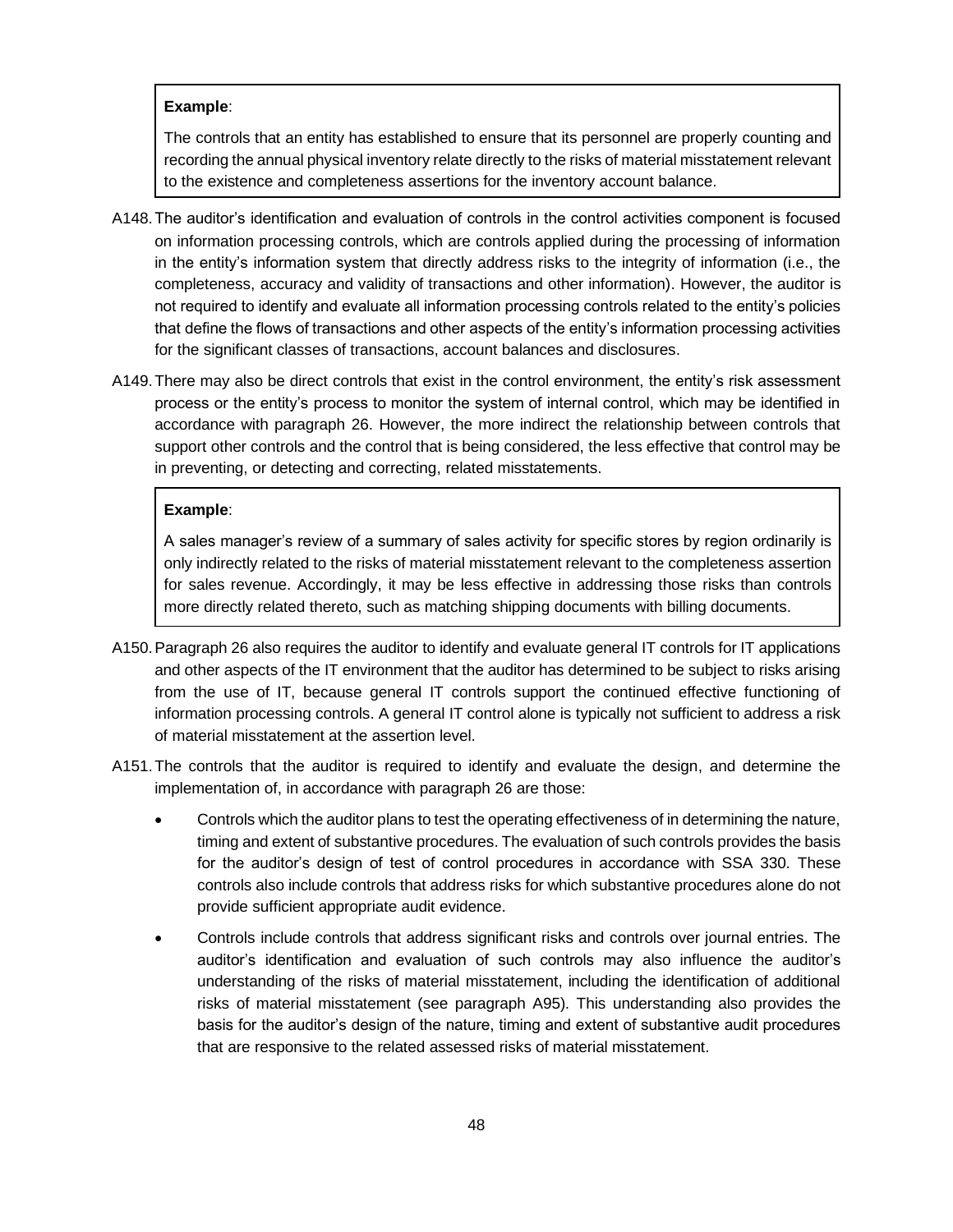> **Example**:
>
> The controls that an entity has established to ensure that its personnel are properly counting and recording the annual physical inventory relate directly to the risks of material misstatement relevant to the existence and completeness assertions for the inventory account balance.

A148. The auditor's identification and evaluation of controls in the control activities component is focused on information processing controls, which are controls applied during the processing of information in the entity's information system that directly address risks to the integrity of information (i.e., the completeness, accuracy and validity of transactions and other information). However, the auditor is not required to identify and evaluate all information processing controls related to the entity's policies that define the flows of transactions and other aspects of the entity's information processing activities for the significant classes of transactions, account balances and disclosures.

A149. There may also be direct controls that exist in the control environment, the entity's risk assessment process or the entity's process to monitor the system of internal control, which may be identified in accordance with paragraph 26. However, the more indirect the relationship between controls that support other controls and the control that is being considered, the less effective that control may be in preventing, or detecting and correcting, related misstatements.

> **Example**:
>
> A sales manager's review of a summary of sales activity for specific stores by region ordinarily is only indirectly related to the risks of material misstatement relevant to the completeness assertion for sales revenue. Accordingly, it may be less effective in addressing those risks than controls more directly related thereto, such as matching shipping documents with billing documents.

A150. Paragraph 26 also requires the auditor to identify and evaluate general IT controls for IT applications and other aspects of the IT environment that the auditor has determined to be subject to risks arising from the use of IT, because general IT controls support the continued effective functioning of information processing controls. A general IT control alone is typically not sufficient to address a risk of material misstatement at the assertion level.

A151. The controls that the auditor is required to identify and evaluate the design, and determine the implementation of, in accordance with paragraph 26 are those:

- Controls which the auditor plans to test the operating effectiveness of in determining the nature, timing and extent of substantive procedures. The evaluation of such controls provides the basis for the auditor's design of test of control procedures in accordance with SSA 330. These controls also include controls that address risks for which substantive procedures alone do not provide sufficient appropriate audit evidence.
- Controls include controls that address significant risks and controls over journal entries. The auditor's identification and evaluation of such controls may also influence the auditor's understanding of the risks of material misstatement, including the identification of additional risks of material misstatement (see paragraph A95). This understanding also provides the basis for the auditor's design of the nature, timing and extent of substantive audit procedures that are responsive to the related assessed risks of material misstatement.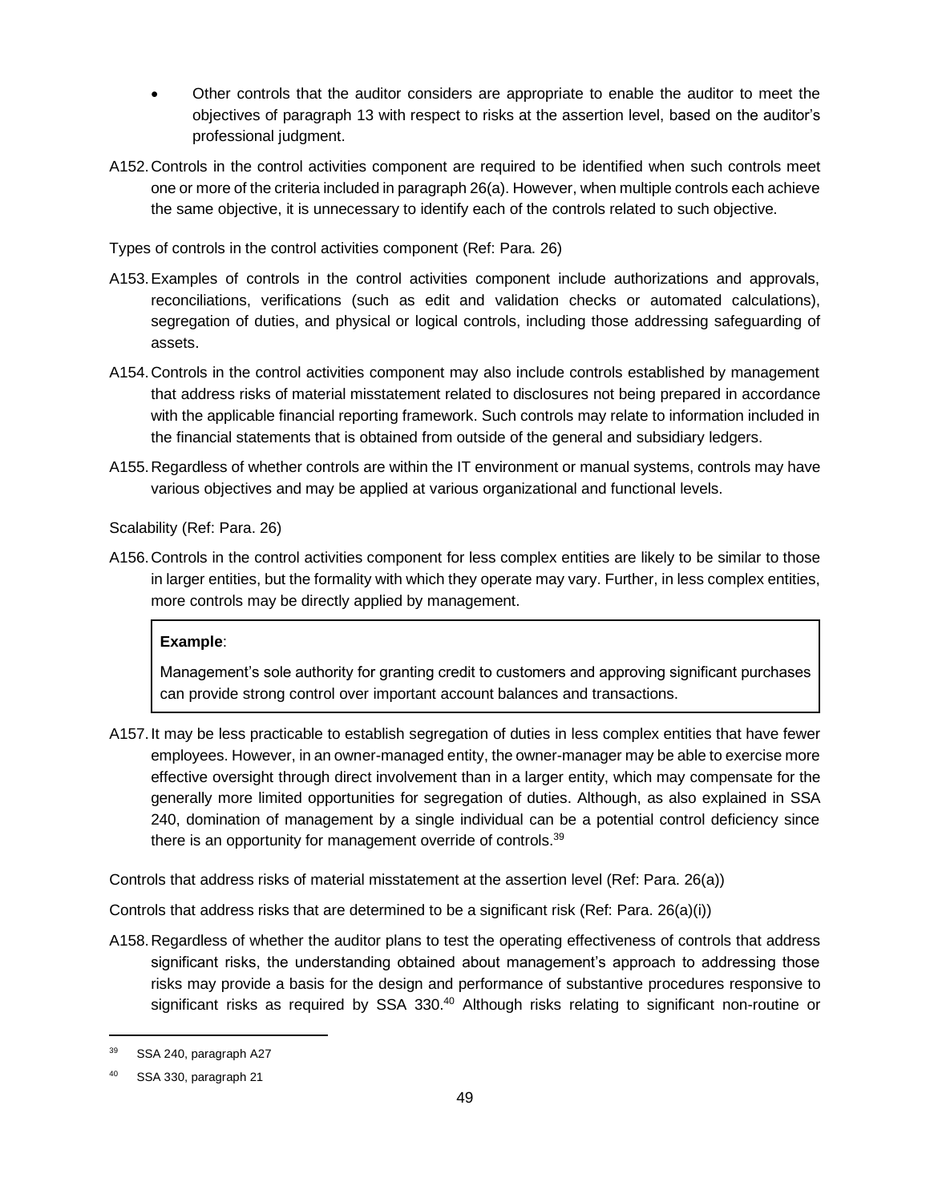- Other controls that the auditor considers are appropriate to enable the auditor to meet the objectives of paragraph 13 with respect to risks at the assertion level, based on the auditor's professional judgment.

A152. Controls in the control activities component are required to be identified when such controls meet one or more of the criteria included in paragraph 26(a). However, when multiple controls each achieve the same objective, it is unnecessary to identify each of the controls related to such objective.

Types of controls in the control activities component (Ref: Para. 26)

A153. Examples of controls in the control activities component include authorizations and approvals, reconciliations, verifications (such as edit and validation checks or automated calculations), segregation of duties, and physical or logical controls, including those addressing safeguarding of assets.

A154. Controls in the control activities component may also include controls established by management that address risks of material misstatement related to disclosures not being prepared in accordance with the applicable financial reporting framework. Such controls may relate to information included in the financial statements that is obtained from outside of the general and subsidiary ledgers.

A155. Regardless of whether controls are within the IT environment or manual systems, controls may have various objectives and may be applied at various organizational and functional levels.

Scalability (Ref: Para. 26)

A156. Controls in the control activities component for less complex entities are likely to be similar to those in larger entities, but the formality with which they operate may vary. Further, in less complex entities, more controls may be directly applied by management.

> **Example**:
>
> Management's sole authority for granting credit to customers and approving significant purchases can provide strong control over important account balances and transactions.

A157. It may be less practicable to establish segregation of duties in less complex entities that have fewer employees. However, in an owner-managed entity, the owner-manager may be able to exercise more effective oversight through direct involvement than in a larger entity, which may compensate for the generally more limited opportunities for segregation of duties. Although, as also explained in SSA 240, domination of management by a single individual can be a potential control deficiency since there is an opportunity for management override of controls.[39]

Controls that address risks of material misstatement at the assertion level (Ref: Para. 26(a))

Controls that address risks that are determined to be a significant risk (Ref: Para. 26(a)(i))

A158. Regardless of whether the auditor plans to test the operating effectiveness of controls that address significant risks, the understanding obtained about management's approach to addressing those risks may provide a basis for the design and performance of substantive procedures responsive to significant risks as required by SSA 330.[40] Although risks relating to significant non-routine or

[39] SSA 240, paragraph A27

[40] SSA 330, paragraph 21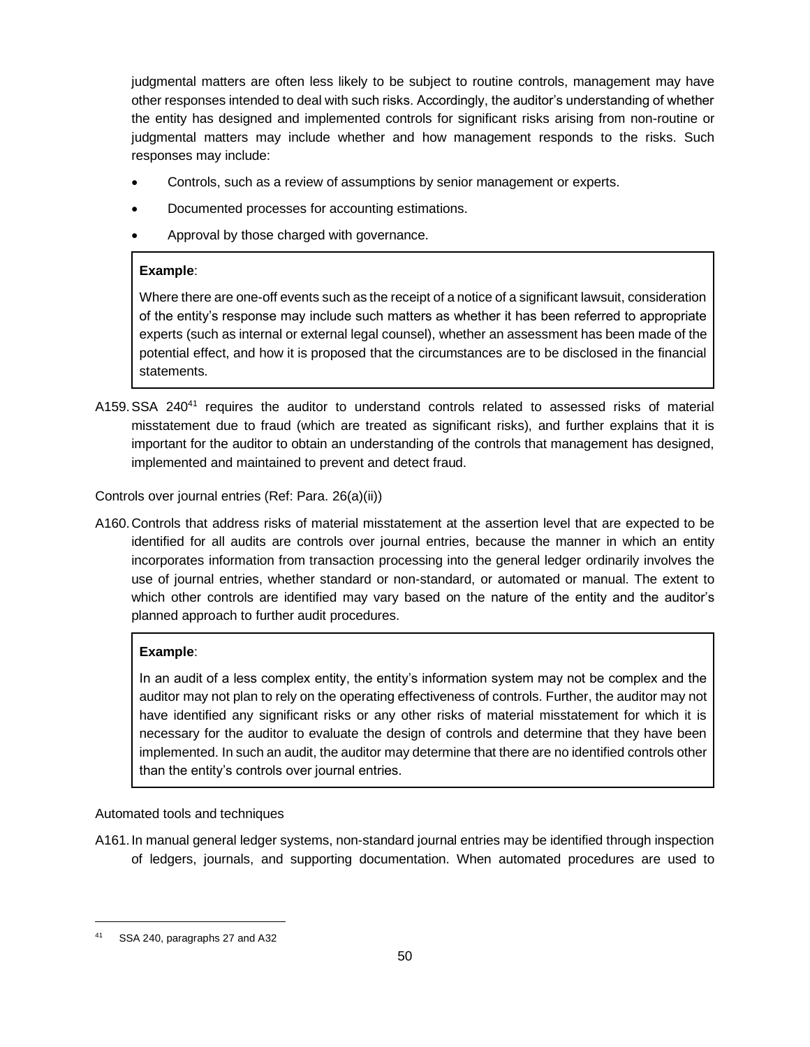judgmental matters are often less likely to be subject to routine controls, management may have other responses intended to deal with such risks. Accordingly, the auditor's understanding of whether the entity has designed and implemented controls for significant risks arising from non-routine or judgmental matters may include whether and how management responds to the risks. Such responses may include:

- Controls, such as a review of assumptions by senior management or experts.
- Documented processes for accounting estimations.
- Approval by those charged with governance.

> **Example**:
>
> Where there are one-off events such as the receipt of a notice of a significant lawsuit, consideration of the entity's response may include such matters as whether it has been referred to appropriate experts (such as internal or external legal counsel), whether an assessment has been made of the potential effect, and how it is proposed that the circumstances are to be disclosed in the financial statements.

A159. SSA 240[41] requires the auditor to understand controls related to assessed risks of material misstatement due to fraud (which are treated as significant risks), and further explains that it is important for the auditor to obtain an understanding of the controls that management has designed, implemented and maintained to prevent and detect fraud.

Controls over journal entries (Ref: Para. 26(a)(ii))

A160. Controls that address risks of material misstatement at the assertion level that are expected to be identified for all audits are controls over journal entries, because the manner in which an entity incorporates information from transaction processing into the general ledger ordinarily involves the use of journal entries, whether standard or non-standard, or automated or manual. The extent to which other controls are identified may vary based on the nature of the entity and the auditor's planned approach to further audit procedures.

> **Example**:
>
> In an audit of a less complex entity, the entity's information system may not be complex and the auditor may not plan to rely on the operating effectiveness of controls. Further, the auditor may not have identified any significant risks or any other risks of material misstatement for which it is necessary for the auditor to evaluate the design of controls and determine that they have been implemented. In such an audit, the auditor may determine that there are no identified controls other than the entity's controls over journal entries.

Automated tools and techniques

A161. In manual general ledger systems, non-standard journal entries may be identified through inspection of ledgers, journals, and supporting documentation. When automated procedures are used to

[41] SSA 240, paragraphs 27 and A32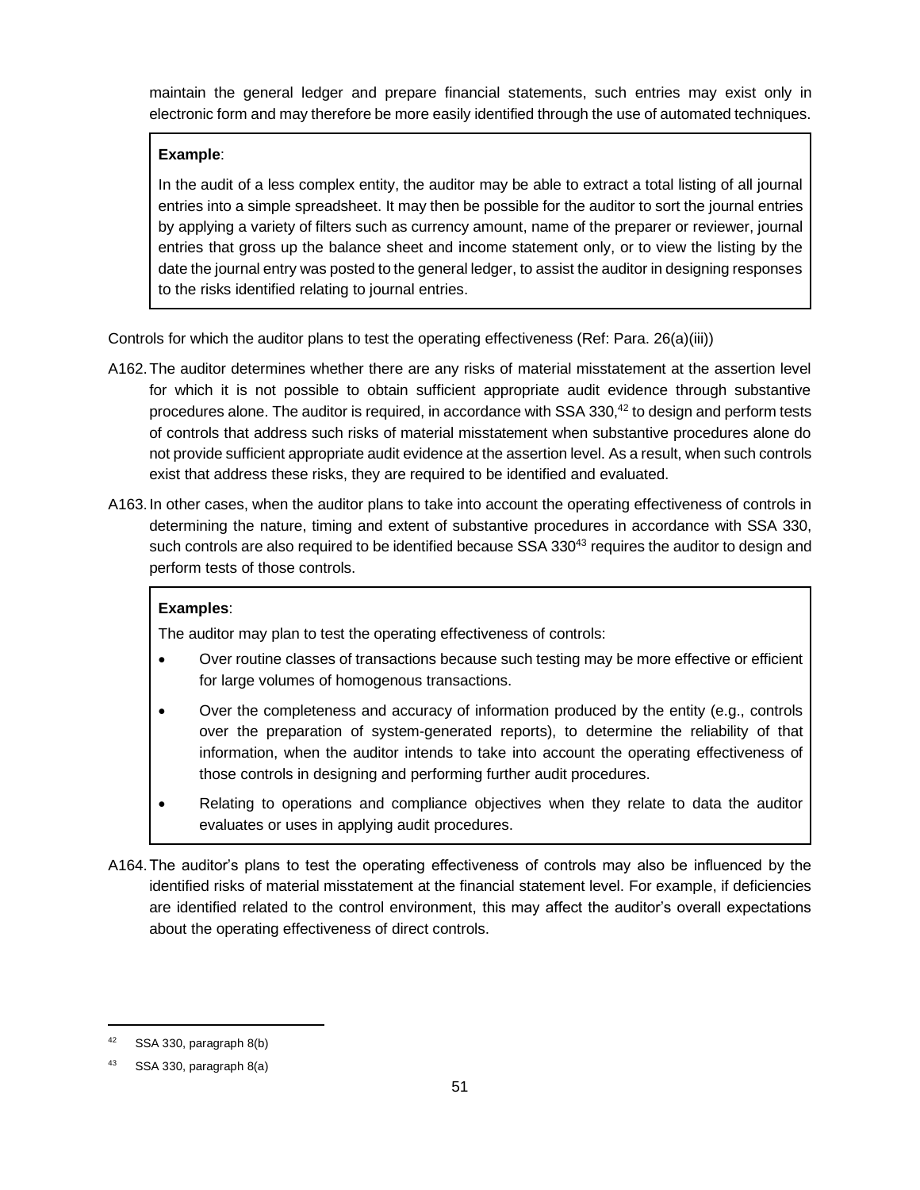maintain the general ledger and prepare financial statements, such entries may exist only in electronic form and may therefore be more easily identified through the use of automated techniques.

> **Example**:
>
> In the audit of a less complex entity, the auditor may be able to extract a total listing of all journal entries into a simple spreadsheet. It may then be possible for the auditor to sort the journal entries by applying a variety of filters such as currency amount, name of the preparer or reviewer, journal entries that gross up the balance sheet and income statement only, or to view the listing by the date the journal entry was posted to the general ledger, to assist the auditor in designing responses to the risks identified relating to journal entries.

Controls for which the auditor plans to test the operating effectiveness (Ref: Para. 26(a)(iii))

A162. The auditor determines whether there are any risks of material misstatement at the assertion level for which it is not possible to obtain sufficient appropriate audit evidence through substantive procedures alone. The auditor is required, in accordance with SSA 330,[42] to design and perform tests of controls that address such risks of material misstatement when substantive procedures alone do not provide sufficient appropriate audit evidence at the assertion level. As a result, when such controls exist that address these risks, they are required to be identified and evaluated.

A163. In other cases, when the auditor plans to take into account the operating effectiveness of controls in determining the nature, timing and extent of substantive procedures in accordance with SSA 330, such controls are also required to be identified because SSA 330[43] requires the auditor to design and perform tests of those controls.

> **Examples**:
>
> The auditor may plan to test the operating effectiveness of controls:
>
> - Over routine classes of transactions because such testing may be more effective or efficient for large volumes of homogenous transactions.
> - Over the completeness and accuracy of information produced by the entity (e.g., controls over the preparation of system-generated reports), to determine the reliability of that information, when the auditor intends to take into account the operating effectiveness of those controls in designing and performing further audit procedures.
> - Relating to operations and compliance objectives when they relate to data the auditor evaluates or uses in applying audit procedures.

A164. The auditor's plans to test the operating effectiveness of controls may also be influenced by the identified risks of material misstatement at the financial statement level. For example, if deficiencies are identified related to the control environment, this may affect the auditor's overall expectations about the operating effectiveness of direct controls.

---

[42] SSA 330, paragraph 8(b)

[43] SSA 330, paragraph 8(a)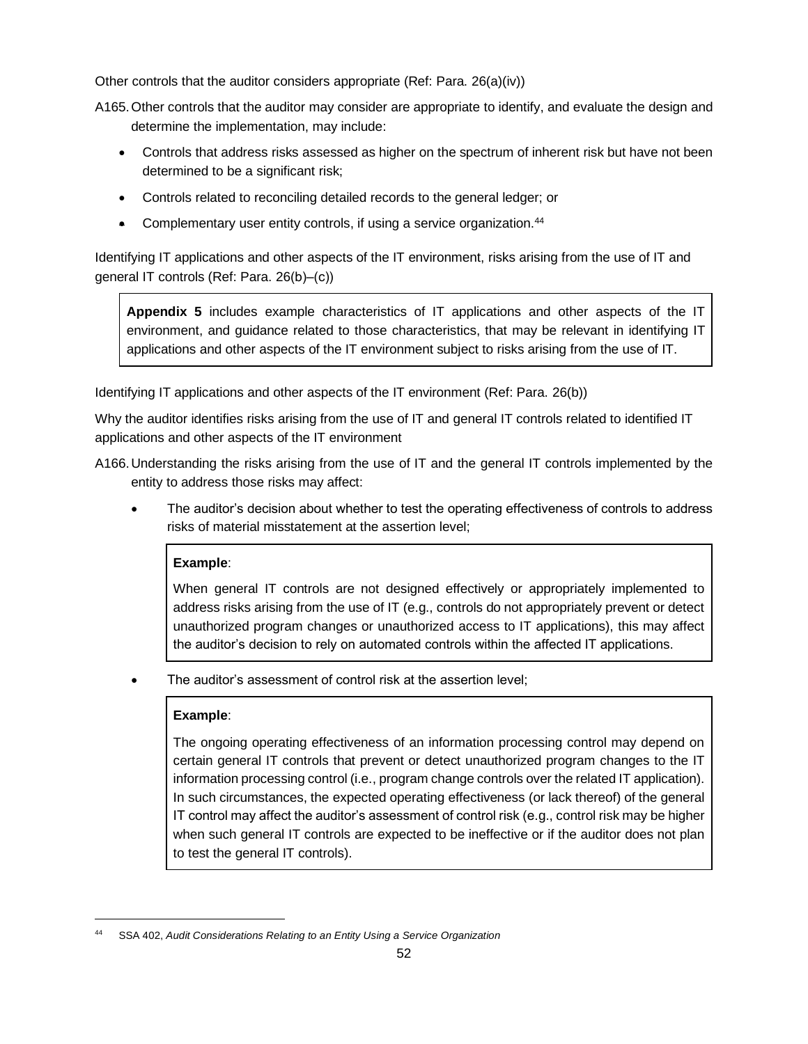Other controls that the auditor considers appropriate (Ref: Para. 26(a)(iv))

A165. Other controls that the auditor may consider are appropriate to identify, and evaluate the design and determine the implementation, may include:

- Controls that address risks assessed as higher on the spectrum of inherent risk but have not been determined to be a significant risk;
- Controls related to reconciling detailed records to the general ledger; or
- Complementary user entity controls, if using a service organization.[44]

Identifying IT applications and other aspects of the IT environment, risks arising from the use of IT and general IT controls (Ref: Para. 26(b)–(c))

> **Appendix 5** includes example characteristics of IT applications and other aspects of the IT environment, and guidance related to those characteristics, that may be relevant in identifying IT applications and other aspects of the IT environment subject to risks arising from the use of IT.

Identifying IT applications and other aspects of the IT environment (Ref: Para. 26(b))

Why the auditor identifies risks arising from the use of IT and general IT controls related to identified IT applications and other aspects of the IT environment

A166. Understanding the risks arising from the use of IT and the general IT controls implemented by the entity to address those risks may affect:

- The auditor's decision about whether to test the operating effectiveness of controls to address risks of material misstatement at the assertion level;

  > **Example**:
  >
  > When general IT controls are not designed effectively or appropriately implemented to address risks arising from the use of IT (e.g., controls do not appropriately prevent or detect unauthorized program changes or unauthorized access to IT applications), this may affect the auditor's decision to rely on automated controls within the affected IT applications.

- The auditor's assessment of control risk at the assertion level;

  > **Example**:
  >
  > The ongoing operating effectiveness of an information processing control may depend on certain general IT controls that prevent or detect unauthorized program changes to the IT information processing control (i.e., program change controls over the related IT application). In such circumstances, the expected operating effectiveness (or lack thereof) of the general IT control may affect the auditor's assessment of control risk (e.g., control risk may be higher when such general IT controls are expected to be ineffective or if the auditor does not plan to test the general IT controls).

---

[44] SSA 402, *Audit Considerations Relating to an Entity Using a Service Organization*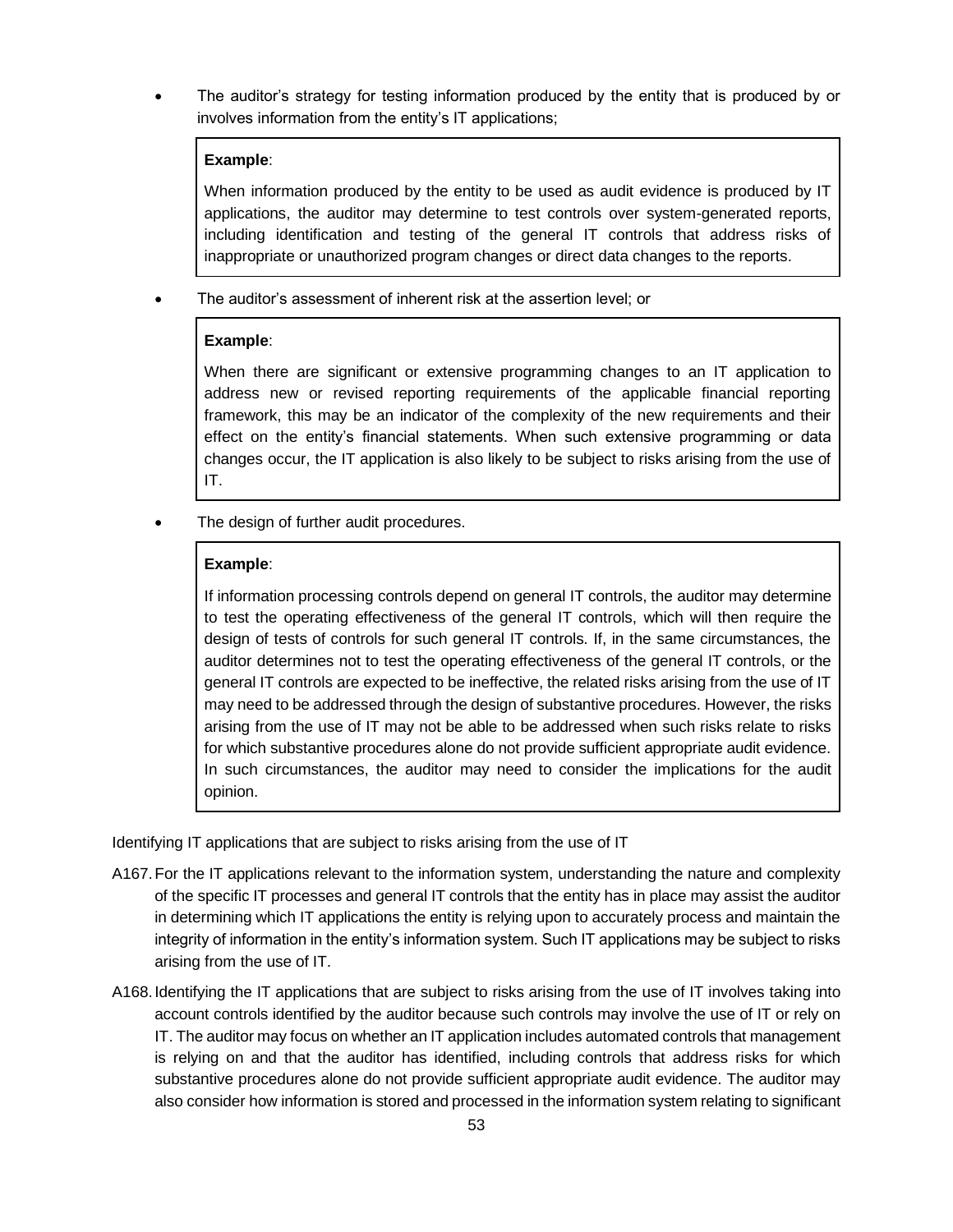- The auditor's strategy for testing information produced by the entity that is produced by or involves information from the entity's IT applications;

> **Example**:
>
> When information produced by the entity to be used as audit evidence is produced by IT applications, the auditor may determine to test controls over system-generated reports, including identification and testing of the general IT controls that address risks of inappropriate or unauthorized program changes or direct data changes to the reports.

- The auditor's assessment of inherent risk at the assertion level; or

> **Example**:
>
> When there are significant or extensive programming changes to an IT application to address new or revised reporting requirements of the applicable financial reporting framework, this may be an indicator of the complexity of the new requirements and their effect on the entity's financial statements. When such extensive programming or data changes occur, the IT application is also likely to be subject to risks arising from the use of IT.

- The design of further audit procedures.

> **Example**:
>
> If information processing controls depend on general IT controls, the auditor may determine to test the operating effectiveness of the general IT controls, which will then require the design of tests of controls for such general IT controls. If, in the same circumstances, the auditor determines not to test the operating effectiveness of the general IT controls, or the general IT controls are expected to be ineffective, the related risks arising from the use of IT may need to be addressed through the design of substantive procedures. However, the risks arising from the use of IT may not be able to be addressed when such risks relate to risks for which substantive procedures alone do not provide sufficient appropriate audit evidence. In such circumstances, the auditor may need to consider the implications for the audit opinion.

Identifying IT applications that are subject to risks arising from the use of IT

A167. For the IT applications relevant to the information system, understanding the nature and complexity of the specific IT processes and general IT controls that the entity has in place may assist the auditor in determining which IT applications the entity is relying upon to accurately process and maintain the integrity of information in the entity's information system. Such IT applications may be subject to risks arising from the use of IT.

A168. Identifying the IT applications that are subject to risks arising from the use of IT involves taking into account controls identified by the auditor because such controls may involve the use of IT or rely on IT. The auditor may focus on whether an IT application includes automated controls that management is relying on and that the auditor has identified, including controls that address risks for which substantive procedures alone do not provide sufficient appropriate audit evidence. The auditor may also consider how information is stored and processed in the information system relating to significant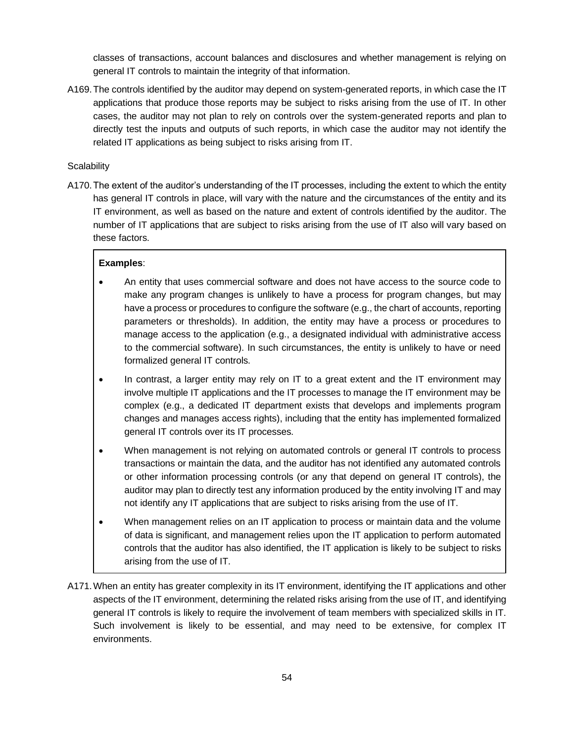classes of transactions, account balances and disclosures and whether management is relying on general IT controls to maintain the integrity of that information.

A169. The controls identified by the auditor may depend on system-generated reports, in which case the IT applications that produce those reports may be subject to risks arising from the use of IT. In other cases, the auditor may not plan to rely on controls over the system-generated reports and plan to directly test the inputs and outputs of such reports, in which case the auditor may not identify the related IT applications as being subject to risks arising from IT.

Scalability

A170. The extent of the auditor's understanding of the IT processes, including the extent to which the entity has general IT controls in place, will vary with the nature and the circumstances of the entity and its IT environment, as well as based on the nature and extent of controls identified by the auditor. The number of IT applications that are subject to risks arising from the use of IT also will vary based on these factors.

> **Examples**:
>
> - An entity that uses commercial software and does not have access to the source code to make any program changes is unlikely to have a process for program changes, but may have a process or procedures to configure the software (e.g., the chart of accounts, reporting parameters or thresholds). In addition, the entity may have a process or procedures to manage access to the application (e.g., a designated individual with administrative access to the commercial software). In such circumstances, the entity is unlikely to have or need formalized general IT controls.
> - In contrast, a larger entity may rely on IT to a great extent and the IT environment may involve multiple IT applications and the IT processes to manage the IT environment may be complex (e.g., a dedicated IT department exists that develops and implements program changes and manages access rights), including that the entity has implemented formalized general IT controls over its IT processes.
> - When management is not relying on automated controls or general IT controls to process transactions or maintain the data, and the auditor has not identified any automated controls or other information processing controls (or any that depend on general IT controls), the auditor may plan to directly test any information produced by the entity involving IT and may not identify any IT applications that are subject to risks arising from the use of IT.
> - When management relies on an IT application to process or maintain data and the volume of data is significant, and management relies upon the IT application to perform automated controls that the auditor has also identified, the IT application is likely to be subject to risks arising from the use of IT.

A171. When an entity has greater complexity in its IT environment, identifying the IT applications and other aspects of the IT environment, determining the related risks arising from the use of IT, and identifying general IT controls is likely to require the involvement of team members with specialized skills in IT. Such involvement is likely to be essential, and may need to be extensive, for complex IT environments.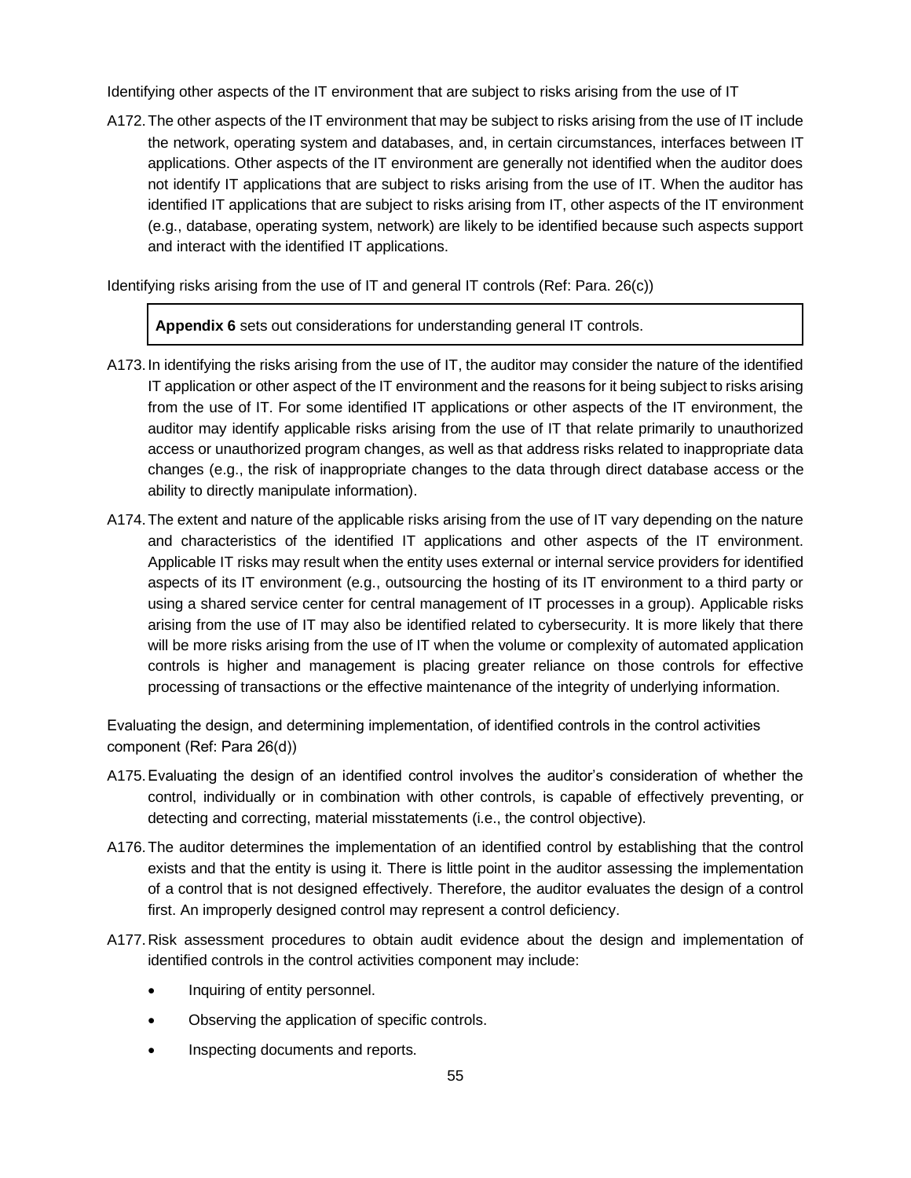Identifying other aspects of the IT environment that are subject to risks arising from the use of IT

A172. The other aspects of the IT environment that may be subject to risks arising from the use of IT include the network, operating system and databases, and, in certain circumstances, interfaces between IT applications. Other aspects of the IT environment are generally not identified when the auditor does not identify IT applications that are subject to risks arising from the use of IT. When the auditor has identified IT applications that are subject to risks arising from IT, other aspects of the IT environment (e.g., database, operating system, network) are likely to be identified because such aspects support and interact with the identified IT applications.

Identifying risks arising from the use of IT and general IT controls (Ref: Para. 26(c))

> **Appendix 6** sets out considerations for understanding general IT controls.

A173. In identifying the risks arising from the use of IT, the auditor may consider the nature of the identified IT application or other aspect of the IT environment and the reasons for it being subject to risks arising from the use of IT. For some identified IT applications or other aspects of the IT environment, the auditor may identify applicable risks arising from the use of IT that relate primarily to unauthorized access or unauthorized program changes, as well as that address risks related to inappropriate data changes (e.g., the risk of inappropriate changes to the data through direct database access or the ability to directly manipulate information).

A174. The extent and nature of the applicable risks arising from the use of IT vary depending on the nature and characteristics of the identified IT applications and other aspects of the IT environment. Applicable IT risks may result when the entity uses external or internal service providers for identified aspects of its IT environment (e.g., outsourcing the hosting of its IT environment to a third party or using a shared service center for central management of IT processes in a group). Applicable risks arising from the use of IT may also be identified related to cybersecurity. It is more likely that there will be more risks arising from the use of IT when the volume or complexity of automated application controls is higher and management is placing greater reliance on those controls for effective processing of transactions or the effective maintenance of the integrity of underlying information.

Evaluating the design, and determining implementation, of identified controls in the control activities component (Ref: Para 26(d))

A175. Evaluating the design of an identified control involves the auditor's consideration of whether the control, individually or in combination with other controls, is capable of effectively preventing, or detecting and correcting, material misstatements (i.e., the control objective).

A176. The auditor determines the implementation of an identified control by establishing that the control exists and that the entity is using it. There is little point in the auditor assessing the implementation of a control that is not designed effectively. Therefore, the auditor evaluates the design of a control first. An improperly designed control may represent a control deficiency.

A177. Risk assessment procedures to obtain audit evidence about the design and implementation of identified controls in the control activities component may include:

- Inquiring of entity personnel.
- Observing the application of specific controls.
- Inspecting documents and reports.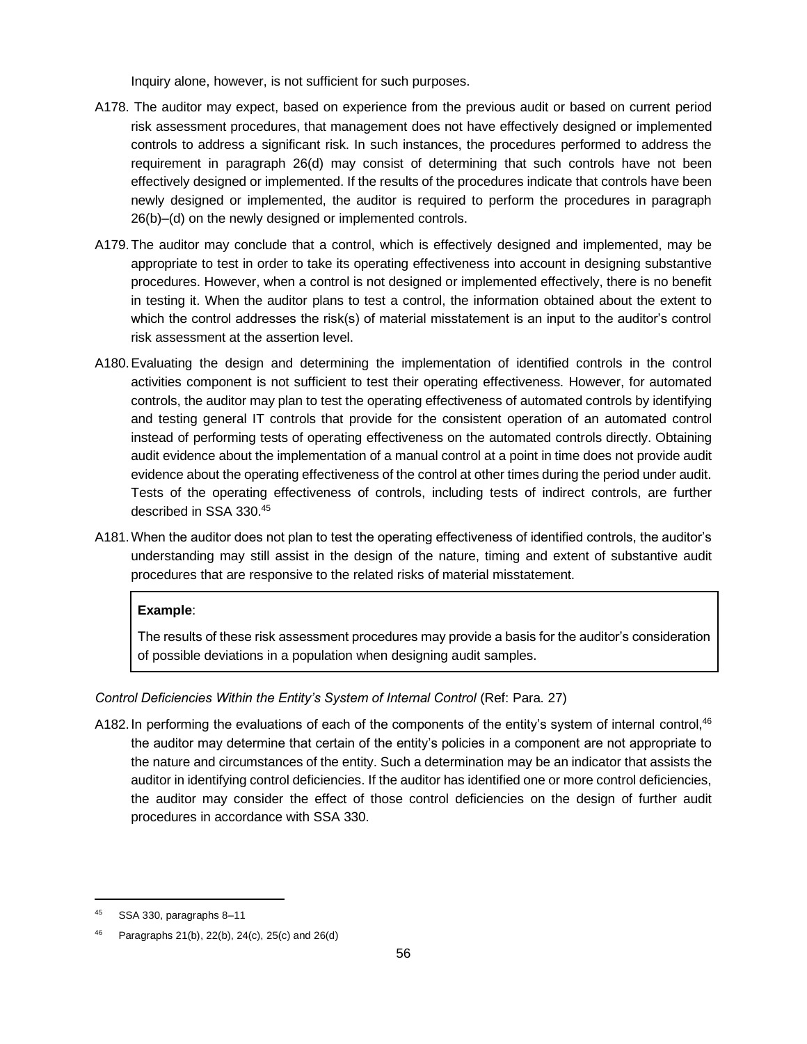Inquiry alone, however, is not sufficient for such purposes.

A178. The auditor may expect, based on experience from the previous audit or based on current period risk assessment procedures, that management does not have effectively designed or implemented controls to address a significant risk. In such instances, the procedures performed to address the requirement in paragraph 26(d) may consist of determining that such controls have not been effectively designed or implemented. If the results of the procedures indicate that controls have been newly designed or implemented, the auditor is required to perform the procedures in paragraph 26(b)–(d) on the newly designed or implemented controls.

A179. The auditor may conclude that a control, which is effectively designed and implemented, may be appropriate to test in order to take its operating effectiveness into account in designing substantive procedures. However, when a control is not designed or implemented effectively, there is no benefit in testing it. When the auditor plans to test a control, the information obtained about the extent to which the control addresses the risk(s) of material misstatement is an input to the auditor's control risk assessment at the assertion level.

A180. Evaluating the design and determining the implementation of identified controls in the control activities component is not sufficient to test their operating effectiveness. However, for automated controls, the auditor may plan to test the operating effectiveness of automated controls by identifying and testing general IT controls that provide for the consistent operation of an automated control instead of performing tests of operating effectiveness on the automated controls directly. Obtaining audit evidence about the implementation of a manual control at a point in time does not provide audit evidence about the operating effectiveness of the control at other times during the period under audit. Tests of the operating effectiveness of controls, including tests of indirect controls, are further described in SSA 330.[45]

A181. When the auditor does not plan to test the operating effectiveness of identified controls, the auditor's understanding may still assist in the design of the nature, timing and extent of substantive audit procedures that are responsive to the related risks of material misstatement.

> **Example**:
>
> The results of these risk assessment procedures may provide a basis for the auditor's consideration of possible deviations in a population when designing audit samples.

*Control Deficiencies Within the Entity's System of Internal Control* (Ref: Para. 27)

A182. In performing the evaluations of each of the components of the entity's system of internal control,[46] the auditor may determine that certain of the entity's policies in a component are not appropriate to the nature and circumstances of the entity. Such a determination may be an indicator that assists the auditor in identifying control deficiencies. If the auditor has identified one or more control deficiencies, the auditor may consider the effect of those control deficiencies on the design of further audit procedures in accordance with SSA 330.

---

[45] SSA 330, paragraphs 8–11

[46] Paragraphs 21(b), 22(b), 24(c), 25(c) and 26(d)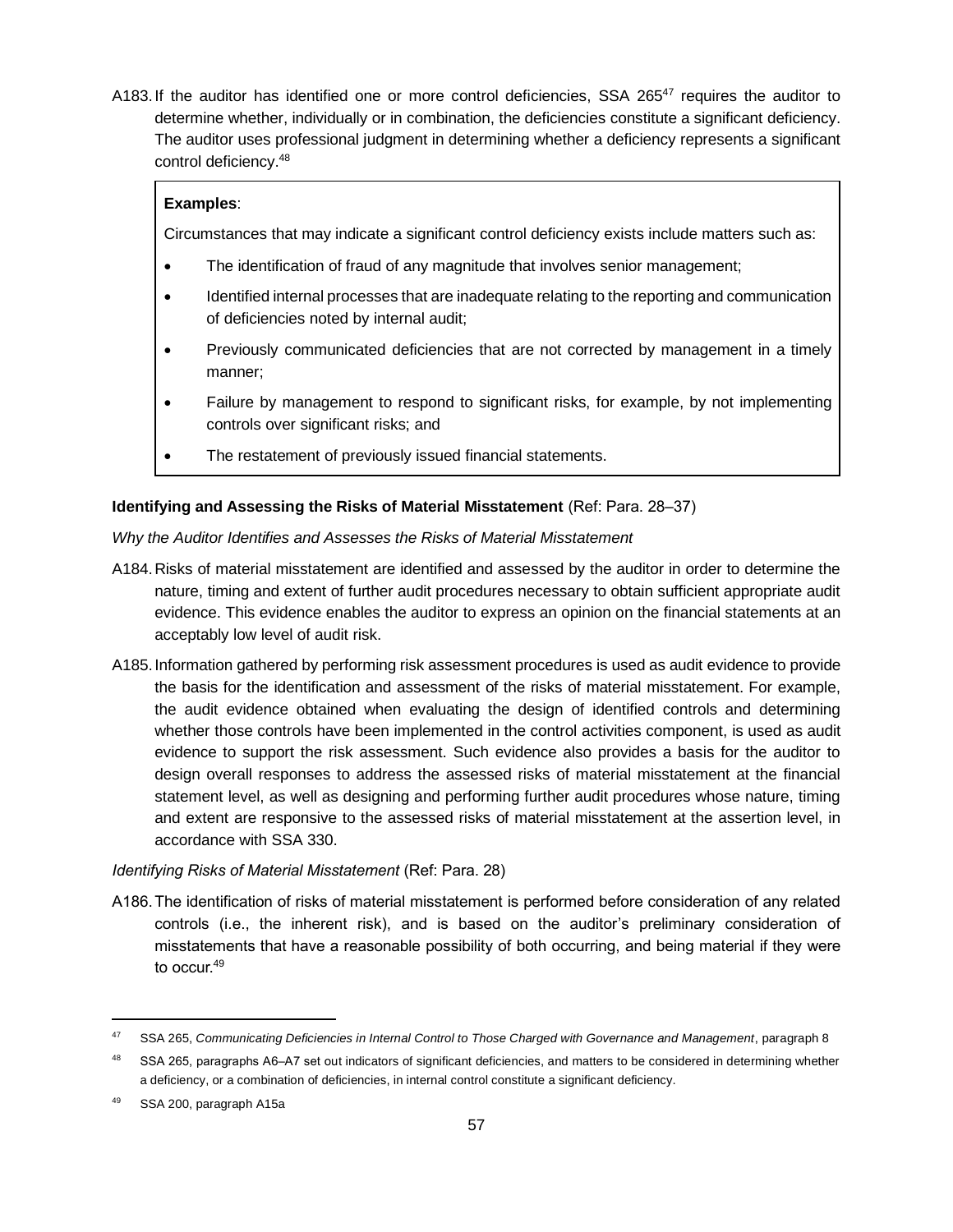A183. If the auditor has identified one or more control deficiencies, SSA 265[47] requires the auditor to determine whether, individually or in combination, the deficiencies constitute a significant deficiency. The auditor uses professional judgment in determining whether a deficiency represents a significant control deficiency.[48]

> **Examples**:
>
> Circumstances that may indicate a significant control deficiency exists include matters such as:
>
> - The identification of fraud of any magnitude that involves senior management;
> - Identified internal processes that are inadequate relating to the reporting and communication of deficiencies noted by internal audit;
> - Previously communicated deficiencies that are not corrected by management in a timely manner;
> - Failure by management to respond to significant risks, for example, by not implementing controls over significant risks; and
> - The restatement of previously issued financial statements.

**Identifying and Assessing the Risks of Material Misstatement** (Ref: Para. 28–37)

*Why the Auditor Identifies and Assesses the Risks of Material Misstatement*

A184. Risks of material misstatement are identified and assessed by the auditor in order to determine the nature, timing and extent of further audit procedures necessary to obtain sufficient appropriate audit evidence. This evidence enables the auditor to express an opinion on the financial statements at an acceptably low level of audit risk.

A185. Information gathered by performing risk assessment procedures is used as audit evidence to provide the basis for the identification and assessment of the risks of material misstatement. For example, the audit evidence obtained when evaluating the design of identified controls and determining whether those controls have been implemented in the control activities component, is used as audit evidence to support the risk assessment. Such evidence also provides a basis for the auditor to design overall responses to address the assessed risks of material misstatement at the financial statement level, as well as designing and performing further audit procedures whose nature, timing and extent are responsive to the assessed risks of material misstatement at the assertion level, in accordance with SSA 330.

*Identifying Risks of Material Misstatement* (Ref: Para. 28)

A186. The identification of risks of material misstatement is performed before consideration of any related controls (i.e., the inherent risk), and is based on the auditor's preliminary consideration of misstatements that have a reasonable possibility of both occurring, and being material if they were to occur.[49]

---

[47] SSA 265, *Communicating Deficiencies in Internal Control to Those Charged with Governance and Management*, paragraph 8

[48] SSA 265, paragraphs A6–A7 set out indicators of significant deficiencies, and matters to be considered in determining whether a deficiency, or a combination of deficiencies, in internal control constitute a significant deficiency.

[49] SSA 200, paragraph A15a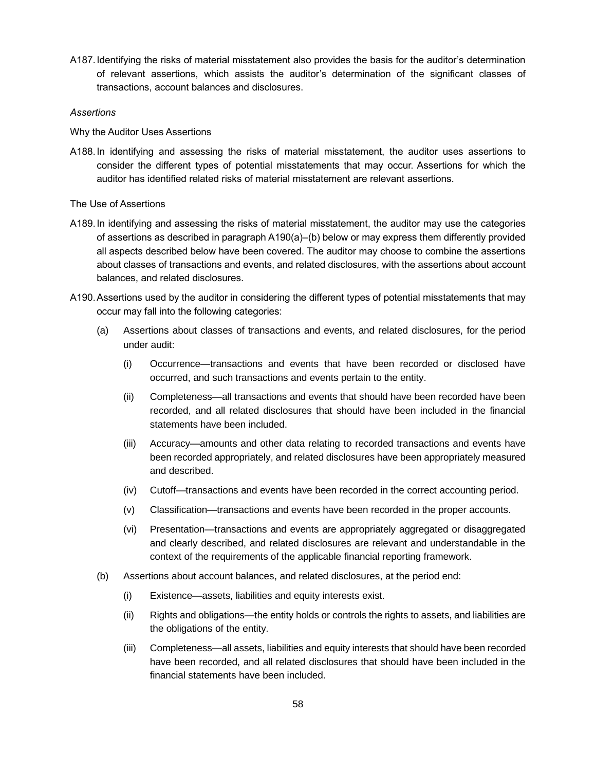A187. Identifying the risks of material misstatement also provides the basis for the auditor's determination of relevant assertions, which assists the auditor's determination of the significant classes of transactions, account balances and disclosures.

*Assertions*

Why the Auditor Uses Assertions

A188. In identifying and assessing the risks of material misstatement, the auditor uses assertions to consider the different types of potential misstatements that may occur. Assertions for which the auditor has identified related risks of material misstatement are relevant assertions.

The Use of Assertions

A189. In identifying and assessing the risks of material misstatement, the auditor may use the categories of assertions as described in paragraph A190(a)–(b) below or may express them differently provided all aspects described below have been covered. The auditor may choose to combine the assertions about classes of transactions and events, and related disclosures, with the assertions about account balances, and related disclosures.

A190. Assertions used by the auditor in considering the different types of potential misstatements that may occur may fall into the following categories:

(a) Assertions about classes of transactions and events, and related disclosures, for the period under audit:

  (i) Occurrence—transactions and events that have been recorded or disclosed have occurred, and such transactions and events pertain to the entity.

  (ii) Completeness—all transactions and events that should have been recorded have been recorded, and all related disclosures that should have been included in the financial statements have been included.

  (iii) Accuracy—amounts and other data relating to recorded transactions and events have been recorded appropriately, and related disclosures have been appropriately measured and described.

  (iv) Cutoff—transactions and events have been recorded in the correct accounting period.

  (v) Classification—transactions and events have been recorded in the proper accounts.

  (vi) Presentation—transactions and events are appropriately aggregated or disaggregated and clearly described, and related disclosures are relevant and understandable in the context of the requirements of the applicable financial reporting framework.

(b) Assertions about account balances, and related disclosures, at the period end:

  (i) Existence—assets, liabilities and equity interests exist.

  (ii) Rights and obligations—the entity holds or controls the rights to assets, and liabilities are the obligations of the entity.

  (iii) Completeness—all assets, liabilities and equity interests that should have been recorded have been recorded, and all related disclosures that should have been included in the financial statements have been included.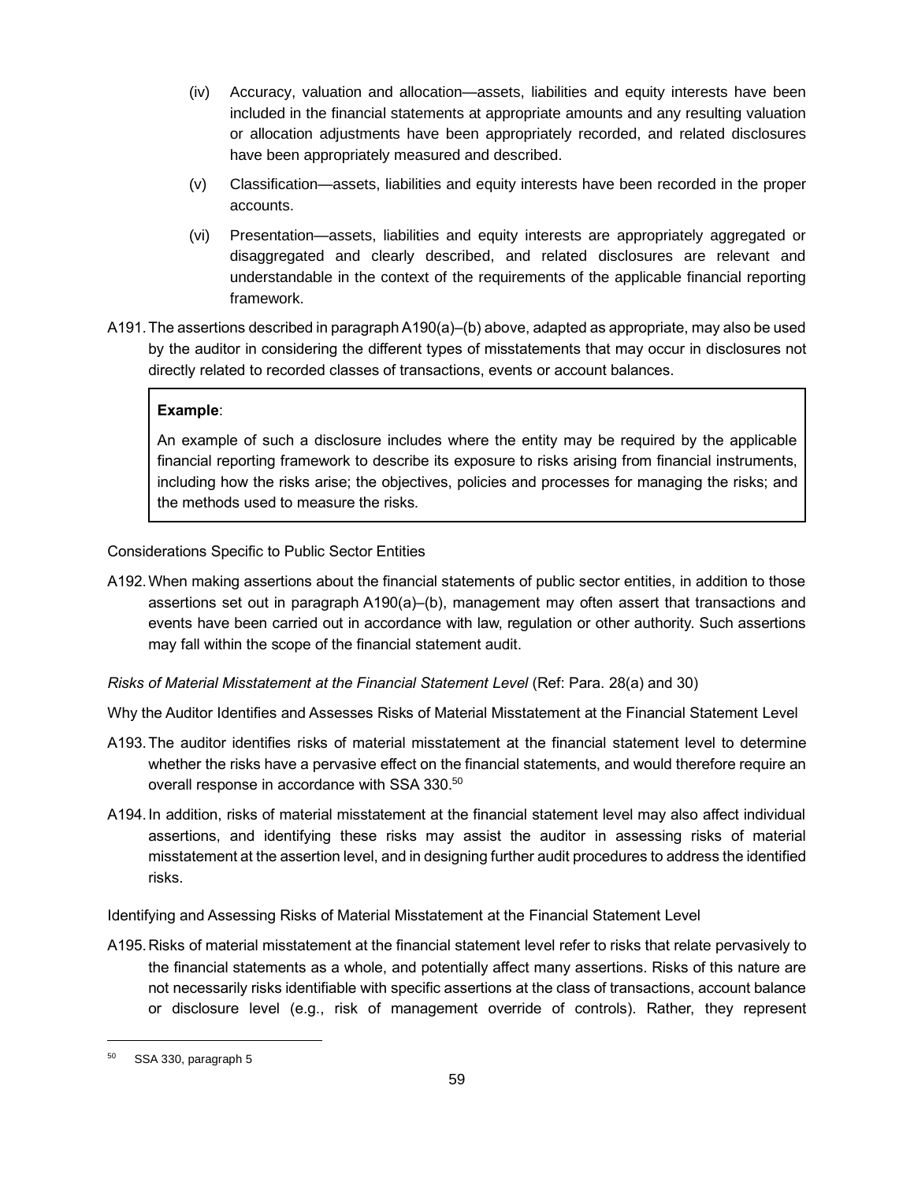(iv) Accuracy, valuation and allocation—assets, liabilities and equity interests have been included in the financial statements at appropriate amounts and any resulting valuation or allocation adjustments have been appropriately recorded, and related disclosures have been appropriately measured and described.

(v) Classification—assets, liabilities and equity interests have been recorded in the proper accounts.

(vi) Presentation—assets, liabilities and equity interests are appropriately aggregated or disaggregated and clearly described, and related disclosures are relevant and understandable in the context of the requirements of the applicable financial reporting framework.

A191. The assertions described in paragraph A190(a)–(b) above, adapted as appropriate, may also be used by the auditor in considering the different types of misstatements that may occur in disclosures not directly related to recorded classes of transactions, events or account balances.

> **Example**:
>
> An example of such a disclosure includes where the entity may be required by the applicable financial reporting framework to describe its exposure to risks arising from financial instruments, including how the risks arise; the objectives, policies and processes for managing the risks; and the methods used to measure the risks.

Considerations Specific to Public Sector Entities

A192. When making assertions about the financial statements of public sector entities, in addition to those assertions set out in paragraph A190(a)–(b), management may often assert that transactions and events have been carried out in accordance with law, regulation or other authority. Such assertions may fall within the scope of the financial statement audit.

*Risks of Material Misstatement at the Financial Statement Level* (Ref: Para. 28(a) and 30)

Why the Auditor Identifies and Assesses Risks of Material Misstatement at the Financial Statement Level

A193. The auditor identifies risks of material misstatement at the financial statement level to determine whether the risks have a pervasive effect on the financial statements, and would therefore require an overall response in accordance with SSA 330.[50]

A194. In addition, risks of material misstatement at the financial statement level may also affect individual assertions, and identifying these risks may assist the auditor in assessing risks of material misstatement at the assertion level, and in designing further audit procedures to address the identified risks.

Identifying and Assessing Risks of Material Misstatement at the Financial Statement Level

A195. Risks of material misstatement at the financial statement level refer to risks that relate pervasively to the financial statements as a whole, and potentially affect many assertions. Risks of this nature are not necessarily risks identifiable with specific assertions at the class of transactions, account balance or disclosure level (e.g., risk of management override of controls). Rather, they represent

[50] SSA 330, paragraph 5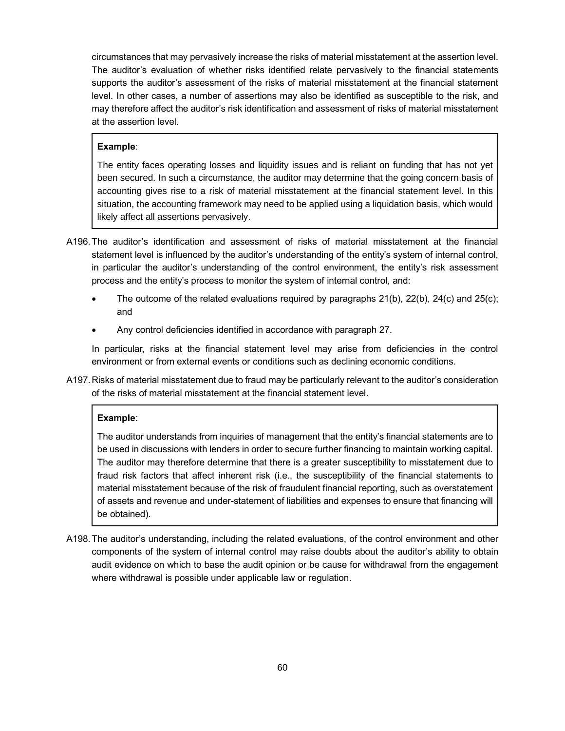circumstances that may pervasively increase the risks of material misstatement at the assertion level. The auditor's evaluation of whether risks identified relate pervasively to the financial statements supports the auditor's assessment of the risks of material misstatement at the financial statement level. In other cases, a number of assertions may also be identified as susceptible to the risk, and may therefore affect the auditor's risk identification and assessment of risks of material misstatement at the assertion level.

> **Example**:
>
> The entity faces operating losses and liquidity issues and is reliant on funding that has not yet been secured. In such a circumstance, the auditor may determine that the going concern basis of accounting gives rise to a risk of material misstatement at the financial statement level. In this situation, the accounting framework may need to be applied using a liquidation basis, which would likely affect all assertions pervasively.

A196. The auditor's identification and assessment of risks of material misstatement at the financial statement level is influenced by the auditor's understanding of the entity's system of internal control, in particular the auditor's understanding of the control environment, the entity's risk assessment process and the entity's process to monitor the system of internal control, and:

- The outcome of the related evaluations required by paragraphs 21(b), 22(b), 24(c) and 25(c); and
- Any control deficiencies identified in accordance with paragraph 27.

In particular, risks at the financial statement level may arise from deficiencies in the control environment or from external events or conditions such as declining economic conditions.

A197. Risks of material misstatement due to fraud may be particularly relevant to the auditor's consideration of the risks of material misstatement at the financial statement level.

> **Example**:
>
> The auditor understands from inquiries of management that the entity's financial statements are to be used in discussions with lenders in order to secure further financing to maintain working capital. The auditor may therefore determine that there is a greater susceptibility to misstatement due to fraud risk factors that affect inherent risk (i.e., the susceptibility of the financial statements to material misstatement because of the risk of fraudulent financial reporting, such as overstatement of assets and revenue and under-statement of liabilities and expenses to ensure that financing will be obtained).

A198. The auditor's understanding, including the related evaluations, of the control environment and other components of the system of internal control may raise doubts about the auditor's ability to obtain audit evidence on which to base the audit opinion or be cause for withdrawal from the engagement where withdrawal is possible under applicable law or regulation.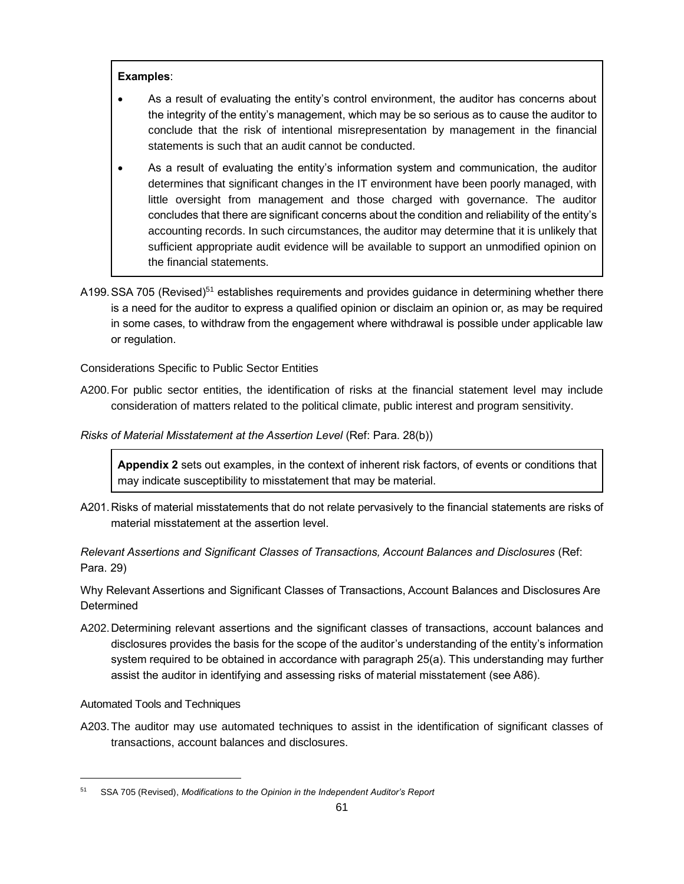> **Examples**:
>
> - As a result of evaluating the entity's control environment, the auditor has concerns about the integrity of the entity's management, which may be so serious as to cause the auditor to conclude that the risk of intentional misrepresentation by management in the financial statements is such that an audit cannot be conducted.
> - As a result of evaluating the entity's information system and communication, the auditor determines that significant changes in the IT environment have been poorly managed, with little oversight from management and those charged with governance. The auditor concludes that there are significant concerns about the condition and reliability of the entity's accounting records. In such circumstances, the auditor may determine that it is unlikely that sufficient appropriate audit evidence will be available to support an unmodified opinion on the financial statements.

A199. SSA 705 (Revised)[51] establishes requirements and provides guidance in determining whether there is a need for the auditor to express a qualified opinion or disclaim an opinion or, as may be required in some cases, to withdraw from the engagement where withdrawal is possible under applicable law or regulation.

Considerations Specific to Public Sector Entities

A200. For public sector entities, the identification of risks at the financial statement level may include consideration of matters related to the political climate, public interest and program sensitivity.

*Risks of Material Misstatement at the Assertion Level* (Ref: Para. 28(b))

> **Appendix 2** sets out examples, in the context of inherent risk factors, of events or conditions that may indicate susceptibility to misstatement that may be material.

A201. Risks of material misstatements that do not relate pervasively to the financial statements are risks of material misstatement at the assertion level.

*Relevant Assertions and Significant Classes of Transactions, Account Balances and Disclosures* (Ref: Para. 29)

Why Relevant Assertions and Significant Classes of Transactions, Account Balances and Disclosures Are Determined

A202. Determining relevant assertions and the significant classes of transactions, account balances and disclosures provides the basis for the scope of the auditor's understanding of the entity's information system required to be obtained in accordance with paragraph 25(a). This understanding may further assist the auditor in identifying and assessing risks of material misstatement (see A86).

Automated Tools and Techniques

A203. The auditor may use automated techniques to assist in the identification of significant classes of transactions, account balances and disclosures.

[51] SSA 705 (Revised), *Modifications to the Opinion in the Independent Auditor's Report*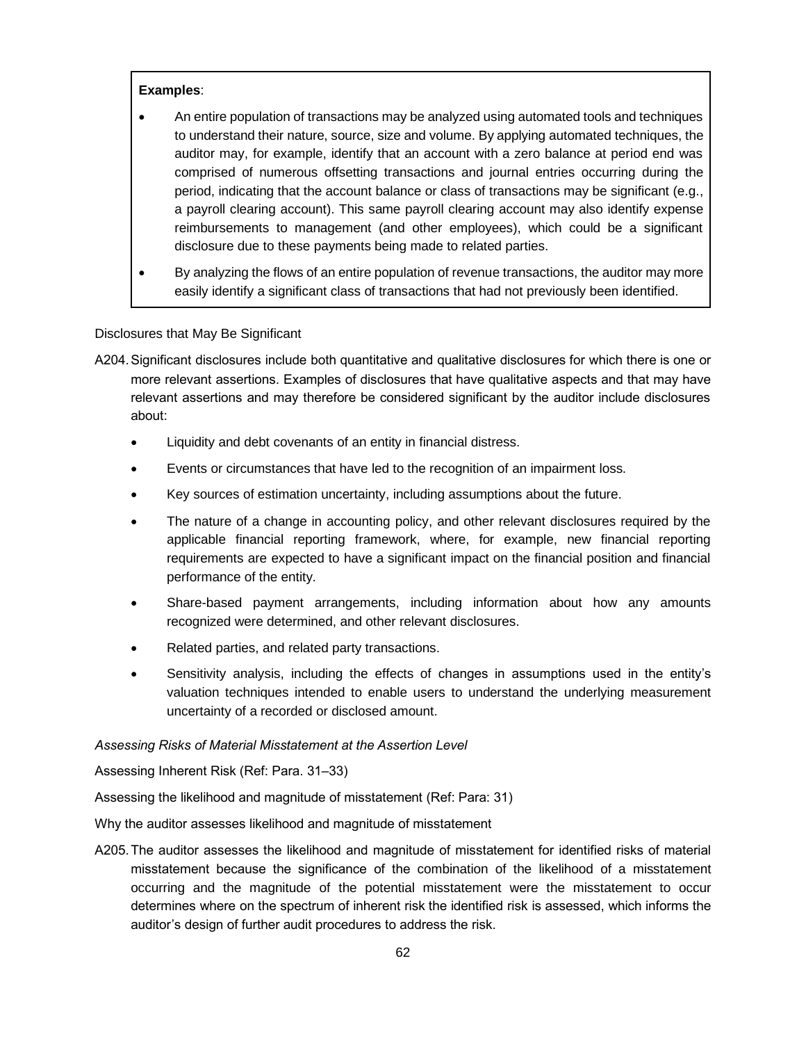> **Examples**:
>
> - An entire population of transactions may be analyzed using automated tools and techniques to understand their nature, source, size and volume. By applying automated techniques, the auditor may, for example, identify that an account with a zero balance at period end was comprised of numerous offsetting transactions and journal entries occurring during the period, indicating that the account balance or class of transactions may be significant (e.g., a payroll clearing account). This same payroll clearing account may also identify expense reimbursements to management (and other employees), which could be a significant disclosure due to these payments being made to related parties.
> - By analyzing the flows of an entire population of revenue transactions, the auditor may more easily identify a significant class of transactions that had not previously been identified.

Disclosures that May Be Significant

A204. Significant disclosures include both quantitative and qualitative disclosures for which there is one or more relevant assertions. Examples of disclosures that have qualitative aspects and that may have relevant assertions and may therefore be considered significant by the auditor include disclosures about:

- Liquidity and debt covenants of an entity in financial distress.
- Events or circumstances that have led to the recognition of an impairment loss.
- Key sources of estimation uncertainty, including assumptions about the future.
- The nature of a change in accounting policy, and other relevant disclosures required by the applicable financial reporting framework, where, for example, new financial reporting requirements are expected to have a significant impact on the financial position and financial performance of the entity.
- Share-based payment arrangements, including information about how any amounts recognized were determined, and other relevant disclosures.
- Related parties, and related party transactions.
- Sensitivity analysis, including the effects of changes in assumptions used in the entity's valuation techniques intended to enable users to understand the underlying measurement uncertainty of a recorded or disclosed amount.

*Assessing Risks of Material Misstatement at the Assertion Level*

Assessing Inherent Risk (Ref: Para. 31–33)

Assessing the likelihood and magnitude of misstatement (Ref: Para: 31)

Why the auditor assesses likelihood and magnitude of misstatement

A205. The auditor assesses the likelihood and magnitude of misstatement for identified risks of material misstatement because the significance of the combination of the likelihood of a misstatement occurring and the magnitude of the potential misstatement were the misstatement to occur determines where on the spectrum of inherent risk the identified risk is assessed, which informs the auditor's design of further audit procedures to address the risk.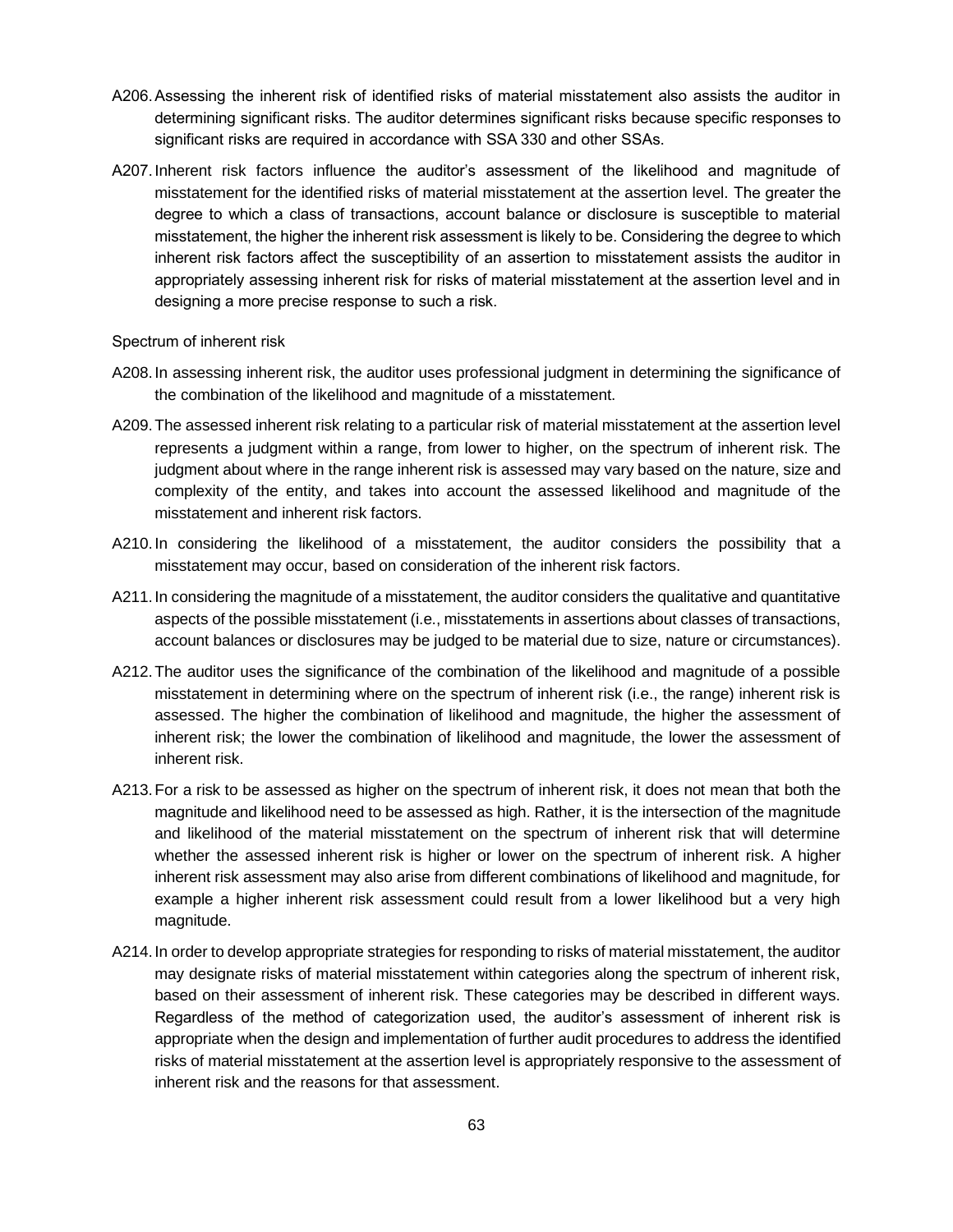A206. Assessing the inherent risk of identified risks of material misstatement also assists the auditor in determining significant risks. The auditor determines significant risks because specific responses to significant risks are required in accordance with SSA 330 and other SSAs.

A207. Inherent risk factors influence the auditor's assessment of the likelihood and magnitude of misstatement for the identified risks of material misstatement at the assertion level. The greater the degree to which a class of transactions, account balance or disclosure is susceptible to material misstatement, the higher the inherent risk assessment is likely to be. Considering the degree to which inherent risk factors affect the susceptibility of an assertion to misstatement assists the auditor in appropriately assessing inherent risk for risks of material misstatement at the assertion level and in designing a more precise response to such a risk.

Spectrum of inherent risk

A208. In assessing inherent risk, the auditor uses professional judgment in determining the significance of the combination of the likelihood and magnitude of a misstatement.

A209. The assessed inherent risk relating to a particular risk of material misstatement at the assertion level represents a judgment within a range, from lower to higher, on the spectrum of inherent risk. The judgment about where in the range inherent risk is assessed may vary based on the nature, size and complexity of the entity, and takes into account the assessed likelihood and magnitude of the misstatement and inherent risk factors.

A210. In considering the likelihood of a misstatement, the auditor considers the possibility that a misstatement may occur, based on consideration of the inherent risk factors.

A211. In considering the magnitude of a misstatement, the auditor considers the qualitative and quantitative aspects of the possible misstatement (i.e., misstatements in assertions about classes of transactions, account balances or disclosures may be judged to be material due to size, nature or circumstances).

A212. The auditor uses the significance of the combination of the likelihood and magnitude of a possible misstatement in determining where on the spectrum of inherent risk (i.e., the range) inherent risk is assessed. The higher the combination of likelihood and magnitude, the higher the assessment of inherent risk; the lower the combination of likelihood and magnitude, the lower the assessment of inherent risk.

A213. For a risk to be assessed as higher on the spectrum of inherent risk, it does not mean that both the magnitude and likelihood need to be assessed as high. Rather, it is the intersection of the magnitude and likelihood of the material misstatement on the spectrum of inherent risk that will determine whether the assessed inherent risk is higher or lower on the spectrum of inherent risk. A higher inherent risk assessment may also arise from different combinations of likelihood and magnitude, for example a higher inherent risk assessment could result from a lower likelihood but a very high magnitude.

A214. In order to develop appropriate strategies for responding to risks of material misstatement, the auditor may designate risks of material misstatement within categories along the spectrum of inherent risk, based on their assessment of inherent risk. These categories may be described in different ways. Regardless of the method of categorization used, the auditor's assessment of inherent risk is appropriate when the design and implementation of further audit procedures to address the identified risks of material misstatement at the assertion level is appropriately responsive to the assessment of inherent risk and the reasons for that assessment.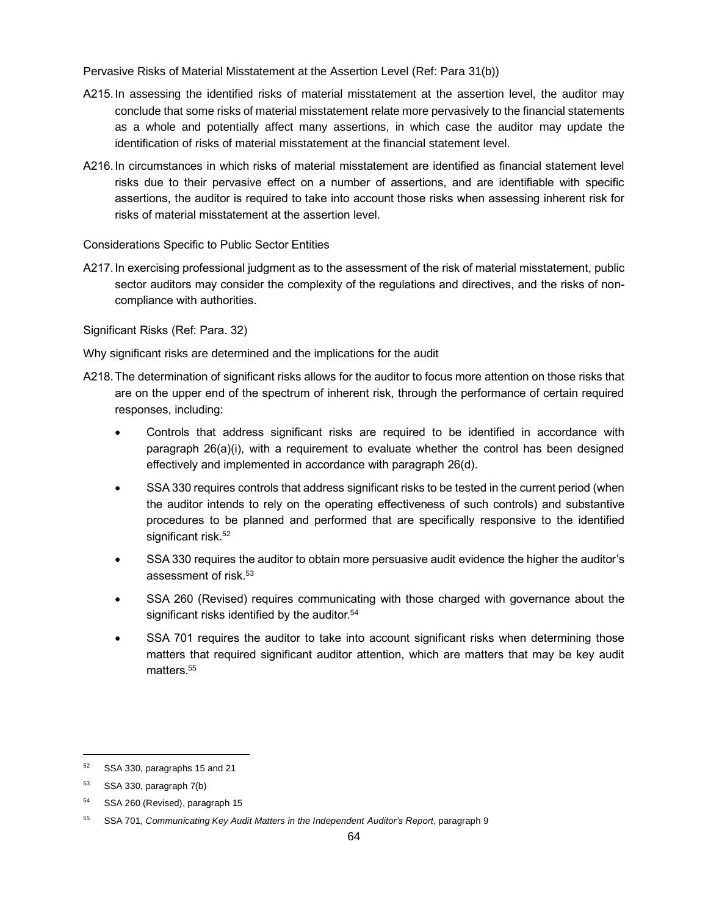Pervasive Risks of Material Misstatement at the Assertion Level (Ref: Para 31(b))

A215. In assessing the identified risks of material misstatement at the assertion level, the auditor may conclude that some risks of material misstatement relate more pervasively to the financial statements as a whole and potentially affect many assertions, in which case the auditor may update the identification of risks of material misstatement at the financial statement level.

A216. In circumstances in which risks of material misstatement are identified as financial statement level risks due to their pervasive effect on a number of assertions, and are identifiable with specific assertions, the auditor is required to take into account those risks when assessing inherent risk for risks of material misstatement at the assertion level.

Considerations Specific to Public Sector Entities

A217. In exercising professional judgment as to the assessment of the risk of material misstatement, public sector auditors may consider the complexity of the regulations and directives, and the risks of non-compliance with authorities.

Significant Risks (Ref: Para. 32)

Why significant risks are determined and the implications for the audit

A218. The determination of significant risks allows for the auditor to focus more attention on those risks that are on the upper end of the spectrum of inherent risk, through the performance of certain required responses, including:

- Controls that address significant risks are required to be identified in accordance with paragraph 26(a)(i), with a requirement to evaluate whether the control has been designed effectively and implemented in accordance with paragraph 26(d).
- SSA 330 requires controls that address significant risks to be tested in the current period (when the auditor intends to rely on the operating effectiveness of such controls) and substantive procedures to be planned and performed that are specifically responsive to the identified significant risk.[52]
- SSA 330 requires the auditor to obtain more persuasive audit evidence the higher the auditor's assessment of risk.[53]
- SSA 260 (Revised) requires communicating with those charged with governance about the significant risks identified by the auditor.[54]
- SSA 701 requires the auditor to take into account significant risks when determining those matters that required significant auditor attention, which are matters that may be key audit matters.[55]

---

[52] SSA 330, paragraphs 15 and 21

[53] SSA 330, paragraph 7(b)

[54] SSA 260 (Revised), paragraph 15

[55] SSA 701, *Communicating Key Audit Matters in the Independent Auditor's Report*, paragraph 9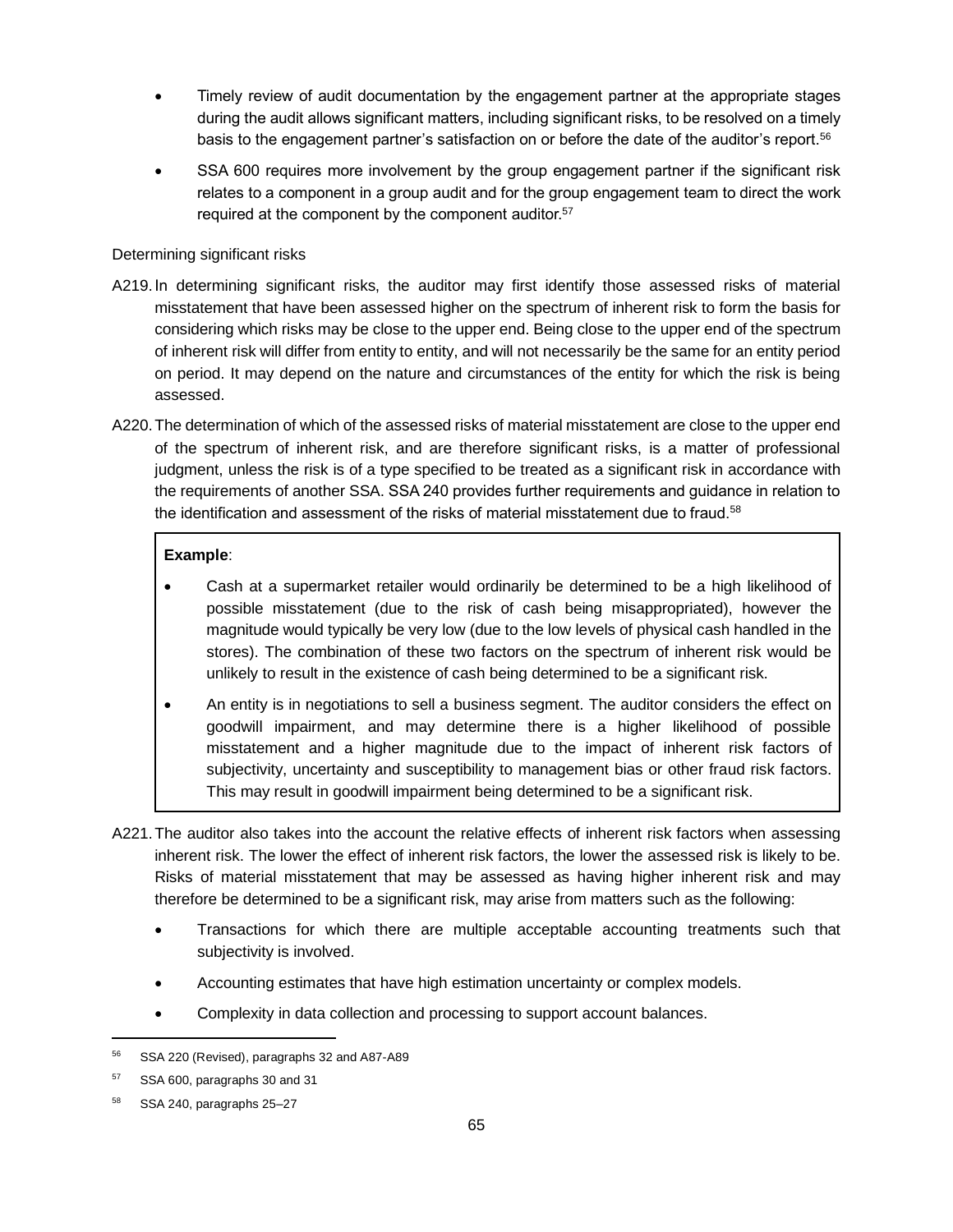- Timely review of audit documentation by the engagement partner at the appropriate stages during the audit allows significant matters, including significant risks, to be resolved on a timely basis to the engagement partner's satisfaction on or before the date of the auditor's report.[56]

- SSA 600 requires more involvement by the group engagement partner if the significant risk relates to a component in a group audit and for the group engagement team to direct the work required at the component by the component auditor.[57]

Determining significant risks

A219. In determining significant risks, the auditor may first identify those assessed risks of material misstatement that have been assessed higher on the spectrum of inherent risk to form the basis for considering which risks may be close to the upper end. Being close to the upper end of the spectrum of inherent risk will differ from entity to entity, and will not necessarily be the same for an entity period on period. It may depend on the nature and circumstances of the entity for which the risk is being assessed.

A220. The determination of which of the assessed risks of material misstatement are close to the upper end of the spectrum of inherent risk, and are therefore significant risks, is a matter of professional judgment, unless the risk is of a type specified to be treated as a significant risk in accordance with the requirements of another SSA. SSA 240 provides further requirements and guidance in relation to the identification and assessment of the risks of material misstatement due to fraud.[58]

> **Example**:
>
> - Cash at a supermarket retailer would ordinarily be determined to be a high likelihood of possible misstatement (due to the risk of cash being misappropriated), however the magnitude would typically be very low (due to the low levels of physical cash handled in the stores). The combination of these two factors on the spectrum of inherent risk would be unlikely to result in the existence of cash being determined to be a significant risk.
> - An entity is in negotiations to sell a business segment. The auditor considers the effect on goodwill impairment, and may determine there is a higher likelihood of possible misstatement and a higher magnitude due to the impact of inherent risk factors of subjectivity, uncertainty and susceptibility to management bias or other fraud risk factors. This may result in goodwill impairment being determined to be a significant risk.

A221. The auditor also takes into the account the relative effects of inherent risk factors when assessing inherent risk. The lower the effect of inherent risk factors, the lower the assessed risk is likely to be. Risks of material misstatement that may be assessed as having higher inherent risk and may therefore be determined to be a significant risk, may arise from matters such as the following:

- Transactions for which there are multiple acceptable accounting treatments such that subjectivity is involved.
- Accounting estimates that have high estimation uncertainty or complex models.
- Complexity in data collection and processing to support account balances.

---

[56] SSA 220 (Revised), paragraphs 32 and A87-A89

[57] SSA 600, paragraphs 30 and 31

[58] SSA 240, paragraphs 25–27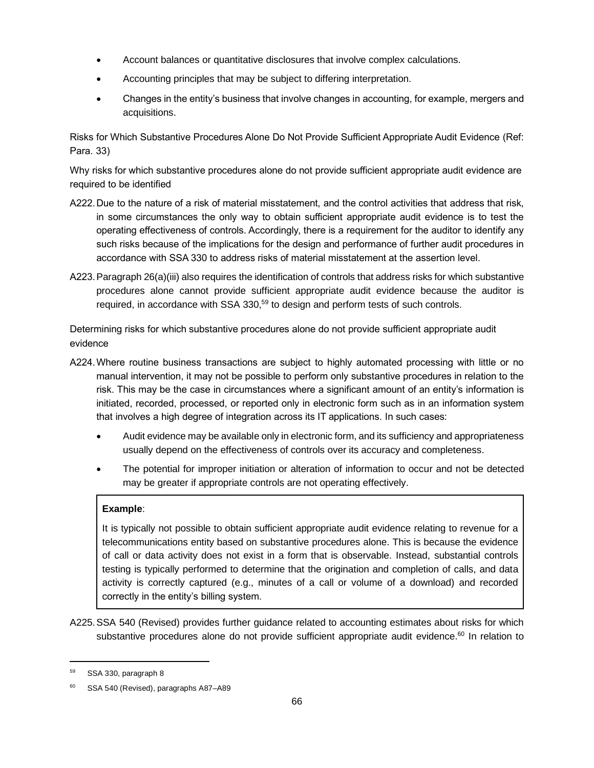- Account balances or quantitative disclosures that involve complex calculations.
- Accounting principles that may be subject to differing interpretation.
- Changes in the entity's business that involve changes in accounting, for example, mergers and acquisitions.

Risks for Which Substantive Procedures Alone Do Not Provide Sufficient Appropriate Audit Evidence (Ref: Para. 33)

Why risks for which substantive procedures alone do not provide sufficient appropriate audit evidence are required to be identified

A222. Due to the nature of a risk of material misstatement, and the control activities that address that risk, in some circumstances the only way to obtain sufficient appropriate audit evidence is to test the operating effectiveness of controls. Accordingly, there is a requirement for the auditor to identify any such risks because of the implications for the design and performance of further audit procedures in accordance with SSA 330 to address risks of material misstatement at the assertion level.

A223. Paragraph 26(a)(iii) also requires the identification of controls that address risks for which substantive procedures alone cannot provide sufficient appropriate audit evidence because the auditor is required, in accordance with SSA 330,[59] to design and perform tests of such controls.

Determining risks for which substantive procedures alone do not provide sufficient appropriate audit evidence

A224. Where routine business transactions are subject to highly automated processing with little or no manual intervention, it may not be possible to perform only substantive procedures in relation to the risk. This may be the case in circumstances where a significant amount of an entity's information is initiated, recorded, processed, or reported only in electronic form such as in an information system that involves a high degree of integration across its IT applications. In such cases:

- Audit evidence may be available only in electronic form, and its sufficiency and appropriateness usually depend on the effectiveness of controls over its accuracy and completeness.
- The potential for improper initiation or alteration of information to occur and not be detected may be greater if appropriate controls are not operating effectively.

> **Example**:
>
> It is typically not possible to obtain sufficient appropriate audit evidence relating to revenue for a telecommunications entity based on substantive procedures alone. This is because the evidence of call or data activity does not exist in a form that is observable. Instead, substantial controls testing is typically performed to determine that the origination and completion of calls, and data activity is correctly captured (e.g., minutes of a call or volume of a download) and recorded correctly in the entity's billing system.

A225. SSA 540 (Revised) provides further guidance related to accounting estimates about risks for which substantive procedures alone do not provide sufficient appropriate audit evidence.[60] In relation to

---

[59] SSA 330, paragraph 8

[60] SSA 540 (Revised), paragraphs A87–A89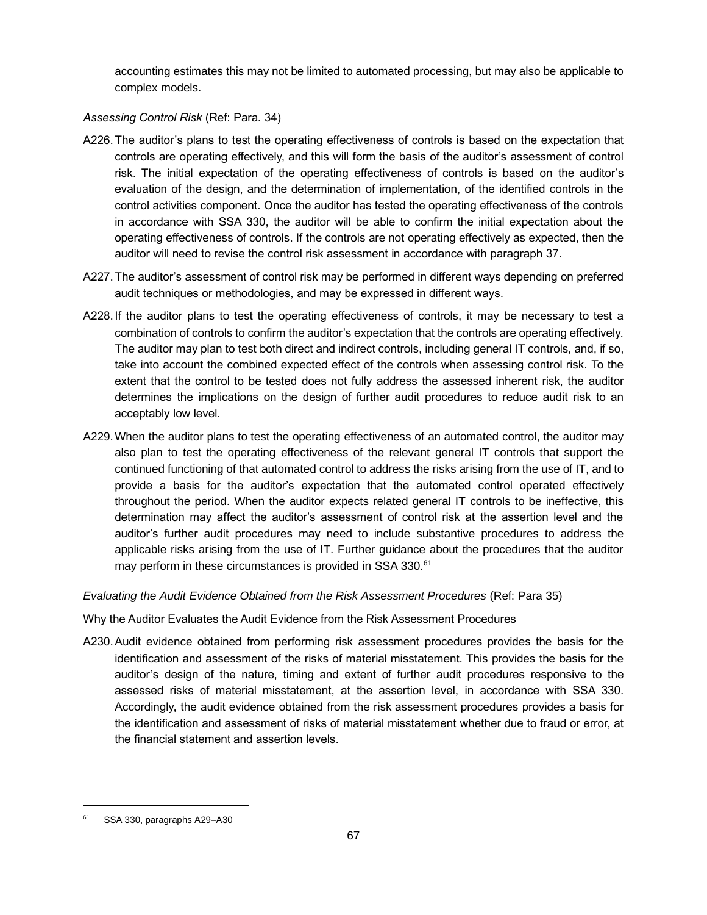accounting estimates this may not be limited to automated processing, but may also be applicable to complex models.

*Assessing Control Risk* (Ref: Para. 34)

A226. The auditor's plans to test the operating effectiveness of controls is based on the expectation that controls are operating effectively, and this will form the basis of the auditor's assessment of control risk. The initial expectation of the operating effectiveness of controls is based on the auditor's evaluation of the design, and the determination of implementation, of the identified controls in the control activities component. Once the auditor has tested the operating effectiveness of the controls in accordance with SSA 330, the auditor will be able to confirm the initial expectation about the operating effectiveness of controls. If the controls are not operating effectively as expected, then the auditor will need to revise the control risk assessment in accordance with paragraph 37.

A227. The auditor's assessment of control risk may be performed in different ways depending on preferred audit techniques or methodologies, and may be expressed in different ways.

A228. If the auditor plans to test the operating effectiveness of controls, it may be necessary to test a combination of controls to confirm the auditor's expectation that the controls are operating effectively. The auditor may plan to test both direct and indirect controls, including general IT controls, and, if so, take into account the combined expected effect of the controls when assessing control risk. To the extent that the control to be tested does not fully address the assessed inherent risk, the auditor determines the implications on the design of further audit procedures to reduce audit risk to an acceptably low level.

A229. When the auditor plans to test the operating effectiveness of an automated control, the auditor may also plan to test the operating effectiveness of the relevant general IT controls that support the continued functioning of that automated control to address the risks arising from the use of IT, and to provide a basis for the auditor's expectation that the automated control operated effectively throughout the period. When the auditor expects related general IT controls to be ineffective, this determination may affect the auditor's assessment of control risk at the assertion level and the auditor's further audit procedures may need to include substantive procedures to address the applicable risks arising from the use of IT. Further guidance about the procedures that the auditor may perform in these circumstances is provided in SSA 330.[61]

*Evaluating the Audit Evidence Obtained from the Risk Assessment Procedures* (Ref: Para 35)

Why the Auditor Evaluates the Audit Evidence from the Risk Assessment Procedures

A230. Audit evidence obtained from performing risk assessment procedures provides the basis for the identification and assessment of the risks of material misstatement. This provides the basis for the auditor's design of the nature, timing and extent of further audit procedures responsive to the assessed risks of material misstatement, at the assertion level, in accordance with SSA 330. Accordingly, the audit evidence obtained from the risk assessment procedures provides a basis for the identification and assessment of risks of material misstatement whether due to fraud or error, at the financial statement and assertion levels.

---

[61] SSA 330, paragraphs A29–A30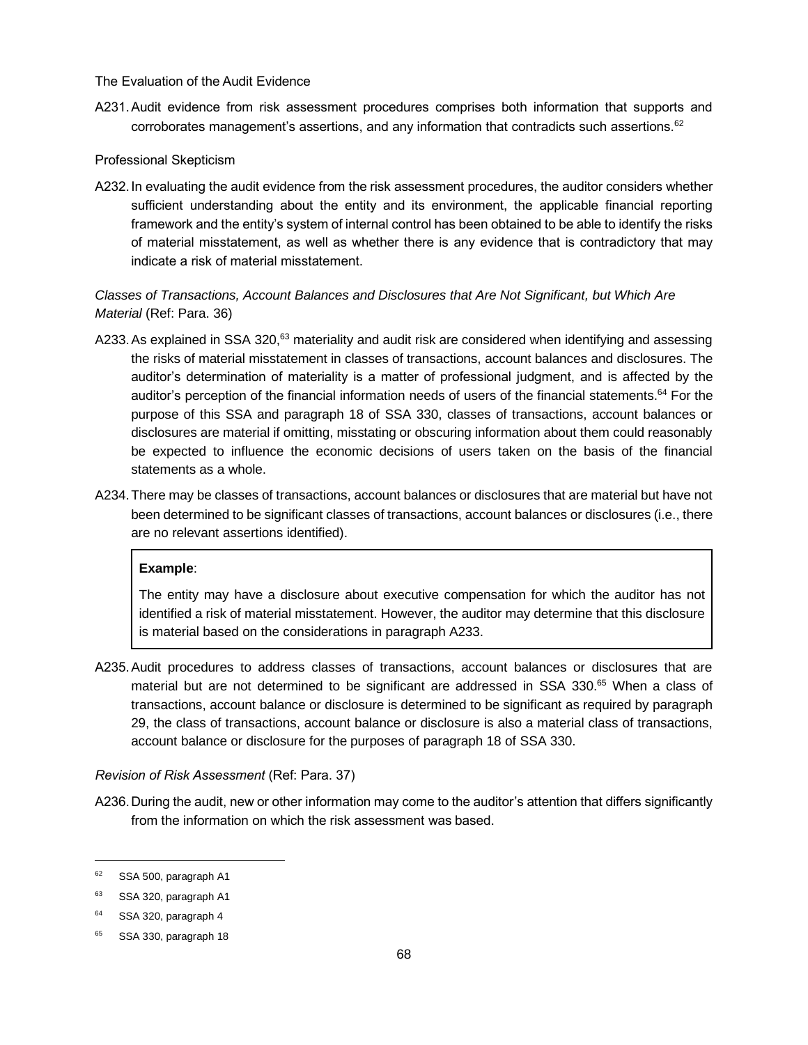The Evaluation of the Audit Evidence

A231. Audit evidence from risk assessment procedures comprises both information that supports and corroborates management's assertions, and any information that contradicts such assertions.[62]

Professional Skepticism

A232. In evaluating the audit evidence from the risk assessment procedures, the auditor considers whether sufficient understanding about the entity and its environment, the applicable financial reporting framework and the entity's system of internal control has been obtained to be able to identify the risks of material misstatement, as well as whether there is any evidence that is contradictory that may indicate a risk of material misstatement.

*Classes of Transactions, Account Balances and Disclosures that Are Not Significant, but Which Are Material* (Ref: Para. 36)

A233. As explained in SSA 320,[63] materiality and audit risk are considered when identifying and assessing the risks of material misstatement in classes of transactions, account balances and disclosures. The auditor's determination of materiality is a matter of professional judgment, and is affected by the auditor's perception of the financial information needs of users of the financial statements.[64] For the purpose of this SSA and paragraph 18 of SSA 330, classes of transactions, account balances or disclosures are material if omitting, misstating or obscuring information about them could reasonably be expected to influence the economic decisions of users taken on the basis of the financial statements as a whole.

A234. There may be classes of transactions, account balances or disclosures that are material but have not been determined to be significant classes of transactions, account balances or disclosures (i.e., there are no relevant assertions identified).

> **Example**:
>
> The entity may have a disclosure about executive compensation for which the auditor has not identified a risk of material misstatement. However, the auditor may determine that this disclosure is material based on the considerations in paragraph A233.

A235. Audit procedures to address classes of transactions, account balances or disclosures that are material but are not determined to be significant are addressed in SSA 330.[65] When a class of transactions, account balance or disclosure is determined to be significant as required by paragraph 29, the class of transactions, account balance or disclosure is also a material class of transactions, account balance or disclosure for the purposes of paragraph 18 of SSA 330.

*Revision of Risk Assessment* (Ref: Para. 37)

A236. During the audit, new or other information may come to the auditor's attention that differs significantly from the information on which the risk assessment was based.

---

[62] SSA 500, paragraph A1

[63] SSA 320, paragraph A1

[64] SSA 320, paragraph 4

[65] SSA 330, paragraph 18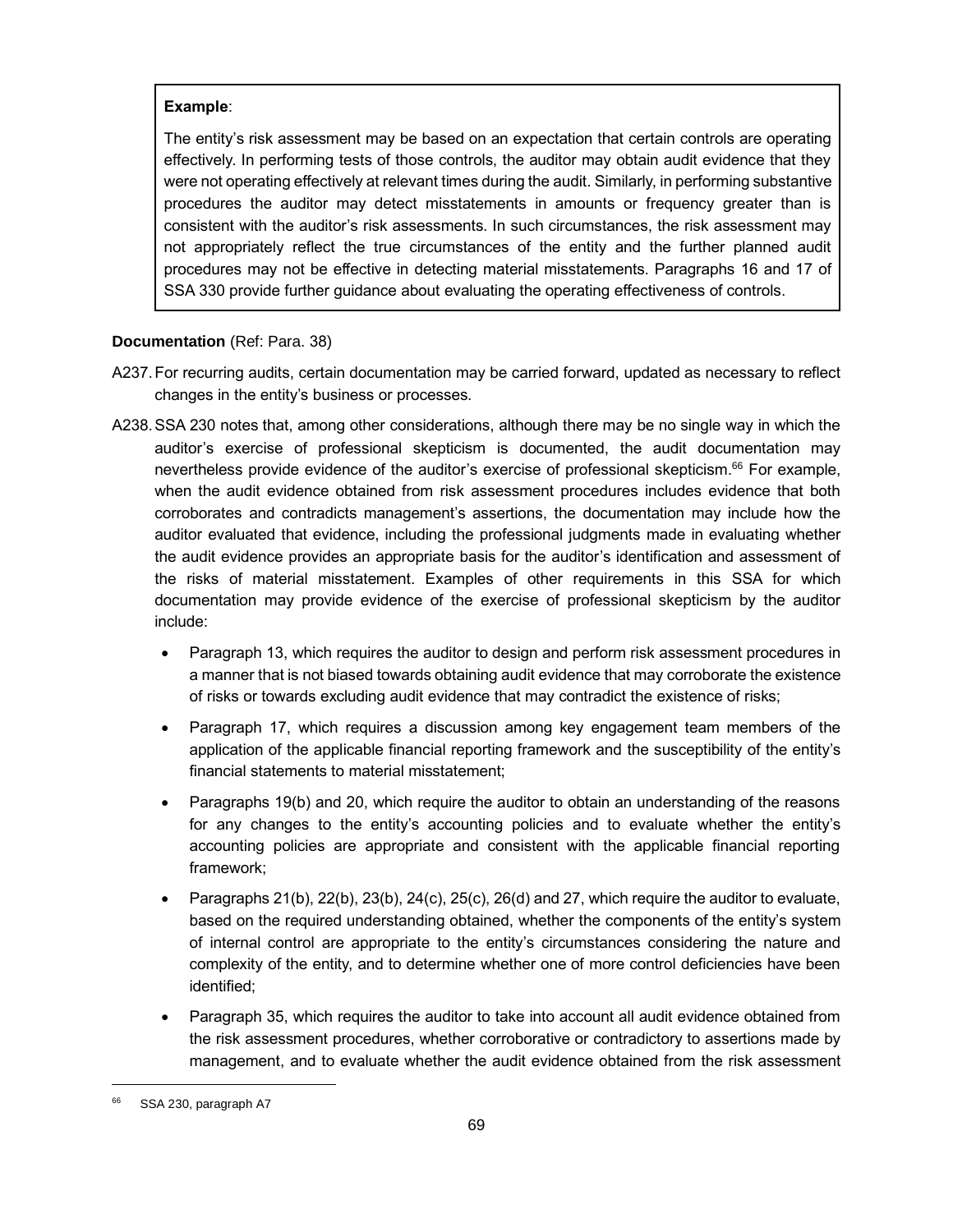> **Example**:
>
> The entity's risk assessment may be based on an expectation that certain controls are operating effectively. In performing tests of those controls, the auditor may obtain audit evidence that they were not operating effectively at relevant times during the audit. Similarly, in performing substantive procedures the auditor may detect misstatements in amounts or frequency greater than is consistent with the auditor's risk assessments. In such circumstances, the risk assessment may not appropriately reflect the true circumstances of the entity and the further planned audit procedures may not be effective in detecting material misstatements. Paragraphs 16 and 17 of SSA 330 provide further guidance about evaluating the operating effectiveness of controls.

**Documentation** (Ref: Para. 38)

A237. For recurring audits, certain documentation may be carried forward, updated as necessary to reflect changes in the entity's business or processes.

A238. SSA 230 notes that, among other considerations, although there may be no single way in which the auditor's exercise of professional skepticism is documented, the audit documentation may nevertheless provide evidence of the auditor's exercise of professional skepticism.[66] For example, when the audit evidence obtained from risk assessment procedures includes evidence that both corroborates and contradicts management's assertions, the documentation may include how the auditor evaluated that evidence, including the professional judgments made in evaluating whether the audit evidence provides an appropriate basis for the auditor's identification and assessment of the risks of material misstatement. Examples of other requirements in this SSA for which documentation may provide evidence of the exercise of professional skepticism by the auditor include:

- Paragraph 13, which requires the auditor to design and perform risk assessment procedures in a manner that is not biased towards obtaining audit evidence that may corroborate the existence of risks or towards excluding audit evidence that may contradict the existence of risks;
- Paragraph 17, which requires a discussion among key engagement team members of the application of the applicable financial reporting framework and the susceptibility of the entity's financial statements to material misstatement;
- Paragraphs 19(b) and 20, which require the auditor to obtain an understanding of the reasons for any changes to the entity's accounting policies and to evaluate whether the entity's accounting policies are appropriate and consistent with the applicable financial reporting framework;
- Paragraphs 21(b), 22(b), 23(b), 24(c), 25(c), 26(d) and 27, which require the auditor to evaluate, based on the required understanding obtained, whether the components of the entity's system of internal control are appropriate to the entity's circumstances considering the nature and complexity of the entity, and to determine whether one of more control deficiencies have been identified;
- Paragraph 35, which requires the auditor to take into account all audit evidence obtained from the risk assessment procedures, whether corroborative or contradictory to assertions made by management, and to evaluate whether the audit evidence obtained from the risk assessment

[66] SSA 230, paragraph A7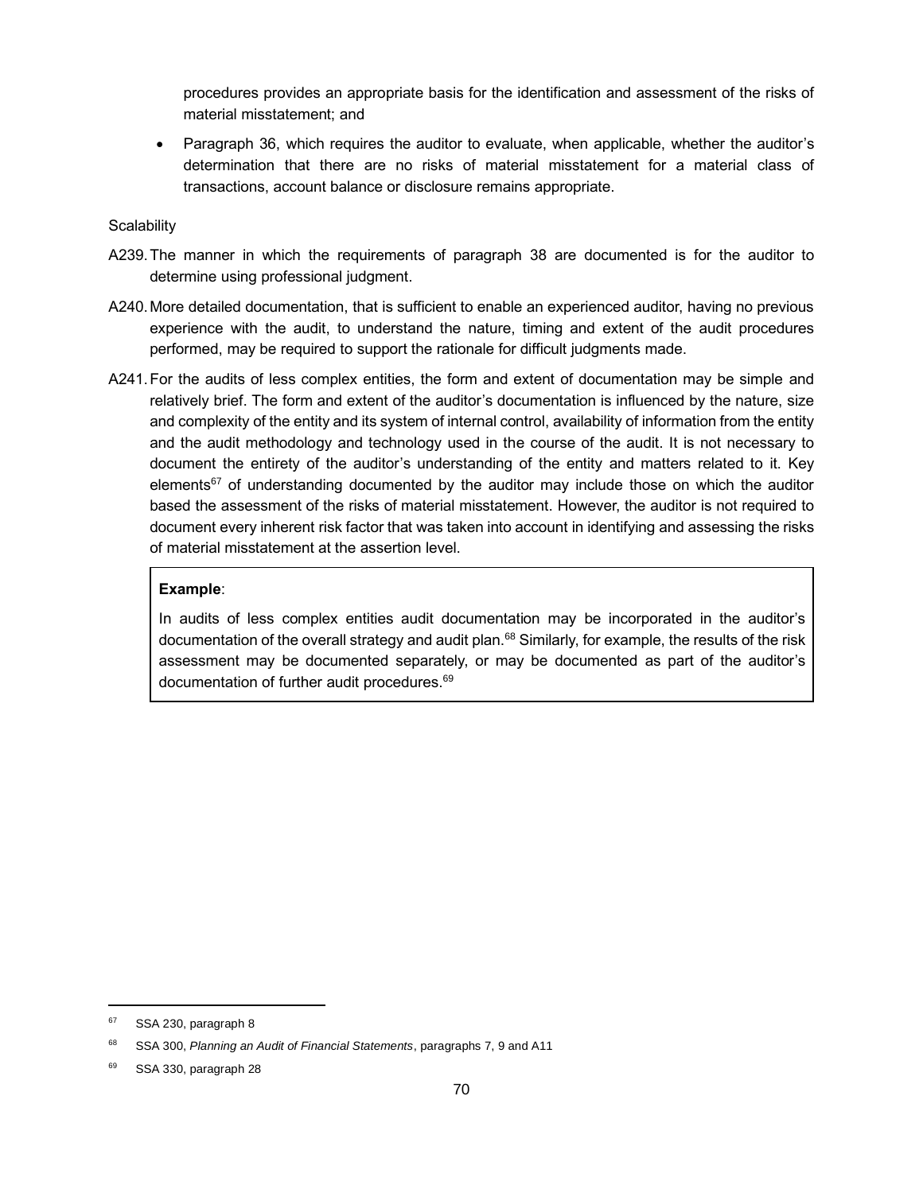procedures provides an appropriate basis for the identification and assessment of the risks of material misstatement; and

- Paragraph 36, which requires the auditor to evaluate, when applicable, whether the auditor's determination that there are no risks of material misstatement for a material class of transactions, account balance or disclosure remains appropriate.

Scalability

A239. The manner in which the requirements of paragraph 38 are documented is for the auditor to determine using professional judgment.

A240. More detailed documentation, that is sufficient to enable an experienced auditor, having no previous experience with the audit, to understand the nature, timing and extent of the audit procedures performed, may be required to support the rationale for difficult judgments made.

A241. For the audits of less complex entities, the form and extent of documentation may be simple and relatively brief. The form and extent of the auditor's documentation is influenced by the nature, size and complexity of the entity and its system of internal control, availability of information from the entity and the audit methodology and technology used in the course of the audit. It is not necessary to document the entirety of the auditor's understanding of the entity and matters related to it. Key elements[67] of understanding documented by the auditor may include those on which the auditor based the assessment of the risks of material misstatement. However, the auditor is not required to document every inherent risk factor that was taken into account in identifying and assessing the risks of material misstatement at the assertion level.

> **Example**:
>
> In audits of less complex entities audit documentation may be incorporated in the auditor's documentation of the overall strategy and audit plan.[68] Similarly, for example, the results of the risk assessment may be documented separately, or may be documented as part of the auditor's documentation of further audit procedures.[69]

---

[67] SSA 230, paragraph 8

[68] SSA 300, *Planning an Audit of Financial Statements*, paragraphs 7, 9 and A11

[69] SSA 330, paragraph 28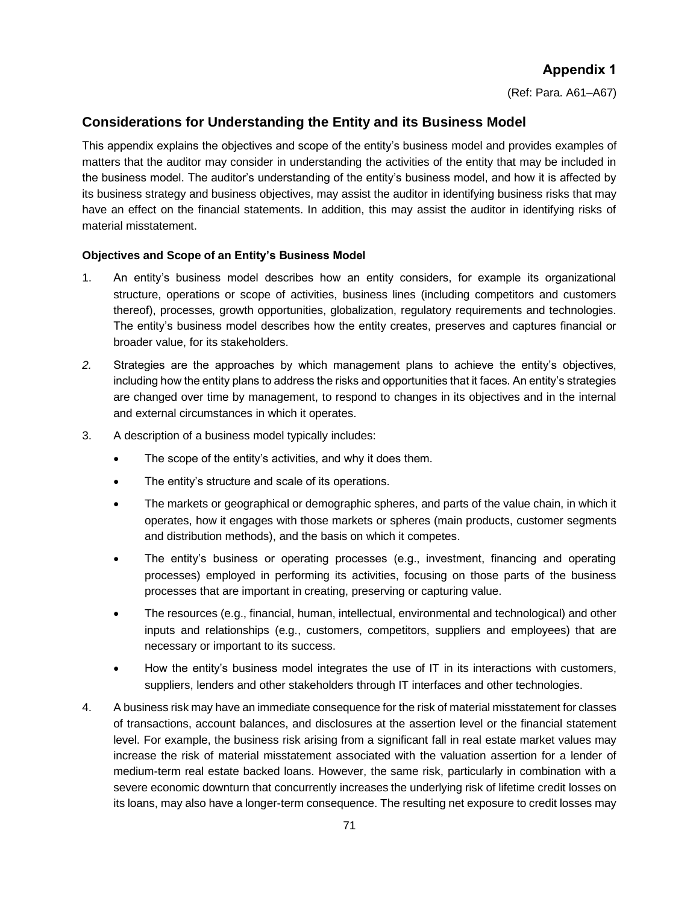# Appendix 1

(Ref: Para. A61–A67)

## Considerations for Understanding the Entity and its Business Model

This appendix explains the objectives and scope of the entity's business model and provides examples of matters that the auditor may consider in understanding the activities of the entity that may be included in the business model. The auditor's understanding of the entity's business model, and how it is affected by its business strategy and business objectives, may assist the auditor in identifying business risks that may have an effect on the financial statements. In addition, this may assist the auditor in identifying risks of material misstatement.

### Objectives and Scope of an Entity's Business Model

1. An entity's business model describes how an entity considers, for example its organizational structure, operations or scope of activities, business lines (including competitors and customers thereof), processes, growth opportunities, globalization, regulatory requirements and technologies. The entity's business model describes how the entity creates, preserves and captures financial or broader value, for its stakeholders.

2. Strategies are the approaches by which management plans to achieve the entity's objectives, including how the entity plans to address the risks and opportunities that it faces. An entity's strategies are changed over time by management, to respond to changes in its objectives and in the internal and external circumstances in which it operates.

3. A description of a business model typically includes:

   - The scope of the entity's activities, and why it does them.
   - The entity's structure and scale of its operations.
   - The markets or geographical or demographic spheres, and parts of the value chain, in which it operates, how it engages with those markets or spheres (main products, customer segments and distribution methods), and the basis on which it competes.
   - The entity's business or operating processes (e.g., investment, financing and operating processes) employed in performing its activities, focusing on those parts of the business processes that are important in creating, preserving or capturing value.
   - The resources (e.g., financial, human, intellectual, environmental and technological) and other inputs and relationships (e.g., customers, competitors, suppliers and employees) that are necessary or important to its success.
   - How the entity's business model integrates the use of IT in its interactions with customers, suppliers, lenders and other stakeholders through IT interfaces and other technologies.

4. A business risk may have an immediate consequence for the risk of material misstatement for classes of transactions, account balances, and disclosures at the assertion level or the financial statement level. For example, the business risk arising from a significant fall in real estate market values may increase the risk of material misstatement associated with the valuation assertion for a lender of medium-term real estate backed loans. However, the same risk, particularly in combination with a severe economic downturn that concurrently increases the underlying risk of lifetime credit losses on its loans, may also have a longer-term consequence. The resulting net exposure to credit losses may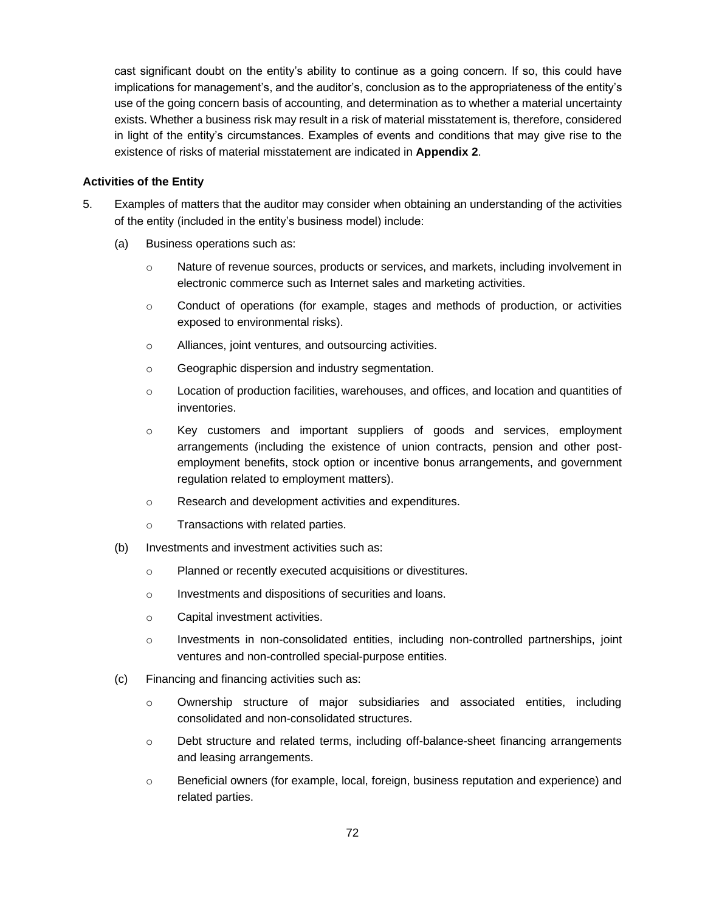cast significant doubt on the entity's ability to continue as a going concern. If so, this could have implications for management's, and the auditor's, conclusion as to the appropriateness of the entity's use of the going concern basis of accounting, and determination as to whether a material uncertainty exists. Whether a business risk may result in a risk of material misstatement is, therefore, considered in light of the entity's circumstances. Examples of events and conditions that may give rise to the existence of risks of material misstatement are indicated in **Appendix 2**.

**Activities of the Entity**

5. Examples of matters that the auditor may consider when obtaining an understanding of the activities of the entity (included in the entity's business model) include:

   (a) Business operations such as:

   - Nature of revenue sources, products or services, and markets, including involvement in electronic commerce such as Internet sales and marketing activities.
   - Conduct of operations (for example, stages and methods of production, or activities exposed to environmental risks).
   - Alliances, joint ventures, and outsourcing activities.
   - Geographic dispersion and industry segmentation.
   - Location of production facilities, warehouses, and offices, and location and quantities of inventories.
   - Key customers and important suppliers of goods and services, employment arrangements (including the existence of union contracts, pension and other post-employment benefits, stock option or incentive bonus arrangements, and government regulation related to employment matters).
   - Research and development activities and expenditures.
   - Transactions with related parties.

   (b) Investments and investment activities such as:

   - Planned or recently executed acquisitions or divestitures.
   - Investments and dispositions of securities and loans.
   - Capital investment activities.
   - Investments in non-consolidated entities, including non-controlled partnerships, joint ventures and non-controlled special-purpose entities.

   (c) Financing and financing activities such as:

   - Ownership structure of major subsidiaries and associated entities, including consolidated and non-consolidated structures.
   - Debt structure and related terms, including off-balance-sheet financing arrangements and leasing arrangements.
   - Beneficial owners (for example, local, foreign, business reputation and experience) and related parties.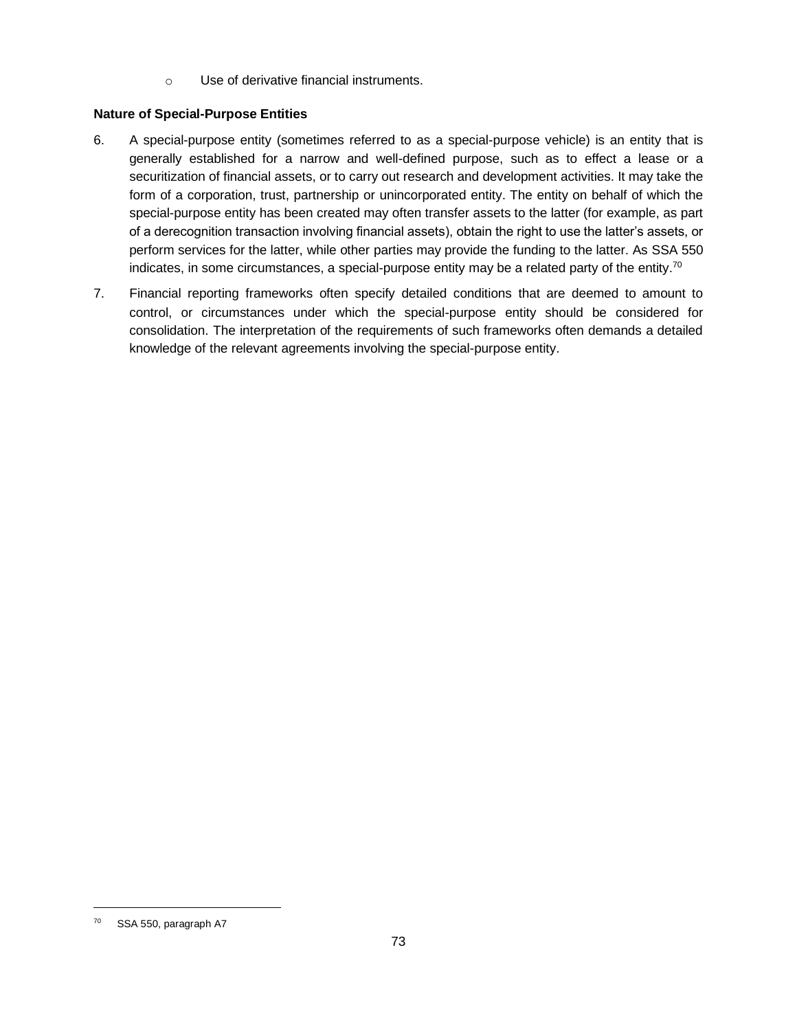- Use of derivative financial instruments.

**Nature of Special-Purpose Entities**

6. A special-purpose entity (sometimes referred to as a special-purpose vehicle) is an entity that is generally established for a narrow and well-defined purpose, such as to effect a lease or a securitization of financial assets, or to carry out research and development activities. It may take the form of a corporation, trust, partnership or unincorporated entity. The entity on behalf of which the special-purpose entity has been created may often transfer assets to the latter (for example, as part of a derecognition transaction involving financial assets), obtain the right to use the latter's assets, or perform services for the latter, while other parties may provide the funding to the latter. As SSA 550 indicates, in some circumstances, a special-purpose entity may be a related party of the entity.[70]

7. Financial reporting frameworks often specify detailed conditions that are deemed to amount to control, or circumstances under which the special-purpose entity should be considered for consolidation. The interpretation of the requirements of such frameworks often demands a detailed knowledge of the relevant agreements involving the special-purpose entity.

---

[70] SSA 550, paragraph A7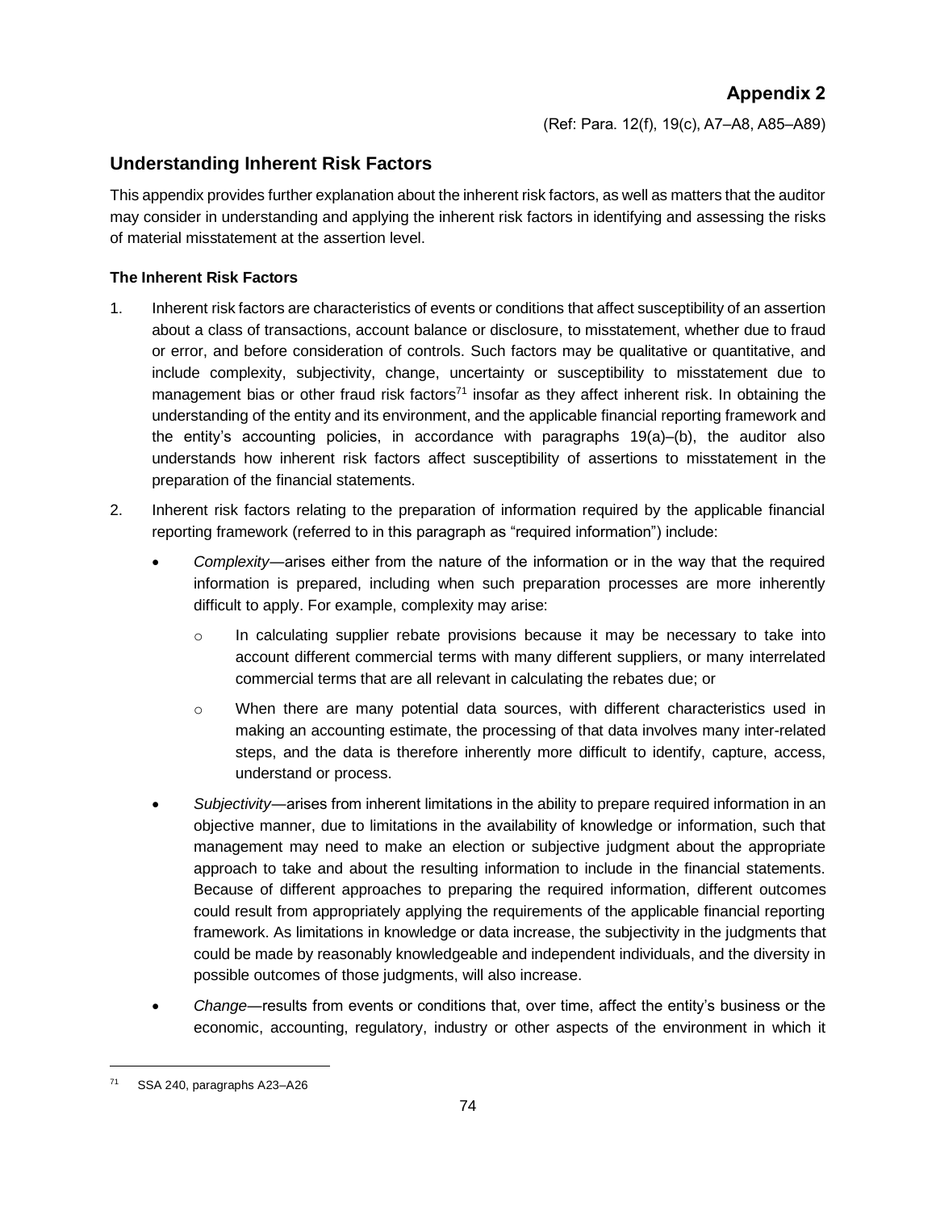# Appendix 2

(Ref: Para. 12(f), 19(c), A7–A8, A85–A89)

## Understanding Inherent Risk Factors

This appendix provides further explanation about the inherent risk factors, as well as matters that the auditor may consider in understanding and applying the inherent risk factors in identifying and assessing the risks of material misstatement at the assertion level.

### The Inherent Risk Factors

1. Inherent risk factors are characteristics of events or conditions that affect susceptibility of an assertion about a class of transactions, account balance or disclosure, to misstatement, whether due to fraud or error, and before consideration of controls. Such factors may be qualitative or quantitative, and include complexity, subjectivity, change, uncertainty or susceptibility to misstatement due to management bias or other fraud risk factors[71] insofar as they affect inherent risk. In obtaining the understanding of the entity and its environment, and the applicable financial reporting framework and the entity's accounting policies, in accordance with paragraphs 19(a)–(b), the auditor also understands how inherent risk factors affect susceptibility of assertions to misstatement in the preparation of the financial statements.

2. Inherent risk factors relating to the preparation of information required by the applicable financial reporting framework (referred to in this paragraph as "required information") include:

   - *Complexity*—arises either from the nature of the information or in the way that the required information is prepared, including when such preparation processes are more inherently difficult to apply. For example, complexity may arise:
     - In calculating supplier rebate provisions because it may be necessary to take into account different commercial terms with many different suppliers, or many interrelated commercial terms that are all relevant in calculating the rebates due; or
     - When there are many potential data sources, with different characteristics used in making an accounting estimate, the processing of that data involves many inter-related steps, and the data is therefore inherently more difficult to identify, capture, access, understand or process.
   - *Subjectivity*—arises from inherent limitations in the ability to prepare required information in an objective manner, due to limitations in the availability of knowledge or information, such that management may need to make an election or subjective judgment about the appropriate approach to take and about the resulting information to include in the financial statements. Because of different approaches to preparing the required information, different outcomes could result from appropriately applying the requirements of the applicable financial reporting framework. As limitations in knowledge or data increase, the subjectivity in the judgments that could be made by reasonably knowledgeable and independent individuals, and the diversity in possible outcomes of those judgments, will also increase.
   - *Change*—results from events or conditions that, over time, affect the entity's business or the economic, accounting, regulatory, industry or other aspects of the environment in which it

---

[71] SSA 240, paragraphs A23–A26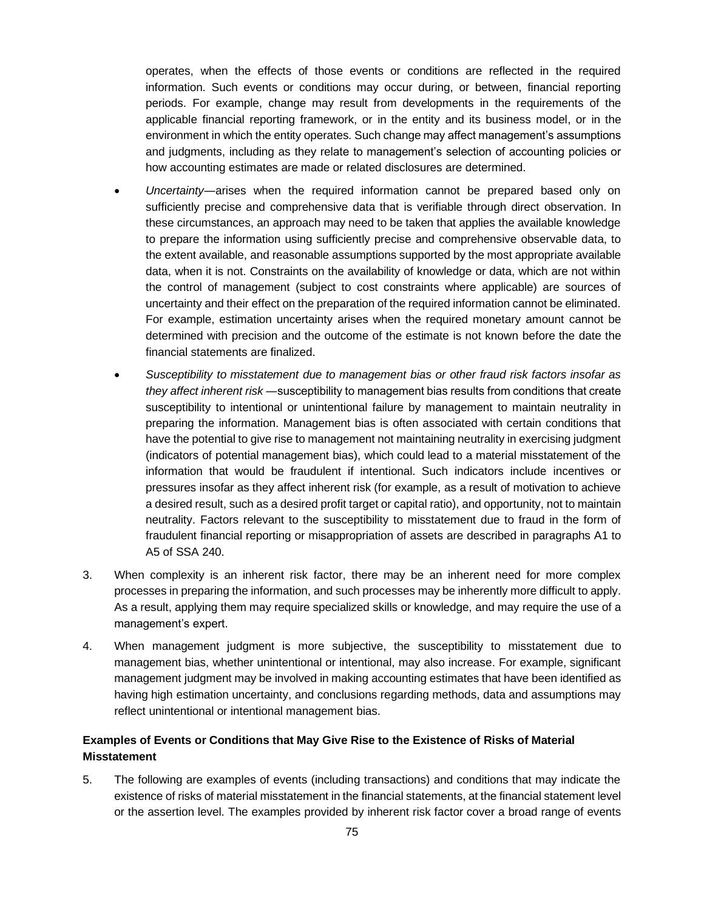operates, when the effects of those events or conditions are reflected in the required information. Such events or conditions may occur during, or between, financial reporting periods. For example, change may result from developments in the requirements of the applicable financial reporting framework, or in the entity and its business model, or in the environment in which the entity operates. Such change may affect management's assumptions and judgments, including as they relate to management's selection of accounting policies or how accounting estimates are made or related disclosures are determined.

- *Uncertainty*—arises when the required information cannot be prepared based only on sufficiently precise and comprehensive data that is verifiable through direct observation. In these circumstances, an approach may need to be taken that applies the available knowledge to prepare the information using sufficiently precise and comprehensive observable data, to the extent available, and reasonable assumptions supported by the most appropriate available data, when it is not. Constraints on the availability of knowledge or data, which are not within the control of management (subject to cost constraints where applicable) are sources of uncertainty and their effect on the preparation of the required information cannot be eliminated. For example, estimation uncertainty arises when the required monetary amount cannot be determined with precision and the outcome of the estimate is not known before the date the financial statements are finalized.
- *Susceptibility to misstatement due to management bias or other fraud risk factors insofar as they affect inherent risk* —susceptibility to management bias results from conditions that create susceptibility to intentional or unintentional failure by management to maintain neutrality in preparing the information. Management bias is often associated with certain conditions that have the potential to give rise to management not maintaining neutrality in exercising judgment (indicators of potential management bias), which could lead to a material misstatement of the information that would be fraudulent if intentional. Such indicators include incentives or pressures insofar as they affect inherent risk (for example, as a result of motivation to achieve a desired result, such as a desired profit target or capital ratio), and opportunity, not to maintain neutrality. Factors relevant to the susceptibility to misstatement due to fraud in the form of fraudulent financial reporting or misappropriation of assets are described in paragraphs A1 to A5 of SSA 240.

3. When complexity is an inherent risk factor, there may be an inherent need for more complex processes in preparing the information, and such processes may be inherently more difficult to apply. As a result, applying them may require specialized skills or knowledge, and may require the use of a management's expert.

4. When management judgment is more subjective, the susceptibility to misstatement due to management bias, whether unintentional or intentional, may also increase. For example, significant management judgment may be involved in making accounting estimates that have been identified as having high estimation uncertainty, and conclusions regarding methods, data and assumptions may reflect unintentional or intentional management bias.

**Examples of Events or Conditions that May Give Rise to the Existence of Risks of Material Misstatement**

5. The following are examples of events (including transactions) and conditions that may indicate the existence of risks of material misstatement in the financial statements, at the financial statement level or the assertion level. The examples provided by inherent risk factor cover a broad range of events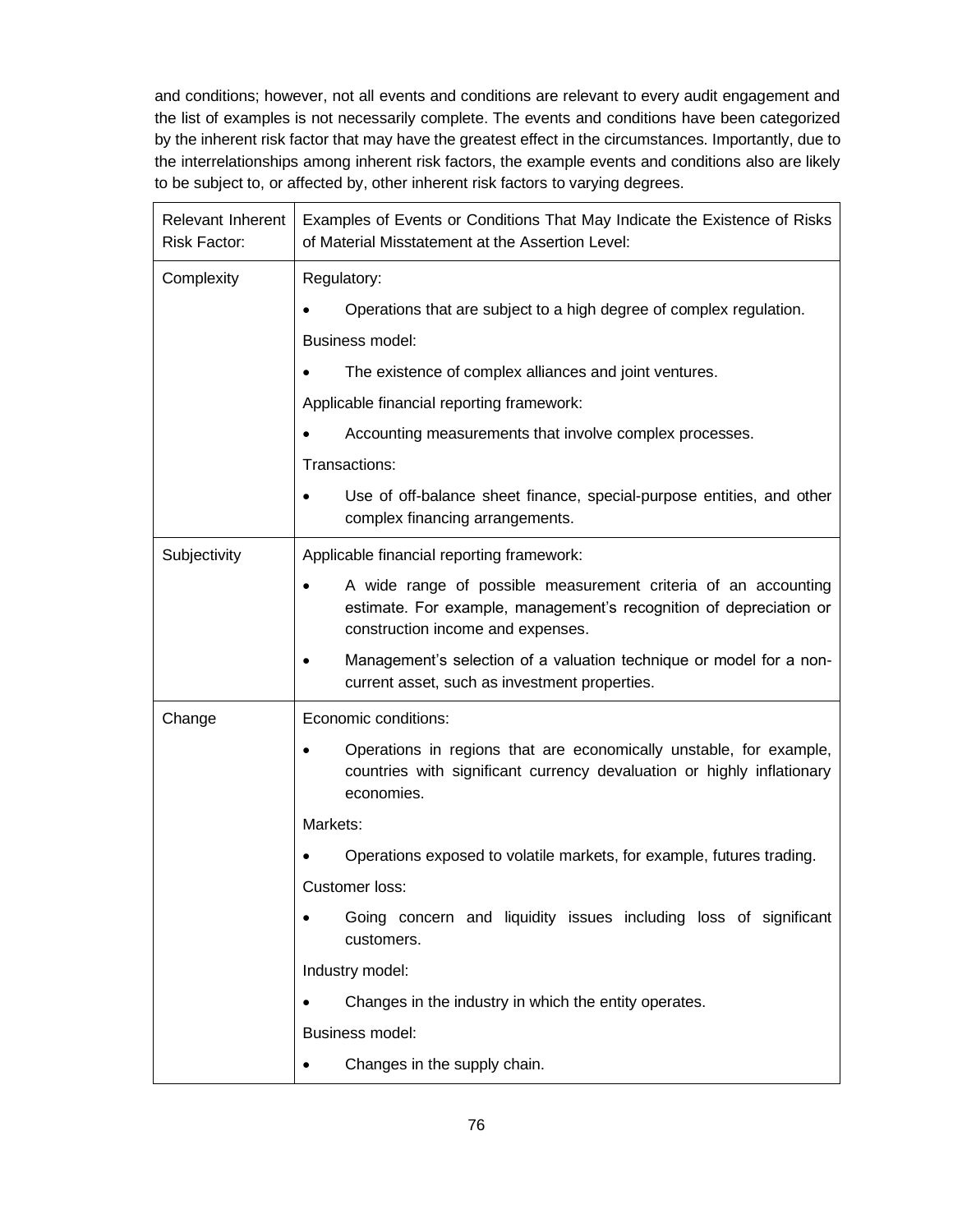and conditions; however, not all events and conditions are relevant to every audit engagement and the list of examples is not necessarily complete. The events and conditions have been categorized by the inherent risk factor that may have the greatest effect in the circumstances. Importantly, due to the interrelationships among inherent risk factors, the example events and conditions also are likely to be subject to, or affected by, other inherent risk factors to varying degrees.

| Relevant Inherent Risk Factor: | Examples of Events or Conditions That May Indicate the Existence of Risks of Material Misstatement at the Assertion Level: |
| --- | --- |
| Complexity | Regulatory:<br>• Operations that are subject to a high degree of complex regulation.<br>Business model:<br>• The existence of complex alliances and joint ventures.<br>Applicable financial reporting framework:<br>• Accounting measurements that involve complex processes.<br>Transactions:<br>• Use of off-balance sheet finance, special-purpose entities, and other complex financing arrangements. |
| Subjectivity | Applicable financial reporting framework:<br>• A wide range of possible measurement criteria of an accounting estimate. For example, management's recognition of depreciation or construction income and expenses.<br>• Management's selection of a valuation technique or model for a non-current asset, such as investment properties. |
| Change | Economic conditions:<br>• Operations in regions that are economically unstable, for example, countries with significant currency devaluation or highly inflationary economies.<br>Markets:<br>• Operations exposed to volatile markets, for example, futures trading.<br>Customer loss:<br>• Going concern and liquidity issues including loss of significant customers.<br>Industry model:<br>• Changes in the industry in which the entity operates.<br>Business model:<br>• Changes in the supply chain. |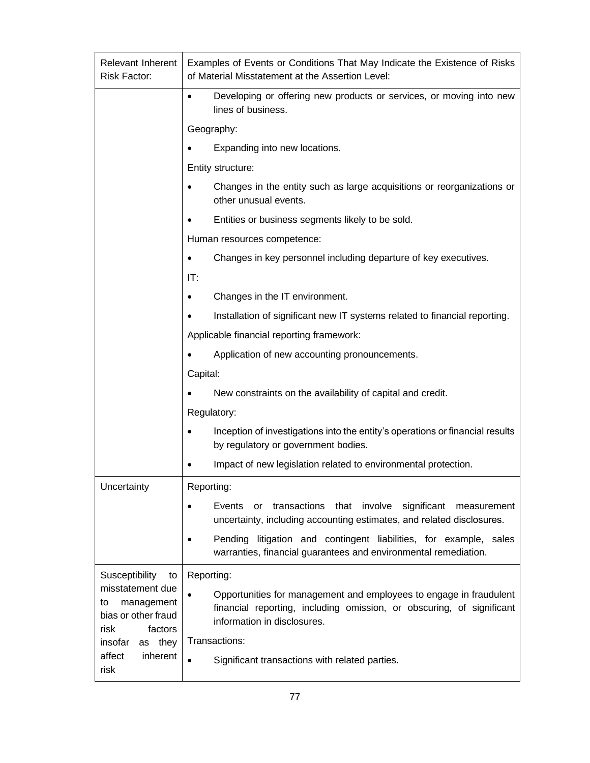| Relevant Inherent Risk Factor: | Examples of Events or Conditions That May Indicate the Existence of Risks of Material Misstatement at the Assertion Level: |
|---|---|
| | • Developing or offering new products or services, or moving into new lines of business.<br><br>Geography:<br><br>• Expanding into new locations.<br><br>Entity structure:<br><br>• Changes in the entity such as large acquisitions or reorganizations or other unusual events.<br><br>• Entities or business segments likely to be sold.<br><br>Human resources competence:<br><br>• Changes in key personnel including departure of key executives.<br><br>IT:<br><br>• Changes in the IT environment.<br><br>• Installation of significant new IT systems related to financial reporting.<br><br>Applicable financial reporting framework:<br><br>• Application of new accounting pronouncements.<br><br>Capital:<br><br>• New constraints on the availability of capital and credit.<br><br>Regulatory:<br><br>• Inception of investigations into the entity's operations or financial results by regulatory or government bodies.<br><br>• Impact of new legislation related to environmental protection. |
| Uncertainty | Reporting:<br><br>• Events or transactions that involve significant measurement uncertainty, including accounting estimates, and related disclosures.<br><br>• Pending litigation and contingent liabilities, for example, sales warranties, financial guarantees and environmental remediation. |
| Susceptibility to misstatement due to management bias or other fraud risk factors insofar as they affect inherent risk | Reporting:<br><br>• Opportunities for management and employees to engage in fraudulent financial reporting, including omission, or obscuring, of significant information in disclosures.<br><br>Transactions:<br><br>• Significant transactions with related parties. |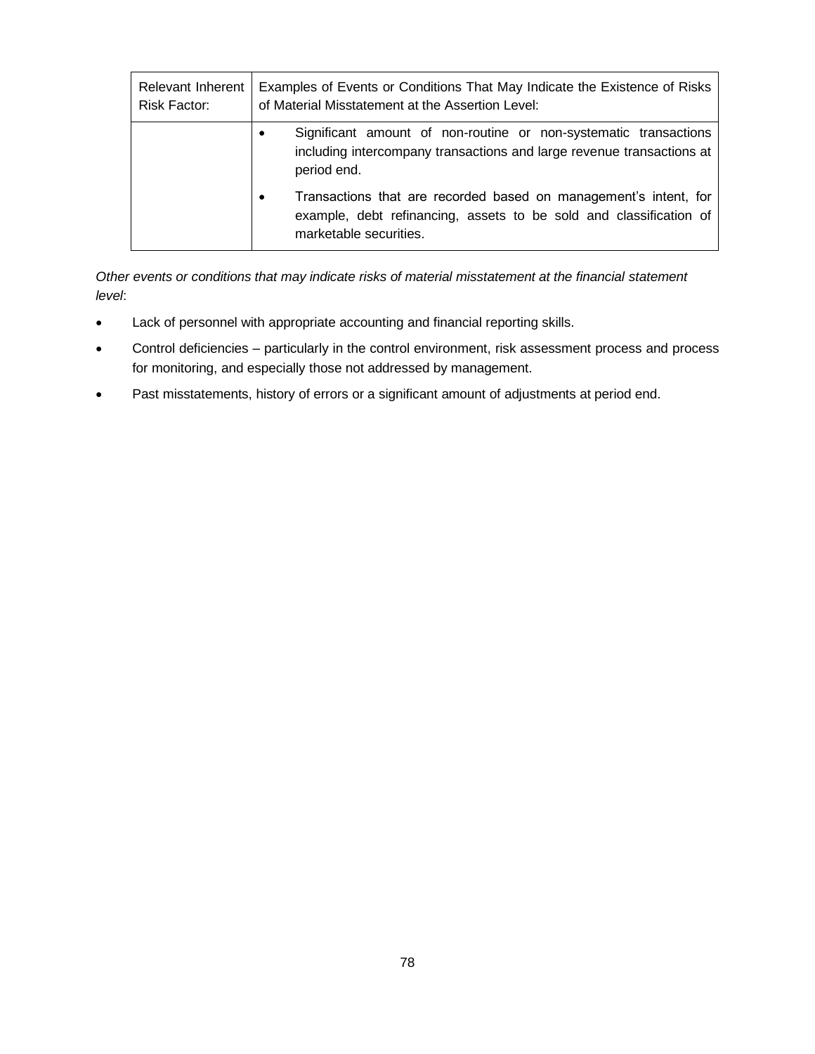| Relevant Inherent Risk Factor: | Examples of Events or Conditions That May Indicate the Existence of Risks of Material Misstatement at the Assertion Level: |
|---|---|
| | • Significant amount of non-routine or non-systematic transactions including intercompany transactions and large revenue transactions at period end.<br><br>• Transactions that are recorded based on management's intent, for example, debt refinancing, assets to be sold and classification of marketable securities. |

*Other events or conditions that may indicate risks of material misstatement at the financial statement level*:

- Lack of personnel with appropriate accounting and financial reporting skills.
- Control deficiencies – particularly in the control environment, risk assessment process and process for monitoring, and especially those not addressed by management.
- Past misstatements, history of errors or a significant amount of adjustments at period end.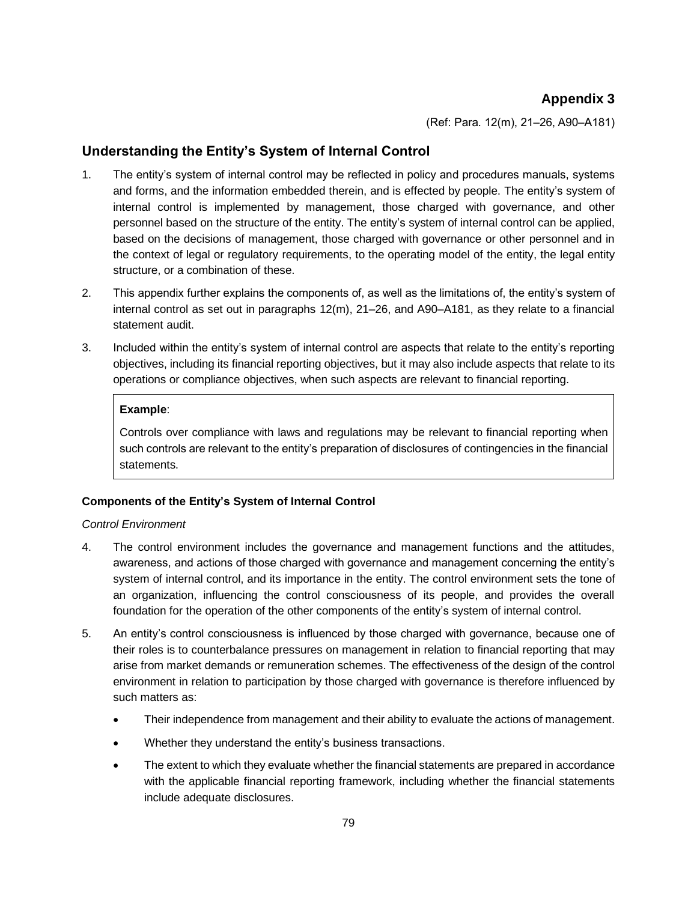# Appendix 3

(Ref: Para. 12(m), 21–26, A90–A181)

## Understanding the Entity's System of Internal Control

1. The entity's system of internal control may be reflected in policy and procedures manuals, systems and forms, and the information embedded therein, and is effected by people. The entity's system of internal control is implemented by management, those charged with governance, and other personnel based on the structure of the entity. The entity's system of internal control can be applied, based on the decisions of management, those charged with governance or other personnel and in the context of legal or regulatory requirements, to the operating model of the entity, the legal entity structure, or a combination of these.

2. This appendix further explains the components of, as well as the limitations of, the entity's system of internal control as set out in paragraphs 12(m), 21–26, and A90–A181, as they relate to a financial statement audit.

3. Included within the entity's system of internal control are aspects that relate to the entity's reporting objectives, including its financial reporting objectives, but it may also include aspects that relate to its operations or compliance objectives, when such aspects are relevant to financial reporting.

> **Example**:
>
> Controls over compliance with laws and regulations may be relevant to financial reporting when such controls are relevant to the entity's preparation of disclosures of contingencies in the financial statements.

### Components of the Entity's System of Internal Control

*Control Environment*

4. The control environment includes the governance and management functions and the attitudes, awareness, and actions of those charged with governance and management concerning the entity's system of internal control, and its importance in the entity. The control environment sets the tone of an organization, influencing the control consciousness of its people, and provides the overall foundation for the operation of the other components of the entity's system of internal control.

5. An entity's control consciousness is influenced by those charged with governance, because one of their roles is to counterbalance pressures on management in relation to financial reporting that may arise from market demands or remuneration schemes. The effectiveness of the design of the control environment in relation to participation by those charged with governance is therefore influenced by such matters as:

   - Their independence from management and their ability to evaluate the actions of management.
   - Whether they understand the entity's business transactions.
   - The extent to which they evaluate whether the financial statements are prepared in accordance with the applicable financial reporting framework, including whether the financial statements include adequate disclosures.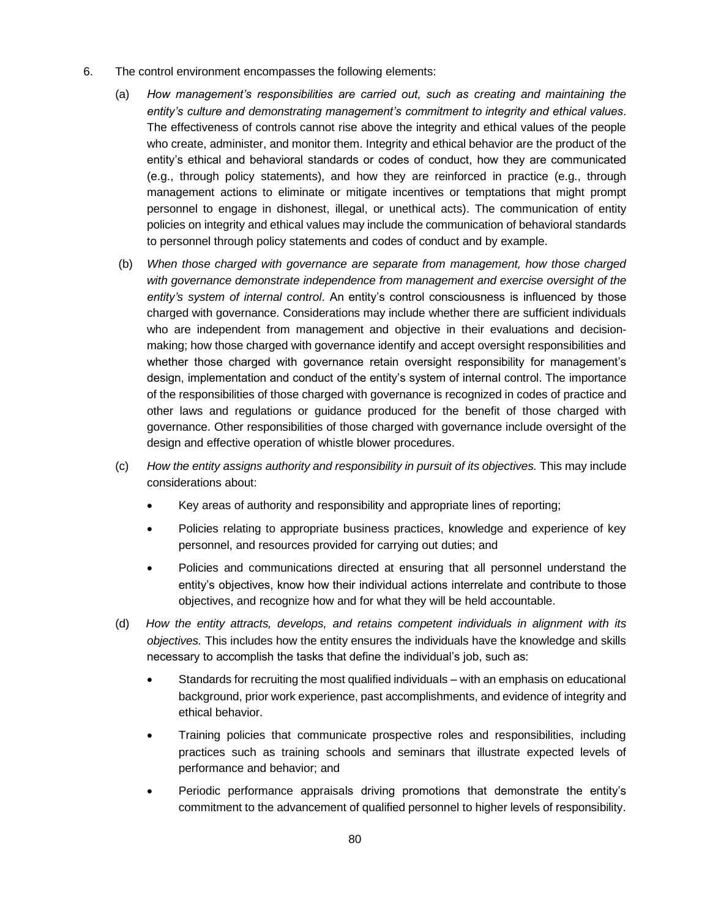6. The control environment encompasses the following elements:

   (a) *How management's responsibilities are carried out, such as creating and maintaining the entity's culture and demonstrating management's commitment to integrity and ethical values*. The effectiveness of controls cannot rise above the integrity and ethical values of the people who create, administer, and monitor them. Integrity and ethical behavior are the product of the entity's ethical and behavioral standards or codes of conduct, how they are communicated (e.g., through policy statements), and how they are reinforced in practice (e.g., through management actions to eliminate or mitigate incentives or temptations that might prompt personnel to engage in dishonest, illegal, or unethical acts). The communication of entity policies on integrity and ethical values may include the communication of behavioral standards to personnel through policy statements and codes of conduct and by example.

   (b) *When those charged with governance are separate from management, how those charged with governance demonstrate independence from management and exercise oversight of the entity's system of internal control*. An entity's control consciousness is influenced by those charged with governance. Considerations may include whether there are sufficient individuals who are independent from management and objective in their evaluations and decision-making; how those charged with governance identify and accept oversight responsibilities and whether those charged with governance retain oversight responsibility for management's design, implementation and conduct of the entity's system of internal control. The importance of the responsibilities of those charged with governance is recognized in codes of practice and other laws and regulations or guidance produced for the benefit of those charged with governance. Other responsibilities of those charged with governance include oversight of the design and effective operation of whistle blower procedures.

   (c) *How the entity assigns authority and responsibility in pursuit of its objectives.* This may include considerations about:

   - Key areas of authority and responsibility and appropriate lines of reporting;
   - Policies relating to appropriate business practices, knowledge and experience of key personnel, and resources provided for carrying out duties; and
   - Policies and communications directed at ensuring that all personnel understand the entity's objectives, know how their individual actions interrelate and contribute to those objectives, and recognize how and for what they will be held accountable.

   (d) *How the entity attracts, develops, and retains competent individuals in alignment with its objectives.* This includes how the entity ensures the individuals have the knowledge and skills necessary to accomplish the tasks that define the individual's job, such as:

   - Standards for recruiting the most qualified individuals – with an emphasis on educational background, prior work experience, past accomplishments, and evidence of integrity and ethical behavior.
   - Training policies that communicate prospective roles and responsibilities, including practices such as training schools and seminars that illustrate expected levels of performance and behavior; and
   - Periodic performance appraisals driving promotions that demonstrate the entity's commitment to the advancement of qualified personnel to higher levels of responsibility.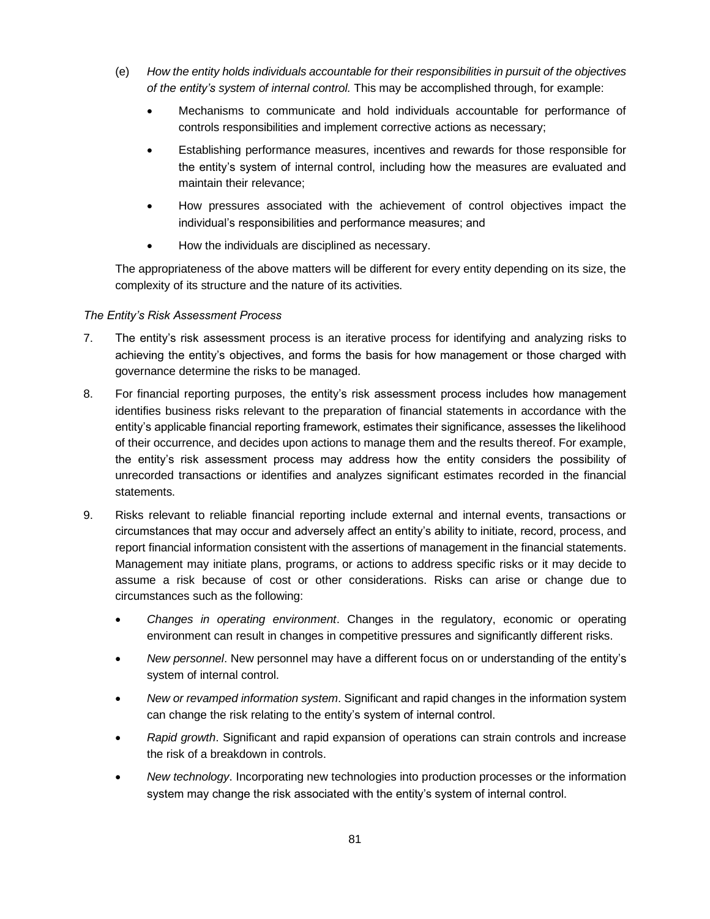(e) *How the entity holds individuals accountable for their responsibilities in pursuit of the objectives of the entity's system of internal control.* This may be accomplished through, for example:

- Mechanisms to communicate and hold individuals accountable for performance of controls responsibilities and implement corrective actions as necessary;
- Establishing performance measures, incentives and rewards for those responsible for the entity's system of internal control, including how the measures are evaluated and maintain their relevance;
- How pressures associated with the achievement of control objectives impact the individual's responsibilities and performance measures; and
- How the individuals are disciplined as necessary.

The appropriateness of the above matters will be different for every entity depending on its size, the complexity of its structure and the nature of its activities.

*The Entity's Risk Assessment Process*

7. The entity's risk assessment process is an iterative process for identifying and analyzing risks to achieving the entity's objectives, and forms the basis for how management or those charged with governance determine the risks to be managed.

8. For financial reporting purposes, the entity's risk assessment process includes how management identifies business risks relevant to the preparation of financial statements in accordance with the entity's applicable financial reporting framework, estimates their significance, assesses the likelihood of their occurrence, and decides upon actions to manage them and the results thereof. For example, the entity's risk assessment process may address how the entity considers the possibility of unrecorded transactions or identifies and analyzes significant estimates recorded in the financial statements.

9. Risks relevant to reliable financial reporting include external and internal events, transactions or circumstances that may occur and adversely affect an entity's ability to initiate, record, process, and report financial information consistent with the assertions of management in the financial statements. Management may initiate plans, programs, or actions to address specific risks or it may decide to assume a risk because of cost or other considerations. Risks can arise or change due to circumstances such as the following:

   - *Changes in operating environment*. Changes in the regulatory, economic or operating environment can result in changes in competitive pressures and significantly different risks.
   - *New personnel*. New personnel may have a different focus on or understanding of the entity's system of internal control.
   - *New or revamped information system*. Significant and rapid changes in the information system can change the risk relating to the entity's system of internal control.
   - *Rapid growth*. Significant and rapid expansion of operations can strain controls and increase the risk of a breakdown in controls.
   - *New technology*. Incorporating new technologies into production processes or the information system may change the risk associated with the entity's system of internal control.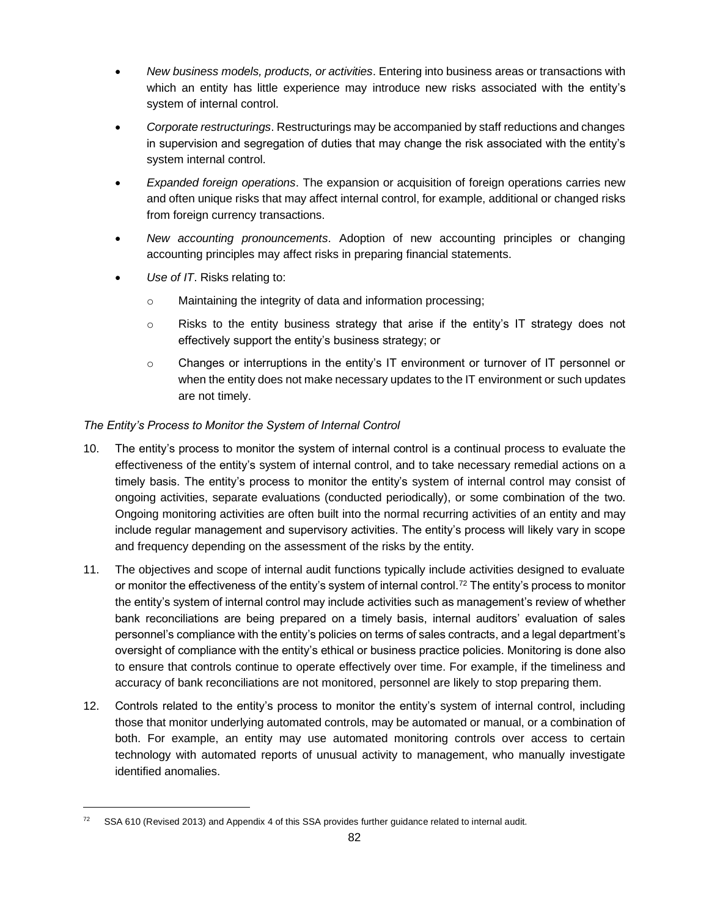- *New business models, products, or activities*. Entering into business areas or transactions with which an entity has little experience may introduce new risks associated with the entity's system of internal control.
- *Corporate restructurings*. Restructurings may be accompanied by staff reductions and changes in supervision and segregation of duties that may change the risk associated with the entity's system internal control.
- *Expanded foreign operations*. The expansion or acquisition of foreign operations carries new and often unique risks that may affect internal control, for example, additional or changed risks from foreign currency transactions.
- *New accounting pronouncements*. Adoption of new accounting principles or changing accounting principles may affect risks in preparing financial statements.
- *Use of IT*. Risks relating to:
  - Maintaining the integrity of data and information processing;
  - Risks to the entity business strategy that arise if the entity's IT strategy does not effectively support the entity's business strategy; or
  - Changes or interruptions in the entity's IT environment or turnover of IT personnel or when the entity does not make necessary updates to the IT environment or such updates are not timely.

*The Entity's Process to Monitor the System of Internal Control*

10. The entity's process to monitor the system of internal control is a continual process to evaluate the effectiveness of the entity's system of internal control, and to take necessary remedial actions on a timely basis. The entity's process to monitor the entity's system of internal control may consist of ongoing activities, separate evaluations (conducted periodically), or some combination of the two. Ongoing monitoring activities are often built into the normal recurring activities of an entity and may include regular management and supervisory activities. The entity's process will likely vary in scope and frequency depending on the assessment of the risks by the entity.

11. The objectives and scope of internal audit functions typically include activities designed to evaluate or monitor the effectiveness of the entity's system of internal control.[72] The entity's process to monitor the entity's system of internal control may include activities such as management's review of whether bank reconciliations are being prepared on a timely basis, internal auditors' evaluation of sales personnel's compliance with the entity's policies on terms of sales contracts, and a legal department's oversight of compliance with the entity's ethical or business practice policies. Monitoring is done also to ensure that controls continue to operate effectively over time. For example, if the timeliness and accuracy of bank reconciliations are not monitored, personnel are likely to stop preparing them.

12. Controls related to the entity's process to monitor the entity's system of internal control, including those that monitor underlying automated controls, may be automated or manual, or a combination of both. For example, an entity may use automated monitoring controls over access to certain technology with automated reports of unusual activity to management, who manually investigate identified anomalies.

---

[72] SSA 610 (Revised 2013) and Appendix 4 of this SSA provides further guidance related to internal audit.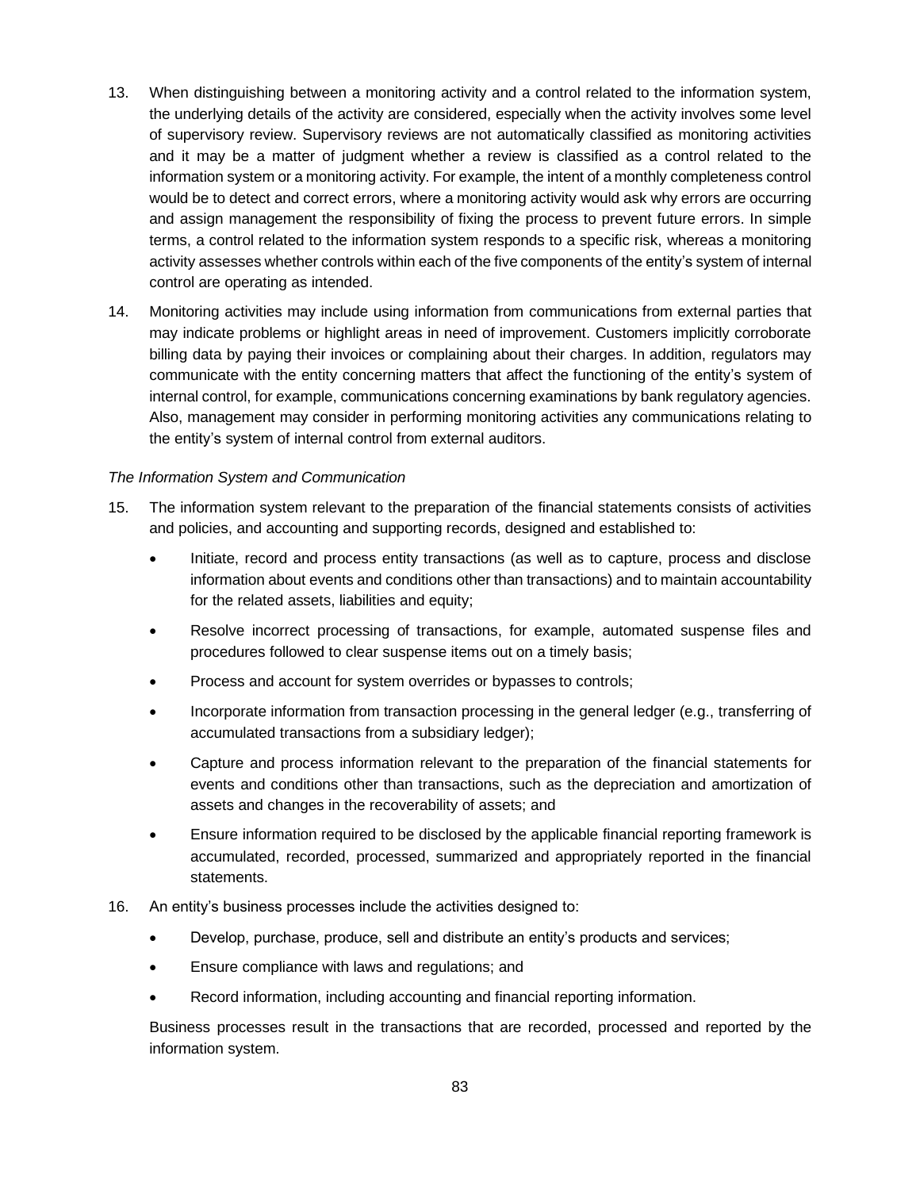13. When distinguishing between a monitoring activity and a control related to the information system, the underlying details of the activity are considered, especially when the activity involves some level of supervisory review. Supervisory reviews are not automatically classified as monitoring activities and it may be a matter of judgment whether a review is classified as a control related to the information system or a monitoring activity. For example, the intent of a monthly completeness control would be to detect and correct errors, where a monitoring activity would ask why errors are occurring and assign management the responsibility of fixing the process to prevent future errors. In simple terms, a control related to the information system responds to a specific risk, whereas a monitoring activity assesses whether controls within each of the five components of the entity's system of internal control are operating as intended.

14. Monitoring activities may include using information from communications from external parties that may indicate problems or highlight areas in need of improvement. Customers implicitly corroborate billing data by paying their invoices or complaining about their charges. In addition, regulators may communicate with the entity concerning matters that affect the functioning of the entity's system of internal control, for example, communications concerning examinations by bank regulatory agencies. Also, management may consider in performing monitoring activities any communications relating to the entity's system of internal control from external auditors.

*The Information System and Communication*

15. The information system relevant to the preparation of the financial statements consists of activities and policies, and accounting and supporting records, designed and established to:

    - Initiate, record and process entity transactions (as well as to capture, process and disclose information about events and conditions other than transactions) and to maintain accountability for the related assets, liabilities and equity;
    - Resolve incorrect processing of transactions, for example, automated suspense files and procedures followed to clear suspense items out on a timely basis;
    - Process and account for system overrides or bypasses to controls;
    - Incorporate information from transaction processing in the general ledger (e.g., transferring of accumulated transactions from a subsidiary ledger);
    - Capture and process information relevant to the preparation of the financial statements for events and conditions other than transactions, such as the depreciation and amortization of assets and changes in the recoverability of assets; and
    - Ensure information required to be disclosed by the applicable financial reporting framework is accumulated, recorded, processed, summarized and appropriately reported in the financial statements.

16. An entity's business processes include the activities designed to:

    - Develop, purchase, produce, sell and distribute an entity's products and services;
    - Ensure compliance with laws and regulations; and
    - Record information, including accounting and financial reporting information.

    Business processes result in the transactions that are recorded, processed and reported by the information system.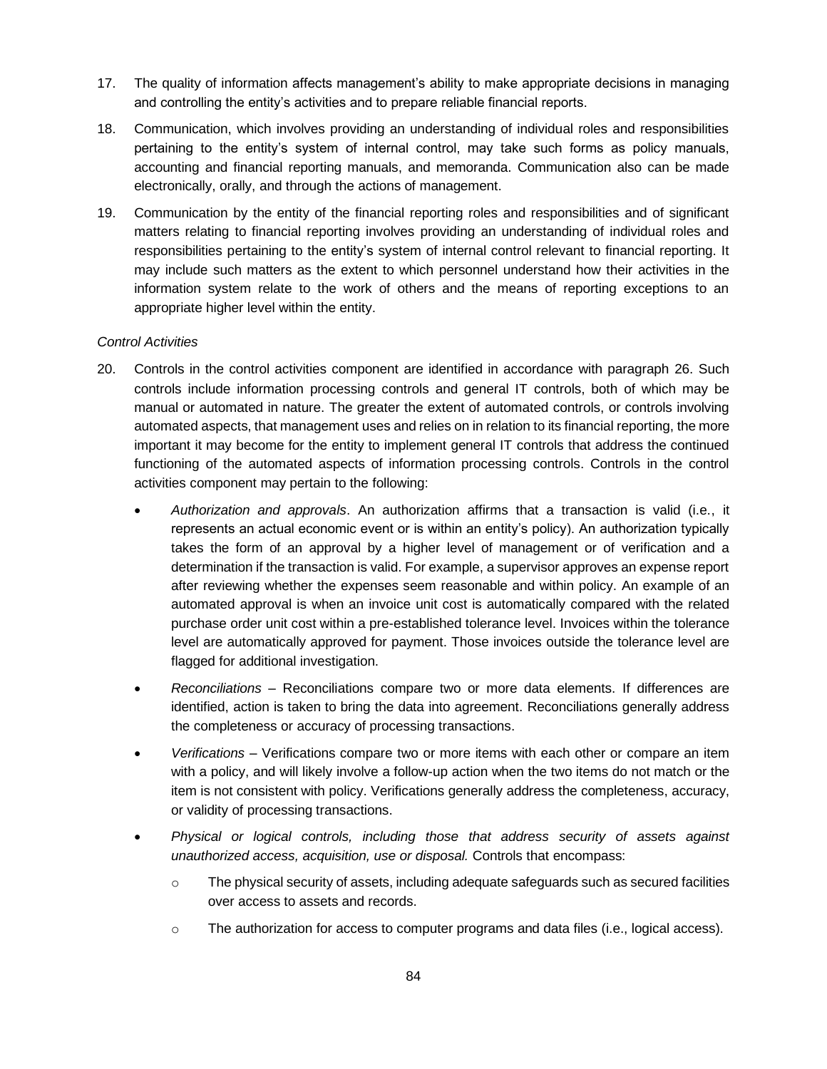17. The quality of information affects management's ability to make appropriate decisions in managing and controlling the entity's activities and to prepare reliable financial reports.

18. Communication, which involves providing an understanding of individual roles and responsibilities pertaining to the entity's system of internal control, may take such forms as policy manuals, accounting and financial reporting manuals, and memoranda. Communication also can be made electronically, orally, and through the actions of management.

19. Communication by the entity of the financial reporting roles and responsibilities and of significant matters relating to financial reporting involves providing an understanding of individual roles and responsibilities pertaining to the entity's system of internal control relevant to financial reporting. It may include such matters as the extent to which personnel understand how their activities in the information system relate to the work of others and the means of reporting exceptions to an appropriate higher level within the entity.

*Control Activities*

20. Controls in the control activities component are identified in accordance with paragraph 26. Such controls include information processing controls and general IT controls, both of which may be manual or automated in nature. The greater the extent of automated controls, or controls involving automated aspects, that management uses and relies on in relation to its financial reporting, the more important it may become for the entity to implement general IT controls that address the continued functioning of the automated aspects of information processing controls. Controls in the control activities component may pertain to the following:

    - *Authorization and approvals*. An authorization affirms that a transaction is valid (i.e., it represents an actual economic event or is within an entity's policy). An authorization typically takes the form of an approval by a higher level of management or of verification and a determination if the transaction is valid. For example, a supervisor approves an expense report after reviewing whether the expenses seem reasonable and within policy. An example of an automated approval is when an invoice unit cost is automatically compared with the related purchase order unit cost within a pre-established tolerance level. Invoices within the tolerance level are automatically approved for payment. Those invoices outside the tolerance level are flagged for additional investigation.
    - *Reconciliations* – Reconciliations compare two or more data elements. If differences are identified, action is taken to bring the data into agreement. Reconciliations generally address the completeness or accuracy of processing transactions.
    - *Verifications* – Verifications compare two or more items with each other or compare an item with a policy, and will likely involve a follow-up action when the two items do not match or the item is not consistent with policy. Verifications generally address the completeness, accuracy, or validity of processing transactions.
    - *Physical or logical controls, including those that address security of assets against unauthorized access, acquisition, use or disposal.* Controls that encompass:
        - The physical security of assets, including adequate safeguards such as secured facilities over access to assets and records.
        - The authorization for access to computer programs and data files (i.e., logical access).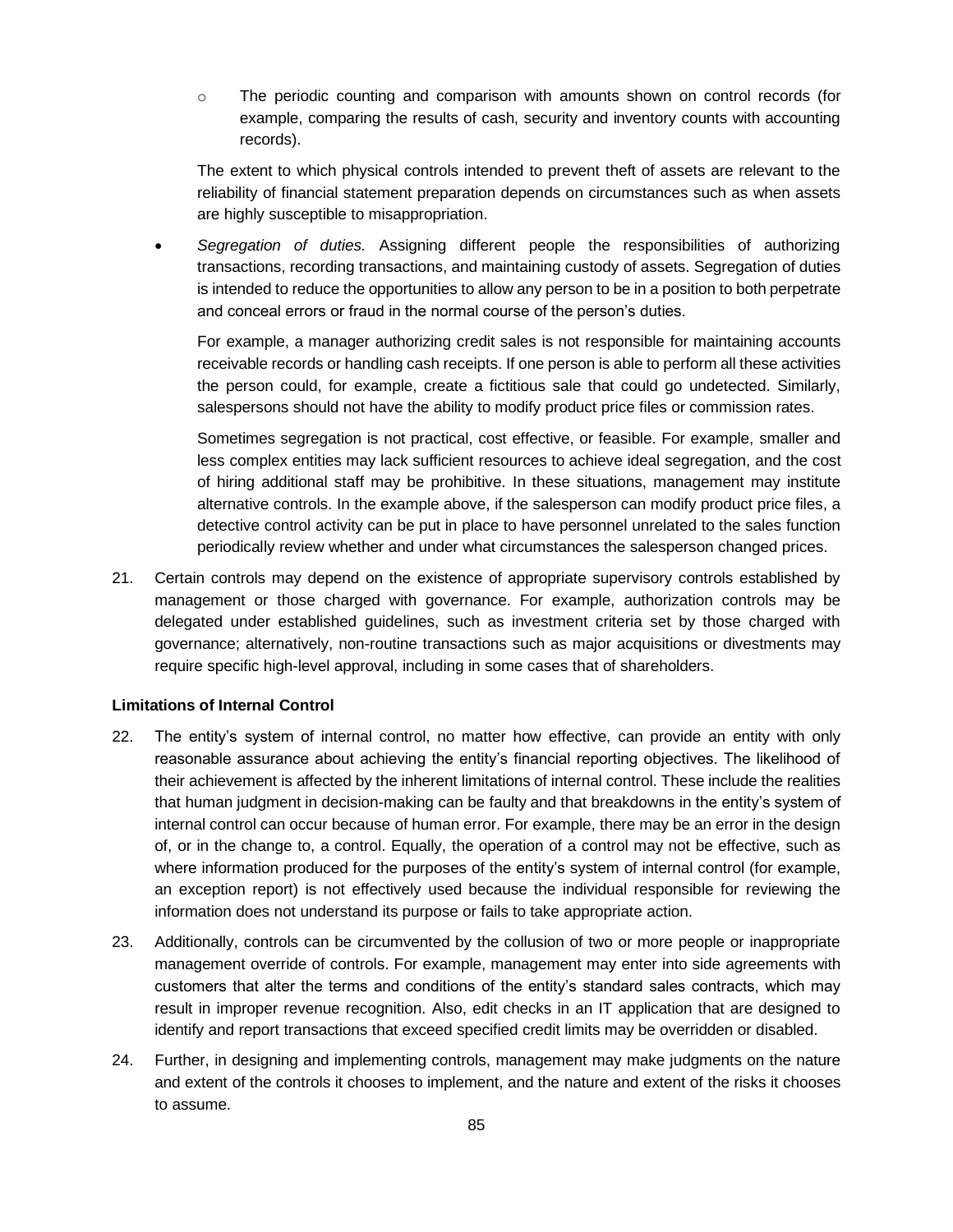- The periodic counting and comparison with amounts shown on control records (for example, comparing the results of cash, security and inventory counts with accounting records).

  The extent to which physical controls intended to prevent theft of assets are relevant to the reliability of financial statement preparation depends on circumstances such as when assets are highly susceptible to misappropriation.

- *Segregation of duties.* Assigning different people the responsibilities of authorizing transactions, recording transactions, and maintaining custody of assets. Segregation of duties is intended to reduce the opportunities to allow any person to be in a position to both perpetrate and conceal errors or fraud in the normal course of the person's duties.

  For example, a manager authorizing credit sales is not responsible for maintaining accounts receivable records or handling cash receipts. If one person is able to perform all these activities the person could, for example, create a fictitious sale that could go undetected. Similarly, salespersons should not have the ability to modify product price files or commission rates.

  Sometimes segregation is not practical, cost effective, or feasible. For example, smaller and less complex entities may lack sufficient resources to achieve ideal segregation, and the cost of hiring additional staff may be prohibitive. In these situations, management may institute alternative controls. In the example above, if the salesperson can modify product price files, a detective control activity can be put in place to have personnel unrelated to the sales function periodically review whether and under what circumstances the salesperson changed prices.

21. Certain controls may depend on the existence of appropriate supervisory controls established by management or those charged with governance. For example, authorization controls may be delegated under established guidelines, such as investment criteria set by those charged with governance; alternatively, non-routine transactions such as major acquisitions or divestments may require specific high-level approval, including in some cases that of shareholders.

**Limitations of Internal Control**

22. The entity's system of internal control, no matter how effective, can provide an entity with only reasonable assurance about achieving the entity's financial reporting objectives. The likelihood of their achievement is affected by the inherent limitations of internal control. These include the realities that human judgment in decision-making can be faulty and that breakdowns in the entity's system of internal control can occur because of human error. For example, there may be an error in the design of, or in the change to, a control. Equally, the operation of a control may not be effective, such as where information produced for the purposes of the entity's system of internal control (for example, an exception report) is not effectively used because the individual responsible for reviewing the information does not understand its purpose or fails to take appropriate action.

23. Additionally, controls can be circumvented by the collusion of two or more people or inappropriate management override of controls. For example, management may enter into side agreements with customers that alter the terms and conditions of the entity's standard sales contracts, which may result in improper revenue recognition. Also, edit checks in an IT application that are designed to identify and report transactions that exceed specified credit limits may be overridden or disabled.

24. Further, in designing and implementing controls, management may make judgments on the nature and extent of the controls it chooses to implement, and the nature and extent of the risks it chooses to assume.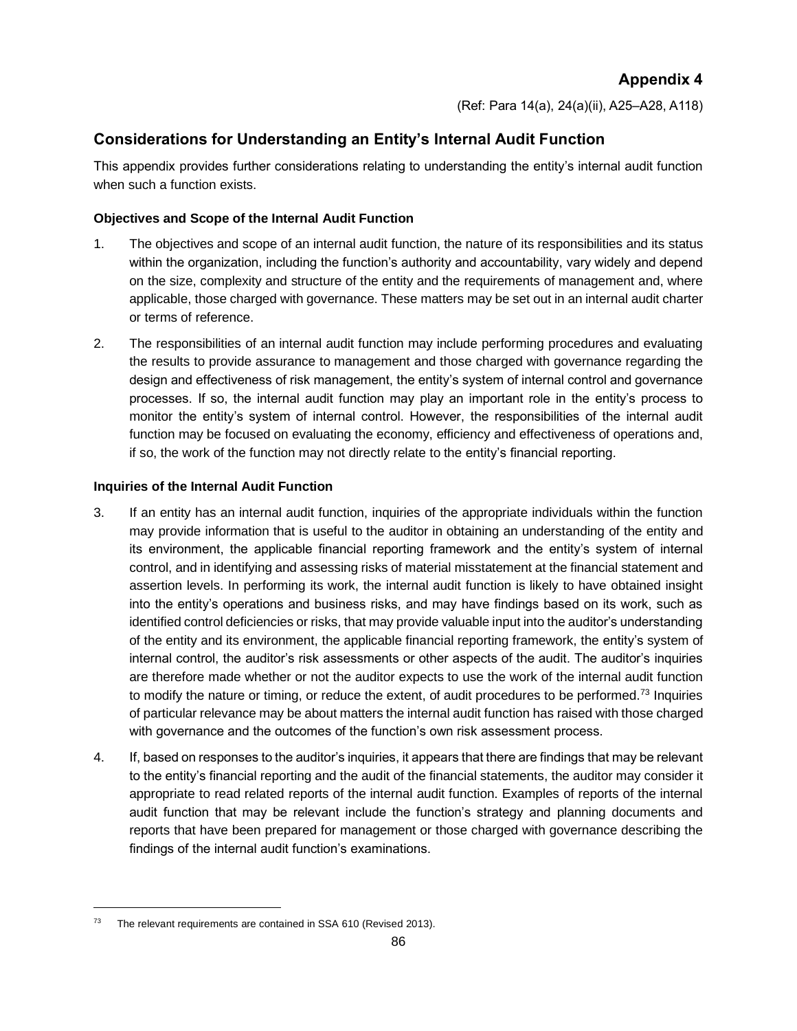## Appendix 4

(Ref: Para 14(a), 24(a)(ii), A25–A28, A118)

## Considerations for Understanding an Entity's Internal Audit Function

This appendix provides further considerations relating to understanding the entity's internal audit function when such a function exists.

### Objectives and Scope of the Internal Audit Function

1. The objectives and scope of an internal audit function, the nature of its responsibilities and its status within the organization, including the function's authority and accountability, vary widely and depend on the size, complexity and structure of the entity and the requirements of management and, where applicable, those charged with governance. These matters may be set out in an internal audit charter or terms of reference.

2. The responsibilities of an internal audit function may include performing procedures and evaluating the results to provide assurance to management and those charged with governance regarding the design and effectiveness of risk management, the entity's system of internal control and governance processes. If so, the internal audit function may play an important role in the entity's process to monitor the entity's system of internal control. However, the responsibilities of the internal audit function may be focused on evaluating the economy, efficiency and effectiveness of operations and, if so, the work of the function may not directly relate to the entity's financial reporting.

### Inquiries of the Internal Audit Function

3. If an entity has an internal audit function, inquiries of the appropriate individuals within the function may provide information that is useful to the auditor in obtaining an understanding of the entity and its environment, the applicable financial reporting framework and the entity's system of internal control, and in identifying and assessing risks of material misstatement at the financial statement and assertion levels. In performing its work, the internal audit function is likely to have obtained insight into the entity's operations and business risks, and may have findings based on its work, such as identified control deficiencies or risks, that may provide valuable input into the auditor's understanding of the entity and its environment, the applicable financial reporting framework, the entity's system of internal control, the auditor's risk assessments or other aspects of the audit. The auditor's inquiries are therefore made whether or not the auditor expects to use the work of the internal audit function to modify the nature or timing, or reduce the extent, of audit procedures to be performed.[73] Inquiries of particular relevance may be about matters the internal audit function has raised with those charged with governance and the outcomes of the function's own risk assessment process.

4. If, based on responses to the auditor's inquiries, it appears that there are findings that may be relevant to the entity's financial reporting and the audit of the financial statements, the auditor may consider it appropriate to read related reports of the internal audit function. Examples of reports of the internal audit function that may be relevant include the function's strategy and planning documents and reports that have been prepared for management or those charged with governance describing the findings of the internal audit function's examinations.

---

[73] The relevant requirements are contained in SSA 610 (Revised 2013).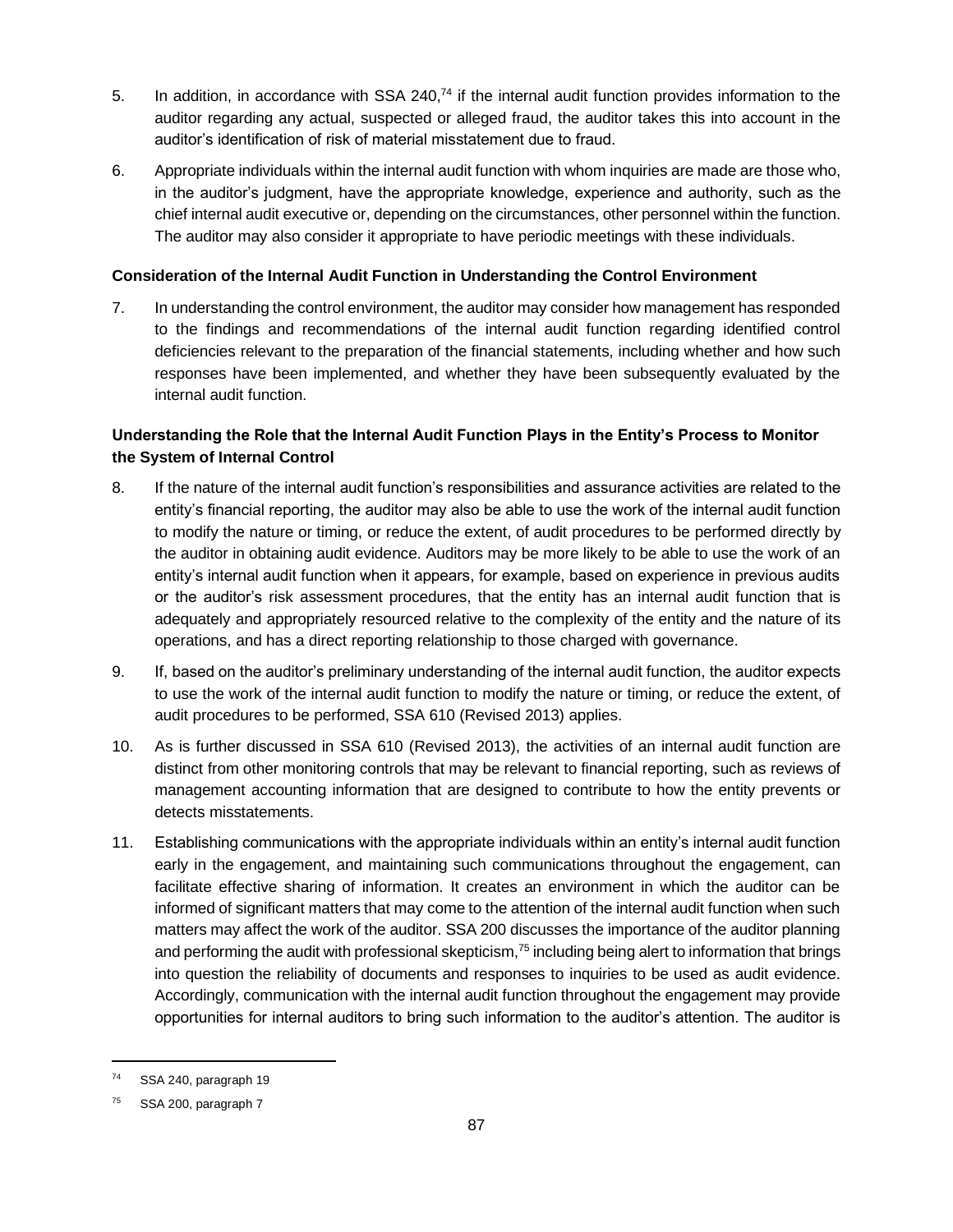5. In addition, in accordance with SSA 240,[74] if the internal audit function provides information to the auditor regarding any actual, suspected or alleged fraud, the auditor takes this into account in the auditor's identification of risk of material misstatement due to fraud.

6. Appropriate individuals within the internal audit function with whom inquiries are made are those who, in the auditor's judgment, have the appropriate knowledge, experience and authority, such as the chief internal audit executive or, depending on the circumstances, other personnel within the function. The auditor may also consider it appropriate to have periodic meetings with these individuals.

**Consideration of the Internal Audit Function in Understanding the Control Environment**

7. In understanding the control environment, the auditor may consider how management has responded to the findings and recommendations of the internal audit function regarding identified control deficiencies relevant to the preparation of the financial statements, including whether and how such responses have been implemented, and whether they have been subsequently evaluated by the internal audit function.

**Understanding the Role that the Internal Audit Function Plays in the Entity's Process to Monitor the System of Internal Control**

8. If the nature of the internal audit function's responsibilities and assurance activities are related to the entity's financial reporting, the auditor may also be able to use the work of the internal audit function to modify the nature or timing, or reduce the extent, of audit procedures to be performed directly by the auditor in obtaining audit evidence. Auditors may be more likely to be able to use the work of an entity's internal audit function when it appears, for example, based on experience in previous audits or the auditor's risk assessment procedures, that the entity has an internal audit function that is adequately and appropriately resourced relative to the complexity of the entity and the nature of its operations, and has a direct reporting relationship to those charged with governance.

9. If, based on the auditor's preliminary understanding of the internal audit function, the auditor expects to use the work of the internal audit function to modify the nature or timing, or reduce the extent, of audit procedures to be performed, SSA 610 (Revised 2013) applies.

10. As is further discussed in SSA 610 (Revised 2013), the activities of an internal audit function are distinct from other monitoring controls that may be relevant to financial reporting, such as reviews of management accounting information that are designed to contribute to how the entity prevents or detects misstatements.

11. Establishing communications with the appropriate individuals within an entity's internal audit function early in the engagement, and maintaining such communications throughout the engagement, can facilitate effective sharing of information. It creates an environment in which the auditor can be informed of significant matters that may come to the attention of the internal audit function when such matters may affect the work of the auditor. SSA 200 discusses the importance of the auditor planning and performing the audit with professional skepticism,[75] including being alert to information that brings into question the reliability of documents and responses to inquiries to be used as audit evidence. Accordingly, communication with the internal audit function throughout the engagement may provide opportunities for internal auditors to bring such information to the auditor's attention. The auditor is

---

[74] SSA 240, paragraph 19

[75] SSA 200, paragraph 7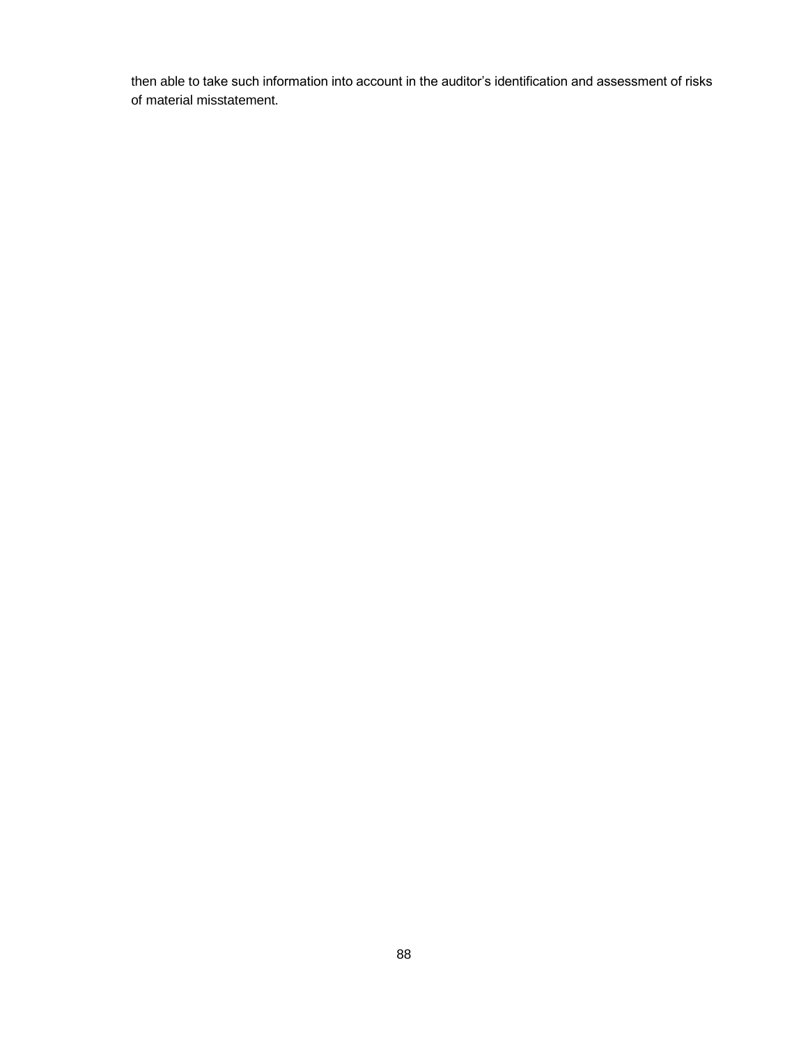then able to take such information into account in the auditor's identification and assessment of risks of material misstatement.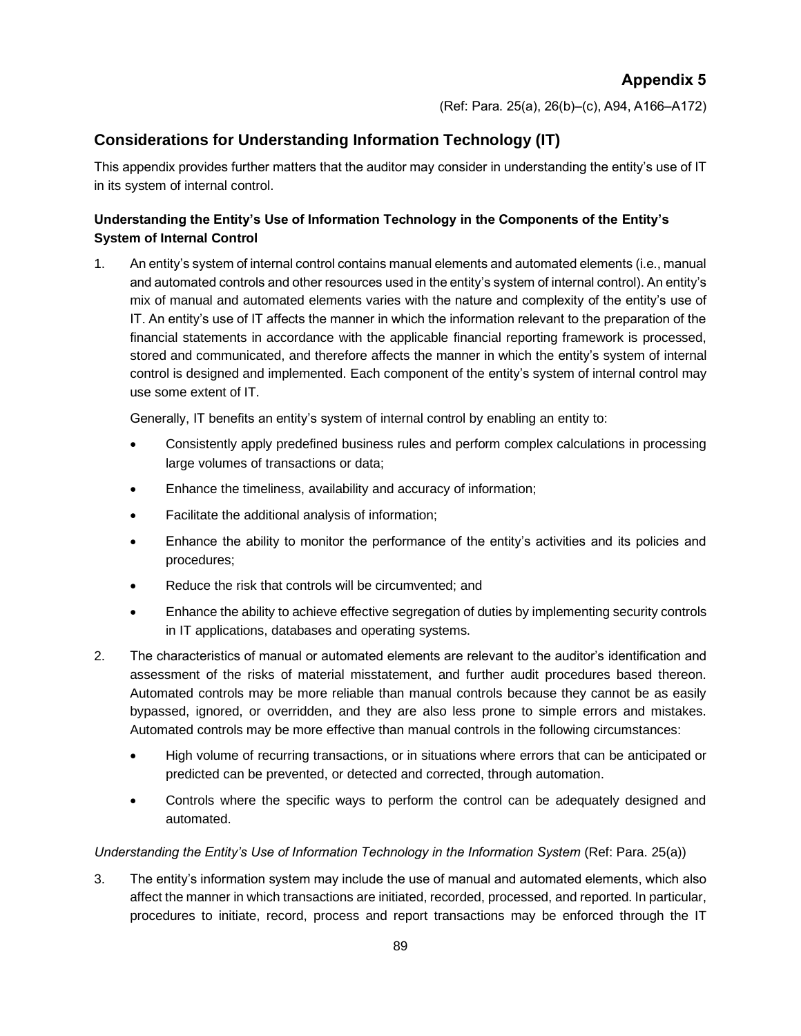## Appendix 5

(Ref: Para. 25(a), 26(b)–(c), A94, A166–A172)

## Considerations for Understanding Information Technology (IT)

This appendix provides further matters that the auditor may consider in understanding the entity's use of IT in its system of internal control.

### Understanding the Entity's Use of Information Technology in the Components of the Entity's System of Internal Control

1. An entity's system of internal control contains manual elements and automated elements (i.e., manual and automated controls and other resources used in the entity's system of internal control). An entity's mix of manual and automated elements varies with the nature and complexity of the entity's use of IT. An entity's use of IT affects the manner in which the information relevant to the preparation of the financial statements in accordance with the applicable financial reporting framework is processed, stored and communicated, and therefore affects the manner in which the entity's system of internal control is designed and implemented. Each component of the entity's system of internal control may use some extent of IT.

   Generally, IT benefits an entity's system of internal control by enabling an entity to:

   - Consistently apply predefined business rules and perform complex calculations in processing large volumes of transactions or data;
   - Enhance the timeliness, availability and accuracy of information;
   - Facilitate the additional analysis of information;
   - Enhance the ability to monitor the performance of the entity's activities and its policies and procedures;
   - Reduce the risk that controls will be circumvented; and
   - Enhance the ability to achieve effective segregation of duties by implementing security controls in IT applications, databases and operating systems.

2. The characteristics of manual or automated elements are relevant to the auditor's identification and assessment of the risks of material misstatement, and further audit procedures based thereon. Automated controls may be more reliable than manual controls because they cannot be as easily bypassed, ignored, or overridden, and they are also less prone to simple errors and mistakes. Automated controls may be more effective than manual controls in the following circumstances:

   - High volume of recurring transactions, or in situations where errors that can be anticipated or predicted can be prevented, or detected and corrected, through automation.
   - Controls where the specific ways to perform the control can be adequately designed and automated.

*Understanding the Entity's Use of Information Technology in the Information System* (Ref: Para. 25(a))

3. The entity's information system may include the use of manual and automated elements, which also affect the manner in which transactions are initiated, recorded, processed, and reported. In particular, procedures to initiate, record, process and report transactions may be enforced through the IT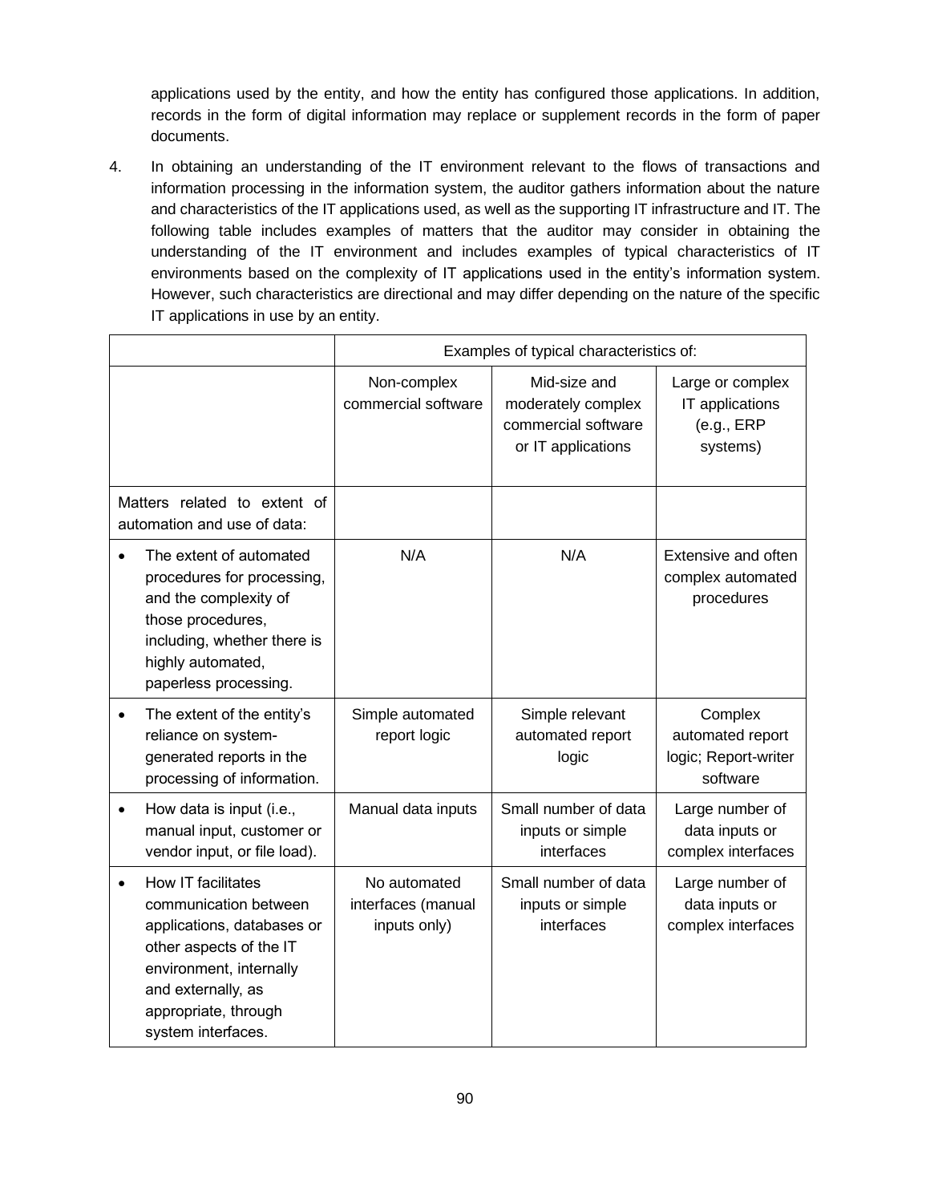applications used by the entity, and how the entity has configured those applications. In addition, records in the form of digital information may replace or supplement records in the form of paper documents.

4. In obtaining an understanding of the IT environment relevant to the flows of transactions and information processing in the information system, the auditor gathers information about the nature and characteristics of the IT applications used, as well as the supporting IT infrastructure and IT. The following table includes examples of matters that the auditor may consider in obtaining the understanding of the IT environment and includes examples of typical characteristics of IT environments based on the complexity of IT applications used in the entity's information system. However, such characteristics are directional and may differ depending on the nature of the specific IT applications in use by an entity.

| | Examples of typical characteristics of: | | |
|---|---|---|---|
| | Non-complex commercial software | Mid-size and moderately complex commercial software or IT applications | Large or complex IT applications (e.g., ERP systems) |
| Matters related to extent of automation and use of data: | | | |
| • The extent of automated procedures for processing, and the complexity of those procedures, including, whether there is highly automated, paperless processing. | N/A | N/A | Extensive and often complex automated procedures |
| • The extent of the entity's reliance on system-generated reports in the processing of information. | Simple automated report logic | Simple relevant automated report logic | Complex automated report logic; Report-writer software |
| • How data is input (i.e., manual input, customer or vendor input, or file load). | Manual data inputs | Small number of data inputs or simple interfaces | Large number of data inputs or complex interfaces |
| • How IT facilitates communication between applications, databases or other aspects of the IT environment, internally and externally, as appropriate, through system interfaces. | No automated interfaces (manual inputs only) | Small number of data inputs or simple interfaces | Large number of data inputs or complex interfaces |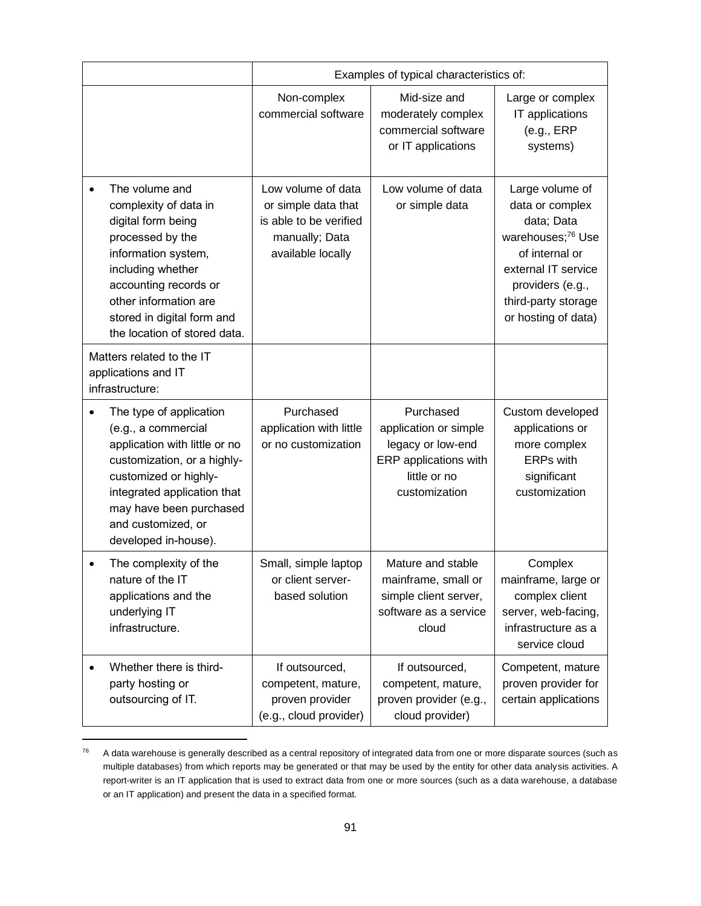| | Examples of typical characteristics of: | | |
|---|---|---|---|
| | Non-complex commercial software | Mid-size and moderately complex commercial software or IT applications | Large or complex IT applications (e.g., ERP systems) |
| • The volume and complexity of data in digital form being processed by the information system, including whether accounting records or other information are stored in digital form and the location of stored data. | Low volume of data or simple data that is able to be verified manually; Data available locally | Low volume of data or simple data | Large volume of data or complex data; Data warehouses;[76] Use of internal or external IT service providers (e.g., third-party storage or hosting of data) |
| Matters related to the IT applications and IT infrastructure: | | | |
| • The type of application (e.g., a commercial application with little or no customization, or a highly-customized or highly-integrated application that may have been purchased and customized, or developed in-house). | Purchased application with little or no customization | Purchased application or simple legacy or low-end ERP applications with little or no customization | Custom developed applications or more complex ERPs with significant customization |
| • The complexity of the nature of the IT applications and the underlying IT infrastructure. | Small, simple laptop or client server-based solution | Mature and stable mainframe, small or simple client server, software as a service cloud | Complex mainframe, large or complex client server, web-facing, infrastructure as a service cloud |
| • Whether there is third-party hosting or outsourcing of IT. | If outsourced, competent, mature, proven provider (e.g., cloud provider) | If outsourced, competent, mature, proven provider (e.g., cloud provider) | Competent, mature proven provider for certain applications |

[76] A data warehouse is generally described as a central repository of integrated data from one or more disparate sources (such as multiple databases) from which reports may be generated or that may be used by the entity for other data analysis activities. A report-writer is an IT application that is used to extract data from one or more sources (such as a data warehouse, a database or an IT application) and present the data in a specified format.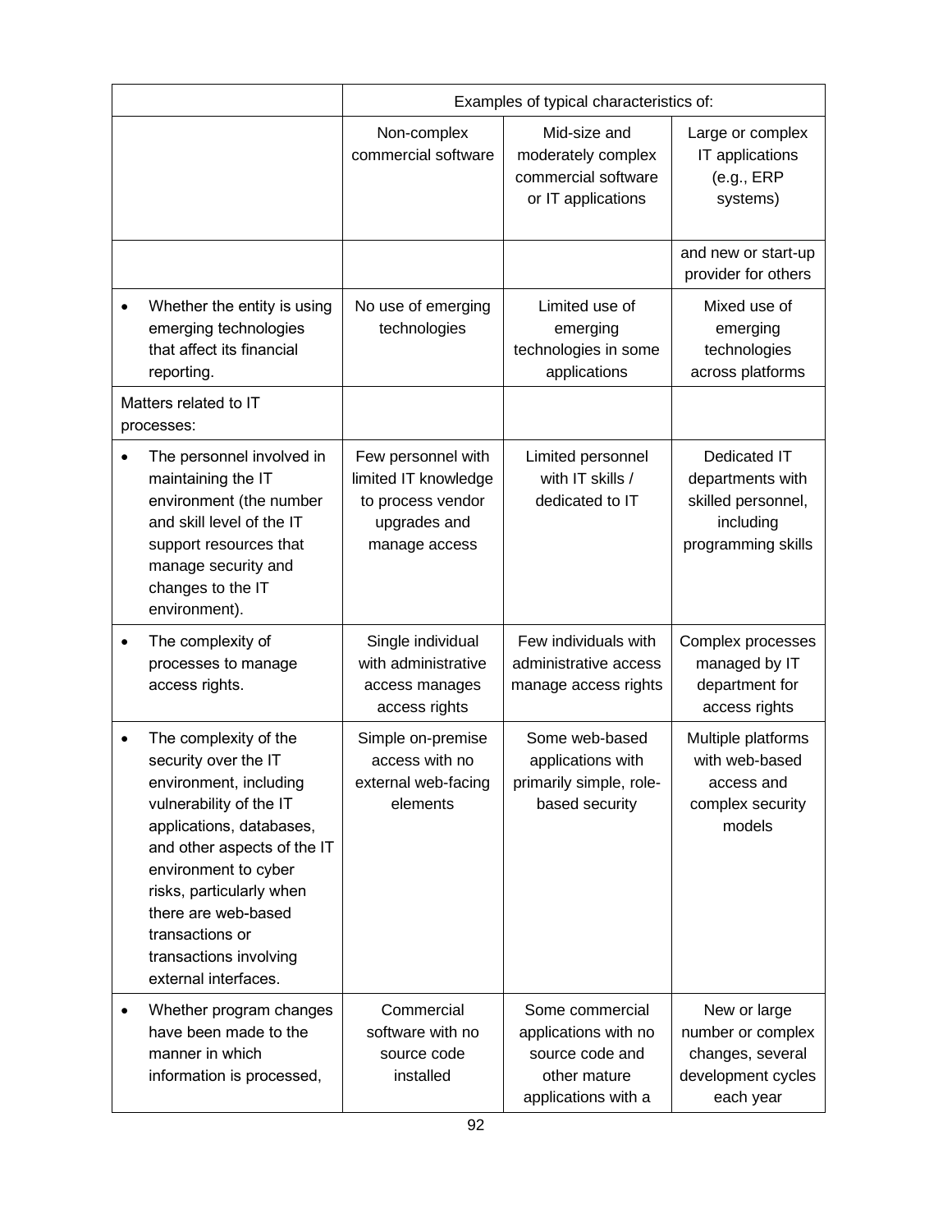| | Examples of typical characteristics of: | | |
|---|---|---|---|
| | Non-complex commercial software | Mid-size and moderately complex commercial software or IT applications | Large or complex IT applications (e.g., ERP systems) |
| | | | and new or start-up provider for others |
| • Whether the entity is using emerging technologies that affect its financial reporting. | No use of emerging technologies | Limited use of emerging technologies in some applications | Mixed use of emerging technologies across platforms |
| Matters related to IT processes: | | | |
| • The personnel involved in maintaining the IT environment (the number and skill level of the IT support resources that manage security and changes to the IT environment). | Few personnel with limited IT knowledge to process vendor upgrades and manage access | Limited personnel with IT skills / dedicated to IT | Dedicated IT departments with skilled personnel, including programming skills |
| • The complexity of processes to manage access rights. | Single individual with administrative access manages access rights | Few individuals with administrative access manage access rights | Complex processes managed by IT department for access rights |
| • The complexity of the security over the IT environment, including vulnerability of the IT applications, databases, and other aspects of the IT environment to cyber risks, particularly when there are web-based transactions or transactions involving external interfaces. | Simple on-premise access with no external web-facing elements | Some web-based applications with primarily simple, role-based security | Multiple platforms with web-based access and complex security models |
| • Whether program changes have been made to the manner in which information is processed, | Commercial software with no source code installed | Some commercial applications with no source code and other mature applications with a | New or large number or complex changes, several development cycles each year |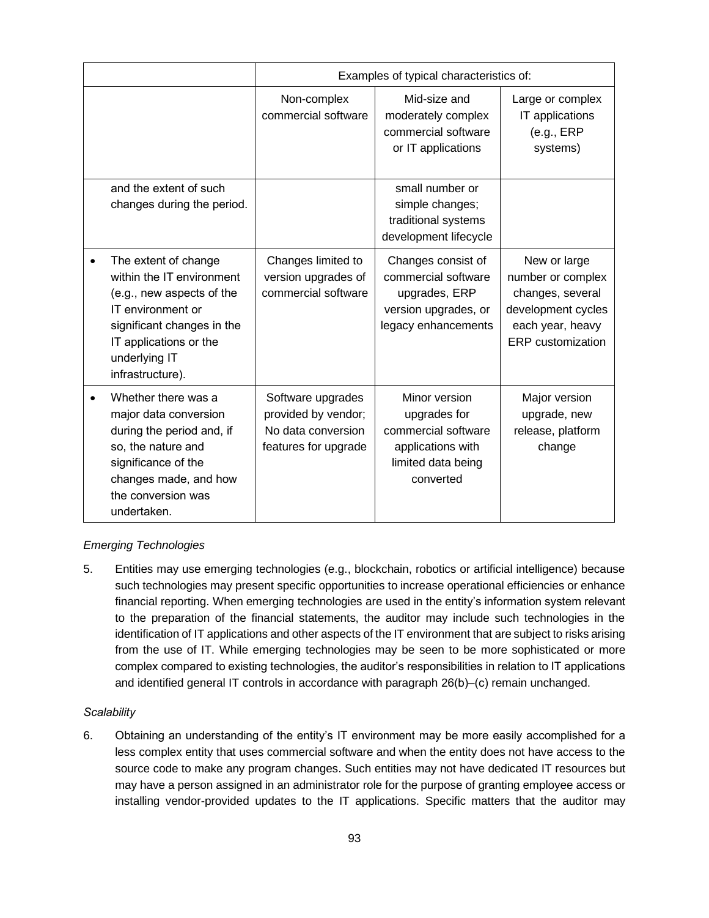| | Examples of typical characteristics of: | | |
|---|---|---|---|
| | Non-complex commercial software | Mid-size and moderately complex commercial software or IT applications | Large or complex IT applications (e.g., ERP systems) |
| and the extent of such changes during the period. | | small number or simple changes; traditional systems development lifecycle | |
| • The extent of change within the IT environment (e.g., new aspects of the IT environment or significant changes in the IT applications or the underlying IT infrastructure). | Changes limited to version upgrades of commercial software | Changes consist of commercial software upgrades, ERP version upgrades, or legacy enhancements | New or large number or complex changes, several development cycles each year, heavy ERP customization |
| • Whether there was a major data conversion during the period and, if so, the nature and significance of the changes made, and how the conversion was undertaken. | Software upgrades provided by vendor; No data conversion features for upgrade | Minor version upgrades for commercial software applications with limited data being converted | Major version upgrade, new release, platform change |

*Emerging Technologies*

5. Entities may use emerging technologies (e.g., blockchain, robotics or artificial intelligence) because such technologies may present specific opportunities to increase operational efficiencies or enhance financial reporting. When emerging technologies are used in the entity's information system relevant to the preparation of the financial statements, the auditor may include such technologies in the identification of IT applications and other aspects of the IT environment that are subject to risks arising from the use of IT. While emerging technologies may be seen to be more sophisticated or more complex compared to existing technologies, the auditor's responsibilities in relation to IT applications and identified general IT controls in accordance with paragraph 26(b)–(c) remain unchanged.

*Scalability*

6. Obtaining an understanding of the entity's IT environment may be more easily accomplished for a less complex entity that uses commercial software and when the entity does not have access to the source code to make any program changes. Such entities may not have dedicated IT resources but may have a person assigned in an administrator role for the purpose of granting employee access or installing vendor-provided updates to the IT applications. Specific matters that the auditor may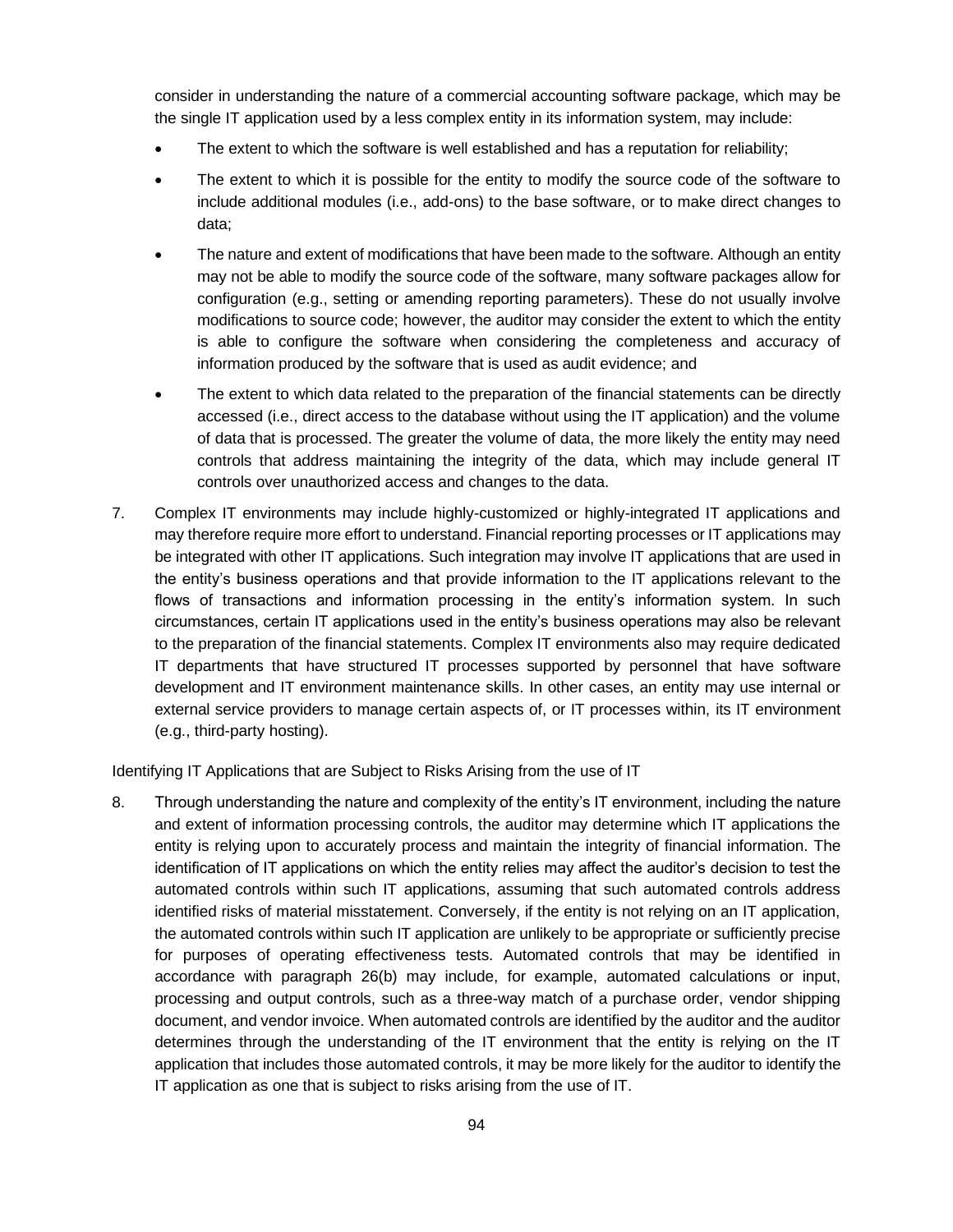consider in understanding the nature of a commercial accounting software package, which may be the single IT application used by a less complex entity in its information system, may include:

- The extent to which the software is well established and has a reputation for reliability;
- The extent to which it is possible for the entity to modify the source code of the software to include additional modules (i.e., add-ons) to the base software, or to make direct changes to data;
- The nature and extent of modifications that have been made to the software. Although an entity may not be able to modify the source code of the software, many software packages allow for configuration (e.g., setting or amending reporting parameters). These do not usually involve modifications to source code; however, the auditor may consider the extent to which the entity is able to configure the software when considering the completeness and accuracy of information produced by the software that is used as audit evidence; and
- The extent to which data related to the preparation of the financial statements can be directly accessed (i.e., direct access to the database without using the IT application) and the volume of data that is processed. The greater the volume of data, the more likely the entity may need controls that address maintaining the integrity of the data, which may include general IT controls over unauthorized access and changes to the data.

7. Complex IT environments may include highly-customized or highly-integrated IT applications and may therefore require more effort to understand. Financial reporting processes or IT applications may be integrated with other IT applications. Such integration may involve IT applications that are used in the entity's business operations and that provide information to the IT applications relevant to the flows of transactions and information processing in the entity's information system. In such circumstances, certain IT applications used in the entity's business operations may also be relevant to the preparation of the financial statements. Complex IT environments also may require dedicated IT departments that have structured IT processes supported by personnel that have software development and IT environment maintenance skills. In other cases, an entity may use internal or external service providers to manage certain aspects of, or IT processes within, its IT environment (e.g., third-party hosting).

Identifying IT Applications that are Subject to Risks Arising from the use of IT

8. Through understanding the nature and complexity of the entity's IT environment, including the nature and extent of information processing controls, the auditor may determine which IT applications the entity is relying upon to accurately process and maintain the integrity of financial information. The identification of IT applications on which the entity relies may affect the auditor's decision to test the automated controls within such IT applications, assuming that such automated controls address identified risks of material misstatement. Conversely, if the entity is not relying on an IT application, the automated controls within such IT application are unlikely to be appropriate or sufficiently precise for purposes of operating effectiveness tests. Automated controls that may be identified in accordance with paragraph 26(b) may include, for example, automated calculations or input, processing and output controls, such as a three-way match of a purchase order, vendor shipping document, and vendor invoice. When automated controls are identified by the auditor and the auditor determines through the understanding of the IT environment that the entity is relying on the IT application that includes those automated controls, it may be more likely for the auditor to identify the IT application as one that is subject to risks arising from the use of IT.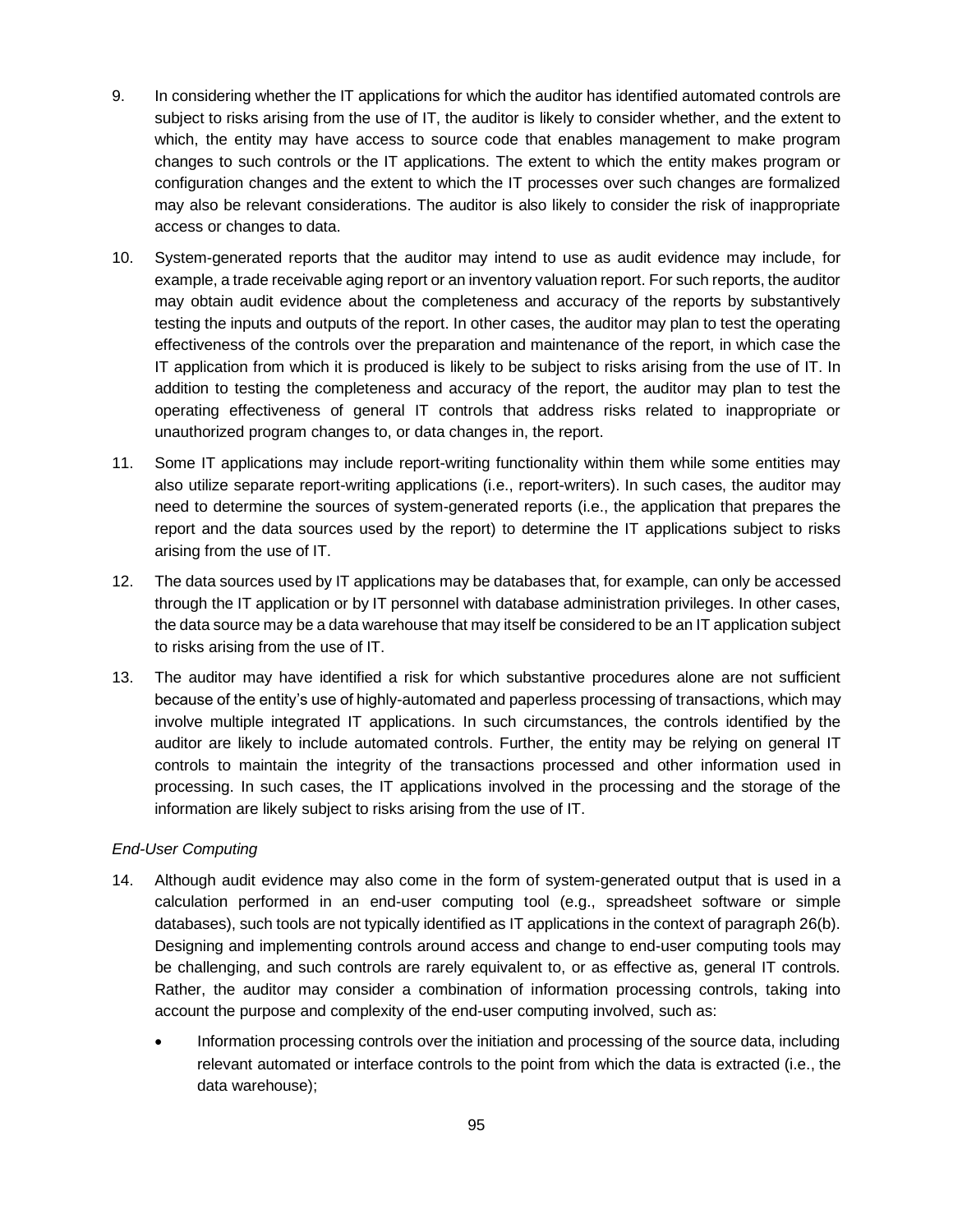9. In considering whether the IT applications for which the auditor has identified automated controls are subject to risks arising from the use of IT, the auditor is likely to consider whether, and the extent to which, the entity may have access to source code that enables management to make program changes to such controls or the IT applications. The extent to which the entity makes program or configuration changes and the extent to which the IT processes over such changes are formalized may also be relevant considerations. The auditor is also likely to consider the risk of inappropriate access or changes to data.

10. System-generated reports that the auditor may intend to use as audit evidence may include, for example, a trade receivable aging report or an inventory valuation report. For such reports, the auditor may obtain audit evidence about the completeness and accuracy of the reports by substantively testing the inputs and outputs of the report. In other cases, the auditor may plan to test the operating effectiveness of the controls over the preparation and maintenance of the report, in which case the IT application from which it is produced is likely to be subject to risks arising from the use of IT. In addition to testing the completeness and accuracy of the report, the auditor may plan to test the operating effectiveness of general IT controls that address risks related to inappropriate or unauthorized program changes to, or data changes in, the report.

11. Some IT applications may include report-writing functionality within them while some entities may also utilize separate report-writing applications (i.e., report-writers). In such cases, the auditor may need to determine the sources of system-generated reports (i.e., the application that prepares the report and the data sources used by the report) to determine the IT applications subject to risks arising from the use of IT.

12. The data sources used by IT applications may be databases that, for example, can only be accessed through the IT application or by IT personnel with database administration privileges. In other cases, the data source may be a data warehouse that may itself be considered to be an IT application subject to risks arising from the use of IT.

13. The auditor may have identified a risk for which substantive procedures alone are not sufficient because of the entity's use of highly-automated and paperless processing of transactions, which may involve multiple integrated IT applications. In such circumstances, the controls identified by the auditor are likely to include automated controls. Further, the entity may be relying on general IT controls to maintain the integrity of the transactions processed and other information used in processing. In such cases, the IT applications involved in the processing and the storage of the information are likely subject to risks arising from the use of IT.

*End-User Computing*

14. Although audit evidence may also come in the form of system-generated output that is used in a calculation performed in an end-user computing tool (e.g., spreadsheet software or simple databases), such tools are not typically identified as IT applications in the context of paragraph 26(b). Designing and implementing controls around access and change to end-user computing tools may be challenging, and such controls are rarely equivalent to, or as effective as, general IT controls. Rather, the auditor may consider a combination of information processing controls, taking into account the purpose and complexity of the end-user computing involved, such as:

    - Information processing controls over the initiation and processing of the source data, including relevant automated or interface controls to the point from which the data is extracted (i.e., the data warehouse);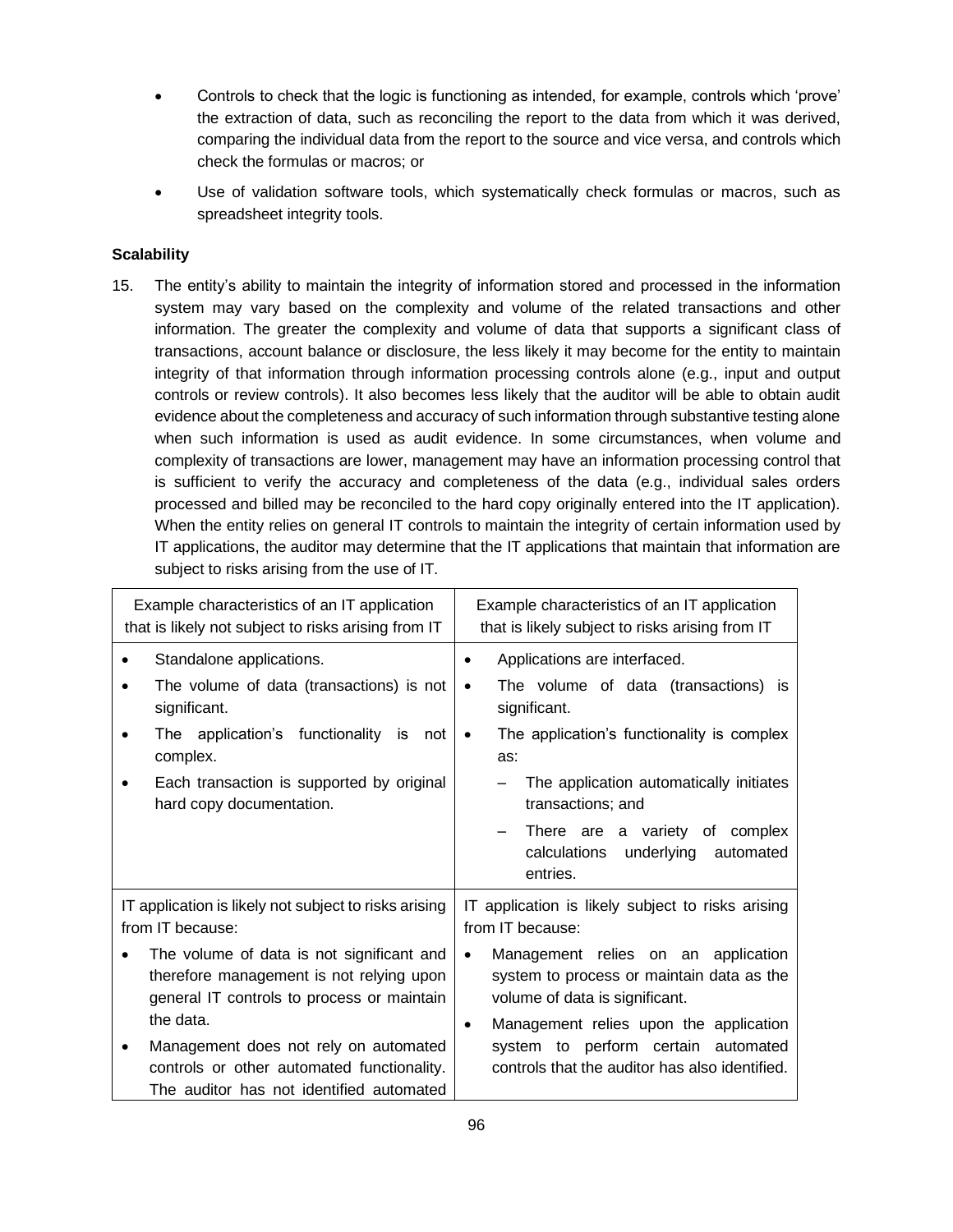- Controls to check that the logic is functioning as intended, for example, controls which 'prove' the extraction of data, such as reconciling the report to the data from which it was derived, comparing the individual data from the report to the source and vice versa, and controls which check the formulas or macros; or
- Use of validation software tools, which systematically check formulas or macros, such as spreadsheet integrity tools.

**Scalability**

15. The entity's ability to maintain the integrity of information stored and processed in the information system may vary based on the complexity and volume of the related transactions and other information. The greater the complexity and volume of data that supports a significant class of transactions, account balance or disclosure, the less likely it may become for the entity to maintain integrity of that information through information processing controls alone (e.g., input and output controls or review controls). It also becomes less likely that the auditor will be able to obtain audit evidence about the completeness and accuracy of such information through substantive testing alone when such information is used as audit evidence. In some circumstances, when volume and complexity of transactions are lower, management may have an information processing control that is sufficient to verify the accuracy and completeness of the data (e.g., individual sales orders processed and billed may be reconciled to the hard copy originally entered into the IT application). When the entity relies on general IT controls to maintain the integrity of certain information used by IT applications, the auditor may determine that the IT applications that maintain that information are subject to risks arising from the use of IT.

| Example characteristics of an IT application that is likely not subject to risks arising from IT | Example characteristics of an IT application that is likely subject to risks arising from IT |
| --- | --- |
| • Standalone applications.<br>• The volume of data (transactions) is not significant.<br>• The application's functionality is not complex.<br>• Each transaction is supported by original hard copy documentation. | • Applications are interfaced.<br>• The volume of data (transactions) is significant.<br>• The application's functionality is complex as:<br>  – The application automatically initiates transactions; and<br>  – There are a variety of complex calculations underlying automated entries. |
| IT application is likely not subject to risks arising from IT because:<br>• The volume of data is not significant and therefore management is not relying upon general IT controls to process or maintain the data.<br>• Management does not rely on automated controls or other automated functionality. The auditor has not identified automated | IT application is likely subject to risks arising from IT because:<br>• Management relies on an application system to process or maintain data as the volume of data is significant.<br>• Management relies upon the application system to perform certain automated controls that the auditor has also identified. |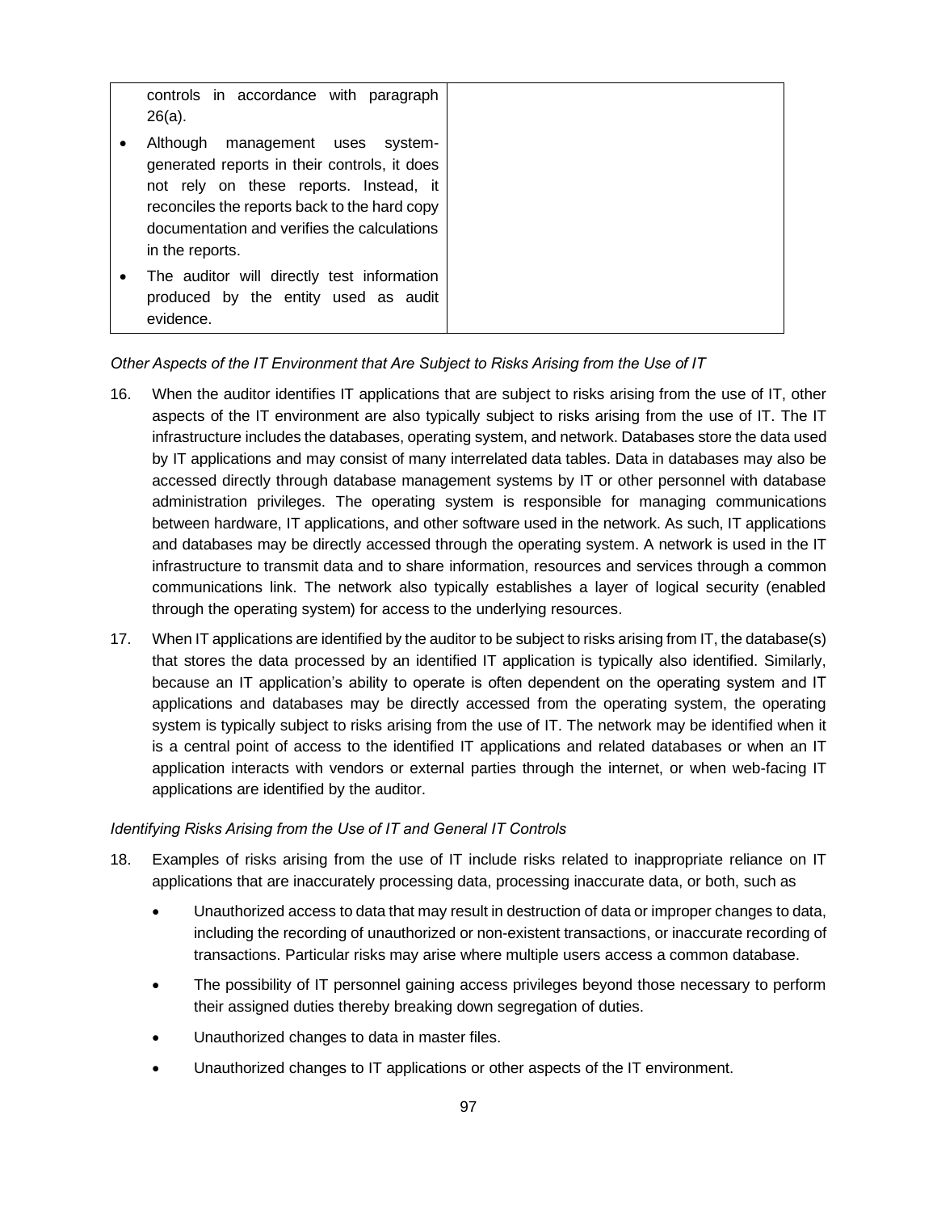| controls in accordance with paragraph 26(a).<br>• Although management uses system-generated reports in their controls, it does not rely on these reports. Instead, it reconciles the reports back to the hard copy documentation and verifies the calculations in the reports.<br>• The auditor will directly test information produced by the entity used as audit evidence. | |
|---|---|

*Other Aspects of the IT Environment that Are Subject to Risks Arising from the Use of IT*

16. When the auditor identifies IT applications that are subject to risks arising from the use of IT, other aspects of the IT environment are also typically subject to risks arising from the use of IT. The IT infrastructure includes the databases, operating system, and network. Databases store the data used by IT applications and may consist of many interrelated data tables. Data in databases may also be accessed directly through database management systems by IT or other personnel with database administration privileges. The operating system is responsible for managing communications between hardware, IT applications, and other software used in the network. As such, IT applications and databases may be directly accessed through the operating system. A network is used in the IT infrastructure to transmit data and to share information, resources and services through a common communications link. The network also typically establishes a layer of logical security (enabled through the operating system) for access to the underlying resources.

17. When IT applications are identified by the auditor to be subject to risks arising from IT, the database(s) that stores the data processed by an identified IT application is typically also identified. Similarly, because an IT application's ability to operate is often dependent on the operating system and IT applications and databases may be directly accessed from the operating system, the operating system is typically subject to risks arising from the use of IT. The network may be identified when it is a central point of access to the identified IT applications and related databases or when an IT application interacts with vendors or external parties through the internet, or when web-facing IT applications are identified by the auditor.

*Identifying Risks Arising from the Use of IT and General IT Controls*

18. Examples of risks arising from the use of IT include risks related to inappropriate reliance on IT applications that are inaccurately processing data, processing inaccurate data, or both, such as

    - Unauthorized access to data that may result in destruction of data or improper changes to data, including the recording of unauthorized or non-existent transactions, or inaccurate recording of transactions. Particular risks may arise where multiple users access a common database.
    - The possibility of IT personnel gaining access privileges beyond those necessary to perform their assigned duties thereby breaking down segregation of duties.
    - Unauthorized changes to data in master files.
    - Unauthorized changes to IT applications or other aspects of the IT environment.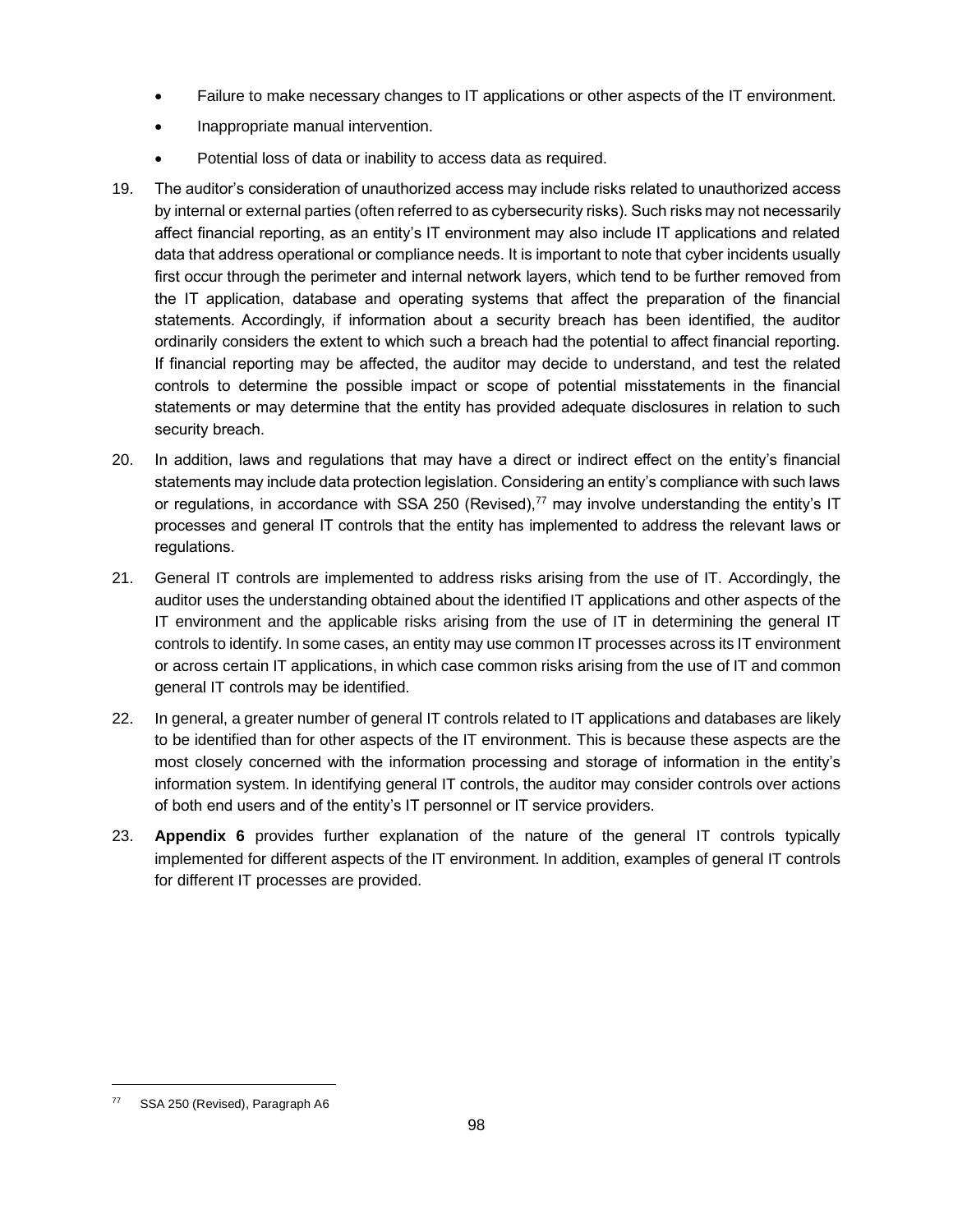- Failure to make necessary changes to IT applications or other aspects of the IT environment.
- Inappropriate manual intervention.
- Potential loss of data or inability to access data as required.

19. The auditor's consideration of unauthorized access may include risks related to unauthorized access by internal or external parties (often referred to as cybersecurity risks). Such risks may not necessarily affect financial reporting, as an entity's IT environment may also include IT applications and related data that address operational or compliance needs. It is important to note that cyber incidents usually first occur through the perimeter and internal network layers, which tend to be further removed from the IT application, database and operating systems that affect the preparation of the financial statements. Accordingly, if information about a security breach has been identified, the auditor ordinarily considers the extent to which such a breach had the potential to affect financial reporting. If financial reporting may be affected, the auditor may decide to understand, and test the related controls to determine the possible impact or scope of potential misstatements in the financial statements or may determine that the entity has provided adequate disclosures in relation to such security breach.

20. In addition, laws and regulations that may have a direct or indirect effect on the entity's financial statements may include data protection legislation. Considering an entity's compliance with such laws or regulations, in accordance with SSA 250 (Revised),[77] may involve understanding the entity's IT processes and general IT controls that the entity has implemented to address the relevant laws or regulations.

21. General IT controls are implemented to address risks arising from the use of IT. Accordingly, the auditor uses the understanding obtained about the identified IT applications and other aspects of the IT environment and the applicable risks arising from the use of IT in determining the general IT controls to identify. In some cases, an entity may use common IT processes across its IT environment or across certain IT applications, in which case common risks arising from the use of IT and common general IT controls may be identified.

22. In general, a greater number of general IT controls related to IT applications and databases are likely to be identified than for other aspects of the IT environment. This is because these aspects are the most closely concerned with the information processing and storage of information in the entity's information system. In identifying general IT controls, the auditor may consider controls over actions of both end users and of the entity's IT personnel or IT service providers.

23. **Appendix 6** provides further explanation of the nature of the general IT controls typically implemented for different aspects of the IT environment. In addition, examples of general IT controls for different IT processes are provided.

---

[77] SSA 250 (Revised), Paragraph A6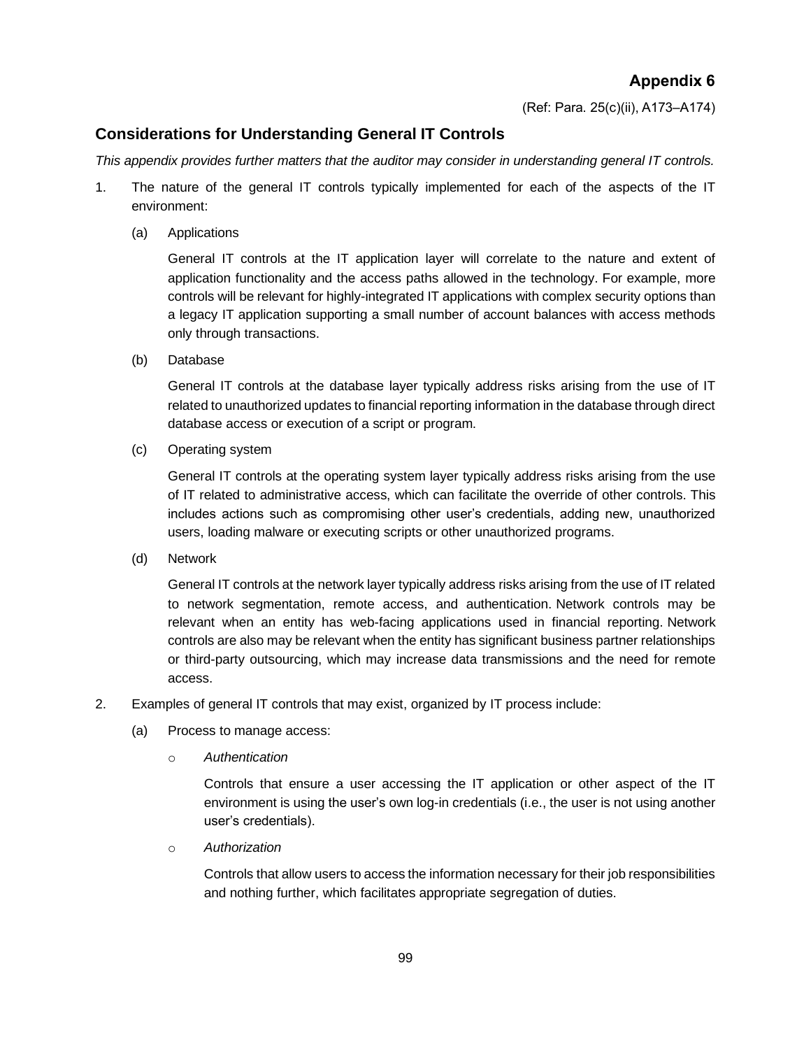# Appendix 6

(Ref: Para. 25(c)(ii), A173–A174)

## Considerations for Understanding General IT Controls

*This appendix provides further matters that the auditor may consider in understanding general IT controls.*

1. The nature of the general IT controls typically implemented for each of the aspects of the IT environment:

   (a) Applications

   General IT controls at the IT application layer will correlate to the nature and extent of application functionality and the access paths allowed in the technology. For example, more controls will be relevant for highly-integrated IT applications with complex security options than a legacy IT application supporting a small number of account balances with access methods only through transactions.

   (b) Database

   General IT controls at the database layer typically address risks arising from the use of IT related to unauthorized updates to financial reporting information in the database through direct database access or execution of a script or program.

   (c) Operating system

   General IT controls at the operating system layer typically address risks arising from the use of IT related to administrative access, which can facilitate the override of other controls. This includes actions such as compromising other user's credentials, adding new, unauthorized users, loading malware or executing scripts or other unauthorized programs.

   (d) Network

   General IT controls at the network layer typically address risks arising from the use of IT related to network segmentation, remote access, and authentication. Network controls may be relevant when an entity has web-facing applications used in financial reporting. Network controls are also may be relevant when the entity has significant business partner relationships or third-party outsourcing, which may increase data transmissions and the need for remote access.

2. Examples of general IT controls that may exist, organized by IT process include:

   (a) Process to manage access:

   - *Authentication*

     Controls that ensure a user accessing the IT application or other aspect of the IT environment is using the user's own log-in credentials (i.e., the user is not using another user's credentials).

   - *Authorization*

     Controls that allow users to access the information necessary for their job responsibilities and nothing further, which facilitates appropriate segregation of duties.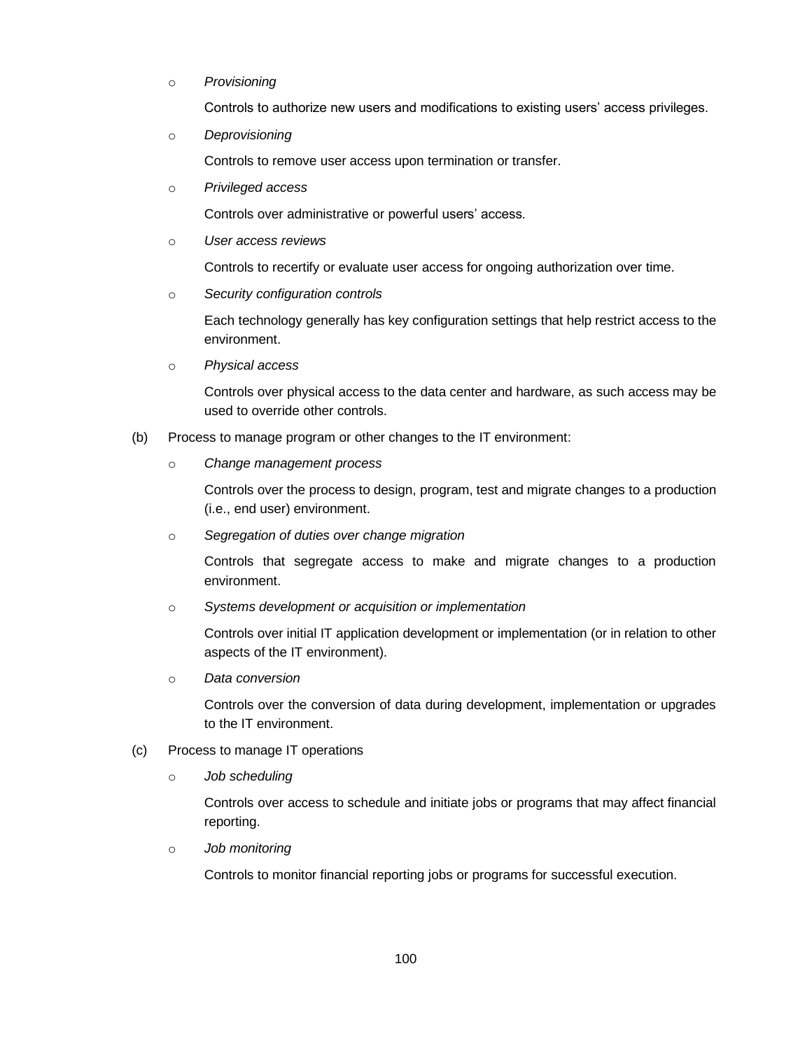- *Provisioning*

  Controls to authorize new users and modifications to existing users' access privileges.

- *Deprovisioning*

  Controls to remove user access upon termination or transfer.

- *Privileged access*

  Controls over administrative or powerful users' access.

- *User access reviews*

  Controls to recertify or evaluate user access for ongoing authorization over time.

- *Security configuration controls*

  Each technology generally has key configuration settings that help restrict access to the environment.

- *Physical access*

  Controls over physical access to the data center and hardware, as such access may be used to override other controls.

(b) Process to manage program or other changes to the IT environment:

- *Change management process*

  Controls over the process to design, program, test and migrate changes to a production (i.e., end user) environment.

- *Segregation of duties over change migration*

  Controls that segregate access to make and migrate changes to a production environment.

- *Systems development or acquisition or implementation*

  Controls over initial IT application development or implementation (or in relation to other aspects of the IT environment).

- *Data conversion*

  Controls over the conversion of data during development, implementation or upgrades to the IT environment.

(c) Process to manage IT operations

- *Job scheduling*

  Controls over access to schedule and initiate jobs or programs that may affect financial reporting.

- *Job monitoring*

  Controls to monitor financial reporting jobs or programs for successful execution.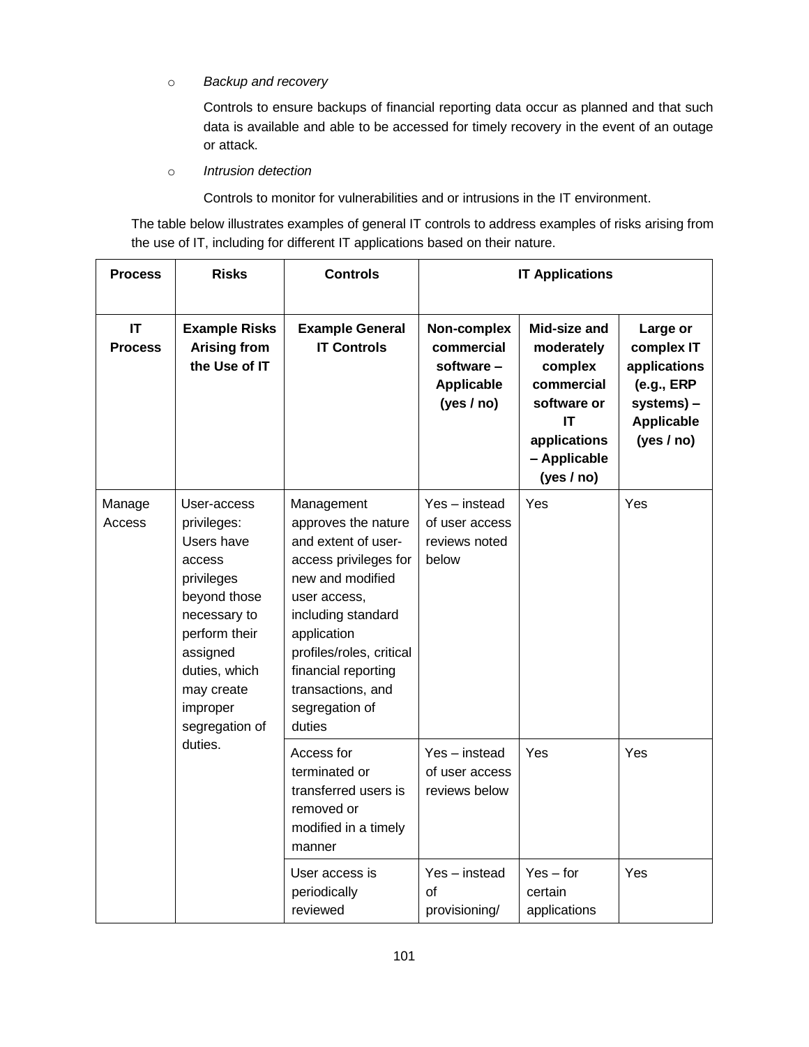- *Backup and recovery*

  Controls to ensure backups of financial reporting data occur as planned and that such data is available and able to be accessed for timely recovery in the event of an outage or attack.

- *Intrusion detection*

  Controls to monitor for vulnerabilities and or intrusions in the IT environment.

The table below illustrates examples of general IT controls to address examples of risks arising from the use of IT, including for different IT applications based on their nature.

| Process | Risks | Controls | IT Applications | | |
|---|---|---|---|---|---|
| **IT Process** | **Example Risks Arising from the Use of IT** | **Example General IT Controls** | **Non-complex commercial software – Applicable (yes / no)** | **Mid-size and moderately complex commercial software or IT applications – Applicable (yes / no)** | **Large or complex IT applications (e.g., ERP systems) – Applicable (yes / no)** |
| Manage Access | User-access privileges: Users have access privileges beyond those necessary to perform their assigned duties, which may create improper segregation of duties. | Management approves the nature and extent of user-access privileges for new and modified user access, including standard application profiles/roles, critical financial reporting transactions, and segregation of duties | Yes – instead of user access reviews noted below | Yes | Yes |
| | | Access for terminated or transferred users is removed or modified in a timely manner | Yes – instead of user access reviews below | Yes | Yes |
| | | User access is periodically reviewed | Yes – instead of provisioning/ | Yes – for certain applications | Yes |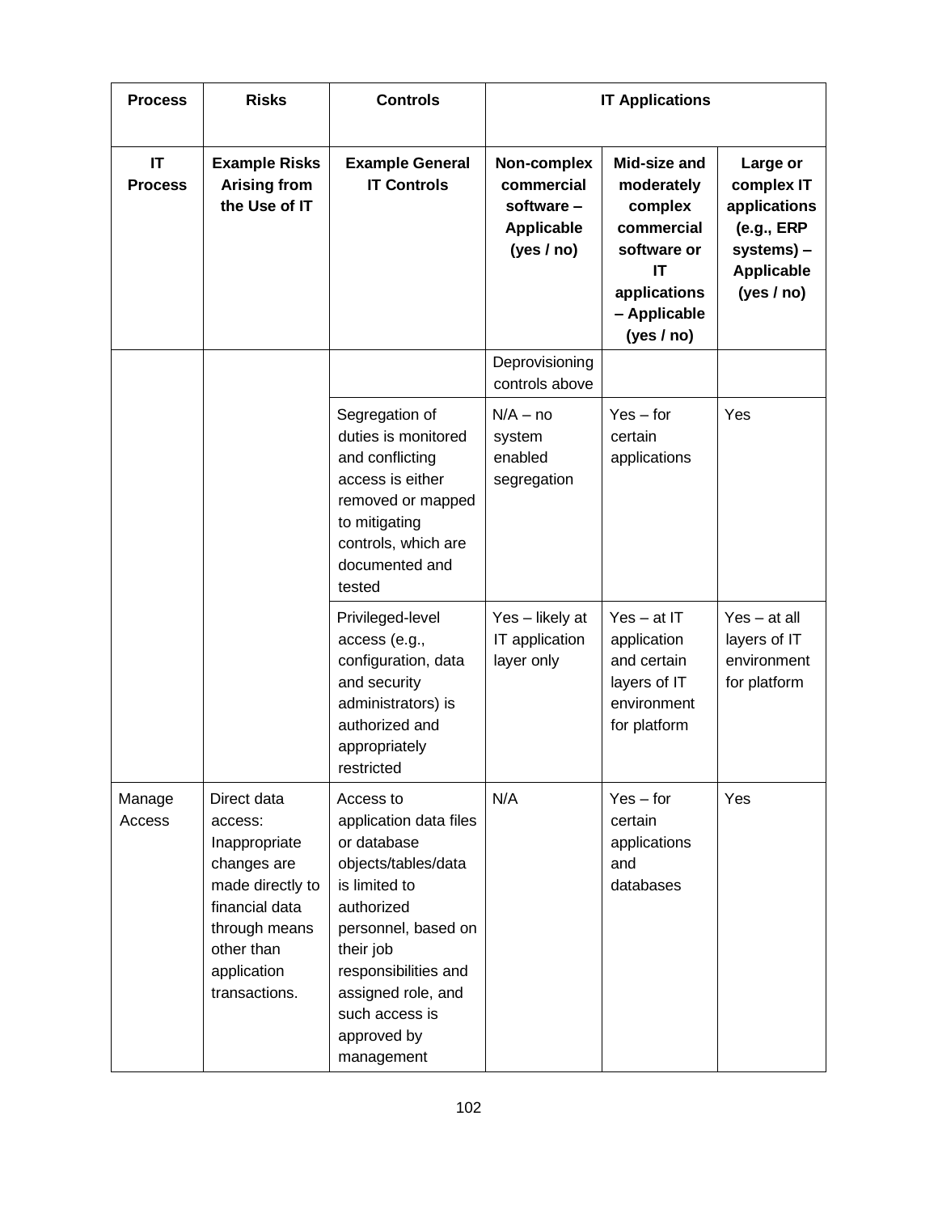| Process | Risks | Controls | IT Applications | | |
|---|---|---|---|---|---|
| **IT Process** | **Example Risks Arising from the Use of IT** | **Example General IT Controls** | **Non-complex commercial software – Applicable (yes / no)** | **Mid-size and moderately complex commercial software or IT applications – Applicable (yes / no)** | **Large or complex IT applications (e.g., ERP systems) – Applicable (yes / no)** |
| | | | Deprovisioning controls above | | |
| | | Segregation of duties is monitored and conflicting access is either removed or mapped to mitigating controls, which are documented and tested | N/A – no system enabled segregation | Yes – for certain applications | Yes |
| | | Privileged-level access (e.g., configuration, data and security administrators) is authorized and appropriately restricted | Yes – likely at IT application layer only | Yes – at IT application and certain layers of IT environment for platform | Yes – at all layers of IT environment for platform |
| Manage Access | Direct data access: Inappropriate changes are made directly to financial data through means other than application transactions. | Access to application data files or database objects/tables/data is limited to authorized personnel, based on their job responsibilities and assigned role, and such access is approved by management | N/A | Yes – for certain applications and databases | Yes |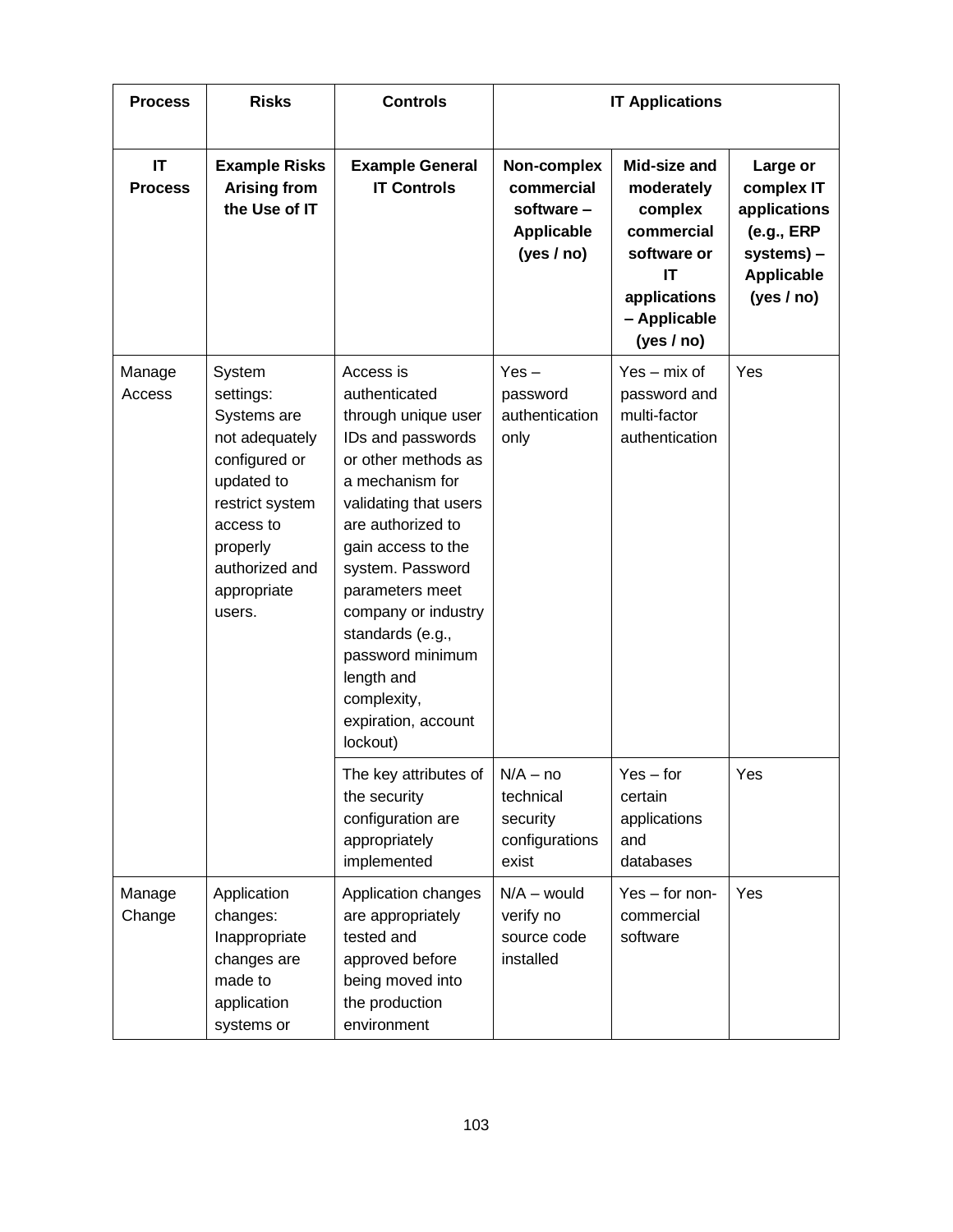| Process | Risks | Controls | IT Applications | | |
|---|---|---|---|---|---|
| **IT Process** | **Example Risks Arising from the Use of IT** | **Example General IT Controls** | **Non-complex commercial software – Applicable (yes / no)** | **Mid-size and moderately complex commercial software or IT applications – Applicable (yes / no)** | **Large or complex IT applications (e.g., ERP systems) – Applicable (yes / no)** |
| Manage Access | System settings: Systems are not adequately configured or updated to restrict system access to properly authorized and appropriate users. | Access is authenticated through unique user IDs and passwords or other methods as a mechanism for validating that users are authorized to gain access to the system. Password parameters meet company or industry standards (e.g., password minimum length and complexity, expiration, account lockout) | Yes – password authentication only | Yes – mix of password and multi-factor authentication | Yes |
| | | The key attributes of the security configuration are appropriately implemented | N/A – no technical security configurations exist | Yes – for certain applications and databases | Yes |
| Manage Change | Application changes: Inappropriate changes are made to application systems or | Application changes are appropriately tested and approved before being moved into the production environment | N/A – would verify no source code installed | Yes – for non-commercial software | Yes |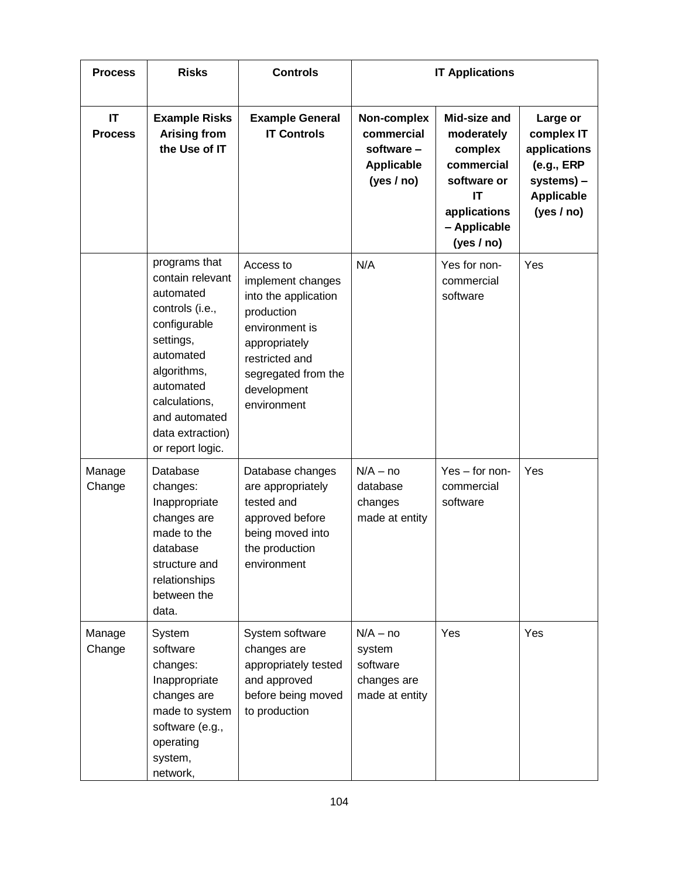| Process | Risks | Controls | IT Applications | | |
|---|---|---|---|---|---|
| **IT Process** | **Example Risks Arising from the Use of IT** | **Example General IT Controls** | **Non-complex commercial software – Applicable (yes / no)** | **Mid-size and moderately complex commercial software or IT applications – Applicable (yes / no)** | **Large or complex IT applications (e.g., ERP systems) – Applicable (yes / no)** |
| | programs that contain relevant automated controls (i.e., configurable settings, automated algorithms, automated calculations, and automated data extraction) or report logic. | Access to implement changes into the application production environment is appropriately restricted and segregated from the development environment | N/A | Yes for non-commercial software | Yes |
| Manage Change | Database changes: Inappropriate changes are made to the database structure and relationships between the data. | Database changes are appropriately tested and approved before being moved into the production environment | N/A – no database changes made at entity | Yes – for non-commercial software | Yes |
| Manage Change | System software changes: Inappropriate changes are made to system software (e.g., operating system, network, | System software changes are appropriately tested and approved before being moved to production | N/A – no system software changes are made at entity | Yes | Yes |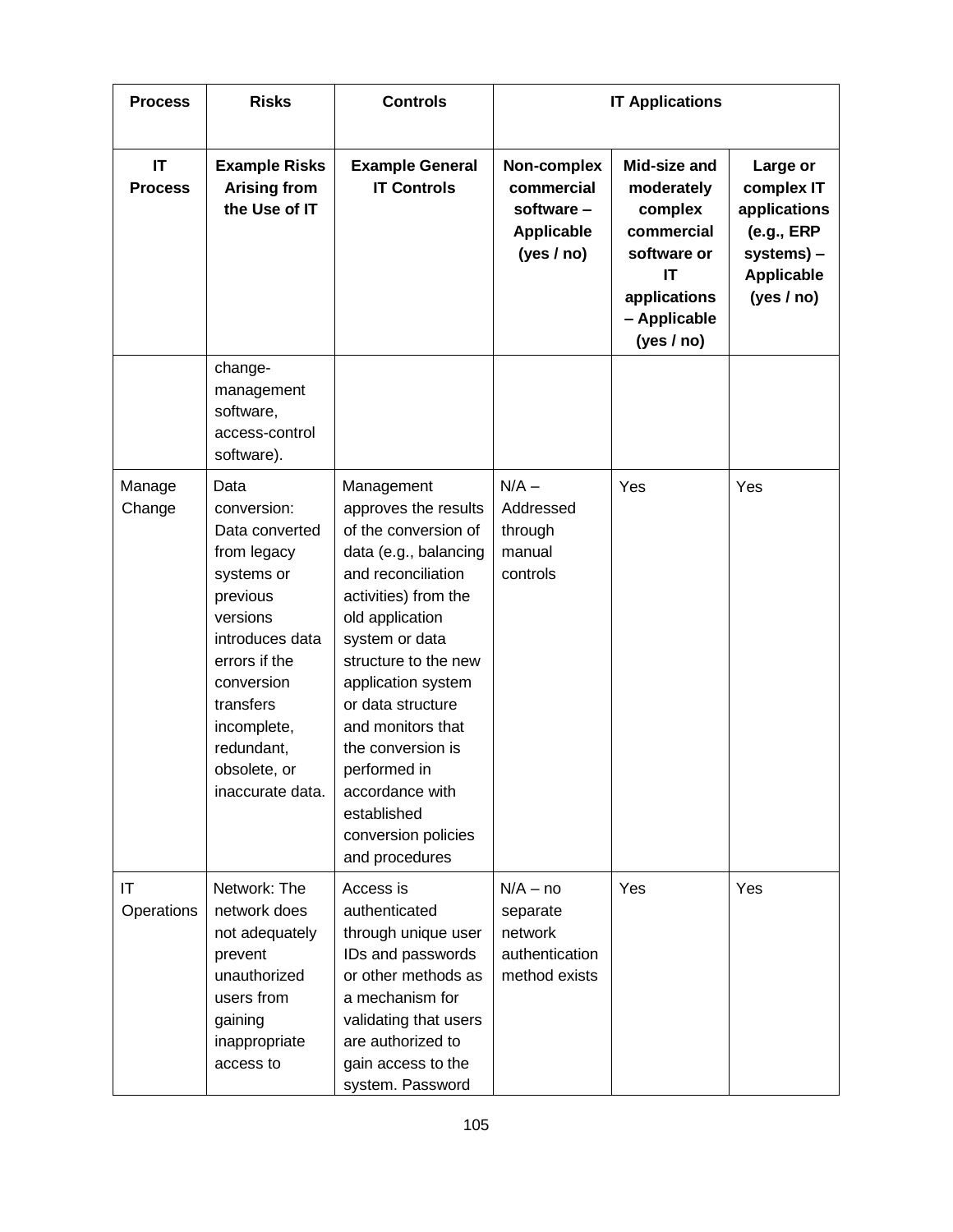| Process | Risks | Controls | IT Applications | | |
|---|---|---|---|---|---|
| **IT Process** | **Example Risks Arising from the Use of IT** | **Example General IT Controls** | **Non-complex commercial software – Applicable (yes / no)** | **Mid-size and moderately complex commercial software or IT applications – Applicable (yes / no)** | **Large or complex IT applications (e.g., ERP systems) – Applicable (yes / no)** |
| | change-management software, access-control software). | | | | |
| Manage Change | Data conversion: Data converted from legacy systems or previous versions introduces data errors if the conversion transfers incomplete, redundant, obsolete, or inaccurate data. | Management approves the results of the conversion of data (e.g., balancing and reconciliation activities) from the old application system or data structure to the new application system or data structure and monitors that the conversion is performed in accordance with established conversion policies and procedures | N/A – Addressed through manual controls | Yes | Yes |
| IT Operations | Network: The network does not adequately prevent unauthorized users from gaining inappropriate access to | Access is authenticated through unique user IDs and passwords or other methods as a mechanism for validating that users are authorized to gain access to the system. Password | N/A – no separate network authentication method exists | Yes | Yes |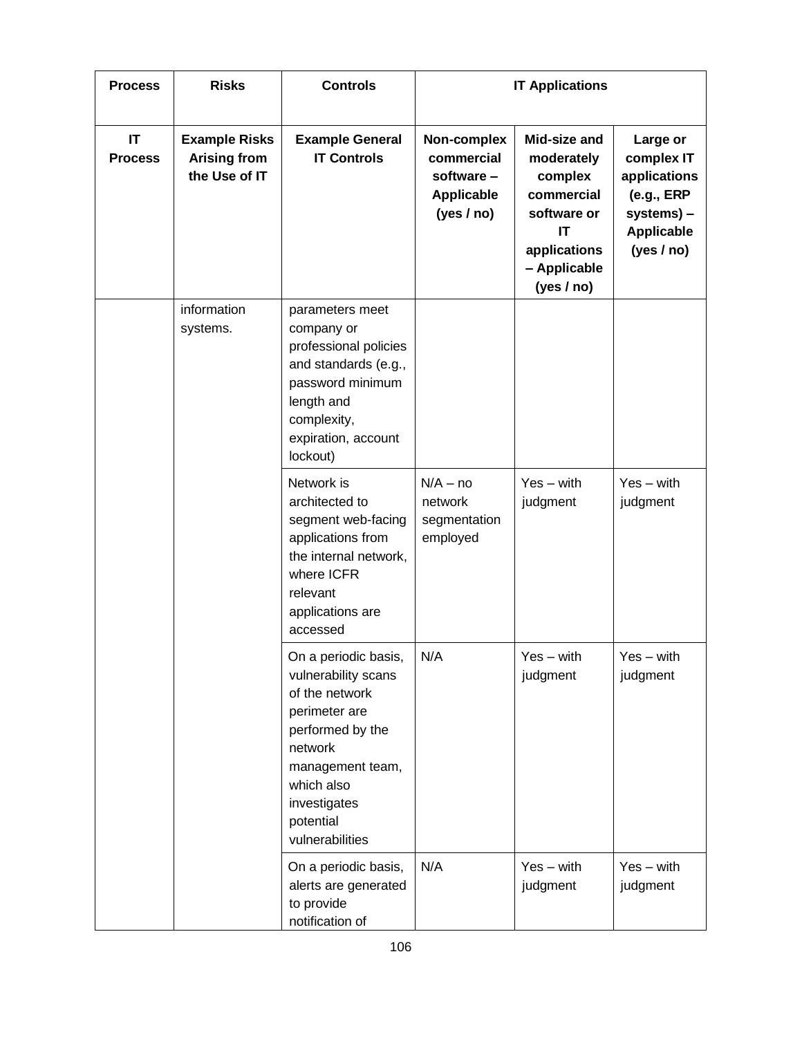| Process | Risks | Controls | IT Applications | | |
|---|---|---|---|---|---|
| **IT Process** | **Example Risks Arising from the Use of IT** | **Example General IT Controls** | **Non-complex commercial software – Applicable (yes / no)** | **Mid-size and moderately complex commercial software or IT applications – Applicable (yes / no)** | **Large or complex IT applications (e.g., ERP systems) – Applicable (yes / no)** |
| | information systems. | parameters meet company or professional policies and standards (e.g., password minimum length and complexity, expiration, account lockout) | | | |
| | | Network is architected to segment web-facing applications from the internal network, where ICFR relevant applications are accessed | N/A – no network segmentation employed | Yes – with judgment | Yes – with judgment |
| | | On a periodic basis, vulnerability scans of the network perimeter are performed by the network management team, which also investigates potential vulnerabilities | N/A | Yes – with judgment | Yes – with judgment |
| | | On a periodic basis, alerts are generated to provide notification of | N/A | Yes – with judgment | Yes – with judgment |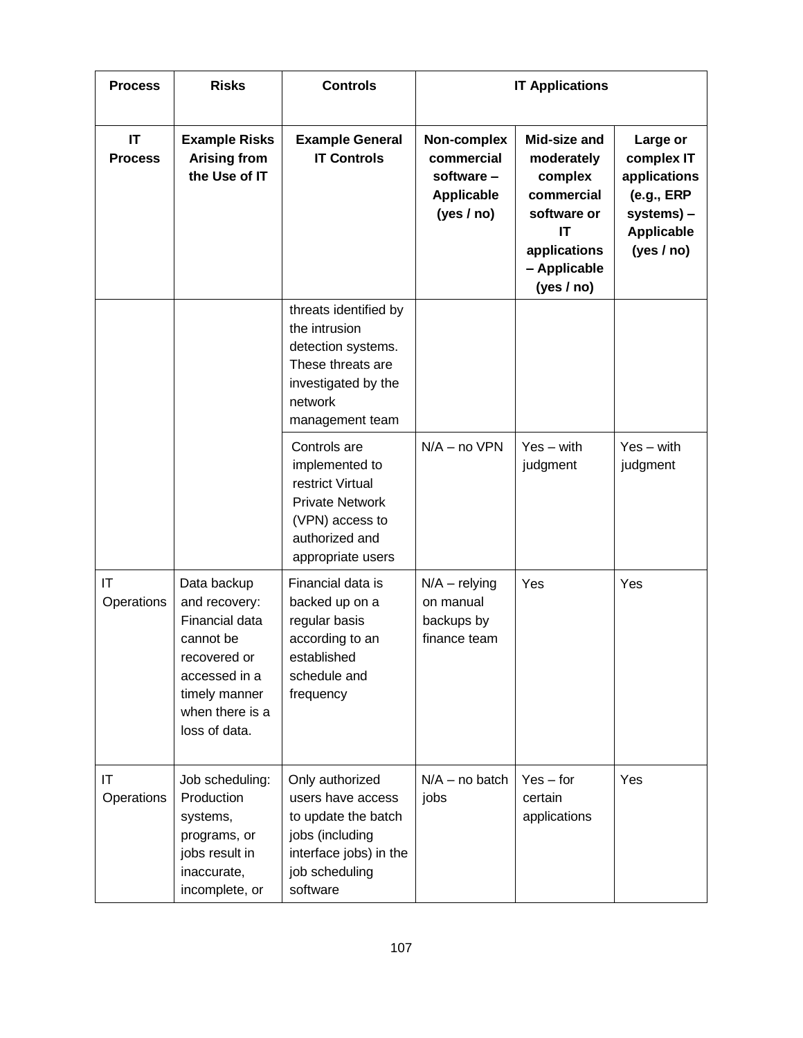| Process | Risks | Controls | IT Applications | | |
|---|---|---|---|---|---|
| **IT Process** | **Example Risks Arising from the Use of IT** | **Example General IT Controls** | **Non-complex commercial software – Applicable (yes / no)** | **Mid-size and moderately complex commercial software or IT applications – Applicable (yes / no)** | **Large or complex IT applications (e.g., ERP systems) – Applicable (yes / no)** |
| | | threats identified by the intrusion detection systems. These threats are investigated by the network management team | | | |
| | | Controls are implemented to restrict Virtual Private Network (VPN) access to authorized and appropriate users | N/A – no VPN | Yes – with judgment | Yes – with judgment |
| IT Operations | Data backup and recovery: Financial data cannot be recovered or accessed in a timely manner when there is a loss of data. | Financial data is backed up on a regular basis according to an established schedule and frequency | N/A – relying on manual backups by finance team | Yes | Yes |
| IT Operations | Job scheduling: Production systems, programs, or jobs result in inaccurate, incomplete, or | Only authorized users have access to update the batch jobs (including interface jobs) in the job scheduling software | N/A – no batch jobs | Yes – for certain applications | Yes |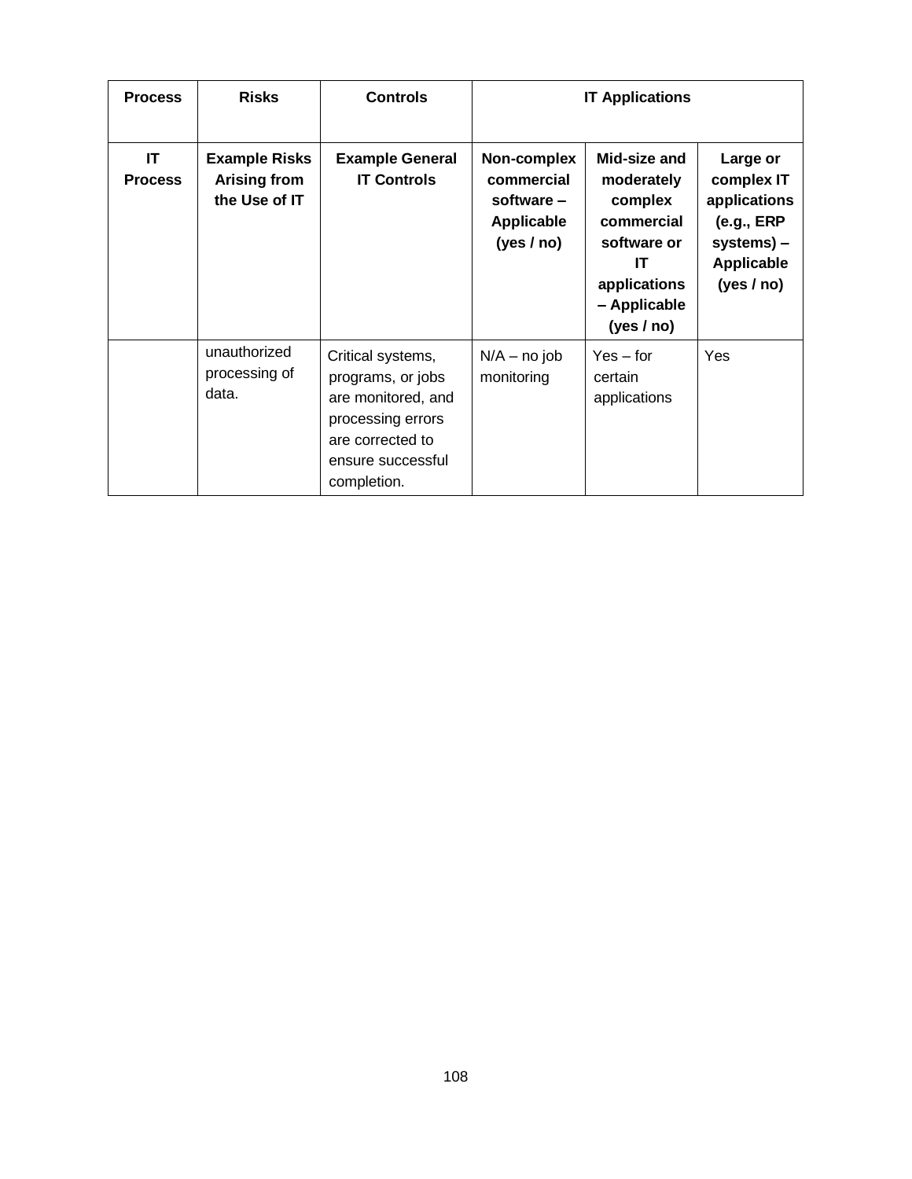| Process | Risks | Controls | IT Applications | | |
|---|---|---|---|---|---|
| **IT Process** | **Example Risks Arising from the Use of IT** | **Example General IT Controls** | **Non-complex commercial software – Applicable (yes / no)** | **Mid-size and moderately complex commercial software or IT applications – Applicable (yes / no)** | **Large or complex IT applications (e.g., ERP systems) – Applicable (yes / no)** |
| | unauthorized processing of data. | Critical systems, programs, or jobs are monitored, and processing errors are corrected to ensure successful completion. | N/A – no job monitoring | Yes – for certain applications | Yes |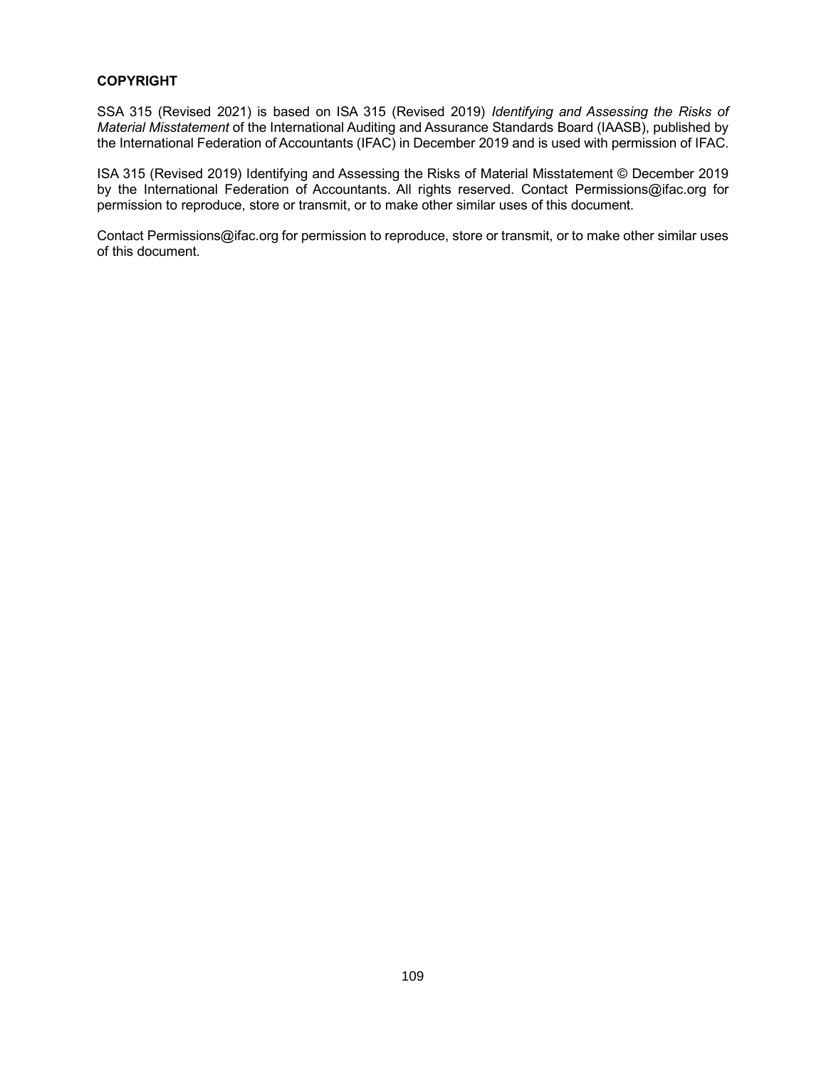**COPYRIGHT**

SSA 315 (Revised 2021) is based on ISA 315 (Revised 2019) *Identifying and Assessing the Risks of Material Misstatement* of the International Auditing and Assurance Standards Board (IAASB), published by the International Federation of Accountants (IFAC) in December 2019 and is used with permission of IFAC.

ISA 315 (Revised 2019) Identifying and Assessing the Risks of Material Misstatement © December 2019 by the International Federation of Accountants. All rights reserved. Contact Permissions@ifac.org for permission to reproduce, store or transmit, or to make other similar uses of this document.

Contact Permissions@ifac.org for permission to reproduce, store or transmit, or to make other similar uses of this document.